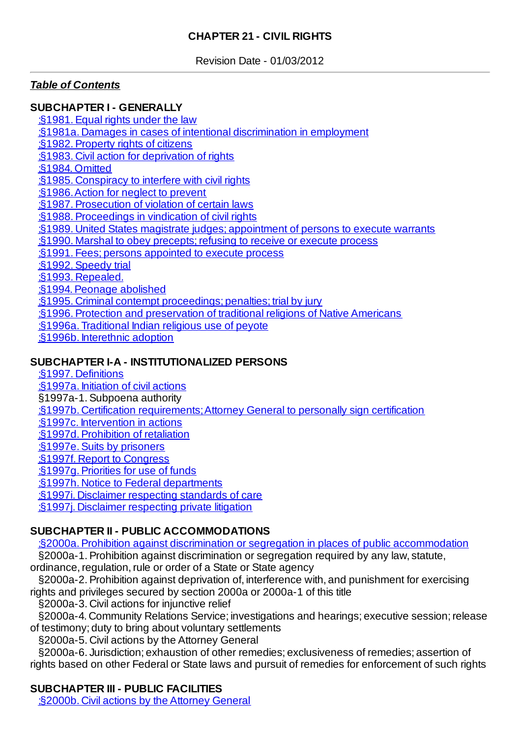# CHAPTER 21 - CIVIL RIGHTS

Revision Date - 01/03/2012

---

***Table of Contents***

**SUBCHAPTER I - GENERALLY**

§1981. Equal rights under the law
§1981a. Damages in cases of intentional discrimination in employment
§1982. Property rights of citizens
§1983. Civil action for deprivation of rights
§1984. Omitted
§1985. Conspiracy to interfere with civil rights
§1986. Action for neglect to prevent
§1987. Prosecution of violation of certain laws
§1988. Proceedings in vindication of civil rights
§1989. United States magistrate judges; appointment of persons to execute warrants
§1990. Marshal to obey precepts; refusing to receive or execute process
§1991. Fees; persons appointed to execute process
§1992. Speedy trial
§1993. Repealed.
§1994. Peonage abolished
§1995. Criminal contempt proceedings; penalties; trial by jury
§1996. Protection and preservation of traditional religions of Native Americans
§1996a. Traditional Indian religious use of peyote
§1996b. Interethnic adoption

**SUBCHAPTER I-A - INSTITUTIONALIZED PERSONS**

§1997. Definitions
§1997a. Initiation of civil actions
§1997a-1. Subpoena authority
§1997b. Certification requirements; Attorney General to personally sign certification
§1997c. Intervention in actions
§1997d. Prohibition of retaliation
§1997e. Suits by prisoners
§1997f. Report to Congress
§1997g. Priorities for use of funds
§1997h. Notice to Federal departments
§1997i. Disclaimer respecting standards of care
§1997j. Disclaimer respecting private litigation

**SUBCHAPTER II - PUBLIC ACCOMMODATIONS**

§2000a. Prohibition against discrimination or segregation in places of public accommodation
§2000a-1. Prohibition against discrimination or segregation required by any law, statute, ordinance, regulation, rule or order of a State or State agency
§2000a-2. Prohibition against deprivation of, interference with, and punishment for exercising rights and privileges secured by section 2000a or 2000a-1 of this title
§2000a-3. Civil actions for injunctive relief
§2000a-4. Community Relations Service; investigations and hearings; executive session; release of testimony; duty to bring about voluntary settlements
§2000a-5. Civil actions by the Attorney General
§2000a-6. Jurisdiction; exhaustion of other remedies; exclusiveness of remedies; assertion of rights based on other Federal or State laws and pursuit of remedies for enforcement of such rights

**SUBCHAPTER III - PUBLIC FACILITIES**

§2000b. Civil actions by the Attorney General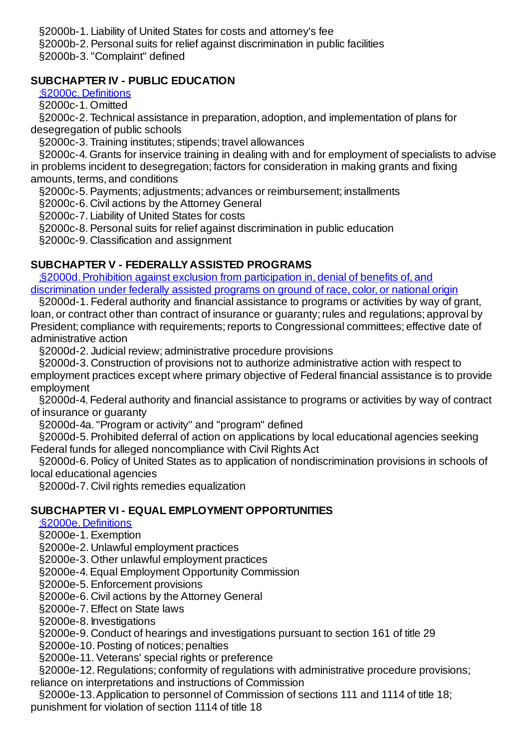§2000b-1. Liability of United States for costs and attorney's fee

§2000b-2. Personal suits for relief against discrimination in public facilities

§2000b-3. "Complaint" defined

**SUBCHAPTER IV - PUBLIC EDUCATION**

:§2000c. Definitions

§2000c-1. Omitted

§2000c-2. Technical assistance in preparation, adoption, and implementation of plans for desegregation of public schools

§2000c-3. Training institutes; stipends; travel allowances

§2000c-4. Grants for inservice training in dealing with and for employment of specialists to advise in problems incident to desegregation; factors for consideration in making grants and fixing amounts, terms, and conditions

§2000c-5. Payments; adjustments; advances or reimbursement; installments

§2000c-6. Civil actions by the Attorney General

§2000c-7. Liability of United States for costs

§2000c-8. Personal suits for relief against discrimination in public education

§2000c-9. Classification and assignment

**SUBCHAPTER V - FEDERALLY ASSISTED PROGRAMS**

:§2000d. Prohibition against exclusion from participation in, denial of benefits of, and discrimination under federally assisted programs on ground of race, color, or national origin

§2000d-1. Federal authority and financial assistance to programs or activities by way of grant, loan, or contract other than contract of insurance or guaranty; rules and regulations; approval by President; compliance with requirements; reports to Congressional committees; effective date of administrative action

§2000d-2. Judicial review; administrative procedure provisions

§2000d-3. Construction of provisions not to authorize administrative action with respect to employment practices except where primary objective of Federal financial assistance is to provide employment

§2000d-4. Federal authority and financial assistance to programs or activities by way of contract of insurance or guaranty

§2000d-4a. "Program or activity" and "program" defined

§2000d-5. Prohibited deferral of action on applications by local educational agencies seeking Federal funds for alleged noncompliance with Civil Rights Act

§2000d-6. Policy of United States as to application of nondiscrimination provisions in schools of local educational agencies

§2000d-7. Civil rights remedies equalization

**SUBCHAPTER VI - EQUAL EMPLOYMENT OPPORTUNITIES**

:§2000e. Definitions

§2000e-1. Exemption

§2000e-2. Unlawful employment practices

§2000e-3. Other unlawful employment practices

§2000e-4. Equal Employment Opportunity Commission

§2000e-5. Enforcement provisions

§2000e-6. Civil actions by the Attorney General

§2000e-7. Effect on State laws

§2000e-8. Investigations

§2000e-9. Conduct of hearings and investigations pursuant to section 161 of title 29

§2000e-10. Posting of notices; penalties

§2000e-11. Veterans' special rights or preference

§2000e-12. Regulations; conformity of regulations with administrative procedure provisions; reliance on interpretations and instructions of Commission

§2000e-13. Application to personnel of Commission of sections 111 and 1114 of title 18; punishment for violation of section 1114 of title 18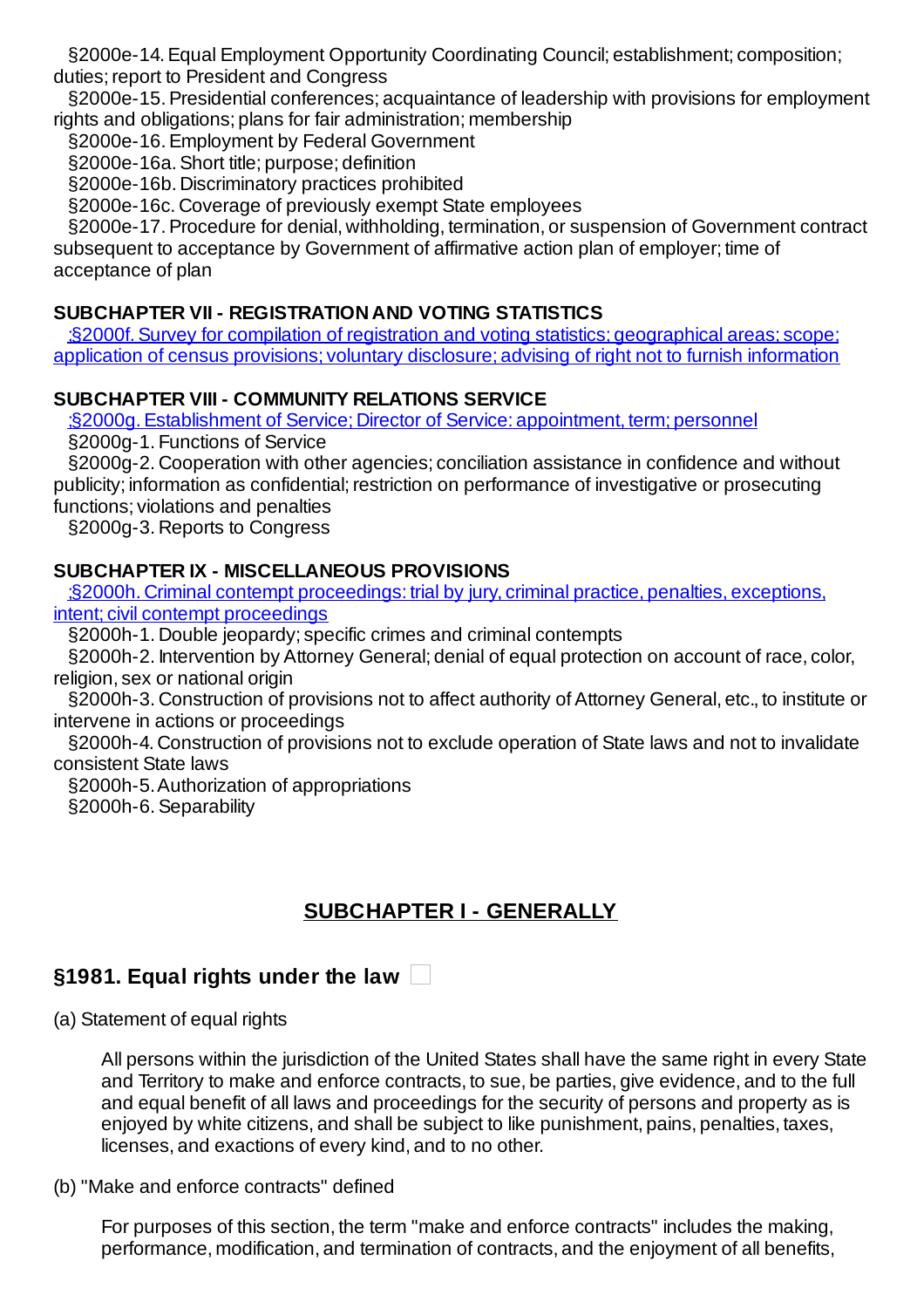§2000e-14. Equal Employment Opportunity Coordinating Council; establishment; composition; duties; report to President and Congress

§2000e-15. Presidential conferences; acquaintance of leadership with provisions for employment rights and obligations; plans for fair administration; membership

§2000e-16. Employment by Federal Government

§2000e-16a. Short title; purpose; definition

§2000e-16b. Discriminatory practices prohibited

§2000e-16c. Coverage of previously exempt State employees

§2000e-17. Procedure for denial, withholding, termination, or suspension of Government contract subsequent to acceptance by Government of affirmative action plan of employer; time of acceptance of plan

**SUBCHAPTER VII - REGISTRATION AND VOTING STATISTICS**

:§2000f. Survey for compilation of registration and voting statistics; geographical areas; scope; application of census provisions; voluntary disclosure; advising of right not to furnish information

**SUBCHAPTER VIII - COMMUNITY RELATIONS SERVICE**

:§2000g. Establishment of Service; Director of Service: appointment, term; personnel

§2000g-1. Functions of Service

§2000g-2. Cooperation with other agencies; conciliation assistance in confidence and without publicity; information as confidential; restriction on performance of investigative or prosecuting functions; violations and penalties

§2000g-3. Reports to Congress

**SUBCHAPTER IX - MISCELLANEOUS PROVISIONS**

:§2000h. Criminal contempt proceedings: trial by jury, criminal practice, penalties, exceptions, intent; civil contempt proceedings

§2000h-1. Double jeopardy; specific crimes and criminal contempts

§2000h-2. Intervention by Attorney General; denial of equal protection on account of race, color, religion, sex or national origin

§2000h-3. Construction of provisions not to affect authority of Attorney General, etc., to institute or intervene in actions or proceedings

§2000h-4. Construction of provisions not to exclude operation of State laws and not to invalidate consistent State laws

§2000h-5. Authorization of appropriations

§2000h-6. Separability

## SUBCHAPTER I - GENERALLY

### §1981. Equal rights under the law

(a) Statement of equal rights

> All persons within the jurisdiction of the United States shall have the same right in every State and Territory to make and enforce contracts, to sue, be parties, give evidence, and to the full and equal benefit of all laws and proceedings for the security of persons and property as is enjoyed by white citizens, and shall be subject to like punishment, pains, penalties, taxes, licenses, and exactions of every kind, and to no other.

(b) "Make and enforce contracts" defined

> For purposes of this section, the term "make and enforce contracts" includes the making, performance, modification, and termination of contracts, and the enjoyment of all benefits,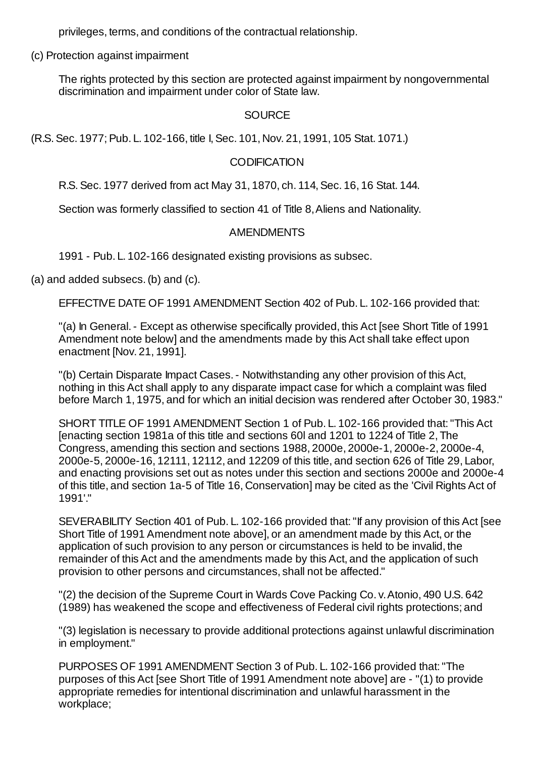privileges, terms, and conditions of the contractual relationship.

(c) Protection against impairment

The rights protected by this section are protected against impairment by nongovernmental discrimination and impairment under color of State law.

SOURCE

(R.S. Sec. 1977; Pub. L. 102-166, title I, Sec. 101, Nov. 21, 1991, 105 Stat. 1071.)

CODIFICATION

R.S. Sec. 1977 derived from act May 31, 1870, ch. 114, Sec. 16, 16 Stat. 144.

Section was formerly classified to section 41 of Title 8, Aliens and Nationality.

AMENDMENTS

1991 - Pub. L. 102-166 designated existing provisions as subsec.

(a) and added subsecs. (b) and (c).

EFFECTIVE DATE OF 1991 AMENDMENT Section 402 of Pub. L. 102-166 provided that:

"(a) In General. - Except as otherwise specifically provided, this Act [see Short Title of 1991 Amendment note below] and the amendments made by this Act shall take effect upon enactment [Nov. 21, 1991].

"(b) Certain Disparate Impact Cases. - Notwithstanding any other provision of this Act, nothing in this Act shall apply to any disparate impact case for which a complaint was filed before March 1, 1975, and for which an initial decision was rendered after October 30, 1983."

SHORT TITLE OF 1991 AMENDMENT Section 1 of Pub. L. 102-166 provided that: "This Act [enacting section 1981a of this title and sections 60l and 1201 to 1224 of Title 2, The Congress, amending this section and sections 1988, 2000e, 2000e-1, 2000e-2, 2000e-4, 2000e-5, 2000e-16, 12111, 12112, and 12209 of this title, and section 626 of Title 29, Labor, and enacting provisions set out as notes under this section and sections 2000e and 2000e-4 of this title, and section 1a-5 of Title 16, Conservation] may be cited as the 'Civil Rights Act of 1991'."

SEVERABILITY Section 401 of Pub. L. 102-166 provided that: "If any provision of this Act [see Short Title of 1991 Amendment note above], or an amendment made by this Act, or the application of such provision to any person or circumstances is held to be invalid, the remainder of this Act and the amendments made by this Act, and the application of such provision to other persons and circumstances, shall not be affected."

"(2) the decision of the Supreme Court in Wards Cove Packing Co. v. Atonio, 490 U.S. 642 (1989) has weakened the scope and effectiveness of Federal civil rights protections; and

"(3) legislation is necessary to provide additional protections against unlawful discrimination in employment."

PURPOSES OF 1991 AMENDMENT Section 3 of Pub. L. 102-166 provided that: "The purposes of this Act [see Short Title of 1991 Amendment note above] are - "(1) to provide appropriate remedies for intentional discrimination and unlawful harassment in the workplace;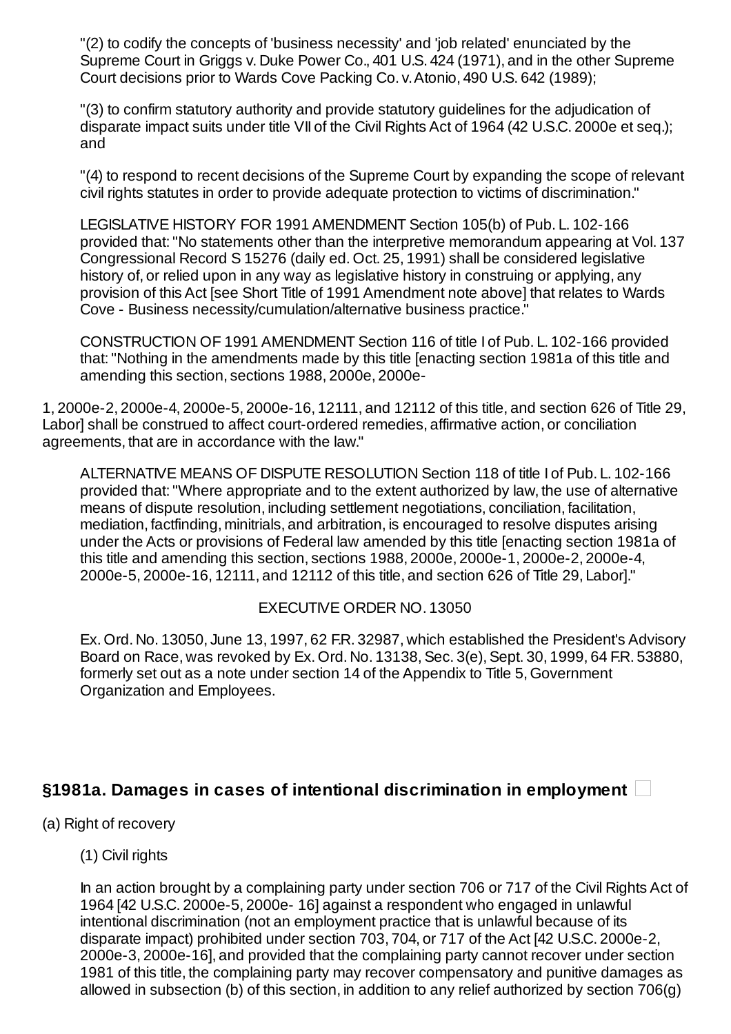"(2) to codify the concepts of 'business necessity' and 'job related' enunciated by the Supreme Court in Griggs v. Duke Power Co., 401 U.S. 424 (1971), and in the other Supreme Court decisions prior to Wards Cove Packing Co. v. Atonio, 490 U.S. 642 (1989);

"(3) to confirm statutory authority and provide statutory guidelines for the adjudication of disparate impact suits under title VII of the Civil Rights Act of 1964 (42 U.S.C. 2000e et seq.); and

"(4) to respond to recent decisions of the Supreme Court by expanding the scope of relevant civil rights statutes in order to provide adequate protection to victims of discrimination."

LEGISLATIVE HISTORY FOR 1991 AMENDMENT Section 105(b) of Pub. L. 102-166 provided that: "No statements other than the interpretive memorandum appearing at Vol. 137 Congressional Record S 15276 (daily ed. Oct. 25, 1991) shall be considered legislative history of, or relied upon in any way as legislative history in construing or applying, any provision of this Act [see Short Title of 1991 Amendment note above] that relates to Wards Cove - Business necessity/cumulation/alternative business practice."

CONSTRUCTION OF 1991 AMENDMENT Section 116 of title I of Pub. L. 102-166 provided that: "Nothing in the amendments made by this title [enacting section 1981a of this title and amending this section, sections 1988, 2000e, 2000e-1, 2000e-2, 2000e-4, 2000e-5, 2000e-16, 12111, and 12112 of this title, and section 626 of Title 29, Labor] shall be construed to affect court-ordered remedies, affirmative action, or conciliation agreements, that are in accordance with the law."

ALTERNATIVE MEANS OF DISPUTE RESOLUTION Section 118 of title I of Pub. L. 102-166 provided that: "Where appropriate and to the extent authorized by law, the use of alternative means of dispute resolution, including settlement negotiations, conciliation, facilitation, mediation, factfinding, minitrials, and arbitration, is encouraged to resolve disputes arising under the Acts or provisions of Federal law amended by this title [enacting section 1981a of this title and amending this section, sections 1988, 2000e, 2000e-1, 2000e-2, 2000e-4, 2000e-5, 2000e-16, 12111, and 12112 of this title, and section 626 of Title 29, Labor]."

EXECUTIVE ORDER NO. 13050

Ex. Ord. No. 13050, June 13, 1997, 62 F.R. 32987, which established the President's Advisory Board on Race, was revoked by Ex. Ord. No. 13138, Sec. 3(e), Sept. 30, 1999, 64 F.R. 53880, formerly set out as a note under section 14 of the Appendix to Title 5, Government Organization and Employees.

## §1981a. Damages in cases of intentional discrimination in employment

(a) Right of recovery

(1) Civil rights

In an action brought by a complaining party under section 706 or 717 of the Civil Rights Act of 1964 [42 U.S.C. 2000e-5, 2000e- 16] against a respondent who engaged in unlawful intentional discrimination (not an employment practice that is unlawful because of its disparate impact) prohibited under section 703, 704, or 717 of the Act [42 U.S.C. 2000e-2, 2000e-3, 2000e-16], and provided that the complaining party cannot recover under section 1981 of this title, the complaining party may recover compensatory and punitive damages as allowed in subsection (b) of this section, in addition to any relief authorized by section 706(g)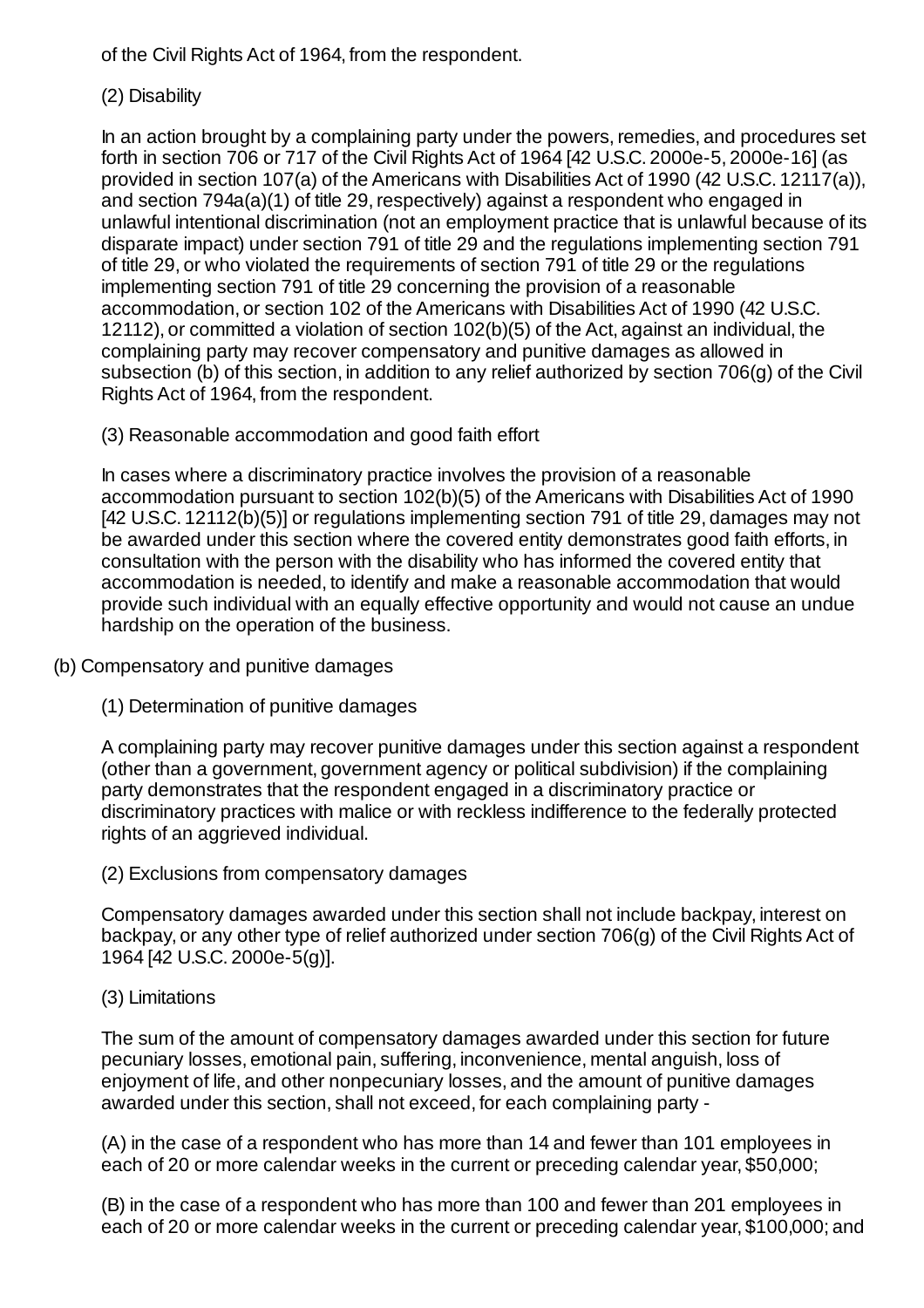of the Civil Rights Act of 1964, from the respondent.

(2) Disability

In an action brought by a complaining party under the powers, remedies, and procedures set forth in section 706 or 717 of the Civil Rights Act of 1964 [42 U.S.C. 2000e-5, 2000e-16] (as provided in section 107(a) of the Americans with Disabilities Act of 1990 (42 U.S.C. 12117(a)), and section 794a(a)(1) of title 29, respectively) against a respondent who engaged in unlawful intentional discrimination (not an employment practice that is unlawful because of its disparate impact) under section 791 of title 29 and the regulations implementing section 791 of title 29, or who violated the requirements of section 791 of title 29 or the regulations implementing section 791 of title 29 concerning the provision of a reasonable accommodation, or section 102 of the Americans with Disabilities Act of 1990 (42 U.S.C. 12112), or committed a violation of section 102(b)(5) of the Act, against an individual, the complaining party may recover compensatory and punitive damages as allowed in subsection (b) of this section, in addition to any relief authorized by section 706(g) of the Civil Rights Act of 1964, from the respondent.

(3) Reasonable accommodation and good faith effort

In cases where a discriminatory practice involves the provision of a reasonable accommodation pursuant to section 102(b)(5) of the Americans with Disabilities Act of 1990 [42 U.S.C. 12112(b)(5)] or regulations implementing section 791 of title 29, damages may not be awarded under this section where the covered entity demonstrates good faith efforts, in consultation with the person with the disability who has informed the covered entity that accommodation is needed, to identify and make a reasonable accommodation that would provide such individual with an equally effective opportunity and would not cause an undue hardship on the operation of the business.

(b) Compensatory and punitive damages

(1) Determination of punitive damages

A complaining party may recover punitive damages under this section against a respondent (other than a government, government agency or political subdivision) if the complaining party demonstrates that the respondent engaged in a discriminatory practice or discriminatory practices with malice or with reckless indifference to the federally protected rights of an aggrieved individual.

(2) Exclusions from compensatory damages

Compensatory damages awarded under this section shall not include backpay, interest on backpay, or any other type of relief authorized under section 706(g) of the Civil Rights Act of 1964 [42 U.S.C. 2000e-5(g)].

(3) Limitations

The sum of the amount of compensatory damages awarded under this section for future pecuniary losses, emotional pain, suffering, inconvenience, mental anguish, loss of enjoyment of life, and other nonpecuniary losses, and the amount of punitive damages awarded under this section, shall not exceed, for each complaining party -

(A) in the case of a respondent who has more than 14 and fewer than 101 employees in each of 20 or more calendar weeks in the current or preceding calendar year, $50,000;

(B) in the case of a respondent who has more than 100 and fewer than 201 employees in each of 20 or more calendar weeks in the current or preceding calendar year, $100,000; and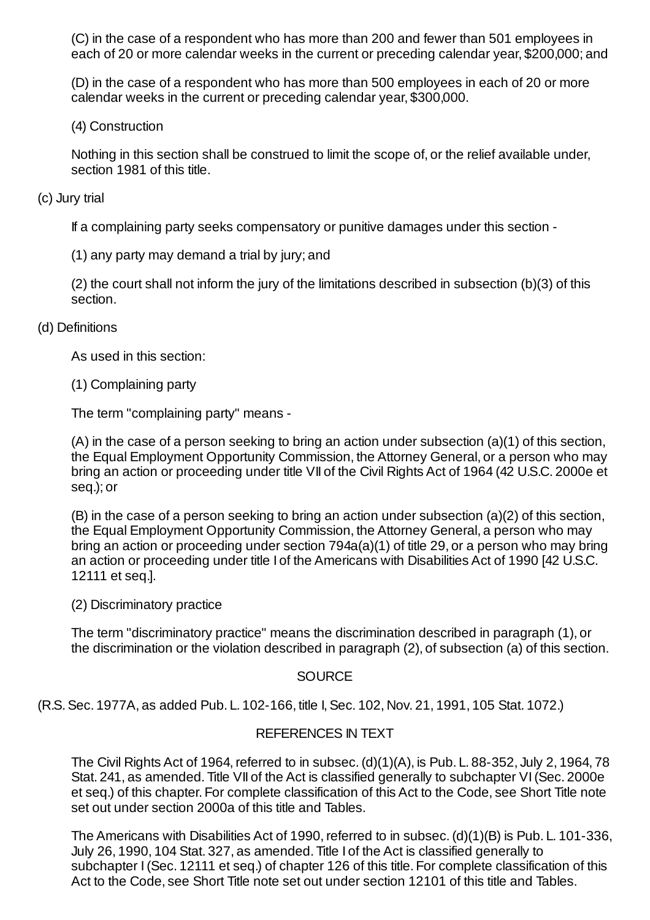(C) in the case of a respondent who has more than 200 and fewer than 501 employees in each of 20 or more calendar weeks in the current or preceding calendar year, $200,000; and

(D) in the case of a respondent who has more than 500 employees in each of 20 or more calendar weeks in the current or preceding calendar year, $300,000.

(4) Construction

Nothing in this section shall be construed to limit the scope of, or the relief available under, section 1981 of this title.

(c) Jury trial

If a complaining party seeks compensatory or punitive damages under this section -

(1) any party may demand a trial by jury; and

(2) the court shall not inform the jury of the limitations described in subsection (b)(3) of this section.

(d) Definitions

As used in this section:

(1) Complaining party

The term "complaining party" means -

(A) in the case of a person seeking to bring an action under subsection (a)(1) of this section, the Equal Employment Opportunity Commission, the Attorney General, or a person who may bring an action or proceeding under title VII of the Civil Rights Act of 1964 (42 U.S.C. 2000e et seq.); or

(B) in the case of a person seeking to bring an action under subsection (a)(2) of this section, the Equal Employment Opportunity Commission, the Attorney General, a person who may bring an action or proceeding under section 794a(a)(1) of title 29, or a person who may bring an action or proceeding under title I of the Americans with Disabilities Act of 1990 [42 U.S.C. 12111 et seq.].

(2) Discriminatory practice

The term "discriminatory practice" means the discrimination described in paragraph (1), or the discrimination or the violation described in paragraph (2), of subsection (a) of this section.

SOURCE

(R.S. Sec. 1977A, as added Pub. L. 102-166, title I, Sec. 102, Nov. 21, 1991, 105 Stat. 1072.)

REFERENCES IN TEXT

The Civil Rights Act of 1964, referred to in subsec. (d)(1)(A), is Pub. L. 88-352, July 2, 1964, 78 Stat. 241, as amended. Title VII of the Act is classified generally to subchapter VI (Sec. 2000e et seq.) of this chapter. For complete classification of this Act to the Code, see Short Title note set out under section 2000a of this title and Tables.

The Americans with Disabilities Act of 1990, referred to in subsec. (d)(1)(B) is Pub. L. 101-336, July 26, 1990, 104 Stat. 327, as amended. Title I of the Act is classified generally to subchapter I (Sec. 12111 et seq.) of chapter 126 of this title. For complete classification of this Act to the Code, see Short Title note set out under section 12101 of this title and Tables.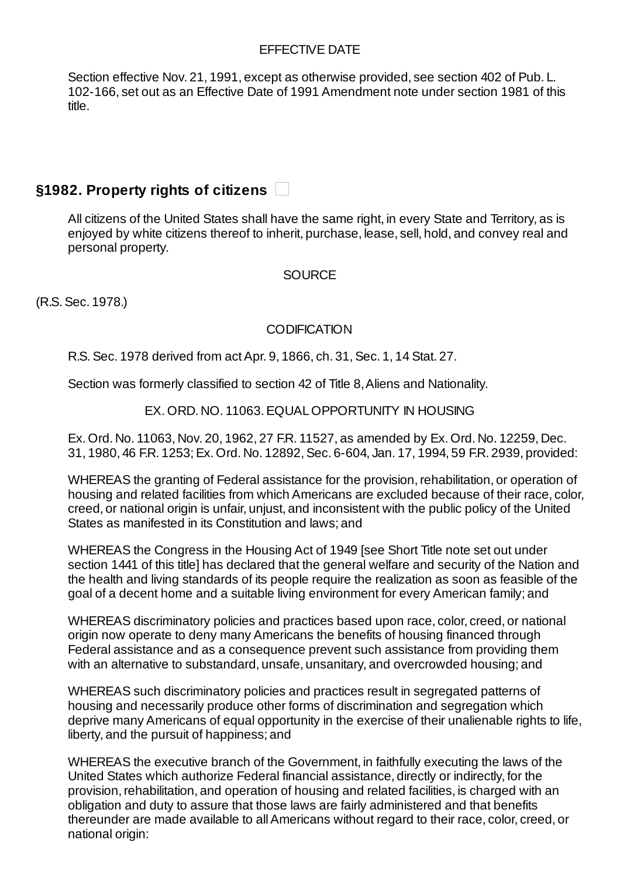EFFECTIVE DATE

Section effective Nov. 21, 1991, except as otherwise provided, see section 402 of Pub. L. 102-166, set out as an Effective Date of 1991 Amendment note under section 1981 of this title.

## §1982. Property rights of citizens

All citizens of the United States shall have the same right, in every State and Territory, as is enjoyed by white citizens thereof to inherit, purchase, lease, sell, hold, and convey real and personal property.

SOURCE

(R.S. Sec. 1978.)

CODIFICATION

R.S. Sec. 1978 derived from act Apr. 9, 1866, ch. 31, Sec. 1, 14 Stat. 27.

Section was formerly classified to section 42 of Title 8, Aliens and Nationality.

EX. ORD. NO. 11063. EQUAL OPPORTUNITY IN HOUSING

Ex. Ord. No. 11063, Nov. 20, 1962, 27 F.R. 11527, as amended by Ex. Ord. No. 12259, Dec. 31, 1980, 46 F.R. 1253; Ex. Ord. No. 12892, Sec. 6-604, Jan. 17, 1994, 59 F.R. 2939, provided:

WHEREAS the granting of Federal assistance for the provision, rehabilitation, or operation of housing and related facilities from which Americans are excluded because of their race, color, creed, or national origin is unfair, unjust, and inconsistent with the public policy of the United States as manifested in its Constitution and laws; and

WHEREAS the Congress in the Housing Act of 1949 [see Short Title note set out under section 1441 of this title] has declared that the general welfare and security of the Nation and the health and living standards of its people require the realization as soon as feasible of the goal of a decent home and a suitable living environment for every American family; and

WHEREAS discriminatory policies and practices based upon race, color, creed, or national origin now operate to deny many Americans the benefits of housing financed through Federal assistance and as a consequence prevent such assistance from providing them with an alternative to substandard, unsafe, unsanitary, and overcrowded housing; and

WHEREAS such discriminatory policies and practices result in segregated patterns of housing and necessarily produce other forms of discrimination and segregation which deprive many Americans of equal opportunity in the exercise of their unalienable rights to life, liberty, and the pursuit of happiness; and

WHEREAS the executive branch of the Government, in faithfully executing the laws of the United States which authorize Federal financial assistance, directly or indirectly, for the provision, rehabilitation, and operation of housing and related facilities, is charged with an obligation and duty to assure that those laws are fairly administered and that benefits thereunder are made available to all Americans without regard to their race, color, creed, or national origin: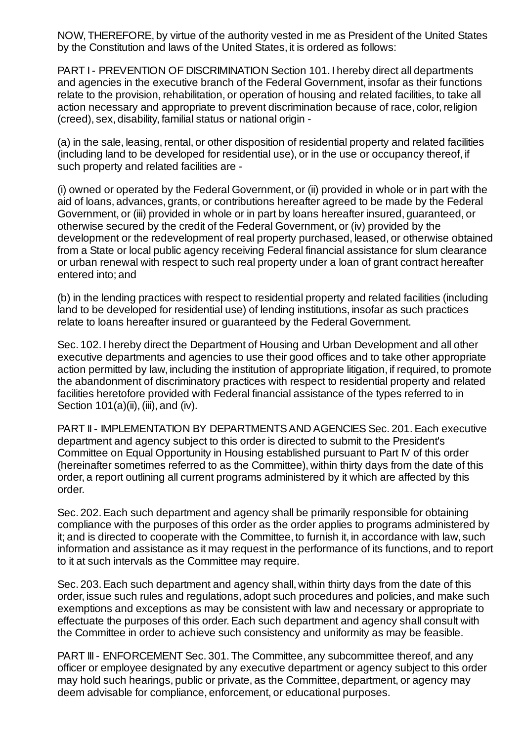NOW, THEREFORE, by virtue of the authority vested in me as President of the United States by the Constitution and laws of the United States, it is ordered as follows:

PART I - PREVENTION OF DISCRIMINATION Section 101. I hereby direct all departments and agencies in the executive branch of the Federal Government, insofar as their functions relate to the provision, rehabilitation, or operation of housing and related facilities, to take all action necessary and appropriate to prevent discrimination because of race, color, religion (creed), sex, disability, familial status or national origin -

(a) in the sale, leasing, rental, or other disposition of residential property and related facilities (including land to be developed for residential use), or in the use or occupancy thereof, if such property and related facilities are -

(i) owned or operated by the Federal Government, or (ii) provided in whole or in part with the aid of loans, advances, grants, or contributions hereafter agreed to be made by the Federal Government, or (iii) provided in whole or in part by loans hereafter insured, guaranteed, or otherwise secured by the credit of the Federal Government, or (iv) provided by the development or the redevelopment of real property purchased, leased, or otherwise obtained from a State or local public agency receiving Federal financial assistance for slum clearance or urban renewal with respect to such real property under a loan of grant contract hereafter entered into; and

(b) in the lending practices with respect to residential property and related facilities (including land to be developed for residential use) of lending institutions, insofar as such practices relate to loans hereafter insured or guaranteed by the Federal Government.

Sec. 102. I hereby direct the Department of Housing and Urban Development and all other executive departments and agencies to use their good offices and to take other appropriate action permitted by law, including the institution of appropriate litigation, if required, to promote the abandonment of discriminatory practices with respect to residential property and related facilities heretofore provided with Federal financial assistance of the types referred to in Section 101(a)(ii), (iii), and (iv).

PART II - IMPLEMENTATION BY DEPARTMENTS AND AGENCIES Sec. 201. Each executive department and agency subject to this order is directed to submit to the President's Committee on Equal Opportunity in Housing established pursuant to Part IV of this order (hereinafter sometimes referred to as the Committee), within thirty days from the date of this order, a report outlining all current programs administered by it which are affected by this order.

Sec. 202. Each such department and agency shall be primarily responsible for obtaining compliance with the purposes of this order as the order applies to programs administered by it; and is directed to cooperate with the Committee, to furnish it, in accordance with law, such information and assistance as it may request in the performance of its functions, and to report to it at such intervals as the Committee may require.

Sec. 203. Each such department and agency shall, within thirty days from the date of this order, issue such rules and regulations, adopt such procedures and policies, and make such exemptions and exceptions as may be consistent with law and necessary or appropriate to effectuate the purposes of this order. Each such department and agency shall consult with the Committee in order to achieve such consistency and uniformity as may be feasible.

PART III - ENFORCEMENT Sec. 301. The Committee, any subcommittee thereof, and any officer or employee designated by any executive department or agency subject to this order may hold such hearings, public or private, as the Committee, department, or agency may deem advisable for compliance, enforcement, or educational purposes.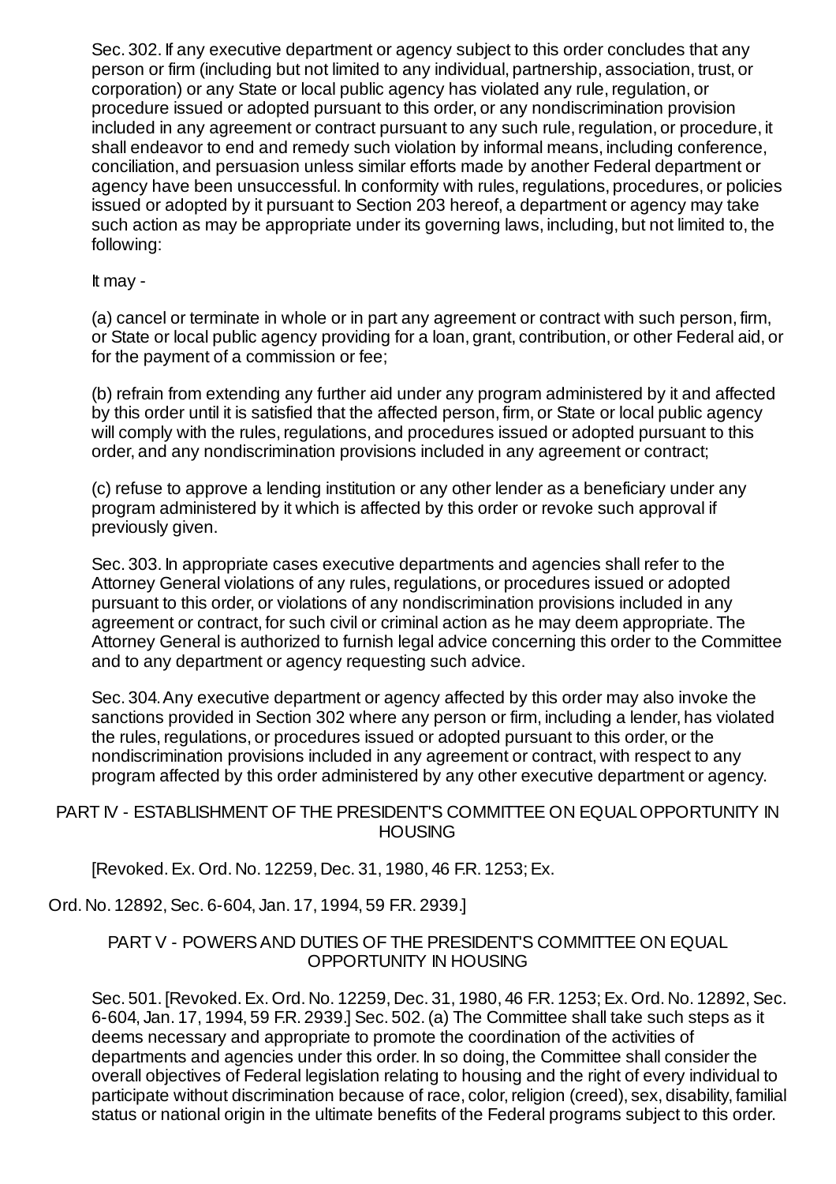Sec. 302. If any executive department or agency subject to this order concludes that any person or firm (including but not limited to any individual, partnership, association, trust, or corporation) or any State or local public agency has violated any rule, regulation, or procedure issued or adopted pursuant to this order, or any nondiscrimination provision included in any agreement or contract pursuant to any such rule, regulation, or procedure, it shall endeavor to end and remedy such violation by informal means, including conference, conciliation, and persuasion unless similar efforts made by another Federal department or agency have been unsuccessful. In conformity with rules, regulations, procedures, or policies issued or adopted by it pursuant to Section 203 hereof, a department or agency may take such action as may be appropriate under its governing laws, including, but not limited to, the following:

It may -

(a) cancel or terminate in whole or in part any agreement or contract with such person, firm, or State or local public agency providing for a loan, grant, contribution, or other Federal aid, or for the payment of a commission or fee;

(b) refrain from extending any further aid under any program administered by it and affected by this order until it is satisfied that the affected person, firm, or State or local public agency will comply with the rules, regulations, and procedures issued or adopted pursuant to this order, and any nondiscrimination provisions included in any agreement or contract;

(c) refuse to approve a lending institution or any other lender as a beneficiary under any program administered by it which is affected by this order or revoke such approval if previously given.

Sec. 303. In appropriate cases executive departments and agencies shall refer to the Attorney General violations of any rules, regulations, or procedures issued or adopted pursuant to this order, or violations of any nondiscrimination provisions included in any agreement or contract, for such civil or criminal action as he may deem appropriate. The Attorney General is authorized to furnish legal advice concerning this order to the Committee and to any department or agency requesting such advice.

Sec. 304. Any executive department or agency affected by this order may also invoke the sanctions provided in Section 302 where any person or firm, including a lender, has violated the rules, regulations, or procedures issued or adopted pursuant to this order, or the nondiscrimination provisions included in any agreement or contract, with respect to any program affected by this order administered by any other executive department or agency.

## PART IV - ESTABLISHMENT OF THE PRESIDENT'S COMMITTEE ON EQUAL OPPORTUNITY IN HOUSING

[Revoked. Ex. Ord. No. 12259, Dec. 31, 1980, 46 F.R. 1253; Ex. Ord. No. 12892, Sec. 6-604, Jan. 17, 1994, 59 F.R. 2939.]

## PART V - POWERS AND DUTIES OF THE PRESIDENT'S COMMITTEE ON EQUAL OPPORTUNITY IN HOUSING

Sec. 501. [Revoked. Ex. Ord. No. 12259, Dec. 31, 1980, 46 F.R. 1253; Ex. Ord. No. 12892, Sec. 6-604, Jan. 17, 1994, 59 F.R. 2939.] Sec. 502. (a) The Committee shall take such steps as it deems necessary and appropriate to promote the coordination of the activities of departments and agencies under this order. In so doing, the Committee shall consider the overall objectives of Federal legislation relating to housing and the right of every individual to participate without discrimination because of race, color, religion (creed), sex, disability, familial status or national origin in the ultimate benefits of the Federal programs subject to this order.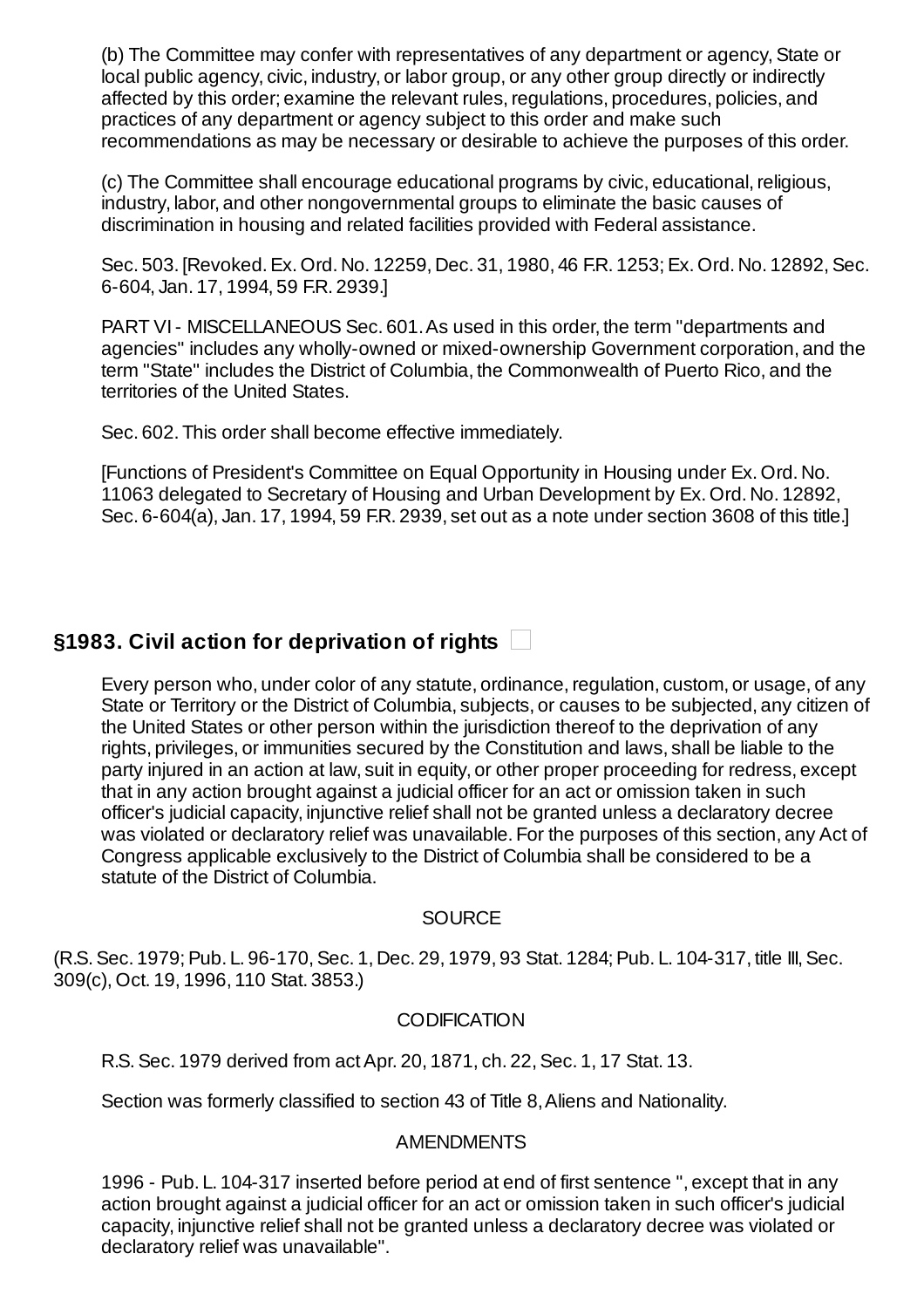(b) The Committee may confer with representatives of any department or agency, State or local public agency, civic, industry, or labor group, or any other group directly or indirectly affected by this order; examine the relevant rules, regulations, procedures, policies, and practices of any department or agency subject to this order and make such recommendations as may be necessary or desirable to achieve the purposes of this order.

(c) The Committee shall encourage educational programs by civic, educational, religious, industry, labor, and other nongovernmental groups to eliminate the basic causes of discrimination in housing and related facilities provided with Federal assistance.

Sec. 503. [Revoked. Ex. Ord. No. 12259, Dec. 31, 1980, 46 F.R. 1253; Ex. Ord. No. 12892, Sec. 6-604, Jan. 17, 1994, 59 F.R. 2939.]

PART VI - MISCELLANEOUS Sec. 601. As used in this order, the term "departments and agencies" includes any wholly-owned or mixed-ownership Government corporation, and the term "State" includes the District of Columbia, the Commonwealth of Puerto Rico, and the territories of the United States.

Sec. 602. This order shall become effective immediately.

[Functions of President's Committee on Equal Opportunity in Housing under Ex. Ord. No. 11063 delegated to Secretary of Housing and Urban Development by Ex. Ord. No. 12892, Sec. 6-604(a), Jan. 17, 1994, 59 F.R. 2939, set out as a note under section 3608 of this title.]

## §1983. Civil action for deprivation of rights

Every person who, under color of any statute, ordinance, regulation, custom, or usage, of any State or Territory or the District of Columbia, subjects, or causes to be subjected, any citizen of the United States or other person within the jurisdiction thereof to the deprivation of any rights, privileges, or immunities secured by the Constitution and laws, shall be liable to the party injured in an action at law, suit in equity, or other proper proceeding for redress, except that in any action brought against a judicial officer for an act or omission taken in such officer's judicial capacity, injunctive relief shall not be granted unless a declaratory decree was violated or declaratory relief was unavailable. For the purposes of this section, any Act of Congress applicable exclusively to the District of Columbia shall be considered to be a statute of the District of Columbia.

SOURCE

(R.S. Sec. 1979; Pub. L. 96-170, Sec. 1, Dec. 29, 1979, 93 Stat. 1284; Pub. L. 104-317, title III, Sec. 309(c), Oct. 19, 1996, 110 Stat. 3853.)

CODIFICATION

R.S. Sec. 1979 derived from act Apr. 20, 1871, ch. 22, Sec. 1, 17 Stat. 13.

Section was formerly classified to section 43 of Title 8, Aliens and Nationality.

AMENDMENTS

1996 - Pub. L. 104-317 inserted before period at end of first sentence ", except that in any action brought against a judicial officer for an act or omission taken in such officer's judicial capacity, injunctive relief shall not be granted unless a declaratory decree was violated or declaratory relief was unavailable".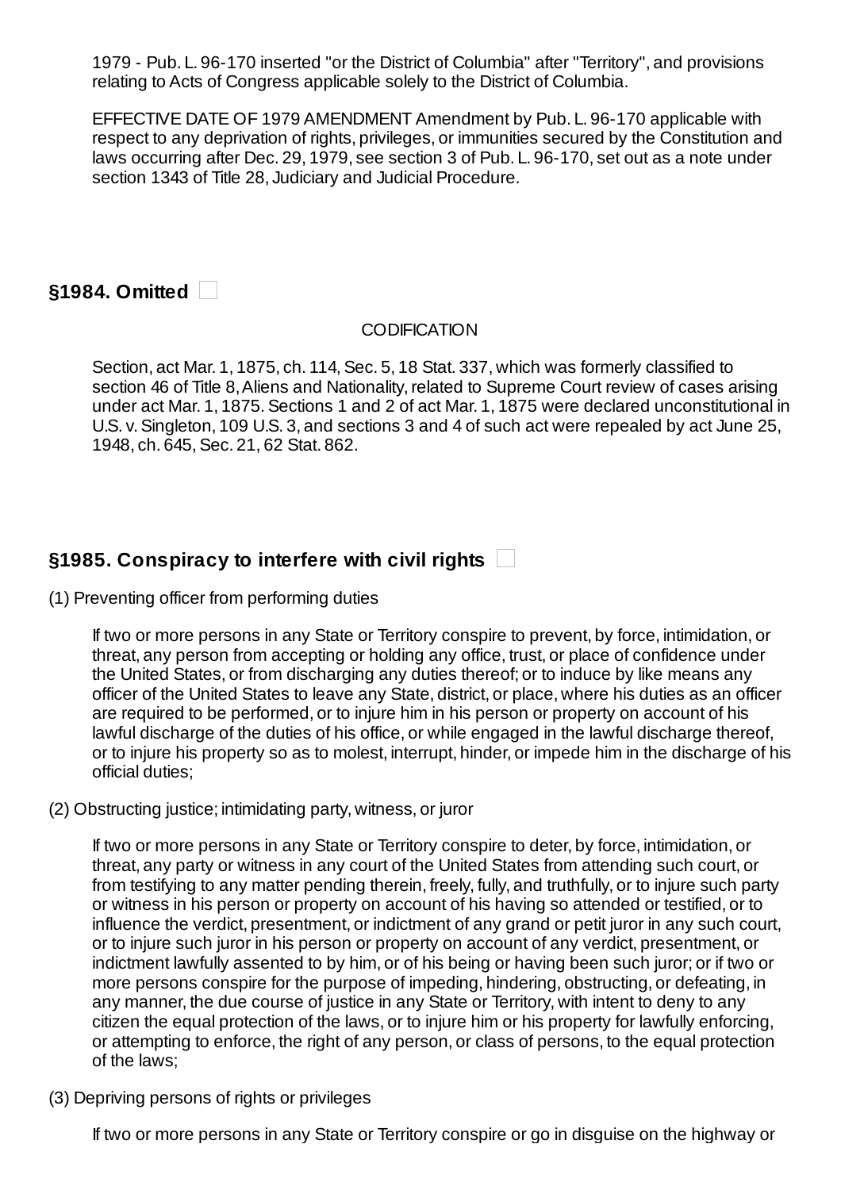1979 - Pub. L. 96-170 inserted "or the District of Columbia" after "Territory", and provisions relating to Acts of Congress applicable solely to the District of Columbia.

EFFECTIVE DATE OF 1979 AMENDMENT Amendment by Pub. L. 96-170 applicable with respect to any deprivation of rights, privileges, or immunities secured by the Constitution and laws occurring after Dec. 29, 1979, see section 3 of Pub. L. 96-170, set out as a note under section 1343 of Title 28, Judiciary and Judicial Procedure.

## §1984. Omitted

CODIFICATION

Section, act Mar. 1, 1875, ch. 114, Sec. 5, 18 Stat. 337, which was formerly classified to section 46 of Title 8, Aliens and Nationality, related to Supreme Court review of cases arising under act Mar. 1, 1875. Sections 1 and 2 of act Mar. 1, 1875 were declared unconstitutional in U.S. v. Singleton, 109 U.S. 3, and sections 3 and 4 of such act were repealed by act June 25, 1948, ch. 645, Sec. 21, 62 Stat. 862.

## §1985. Conspiracy to interfere with civil rights

(1) Preventing officer from performing duties

If two or more persons in any State or Territory conspire to prevent, by force, intimidation, or threat, any person from accepting or holding any office, trust, or place of confidence under the United States, or from discharging any duties thereof; or to induce by like means any officer of the United States to leave any State, district, or place, where his duties as an officer are required to be performed, or to injure him in his person or property on account of his lawful discharge of the duties of his office, or while engaged in the lawful discharge thereof, or to injure his property so as to molest, interrupt, hinder, or impede him in the discharge of his official duties;

(2) Obstructing justice; intimidating party, witness, or juror

If two or more persons in any State or Territory conspire to deter, by force, intimidation, or threat, any party or witness in any court of the United States from attending such court, or from testifying to any matter pending therein, freely, fully, and truthfully, or to injure such party or witness in his person or property on account of his having so attended or testified, or to influence the verdict, presentment, or indictment of any grand or petit juror in any such court, or to injure such juror in his person or property on account of any verdict, presentment, or indictment lawfully assented to by him, or of his being or having been such juror; or if two or more persons conspire for the purpose of impeding, hindering, obstructing, or defeating, in any manner, the due course of justice in any State or Territory, with intent to deny to any citizen the equal protection of the laws, or to injure him or his property for lawfully enforcing, or attempting to enforce, the right of any person, or class of persons, to the equal protection of the laws;

(3) Depriving persons of rights or privileges

If two or more persons in any State or Territory conspire or go in disguise on the highway or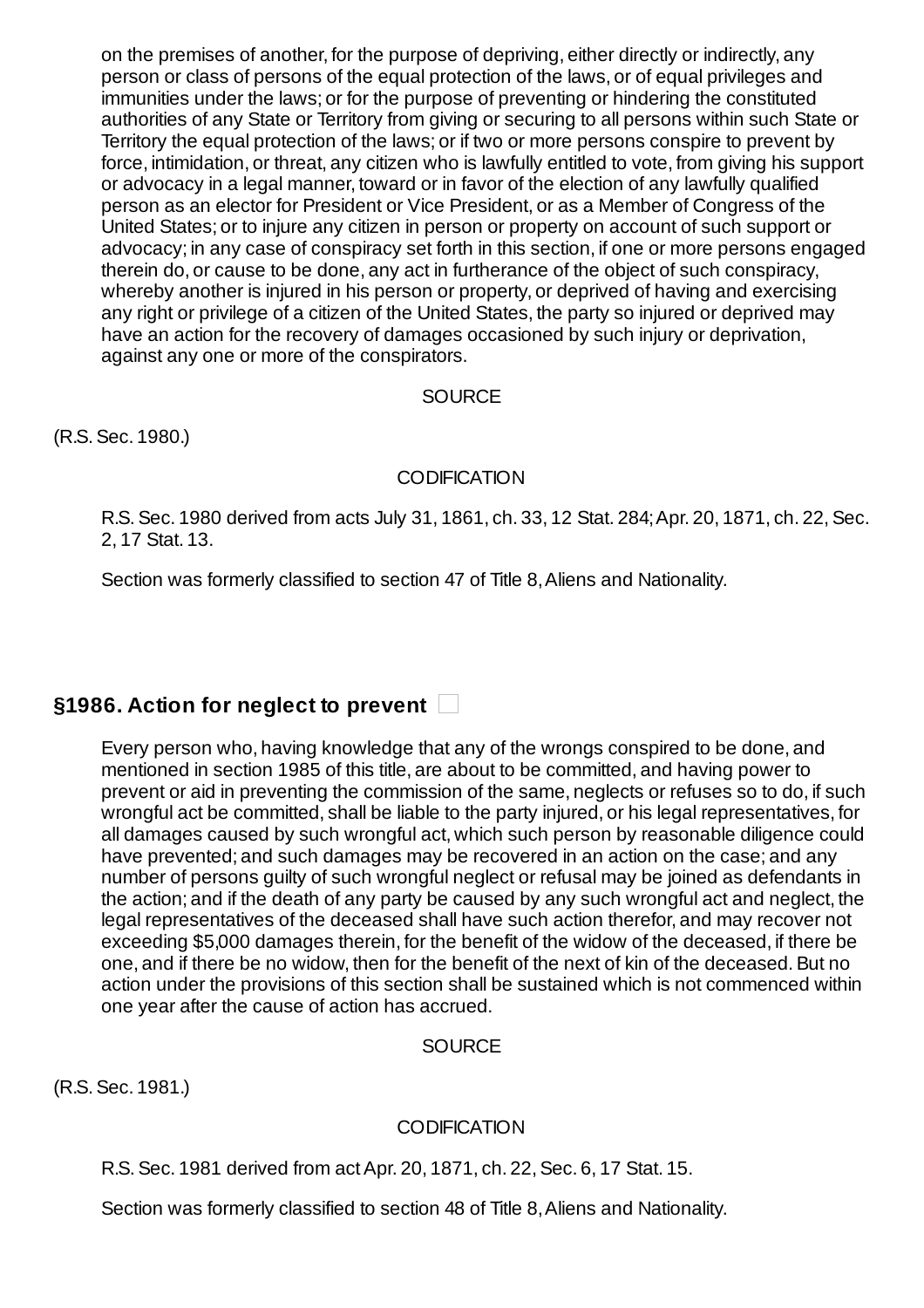on the premises of another, for the purpose of depriving, either directly or indirectly, any person or class of persons of the equal protection of the laws, or of equal privileges and immunities under the laws; or for the purpose of preventing or hindering the constituted authorities of any State or Territory from giving or securing to all persons within such State or Territory the equal protection of the laws; or if two or more persons conspire to prevent by force, intimidation, or threat, any citizen who is lawfully entitled to vote, from giving his support or advocacy in a legal manner, toward or in favor of the election of any lawfully qualified person as an elector for President or Vice President, or as a Member of Congress of the United States; or to injure any citizen in person or property on account of such support or advocacy; in any case of conspiracy set forth in this section, if one or more persons engaged therein do, or cause to be done, any act in furtherance of the object of such conspiracy, whereby another is injured in his person or property, or deprived of having and exercising any right or privilege of a citizen of the United States, the party so injured or deprived may have an action for the recovery of damages occasioned by such injury or deprivation, against any one or more of the conspirators.

SOURCE

(R.S. Sec. 1980.)

CODIFICATION

R.S. Sec. 1980 derived from acts July 31, 1861, ch. 33, 12 Stat. 284; Apr. 20, 1871, ch. 22, Sec. 2, 17 Stat. 13.

Section was formerly classified to section 47 of Title 8, Aliens and Nationality.

## §1986. Action for neglect to prevent

Every person who, having knowledge that any of the wrongs conspired to be done, and mentioned in section 1985 of this title, are about to be committed, and having power to prevent or aid in preventing the commission of the same, neglects or refuses so to do, if such wrongful act be committed, shall be liable to the party injured, or his legal representatives, for all damages caused by such wrongful act, which such person by reasonable diligence could have prevented; and such damages may be recovered in an action on the case; and any number of persons guilty of such wrongful neglect or refusal may be joined as defendants in the action; and if the death of any party be caused by any such wrongful act and neglect, the legal representatives of the deceased shall have such action therefor, and may recover not exceeding $5,000 damages therein, for the benefit of the widow of the deceased, if there be one, and if there be no widow, then for the benefit of the next of kin of the deceased. But no action under the provisions of this section shall be sustained which is not commenced within one year after the cause of action has accrued.

SOURCE

(R.S. Sec. 1981.)

CODIFICATION

R.S. Sec. 1981 derived from act Apr. 20, 1871, ch. 22, Sec. 6, 17 Stat. 15.

Section was formerly classified to section 48 of Title 8, Aliens and Nationality.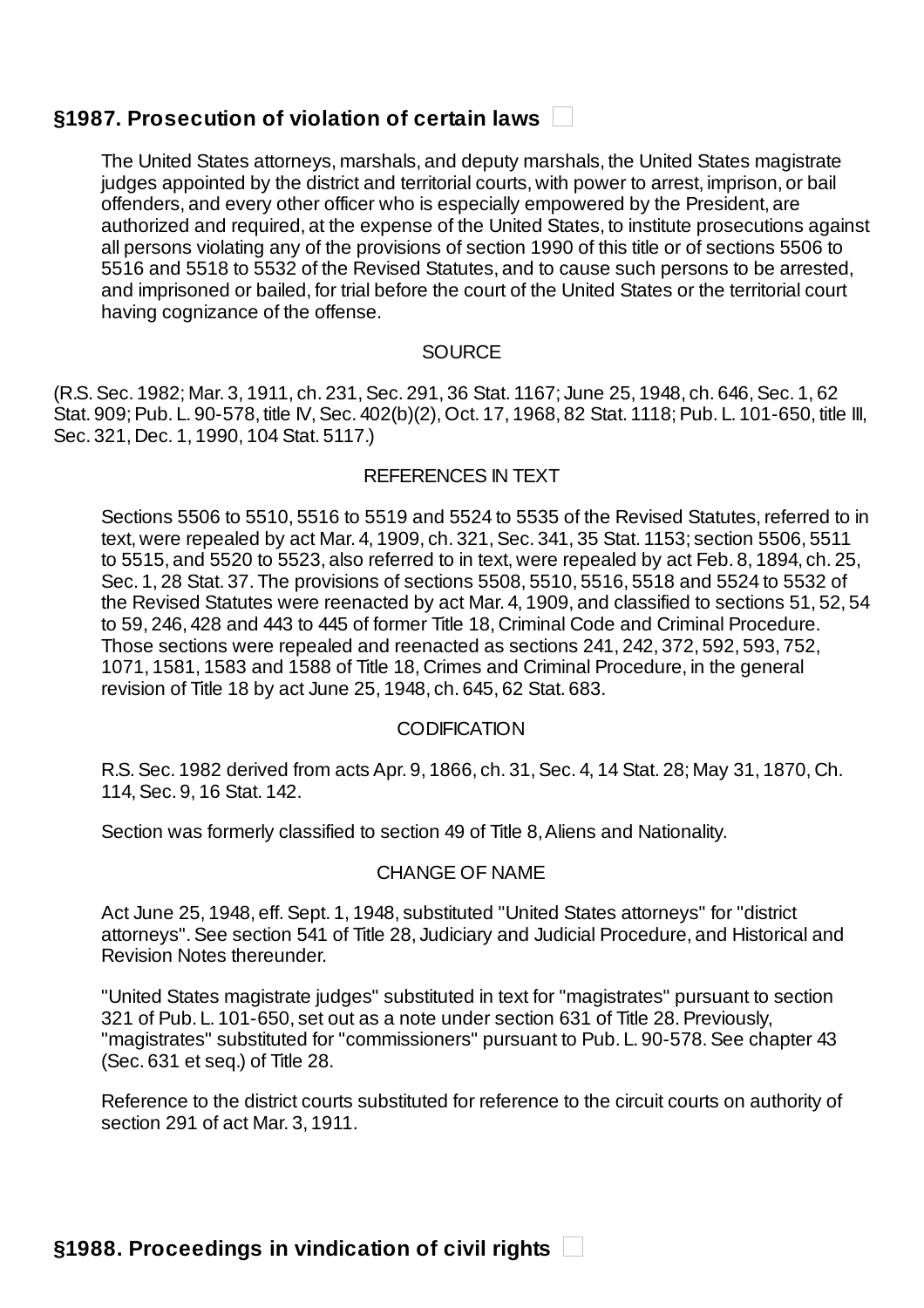## §1987. Prosecution of violation of certain laws

The United States attorneys, marshals, and deputy marshals, the United States magistrate judges appointed by the district and territorial courts, with power to arrest, imprison, or bail offenders, and every other officer who is especially empowered by the President, are authorized and required, at the expense of the United States, to institute prosecutions against all persons violating any of the provisions of section 1990 of this title or of sections 5506 to 5516 and 5518 to 5532 of the Revised Statutes, and to cause such persons to be arrested, and imprisoned or bailed, for trial before the court of the United States or the territorial court having cognizance of the offense.

SOURCE

(R.S. Sec. 1982; Mar. 3, 1911, ch. 231, Sec. 291, 36 Stat. 1167; June 25, 1948, ch. 646, Sec. 1, 62 Stat. 909; Pub. L. 90-578, title IV, Sec. 402(b)(2), Oct. 17, 1968, 82 Stat. 1118; Pub. L. 101-650, title III, Sec. 321, Dec. 1, 1990, 104 Stat. 5117.)

REFERENCES IN TEXT

Sections 5506 to 5510, 5516 to 5519 and 5524 to 5535 of the Revised Statutes, referred to in text, were repealed by act Mar. 4, 1909, ch. 321, Sec. 341, 35 Stat. 1153; section 5506, 5511 to 5515, and 5520 to 5523, also referred to in text, were repealed by act Feb. 8, 1894, ch. 25, Sec. 1, 28 Stat. 37. The provisions of sections 5508, 5510, 5516, 5518 and 5524 to 5532 of the Revised Statutes were reenacted by act Mar. 4, 1909, and classified to sections 51, 52, 54 to 59, 246, 428 and 443 to 445 of former Title 18, Criminal Code and Criminal Procedure. Those sections were repealed and reenacted as sections 241, 242, 372, 592, 593, 752, 1071, 1581, 1583 and 1588 of Title 18, Crimes and Criminal Procedure, in the general revision of Title 18 by act June 25, 1948, ch. 645, 62 Stat. 683.

CODIFICATION

R.S. Sec. 1982 derived from acts Apr. 9, 1866, ch. 31, Sec. 4, 14 Stat. 28; May 31, 1870, Ch. 114, Sec. 9, 16 Stat. 142.

Section was formerly classified to section 49 of Title 8, Aliens and Nationality.

CHANGE OF NAME

Act June 25, 1948, eff. Sept. 1, 1948, substituted "United States attorneys" for "district attorneys". See section 541 of Title 28, Judiciary and Judicial Procedure, and Historical and Revision Notes thereunder.

"United States magistrate judges" substituted in text for "magistrates" pursuant to section 321 of Pub. L. 101-650, set out as a note under section 631 of Title 28. Previously, "magistrates" substituted for "commissioners" pursuant to Pub. L. 90-578. See chapter 43 (Sec. 631 et seq.) of Title 28.

Reference to the district courts substituted for reference to the circuit courts on authority of section 291 of act Mar. 3, 1911.

## §1988. Proceedings in vindication of civil rights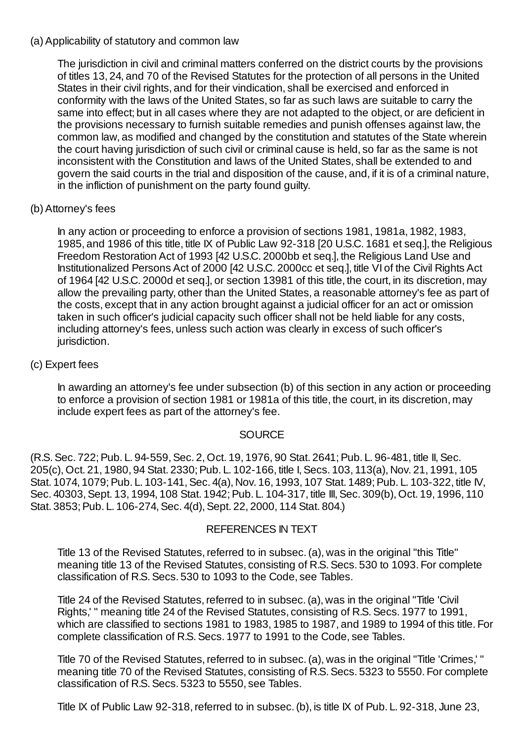(a) Applicability of statutory and common law

The jurisdiction in civil and criminal matters conferred on the district courts by the provisions of titles 13, 24, and 70 of the Revised Statutes for the protection of all persons in the United States in their civil rights, and for their vindication, shall be exercised and enforced in conformity with the laws of the United States, so far as such laws are suitable to carry the same into effect; but in all cases where they are not adapted to the object, or are deficient in the provisions necessary to furnish suitable remedies and punish offenses against law, the common law, as modified and changed by the constitution and statutes of the State wherein the court having jurisdiction of such civil or criminal cause is held, so far as the same is not inconsistent with the Constitution and laws of the United States, shall be extended to and govern the said courts in the trial and disposition of the cause, and, if it is of a criminal nature, in the infliction of punishment on the party found guilty.

(b) Attorney's fees

In any action or proceeding to enforce a provision of sections 1981, 1981a, 1982, 1983, 1985, and 1986 of this title, title IX of Public Law 92-318 [20 U.S.C. 1681 et seq.], the Religious Freedom Restoration Act of 1993 [42 U.S.C. 2000bb et seq.], the Religious Land Use and Institutionalized Persons Act of 2000 [42 U.S.C. 2000cc et seq.], title VI of the Civil Rights Act of 1964 [42 U.S.C. 2000d et seq.], or section 13981 of this title, the court, in its discretion, may allow the prevailing party, other than the United States, a reasonable attorney's fee as part of the costs, except that in any action brought against a judicial officer for an act or omission taken in such officer's judicial capacity such officer shall not be held liable for any costs, including attorney's fees, unless such action was clearly in excess of such officer's jurisdiction.

(c) Expert fees

In awarding an attorney's fee under subsection (b) of this section in any action or proceeding to enforce a provision of section 1981 or 1981a of this title, the court, in its discretion, may include expert fees as part of the attorney's fee.

SOURCE

(R.S. Sec. 722; Pub. L. 94-559, Sec. 2, Oct. 19, 1976, 90 Stat. 2641; Pub. L. 96-481, title II, Sec. 205(c), Oct. 21, 1980, 94 Stat. 2330; Pub. L. 102-166, title I, Secs. 103, 113(a), Nov. 21, 1991, 105 Stat. 1074, 1079; Pub. L. 103-141, Sec. 4(a), Nov. 16, 1993, 107 Stat. 1489; Pub. L. 103-322, title IV, Sec. 40303, Sept. 13, 1994, 108 Stat. 1942; Pub. L. 104-317, title III, Sec. 309(b), Oct. 19, 1996, 110 Stat. 3853; Pub. L. 106-274, Sec. 4(d), Sept. 22, 2000, 114 Stat. 804.)

REFERENCES IN TEXT

Title 13 of the Revised Statutes, referred to in subsec. (a), was in the original "this Title" meaning title 13 of the Revised Statutes, consisting of R.S. Secs. 530 to 1093. For complete classification of R.S. Secs. 530 to 1093 to the Code, see Tables.

Title 24 of the Revised Statutes, referred to in subsec. (a), was in the original "Title 'Civil Rights,' " meaning title 24 of the Revised Statutes, consisting of R.S. Secs. 1977 to 1991, which are classified to sections 1981 to 1983, 1985 to 1987, and 1989 to 1994 of this title. For complete classification of R.S. Secs. 1977 to 1991 to the Code, see Tables.

Title 70 of the Revised Statutes, referred to in subsec. (a), was in the original "Title 'Crimes,' " meaning title 70 of the Revised Statutes, consisting of R.S. Secs. 5323 to 5550. For complete classification of R.S. Secs. 5323 to 5550, see Tables.

Title IX of Public Law 92-318, referred to in subsec. (b), is title IX of Pub. L. 92-318, June 23,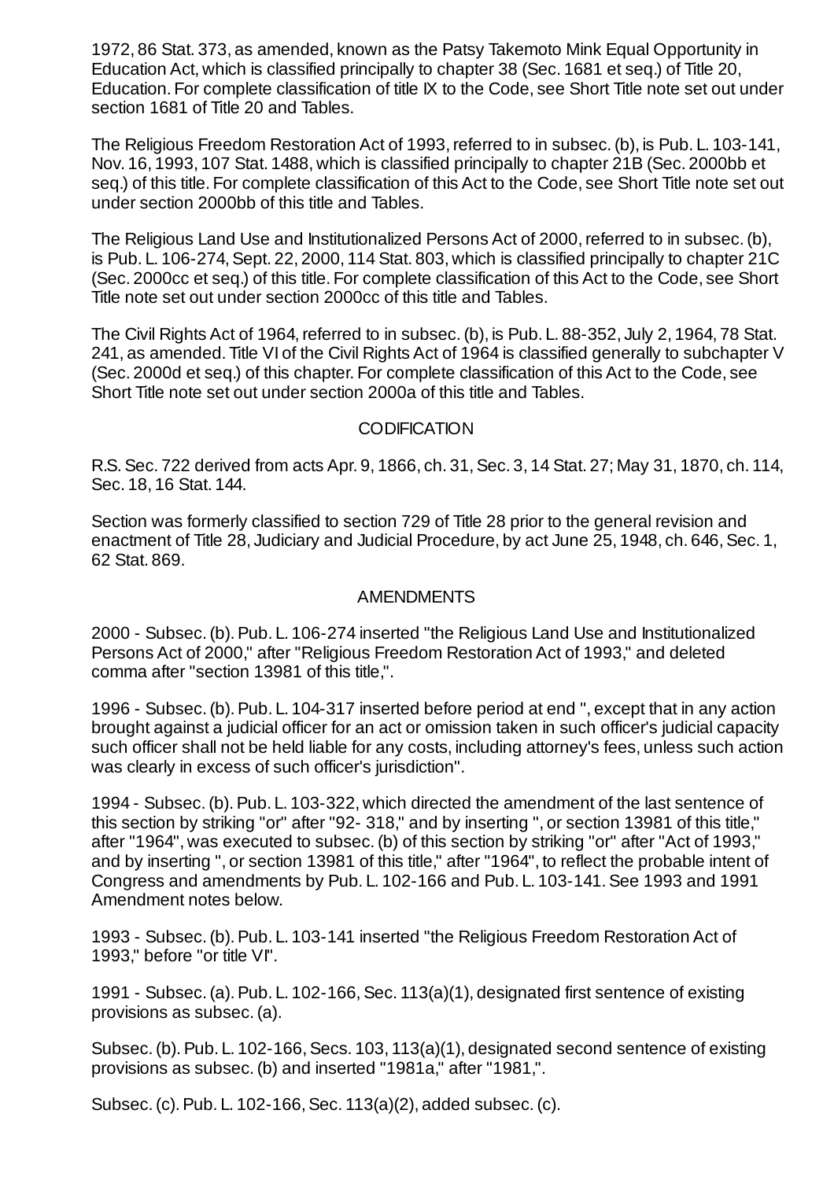1972, 86 Stat. 373, as amended, known as the Patsy Takemoto Mink Equal Opportunity in Education Act, which is classified principally to chapter 38 (Sec. 1681 et seq.) of Title 20, Education. For complete classification of title IX to the Code, see Short Title note set out under section 1681 of Title 20 and Tables.

The Religious Freedom Restoration Act of 1993, referred to in subsec. (b), is Pub. L. 103-141, Nov. 16, 1993, 107 Stat. 1488, which is classified principally to chapter 21B (Sec. 2000bb et seq.) of this title. For complete classification of this Act to the Code, see Short Title note set out under section 2000bb of this title and Tables.

The Religious Land Use and Institutionalized Persons Act of 2000, referred to in subsec. (b), is Pub. L. 106-274, Sept. 22, 2000, 114 Stat. 803, which is classified principally to chapter 21C (Sec. 2000cc et seq.) of this title. For complete classification of this Act to the Code, see Short Title note set out under section 2000cc of this title and Tables.

The Civil Rights Act of 1964, referred to in subsec. (b), is Pub. L. 88-352, July 2, 1964, 78 Stat. 241, as amended. Title VI of the Civil Rights Act of 1964 is classified generally to subchapter V (Sec. 2000d et seq.) of this chapter. For complete classification of this Act to the Code, see Short Title note set out under section 2000a of this title and Tables.

CODIFICATION

R.S. Sec. 722 derived from acts Apr. 9, 1866, ch. 31, Sec. 3, 14 Stat. 27; May 31, 1870, ch. 114, Sec. 18, 16 Stat. 144.

Section was formerly classified to section 729 of Title 28 prior to the general revision and enactment of Title 28, Judiciary and Judicial Procedure, by act June 25, 1948, ch. 646, Sec. 1, 62 Stat. 869.

AMENDMENTS

2000 - Subsec. (b). Pub. L. 106-274 inserted "the Religious Land Use and Institutionalized Persons Act of 2000," after "Religious Freedom Restoration Act of 1993," and deleted comma after "section 13981 of this title,".

1996 - Subsec. (b). Pub. L. 104-317 inserted before period at end ", except that in any action brought against a judicial officer for an act or omission taken in such officer's judicial capacity such officer shall not be held liable for any costs, including attorney's fees, unless such action was clearly in excess of such officer's jurisdiction".

1994 - Subsec. (b). Pub. L. 103-322, which directed the amendment of the last sentence of this section by striking "or" after "92- 318," and by inserting ", or section 13981 of this title," after "1964", was executed to subsec. (b) of this section by striking "or" after "Act of 1993," and by inserting ", or section 13981 of this title," after "1964", to reflect the probable intent of Congress and amendments by Pub. L. 102-166 and Pub. L. 103-141. See 1993 and 1991 Amendment notes below.

1993 - Subsec. (b). Pub. L. 103-141 inserted "the Religious Freedom Restoration Act of 1993," before "or title VI".

1991 - Subsec. (a). Pub. L. 102-166, Sec. 113(a)(1), designated first sentence of existing provisions as subsec. (a).

Subsec. (b). Pub. L. 102-166, Secs. 103, 113(a)(1), designated second sentence of existing provisions as subsec. (b) and inserted "1981a," after "1981,".

Subsec. (c). Pub. L. 102-166, Sec. 113(a)(2), added subsec. (c).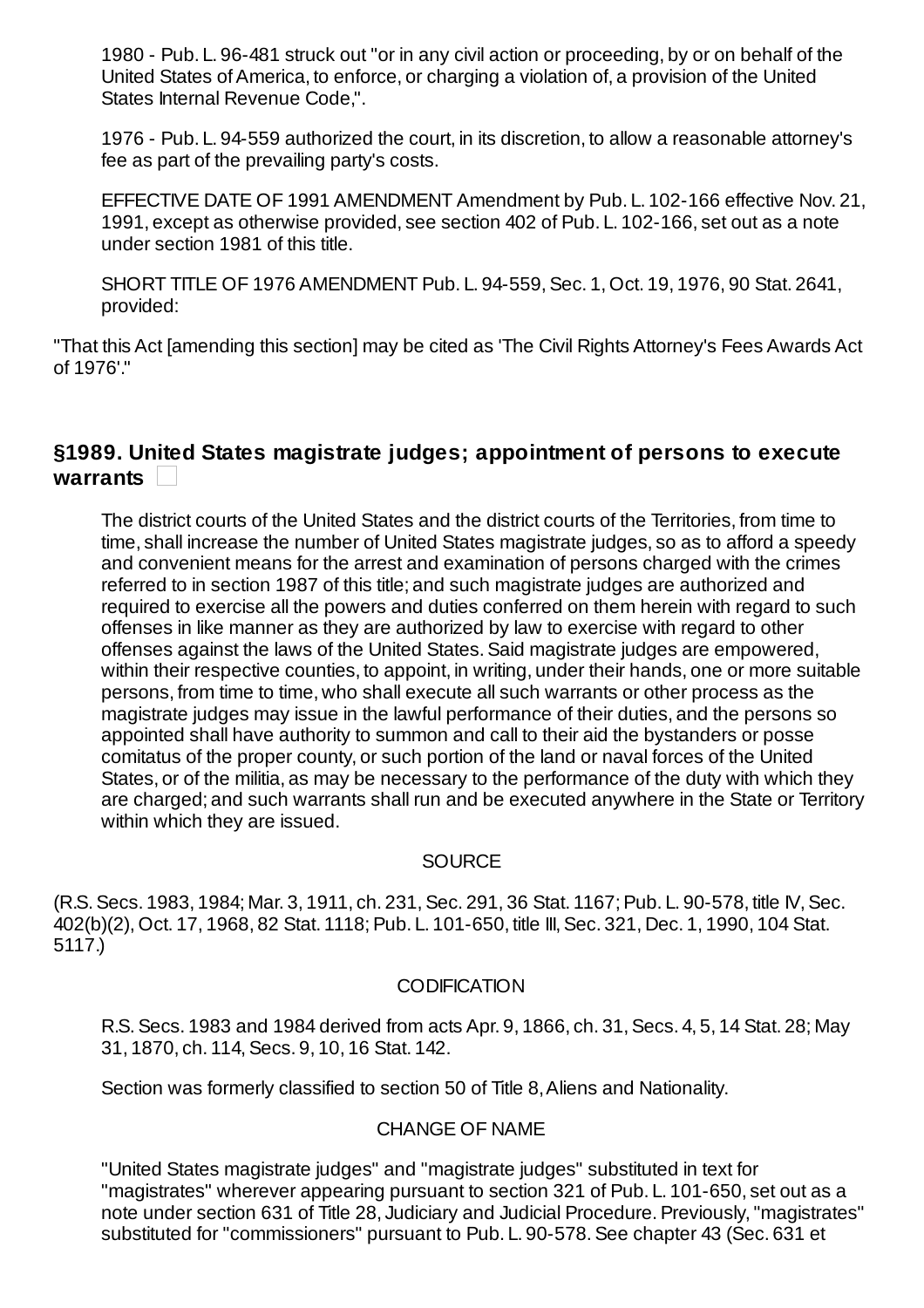1980 - Pub. L. 96-481 struck out "or in any civil action or proceeding, by or on behalf of the United States of America, to enforce, or charging a violation of, a provision of the United States Internal Revenue Code,".

1976 - Pub. L. 94-559 authorized the court, in its discretion, to allow a reasonable attorney's fee as part of the prevailing party's costs.

EFFECTIVE DATE OF 1991 AMENDMENT Amendment by Pub. L. 102-166 effective Nov. 21, 1991, except as otherwise provided, see section 402 of Pub. L. 102-166, set out as a note under section 1981 of this title.

SHORT TITLE OF 1976 AMENDMENT Pub. L. 94-559, Sec. 1, Oct. 19, 1976, 90 Stat. 2641, provided:

"That this Act [amending this section] may be cited as 'The Civil Rights Attorney's Fees Awards Act of 1976'."

## §1989. United States magistrate judges; appointment of persons to execute warrants

The district courts of the United States and the district courts of the Territories, from time to time, shall increase the number of United States magistrate judges, so as to afford a speedy and convenient means for the arrest and examination of persons charged with the crimes referred to in section 1987 of this title; and such magistrate judges are authorized and required to exercise all the powers and duties conferred on them herein with regard to such offenses in like manner as they are authorized by law to exercise with regard to other offenses against the laws of the United States. Said magistrate judges are empowered, within their respective counties, to appoint, in writing, under their hands, one or more suitable persons, from time to time, who shall execute all such warrants or other process as the magistrate judges may issue in the lawful performance of their duties, and the persons so appointed shall have authority to summon and call to their aid the bystanders or posse comitatus of the proper county, or such portion of the land or naval forces of the United States, or of the militia, as may be necessary to the performance of the duty with which they are charged; and such warrants shall run and be executed anywhere in the State or Territory within which they are issued.

SOURCE

(R.S. Secs. 1983, 1984; Mar. 3, 1911, ch. 231, Sec. 291, 36 Stat. 1167; Pub. L. 90-578, title IV, Sec. 402(b)(2), Oct. 17, 1968, 82 Stat. 1118; Pub. L. 101-650, title III, Sec. 321, Dec. 1, 1990, 104 Stat. 5117.)

CODIFICATION

R.S. Secs. 1983 and 1984 derived from acts Apr. 9, 1866, ch. 31, Secs. 4, 5, 14 Stat. 28; May 31, 1870, ch. 114, Secs. 9, 10, 16 Stat. 142.

Section was formerly classified to section 50 of Title 8, Aliens and Nationality.

CHANGE OF NAME

"United States magistrate judges" and "magistrate judges" substituted in text for "magistrates" wherever appearing pursuant to section 321 of Pub. L. 101-650, set out as a note under section 631 of Title 28, Judiciary and Judicial Procedure. Previously, "magistrates" substituted for "commissioners" pursuant to Pub. L. 90-578. See chapter 43 (Sec. 631 et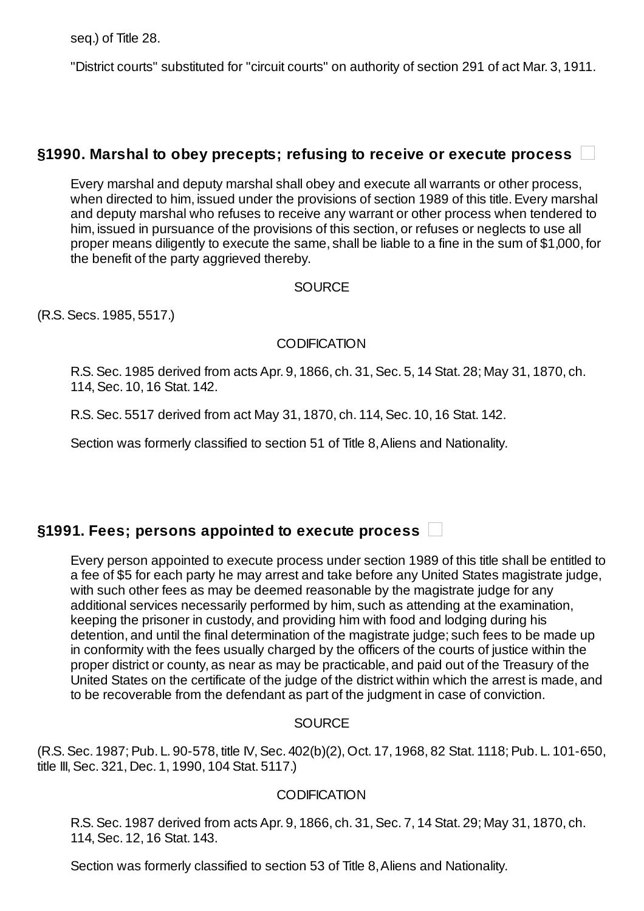seq.) of Title 28.

"District courts" substituted for "circuit courts" on authority of section 291 of act Mar. 3, 1911.

## §1990. Marshal to obey precepts; refusing to receive or execute process

Every marshal and deputy marshal shall obey and execute all warrants or other process, when directed to him, issued under the provisions of section 1989 of this title. Every marshal and deputy marshal who refuses to receive any warrant or other process when tendered to him, issued in pursuance of the provisions of this section, or refuses or neglects to use all proper means diligently to execute the same, shall be liable to a fine in the sum of $1,000, for the benefit of the party aggrieved thereby.

SOURCE

(R.S. Secs. 1985, 5517.)

CODIFICATION

R.S. Sec. 1985 derived from acts Apr. 9, 1866, ch. 31, Sec. 5, 14 Stat. 28; May 31, 1870, ch. 114, Sec. 10, 16 Stat. 142.

R.S. Sec. 5517 derived from act May 31, 1870, ch. 114, Sec. 10, 16 Stat. 142.

Section was formerly classified to section 51 of Title 8, Aliens and Nationality.

## §1991. Fees; persons appointed to execute process

Every person appointed to execute process under section 1989 of this title shall be entitled to a fee of $5 for each party he may arrest and take before any United States magistrate judge, with such other fees as may be deemed reasonable by the magistrate judge for any additional services necessarily performed by him, such as attending at the examination, keeping the prisoner in custody, and providing him with food and lodging during his detention, and until the final determination of the magistrate judge; such fees to be made up in conformity with the fees usually charged by the officers of the courts of justice within the proper district or county, as near as may be practicable, and paid out of the Treasury of the United States on the certificate of the judge of the district within which the arrest is made, and to be recoverable from the defendant as part of the judgment in case of conviction.

SOURCE

(R.S. Sec. 1987; Pub. L. 90-578, title IV, Sec. 402(b)(2), Oct. 17, 1968, 82 Stat. 1118; Pub. L. 101-650, title III, Sec. 321, Dec. 1, 1990, 104 Stat. 5117.)

CODIFICATION

R.S. Sec. 1987 derived from acts Apr. 9, 1866, ch. 31, Sec. 7, 14 Stat. 29; May 31, 1870, ch. 114, Sec. 12, 16 Stat. 143.

Section was formerly classified to section 53 of Title 8, Aliens and Nationality.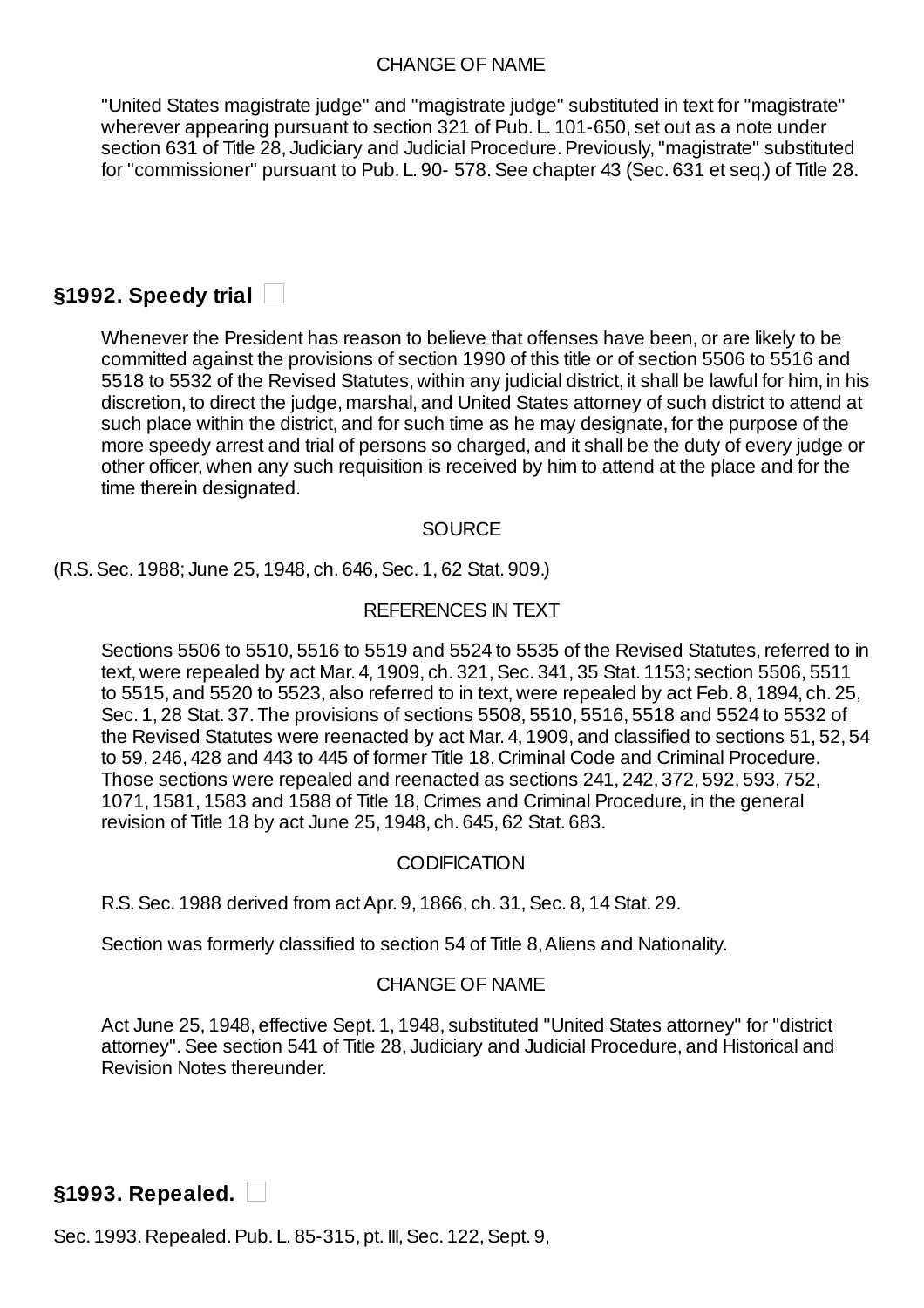CHANGE OF NAME

"United States magistrate judge" and "magistrate judge" substituted in text for "magistrate" wherever appearing pursuant to section 321 of Pub. L. 101-650, set out as a note under section 631 of Title 28, Judiciary and Judicial Procedure. Previously, "magistrate" substituted for "commissioner" pursuant to Pub. L. 90- 578. See chapter 43 (Sec. 631 et seq.) of Title 28.

## §1992. Speedy trial

Whenever the President has reason to believe that offenses have been, or are likely to be committed against the provisions of section 1990 of this title or of section 5506 to 5516 and 5518 to 5532 of the Revised Statutes, within any judicial district, it shall be lawful for him, in his discretion, to direct the judge, marshal, and United States attorney of such district to attend at such place within the district, and for such time as he may designate, for the purpose of the more speedy arrest and trial of persons so charged, and it shall be the duty of every judge or other officer, when any such requisition is received by him to attend at the place and for the time therein designated.

SOURCE

(R.S. Sec. 1988; June 25, 1948, ch. 646, Sec. 1, 62 Stat. 909.)

REFERENCES IN TEXT

Sections 5506 to 5510, 5516 to 5519 and 5524 to 5535 of the Revised Statutes, referred to in text, were repealed by act Mar. 4, 1909, ch. 321, Sec. 341, 35 Stat. 1153; section 5506, 5511 to 5515, and 5520 to 5523, also referred to in text, were repealed by act Feb. 8, 1894, ch. 25, Sec. 1, 28 Stat. 37. The provisions of sections 5508, 5510, 5516, 5518 and 5524 to 5532 of the Revised Statutes were reenacted by act Mar. 4, 1909, and classified to sections 51, 52, 54 to 59, 246, 428 and 443 to 445 of former Title 18, Criminal Code and Criminal Procedure. Those sections were repealed and reenacted as sections 241, 242, 372, 592, 593, 752, 1071, 1581, 1583 and 1588 of Title 18, Crimes and Criminal Procedure, in the general revision of Title 18 by act June 25, 1948, ch. 645, 62 Stat. 683.

CODIFICATION

R.S. Sec. 1988 derived from act Apr. 9, 1866, ch. 31, Sec. 8, 14 Stat. 29.

Section was formerly classified to section 54 of Title 8, Aliens and Nationality.

CHANGE OF NAME

Act June 25, 1948, effective Sept. 1, 1948, substituted "United States attorney" for "district attorney". See section 541 of Title 28, Judiciary and Judicial Procedure, and Historical and Revision Notes thereunder.

## §1993. Repealed.

Sec. 1993. Repealed. Pub. L. 85-315, pt. III, Sec. 122, Sept. 9,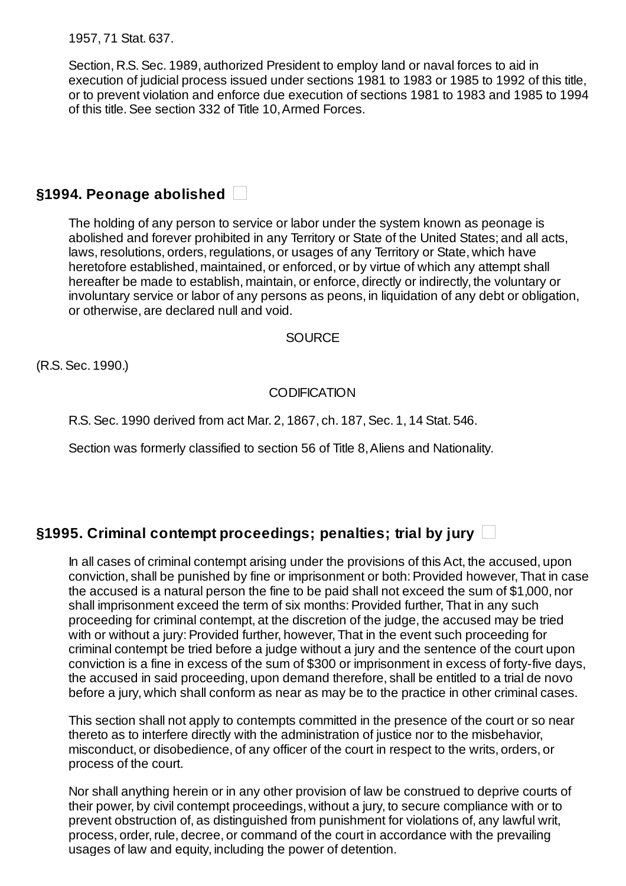1957, 71 Stat. 637.

Section, R.S. Sec. 1989, authorized President to employ land or naval forces to aid in execution of judicial process issued under sections 1981 to 1983 or 1985 to 1992 of this title, or to prevent violation and enforce due execution of sections 1981 to 1983 and 1985 to 1994 of this title. See section 332 of Title 10, Armed Forces.

## §1994. Peonage abolished

The holding of any person to service or labor under the system known as peonage is abolished and forever prohibited in any Territory or State of the United States; and all acts, laws, resolutions, orders, regulations, or usages of any Territory or State, which have heretofore established, maintained, or enforced, or by virtue of which any attempt shall hereafter be made to establish, maintain, or enforce, directly or indirectly, the voluntary or involuntary service or labor of any persons as peons, in liquidation of any debt or obligation, or otherwise, are declared null and void.

SOURCE

(R.S. Sec. 1990.)

CODIFICATION

R.S. Sec. 1990 derived from act Mar. 2, 1867, ch. 187, Sec. 1, 14 Stat. 546.

Section was formerly classified to section 56 of Title 8, Aliens and Nationality.

## §1995. Criminal contempt proceedings; penalties; trial by jury

In all cases of criminal contempt arising under the provisions of this Act, the accused, upon conviction, shall be punished by fine or imprisonment or both: Provided however, That in case the accused is a natural person the fine to be paid shall not exceed the sum of $1,000, nor shall imprisonment exceed the term of six months: Provided further, That in any such proceeding for criminal contempt, at the discretion of the judge, the accused may be tried with or without a jury: Provided further, however, That in the event such proceeding for criminal contempt be tried before a judge without a jury and the sentence of the court upon conviction is a fine in excess of the sum of $300 or imprisonment in excess of forty-five days, the accused in said proceeding, upon demand therefore, shall be entitled to a trial de novo before a jury, which shall conform as near as may be to the practice in other criminal cases.

This section shall not apply to contempts committed in the presence of the court or so near thereto as to interfere directly with the administration of justice nor to the misbehavior, misconduct, or disobedience, of any officer of the court in respect to the writs, orders, or process of the court.

Nor shall anything herein or in any other provision of law be construed to deprive courts of their power, by civil contempt proceedings, without a jury, to secure compliance with or to prevent obstruction of, as distinguished from punishment for violations of, any lawful writ, process, order, rule, decree, or command of the court in accordance with the prevailing usages of law and equity, including the power of detention.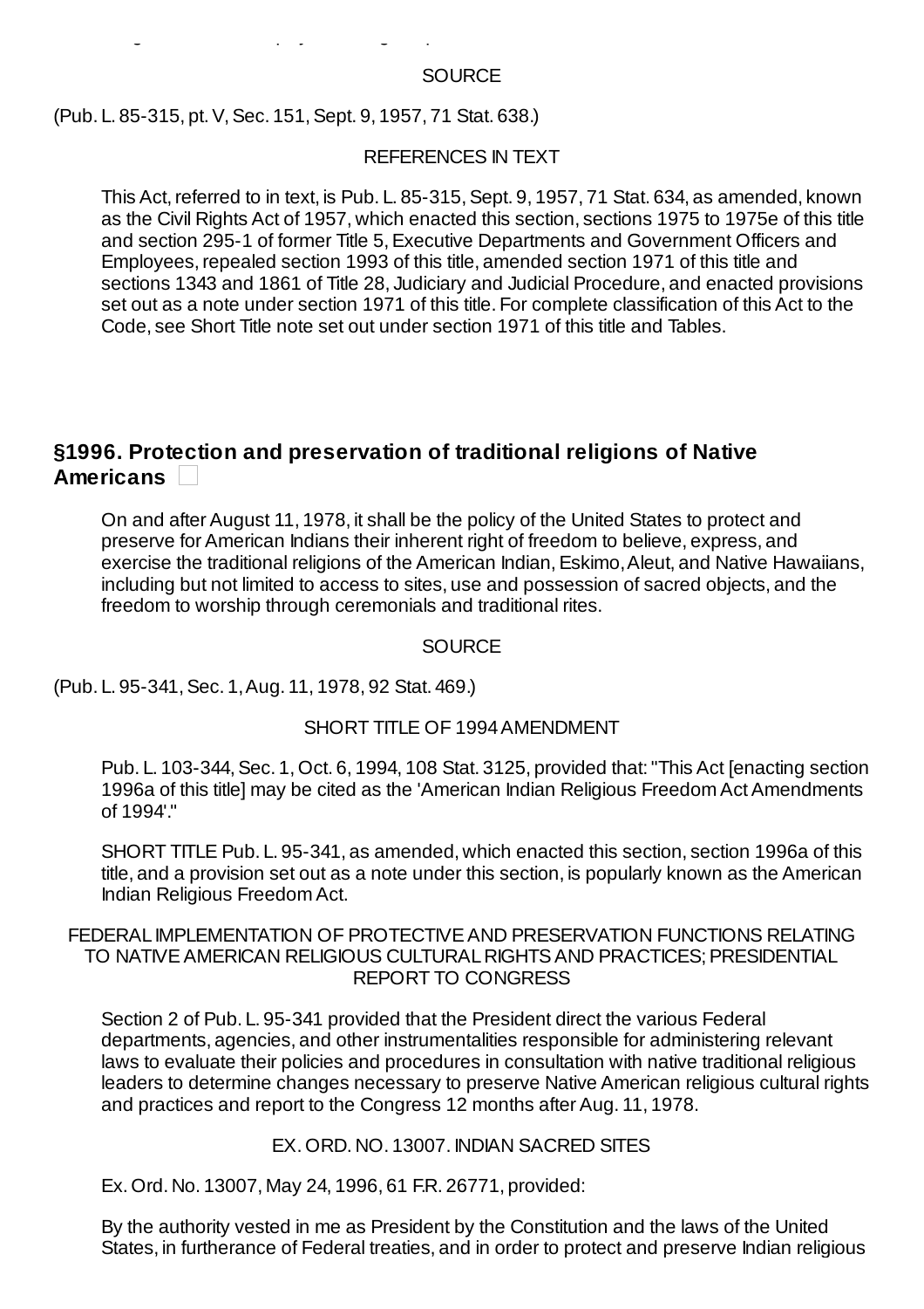SOURCE

(Pub. L. 85-315, pt. V, Sec. 151, Sept. 9, 1957, 71 Stat. 638.)

REFERENCES IN TEXT

This Act, referred to in text, is Pub. L. 85-315, Sept. 9, 1957, 71 Stat. 634, as amended, known as the Civil Rights Act of 1957, which enacted this section, sections 1975 to 1975e of this title and section 295-1 of former Title 5, Executive Departments and Government Officers and Employees, repealed section 1993 of this title, amended section 1971 of this title and sections 1343 and 1861 of Title 28, Judiciary and Judicial Procedure, and enacted provisions set out as a note under section 1971 of this title. For complete classification of this Act to the Code, see Short Title note set out under section 1971 of this title and Tables.

## §1996. Protection and preservation of traditional religions of Native Americans

On and after August 11, 1978, it shall be the policy of the United States to protect and preserve for American Indians their inherent right of freedom to believe, express, and exercise the traditional religions of the American Indian, Eskimo, Aleut, and Native Hawaiians, including but not limited to access to sites, use and possession of sacred objects, and the freedom to worship through ceremonials and traditional rites.

SOURCE

(Pub. L. 95-341, Sec. 1, Aug. 11, 1978, 92 Stat. 469.)

SHORT TITLE OF 1994 AMENDMENT

Pub. L. 103-344, Sec. 1, Oct. 6, 1994, 108 Stat. 3125, provided that: "This Act [enacting section 1996a of this title] may be cited as the 'American Indian Religious Freedom Act Amendments of 1994'."

SHORT TITLE Pub. L. 95-341, as amended, which enacted this section, section 1996a of this title, and a provision set out as a note under this section, is popularly known as the American Indian Religious Freedom Act.

FEDERAL IMPLEMENTATION OF PROTECTIVE AND PRESERVATION FUNCTIONS RELATING TO NATIVE AMERICAN RELIGIOUS CULTURAL RIGHTS AND PRACTICES; PRESIDENTIAL REPORT TO CONGRESS

Section 2 of Pub. L. 95-341 provided that the President direct the various Federal departments, agencies, and other instrumentalities responsible for administering relevant laws to evaluate their policies and procedures in consultation with native traditional religious leaders to determine changes necessary to preserve Native American religious cultural rights and practices and report to the Congress 12 months after Aug. 11, 1978.

EX. ORD. NO. 13007. INDIAN SACRED SITES

Ex. Ord. No. 13007, May 24, 1996, 61 F.R. 26771, provided:

By the authority vested in me as President by the Constitution and the laws of the United States, in furtherance of Federal treaties, and in order to protect and preserve Indian religious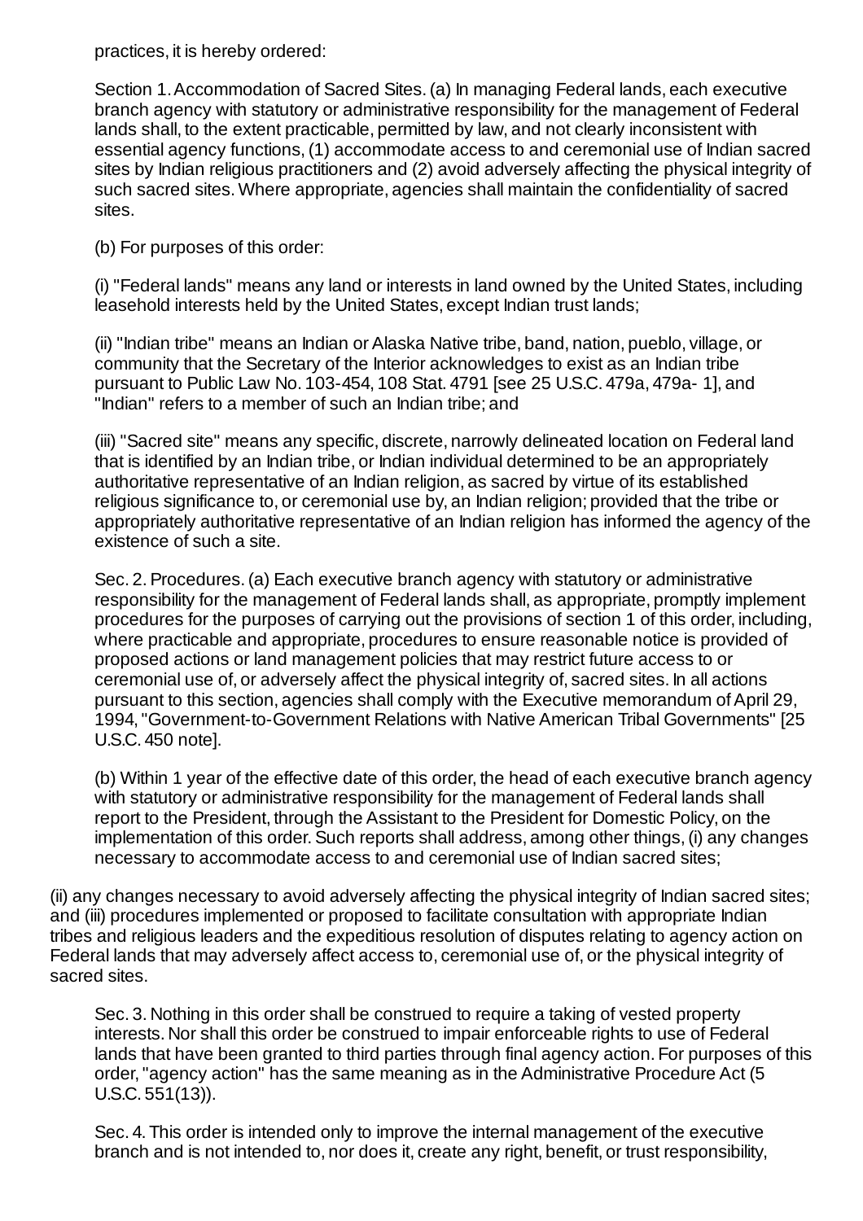practices, it is hereby ordered:

Section 1. Accommodation of Sacred Sites. (a) In managing Federal lands, each executive branch agency with statutory or administrative responsibility for the management of Federal lands shall, to the extent practicable, permitted by law, and not clearly inconsistent with essential agency functions, (1) accommodate access to and ceremonial use of Indian sacred sites by Indian religious practitioners and (2) avoid adversely affecting the physical integrity of such sacred sites. Where appropriate, agencies shall maintain the confidentiality of sacred sites.

(b) For purposes of this order:

(i) "Federal lands" means any land or interests in land owned by the United States, including leasehold interests held by the United States, except Indian trust lands;

(ii) "Indian tribe" means an Indian or Alaska Native tribe, band, nation, pueblo, village, or community that the Secretary of the Interior acknowledges to exist as an Indian tribe pursuant to Public Law No. 103-454, 108 Stat. 4791 [see 25 U.S.C. 479a, 479a- 1], and "Indian" refers to a member of such an Indian tribe; and

(iii) "Sacred site" means any specific, discrete, narrowly delineated location on Federal land that is identified by an Indian tribe, or Indian individual determined to be an appropriately authoritative representative of an Indian religion, as sacred by virtue of its established religious significance to, or ceremonial use by, an Indian religion; provided that the tribe or appropriately authoritative representative of an Indian religion has informed the agency of the existence of such a site.

Sec. 2. Procedures. (a) Each executive branch agency with statutory or administrative responsibility for the management of Federal lands shall, as appropriate, promptly implement procedures for the purposes of carrying out the provisions of section 1 of this order, including, where practicable and appropriate, procedures to ensure reasonable notice is provided of proposed actions or land management policies that may restrict future access to or ceremonial use of, or adversely affect the physical integrity of, sacred sites. In all actions pursuant to this section, agencies shall comply with the Executive memorandum of April 29, 1994, "Government-to-Government Relations with Native American Tribal Governments" [25 U.S.C. 450 note].

(b) Within 1 year of the effective date of this order, the head of each executive branch agency with statutory or administrative responsibility for the management of Federal lands shall report to the President, through the Assistant to the President for Domestic Policy, on the implementation of this order. Such reports shall address, among other things, (i) any changes necessary to accommodate access to and ceremonial use of Indian sacred sites; (ii) any changes necessary to avoid adversely affecting the physical integrity of Indian sacred sites; and (iii) procedures implemented or proposed to facilitate consultation with appropriate Indian tribes and religious leaders and the expeditious resolution of disputes relating to agency action on Federal lands that may adversely affect access to, ceremonial use of, or the physical integrity of sacred sites.

Sec. 3. Nothing in this order shall be construed to require a taking of vested property interests. Nor shall this order be construed to impair enforceable rights to use of Federal lands that have been granted to third parties through final agency action. For purposes of this order, "agency action" has the same meaning as in the Administrative Procedure Act (5 U.S.C. 551(13)).

Sec. 4. This order is intended only to improve the internal management of the executive branch and is not intended to, nor does it, create any right, benefit, or trust responsibility,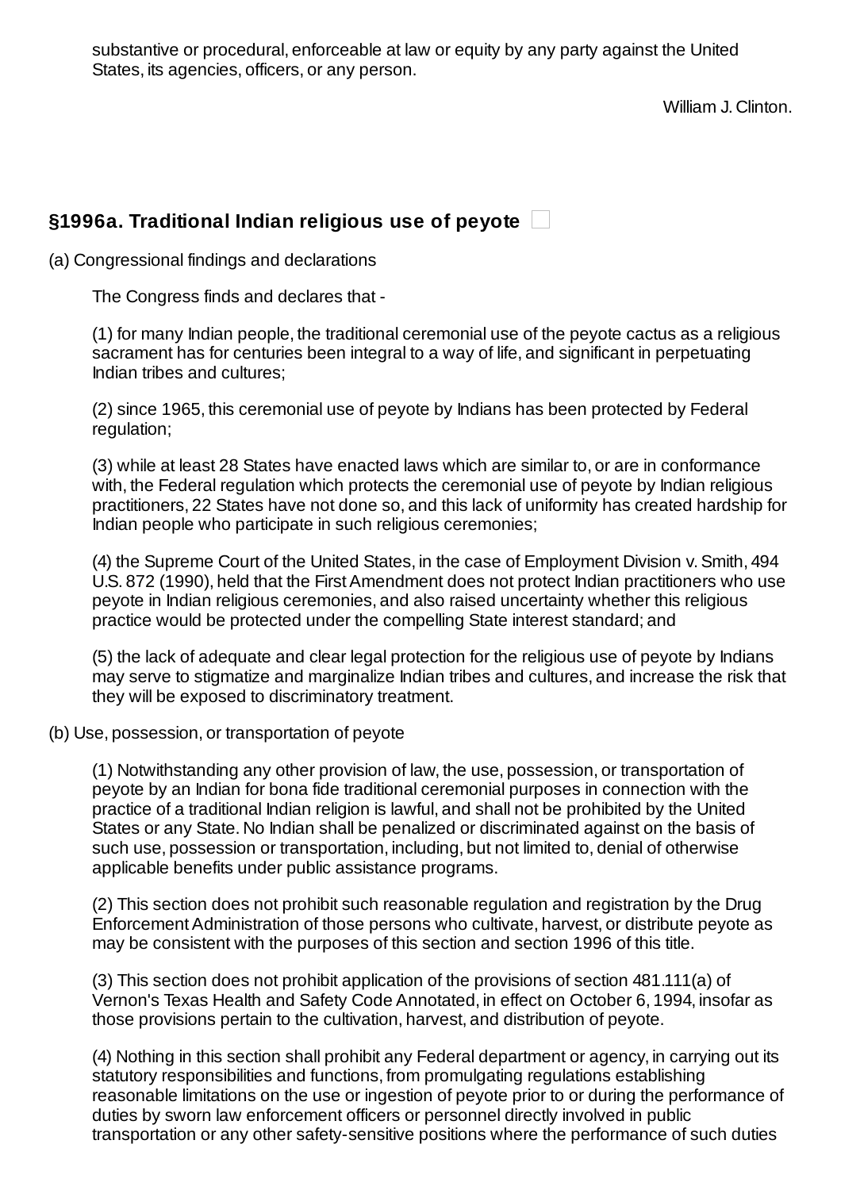substantive or procedural, enforceable at law or equity by any party against the United States, its agencies, officers, or any person.

William J. Clinton.

## §1996a. Traditional Indian religious use of peyote

(a) Congressional findings and declarations

The Congress finds and declares that -

(1) for many Indian people, the traditional ceremonial use of the peyote cactus as a religious sacrament has for centuries been integral to a way of life, and significant in perpetuating Indian tribes and cultures;

(2) since 1965, this ceremonial use of peyote by Indians has been protected by Federal regulation;

(3) while at least 28 States have enacted laws which are similar to, or are in conformance with, the Federal regulation which protects the ceremonial use of peyote by Indian religious practitioners, 22 States have not done so, and this lack of uniformity has created hardship for Indian people who participate in such religious ceremonies;

(4) the Supreme Court of the United States, in the case of Employment Division v. Smith, 494 U.S. 872 (1990), held that the First Amendment does not protect Indian practitioners who use peyote in Indian religious ceremonies, and also raised uncertainty whether this religious practice would be protected under the compelling State interest standard; and

(5) the lack of adequate and clear legal protection for the religious use of peyote by Indians may serve to stigmatize and marginalize Indian tribes and cultures, and increase the risk that they will be exposed to discriminatory treatment.

(b) Use, possession, or transportation of peyote

(1) Notwithstanding any other provision of law, the use, possession, or transportation of peyote by an Indian for bona fide traditional ceremonial purposes in connection with the practice of a traditional Indian religion is lawful, and shall not be prohibited by the United States or any State. No Indian shall be penalized or discriminated against on the basis of such use, possession or transportation, including, but not limited to, denial of otherwise applicable benefits under public assistance programs.

(2) This section does not prohibit such reasonable regulation and registration by the Drug Enforcement Administration of those persons who cultivate, harvest, or distribute peyote as may be consistent with the purposes of this section and section 1996 of this title.

(3) This section does not prohibit application of the provisions of section 481.111(a) of Vernon's Texas Health and Safety Code Annotated, in effect on October 6, 1994, insofar as those provisions pertain to the cultivation, harvest, and distribution of peyote.

(4) Nothing in this section shall prohibit any Federal department or agency, in carrying out its statutory responsibilities and functions, from promulgating regulations establishing reasonable limitations on the use or ingestion of peyote prior to or during the performance of duties by sworn law enforcement officers or personnel directly involved in public transportation or any other safety-sensitive positions where the performance of such duties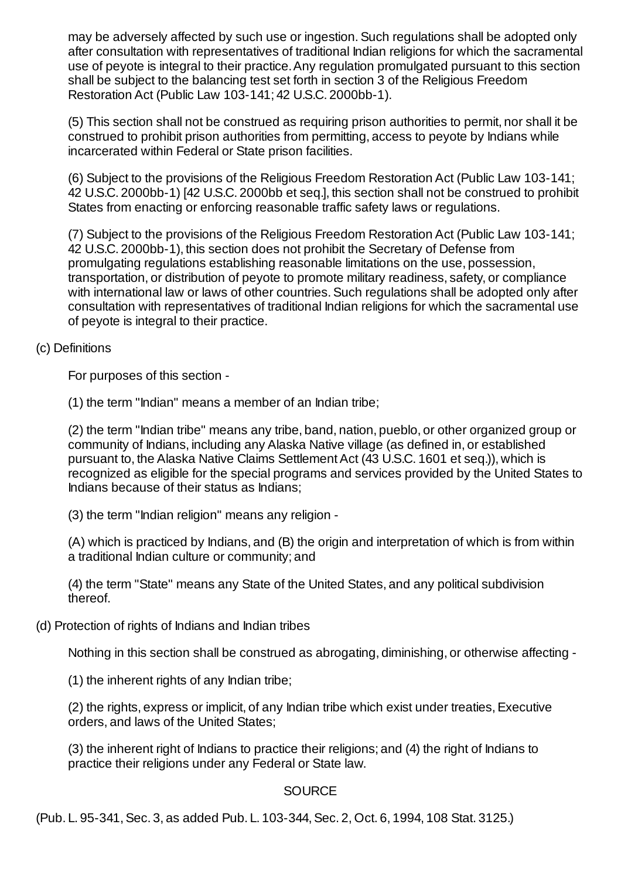may be adversely affected by such use or ingestion. Such regulations shall be adopted only after consultation with representatives of traditional Indian religions for which the sacramental use of peyote is integral to their practice. Any regulation promulgated pursuant to this section shall be subject to the balancing test set forth in section 3 of the Religious Freedom Restoration Act (Public Law 103-141; 42 U.S.C. 2000bb-1).

(5) This section shall not be construed as requiring prison authorities to permit, nor shall it be construed to prohibit prison authorities from permitting, access to peyote by Indians while incarcerated within Federal or State prison facilities.

(6) Subject to the provisions of the Religious Freedom Restoration Act (Public Law 103-141; 42 U.S.C. 2000bb-1) [42 U.S.C. 2000bb et seq.], this section shall not be construed to prohibit States from enacting or enforcing reasonable traffic safety laws or regulations.

(7) Subject to the provisions of the Religious Freedom Restoration Act (Public Law 103-141; 42 U.S.C. 2000bb-1), this section does not prohibit the Secretary of Defense from promulgating regulations establishing reasonable limitations on the use, possession, transportation, or distribution of peyote to promote military readiness, safety, or compliance with international law or laws of other countries. Such regulations shall be adopted only after consultation with representatives of traditional Indian religions for which the sacramental use of peyote is integral to their practice.

(c) Definitions

For purposes of this section -

(1) the term "Indian" means a member of an Indian tribe;

(2) the term "Indian tribe" means any tribe, band, nation, pueblo, or other organized group or community of Indians, including any Alaska Native village (as defined in, or established pursuant to, the Alaska Native Claims Settlement Act (43 U.S.C. 1601 et seq.)), which is recognized as eligible for the special programs and services provided by the United States to Indians because of their status as Indians;

(3) the term "Indian religion" means any religion -

(A) which is practiced by Indians, and (B) the origin and interpretation of which is from within a traditional Indian culture or community; and

(4) the term "State" means any State of the United States, and any political subdivision thereof.

(d) Protection of rights of Indians and Indian tribes

Nothing in this section shall be construed as abrogating, diminishing, or otherwise affecting -

(1) the inherent rights of any Indian tribe;

(2) the rights, express or implicit, of any Indian tribe which exist under treaties, Executive orders, and laws of the United States;

(3) the inherent right of Indians to practice their religions; and (4) the right of Indians to practice their religions under any Federal or State law.

SOURCE

(Pub. L. 95-341, Sec. 3, as added Pub. L. 103-344, Sec. 2, Oct. 6, 1994, 108 Stat. 3125.)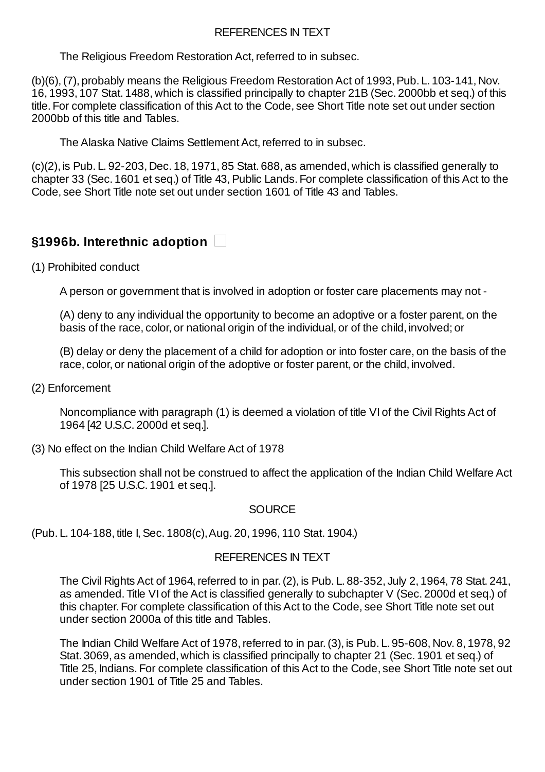REFERENCES IN TEXT

The Religious Freedom Restoration Act, referred to in subsec.

(b)(6), (7), probably means the Religious Freedom Restoration Act of 1993, Pub. L. 103-141, Nov. 16, 1993, 107 Stat. 1488, which is classified principally to chapter 21B (Sec. 2000bb et seq.) of this title. For complete classification of this Act to the Code, see Short Title note set out under section 2000bb of this title and Tables.

The Alaska Native Claims Settlement Act, referred to in subsec.

(c)(2), is Pub. L. 92-203, Dec. 18, 1971, 85 Stat. 688, as amended, which is classified generally to chapter 33 (Sec. 1601 et seq.) of Title 43, Public Lands. For complete classification of this Act to the Code, see Short Title note set out under section 1601 of Title 43 and Tables.

## §1996b. Interethnic adoption

(1) Prohibited conduct

A person or government that is involved in adoption or foster care placements may not -

(A) deny to any individual the opportunity to become an adoptive or a foster parent, on the basis of the race, color, or national origin of the individual, or of the child, involved; or

(B) delay or deny the placement of a child for adoption or into foster care, on the basis of the race, color, or national origin of the adoptive or foster parent, or the child, involved.

(2) Enforcement

Noncompliance with paragraph (1) is deemed a violation of title VI of the Civil Rights Act of 1964 [42 U.S.C. 2000d et seq.].

(3) No effect on the Indian Child Welfare Act of 1978

This subsection shall not be construed to affect the application of the Indian Child Welfare Act of 1978 [25 U.S.C. 1901 et seq.].

SOURCE

(Pub. L. 104-188, title I, Sec. 1808(c), Aug. 20, 1996, 110 Stat. 1904.)

REFERENCES IN TEXT

The Civil Rights Act of 1964, referred to in par. (2), is Pub. L. 88-352, July 2, 1964, 78 Stat. 241, as amended. Title VI of the Act is classified generally to subchapter V (Sec. 2000d et seq.) of this chapter. For complete classification of this Act to the Code, see Short Title note set out under section 2000a of this title and Tables.

The Indian Child Welfare Act of 1978, referred to in par. (3), is Pub. L. 95-608, Nov. 8, 1978, 92 Stat. 3069, as amended, which is classified principally to chapter 21 (Sec. 1901 et seq.) of Title 25, Indians. For complete classification of this Act to the Code, see Short Title note set out under section 1901 of Title 25 and Tables.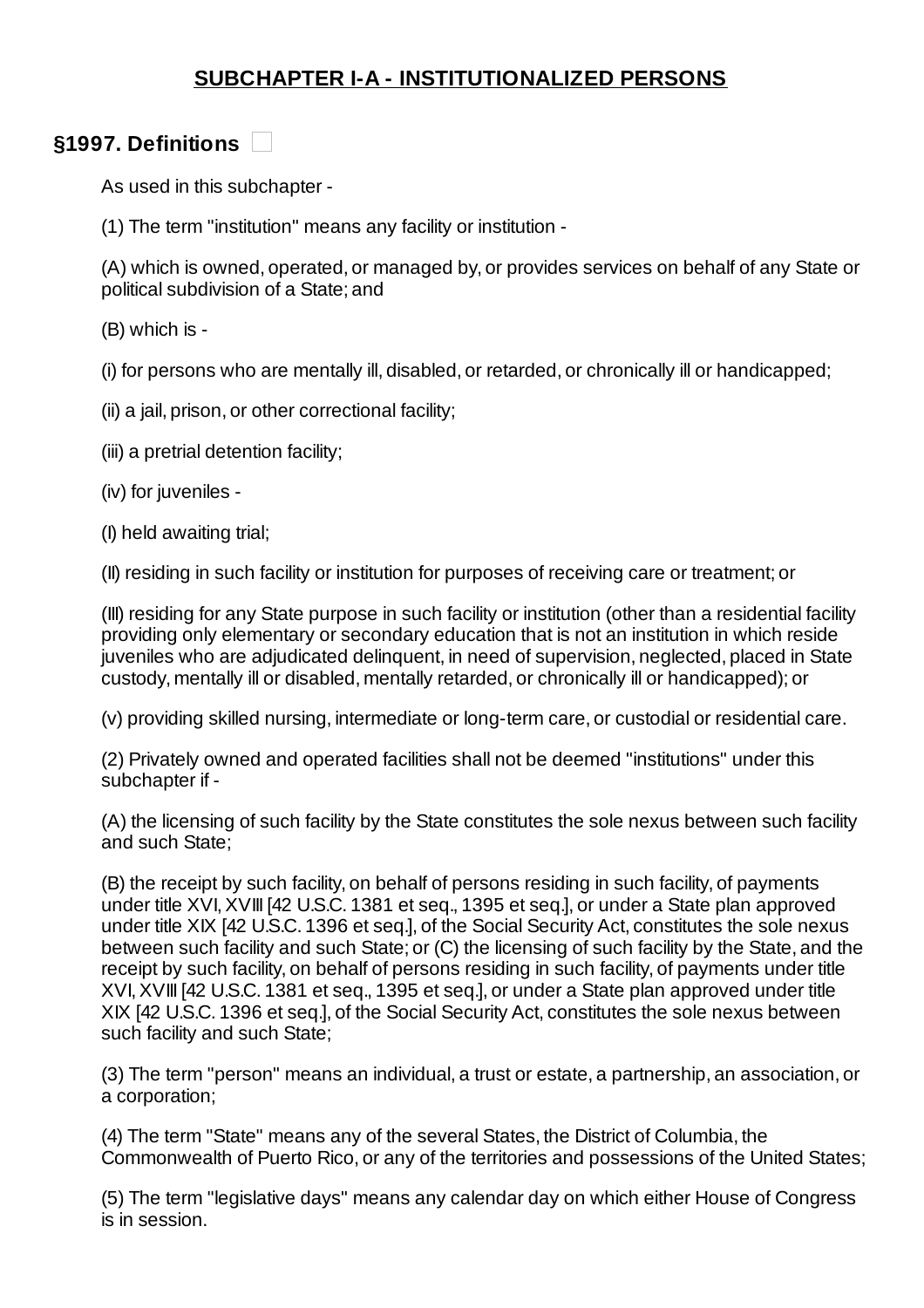## SUBCHAPTER I-A - INSTITUTIONALIZED PERSONS

### §1997. Definitions

As used in this subchapter -

(1) The term "institution" means any facility or institution -

(A) which is owned, operated, or managed by, or provides services on behalf of any State or political subdivision of a State; and

(B) which is -

(i) for persons who are mentally ill, disabled, or retarded, or chronically ill or handicapped;

(ii) a jail, prison, or other correctional facility;

(iii) a pretrial detention facility;

(iv) for juveniles -

(I) held awaiting trial;

(II) residing in such facility or institution for purposes of receiving care or treatment; or

(III) residing for any State purpose in such facility or institution (other than a residential facility providing only elementary or secondary education that is not an institution in which reside juveniles who are adjudicated delinquent, in need of supervision, neglected, placed in State custody, mentally ill or disabled, mentally retarded, or chronically ill or handicapped); or

(v) providing skilled nursing, intermediate or long-term care, or custodial or residential care.

(2) Privately owned and operated facilities shall not be deemed "institutions" under this subchapter if -

(A) the licensing of such facility by the State constitutes the sole nexus between such facility and such State;

(B) the receipt by such facility, on behalf of persons residing in such facility, of payments under title XVI, XVIII [42 U.S.C. 1381 et seq., 1395 et seq.], or under a State plan approved under title XIX [42 U.S.C. 1396 et seq.], of the Social Security Act, constitutes the sole nexus between such facility and such State; or (C) the licensing of such facility by the State, and the receipt by such facility, on behalf of persons residing in such facility, of payments under title XVI, XVIII [42 U.S.C. 1381 et seq., 1395 et seq.], or under a State plan approved under title XIX [42 U.S.C. 1396 et seq.], of the Social Security Act, constitutes the sole nexus between such facility and such State;

(3) The term "person" means an individual, a trust or estate, a partnership, an association, or a corporation;

(4) The term "State" means any of the several States, the District of Columbia, the Commonwealth of Puerto Rico, or any of the territories and possessions of the United States;

(5) The term "legislative days" means any calendar day on which either House of Congress is in session.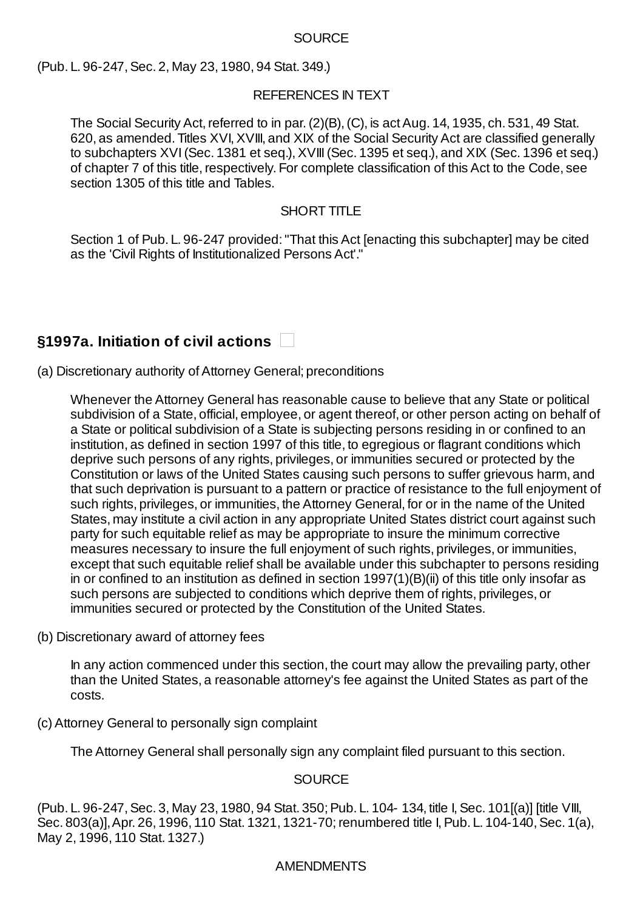SOURCE

(Pub. L. 96-247, Sec. 2, May 23, 1980, 94 Stat. 349.)

REFERENCES IN TEXT

The Social Security Act, referred to in par. (2)(B), (C), is act Aug. 14, 1935, ch. 531, 49 Stat. 620, as amended. Titles XVI, XVIII, and XIX of the Social Security Act are classified generally to subchapters XVI (Sec. 1381 et seq.), XVIII (Sec. 1395 et seq.), and XIX (Sec. 1396 et seq.) of chapter 7 of this title, respectively. For complete classification of this Act to the Code, see section 1305 of this title and Tables.

SHORT TITLE

Section 1 of Pub. L. 96-247 provided: "That this Act [enacting this subchapter] may be cited as the 'Civil Rights of Institutionalized Persons Act'."

## §1997a. Initiation of civil actions

(a) Discretionary authority of Attorney General; preconditions

Whenever the Attorney General has reasonable cause to believe that any State or political subdivision of a State, official, employee, or agent thereof, or other person acting on behalf of a State or political subdivision of a State is subjecting persons residing in or confined to an institution, as defined in section 1997 of this title, to egregious or flagrant conditions which deprive such persons of any rights, privileges, or immunities secured or protected by the Constitution or laws of the United States causing such persons to suffer grievous harm, and that such deprivation is pursuant to a pattern or practice of resistance to the full enjoyment of such rights, privileges, or immunities, the Attorney General, for or in the name of the United States, may institute a civil action in any appropriate United States district court against such party for such equitable relief as may be appropriate to insure the minimum corrective measures necessary to insure the full enjoyment of such rights, privileges, or immunities, except that such equitable relief shall be available under this subchapter to persons residing in or confined to an institution as defined in section 1997(1)(B)(ii) of this title only insofar as such persons are subjected to conditions which deprive them of rights, privileges, or immunities secured or protected by the Constitution of the United States.

(b) Discretionary award of attorney fees

In any action commenced under this section, the court may allow the prevailing party, other than the United States, a reasonable attorney's fee against the United States as part of the costs.

(c) Attorney General to personally sign complaint

The Attorney General shall personally sign any complaint filed pursuant to this section.

SOURCE

(Pub. L. 96-247, Sec. 3, May 23, 1980, 94 Stat. 350; Pub. L. 104- 134, title I, Sec. 101[(a)] [title VIII, Sec. 803(a)], Apr. 26, 1996, 110 Stat. 1321, 1321-70; renumbered title I, Pub. L. 104-140, Sec. 1(a), May 2, 1996, 110 Stat. 1327.)

AMENDMENTS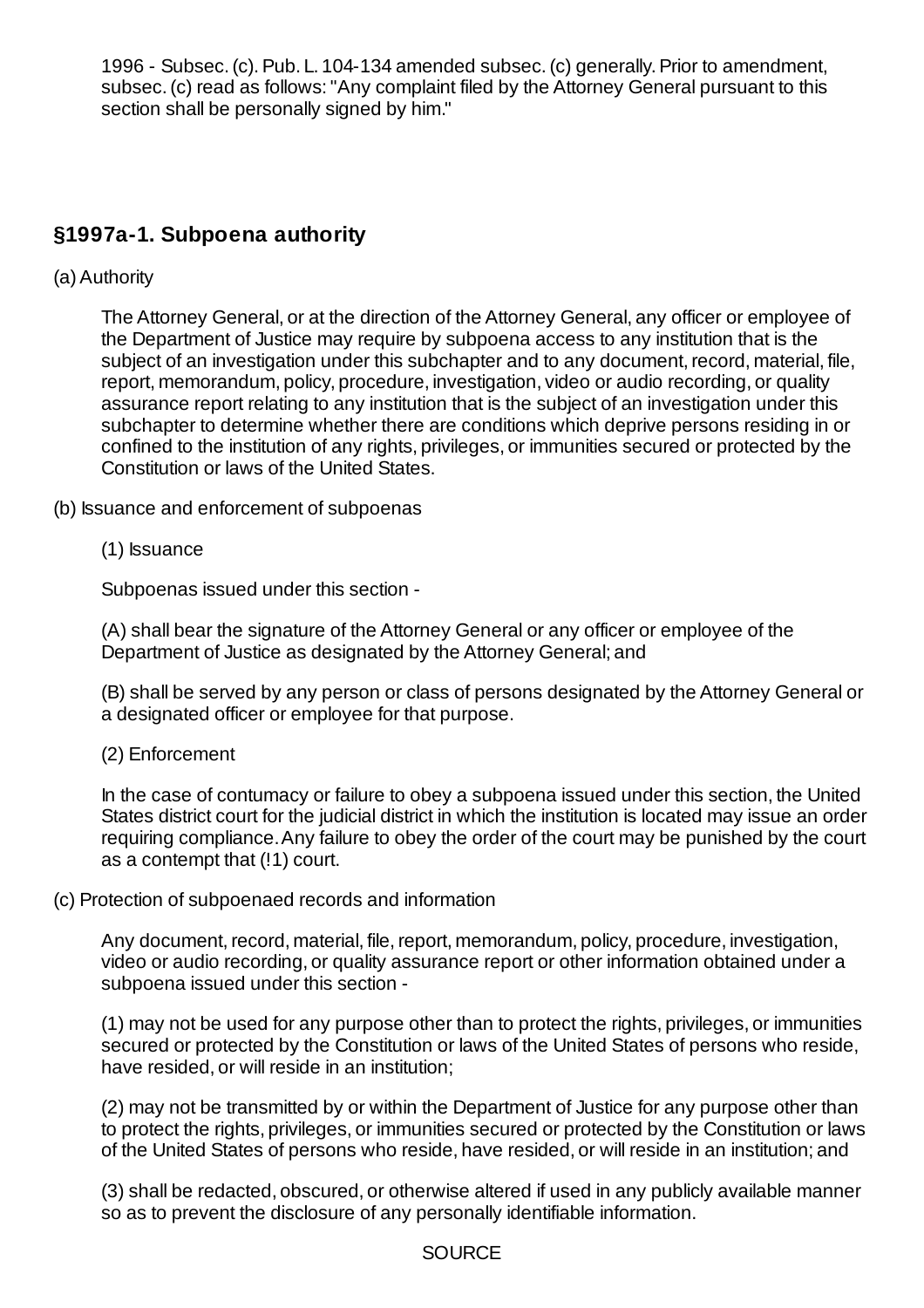1996 - Subsec. (c). Pub. L. 104-134 amended subsec. (c) generally. Prior to amendment, subsec. (c) read as follows: "Any complaint filed by the Attorney General pursuant to this section shall be personally signed by him."

## §1997a-1. Subpoena authority

(a) Authority

The Attorney General, or at the direction of the Attorney General, any officer or employee of the Department of Justice may require by subpoena access to any institution that is the subject of an investigation under this subchapter and to any document, record, material, file, report, memorandum, policy, procedure, investigation, video or audio recording, or quality assurance report relating to any institution that is the subject of an investigation under this subchapter to determine whether there are conditions which deprive persons residing in or confined to the institution of any rights, privileges, or immunities secured or protected by the Constitution or laws of the United States.

(b) Issuance and enforcement of subpoenas

(1) Issuance

Subpoenas issued under this section -

(A) shall bear the signature of the Attorney General or any officer or employee of the Department of Justice as designated by the Attorney General; and

(B) shall be served by any person or class of persons designated by the Attorney General or a designated officer or employee for that purpose.

(2) Enforcement

In the case of contumacy or failure to obey a subpoena issued under this section, the United States district court for the judicial district in which the institution is located may issue an order requiring compliance. Any failure to obey the order of the court may be punished by the court as a contempt that (!1) court.

(c) Protection of subpoenaed records and information

Any document, record, material, file, report, memorandum, policy, procedure, investigation, video or audio recording, or quality assurance report or other information obtained under a subpoena issued under this section -

(1) may not be used for any purpose other than to protect the rights, privileges, or immunities secured or protected by the Constitution or laws of the United States of persons who reside, have resided, or will reside in an institution;

(2) may not be transmitted by or within the Department of Justice for any purpose other than to protect the rights, privileges, or immunities secured or protected by the Constitution or laws of the United States of persons who reside, have resided, or will reside in an institution; and

(3) shall be redacted, obscured, or otherwise altered if used in any publicly available manner so as to prevent the disclosure of any personally identifiable information.

SOURCE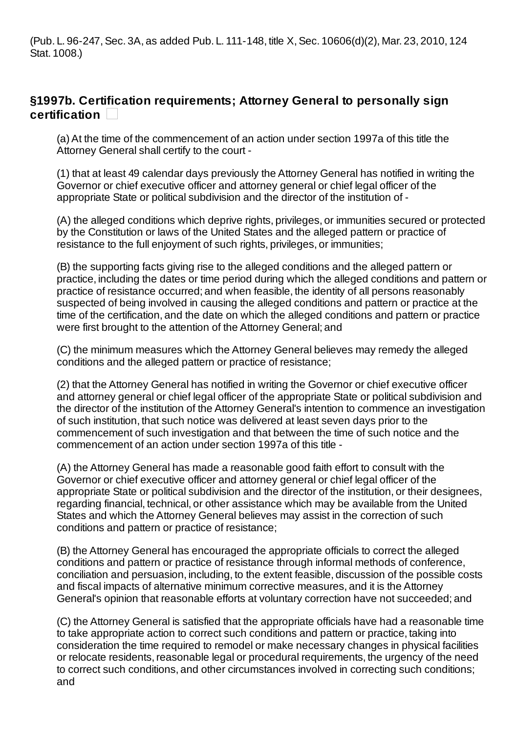(Pub. L. 96-247, Sec. 3A, as added Pub. L. 111-148, title X, Sec. 10606(d)(2), Mar. 23, 2010, 124 Stat. 1008.)

## §1997b. Certification requirements; Attorney General to personally sign certification

(a) At the time of the commencement of an action under section 1997a of this title the Attorney General shall certify to the court -

(1) that at least 49 calendar days previously the Attorney General has notified in writing the Governor or chief executive officer and attorney general or chief legal officer of the appropriate State or political subdivision and the director of the institution of -

(A) the alleged conditions which deprive rights, privileges, or immunities secured or protected by the Constitution or laws of the United States and the alleged pattern or practice of resistance to the full enjoyment of such rights, privileges, or immunities;

(B) the supporting facts giving rise to the alleged conditions and the alleged pattern or practice, including the dates or time period during which the alleged conditions and pattern or practice of resistance occurred; and when feasible, the identity of all persons reasonably suspected of being involved in causing the alleged conditions and pattern or practice at the time of the certification, and the date on which the alleged conditions and pattern or practice were first brought to the attention of the Attorney General; and

(C) the minimum measures which the Attorney General believes may remedy the alleged conditions and the alleged pattern or practice of resistance;

(2) that the Attorney General has notified in writing the Governor or chief executive officer and attorney general or chief legal officer of the appropriate State or political subdivision and the director of the institution of the Attorney General's intention to commence an investigation of such institution, that such notice was delivered at least seven days prior to the commencement of such investigation and that between the time of such notice and the commencement of an action under section 1997a of this title -

(A) the Attorney General has made a reasonable good faith effort to consult with the Governor or chief executive officer and attorney general or chief legal officer of the appropriate State or political subdivision and the director of the institution, or their designees, regarding financial, technical, or other assistance which may be available from the United States and which the Attorney General believes may assist in the correction of such conditions and pattern or practice of resistance;

(B) the Attorney General has encouraged the appropriate officials to correct the alleged conditions and pattern or practice of resistance through informal methods of conference, conciliation and persuasion, including, to the extent feasible, discussion of the possible costs and fiscal impacts of alternative minimum corrective measures, and it is the Attorney General's opinion that reasonable efforts at voluntary correction have not succeeded; and

(C) the Attorney General is satisfied that the appropriate officials have had a reasonable time to take appropriate action to correct such conditions and pattern or practice, taking into consideration the time required to remodel or make necessary changes in physical facilities or relocate residents, reasonable legal or procedural requirements, the urgency of the need to correct such conditions, and other circumstances involved in correcting such conditions; and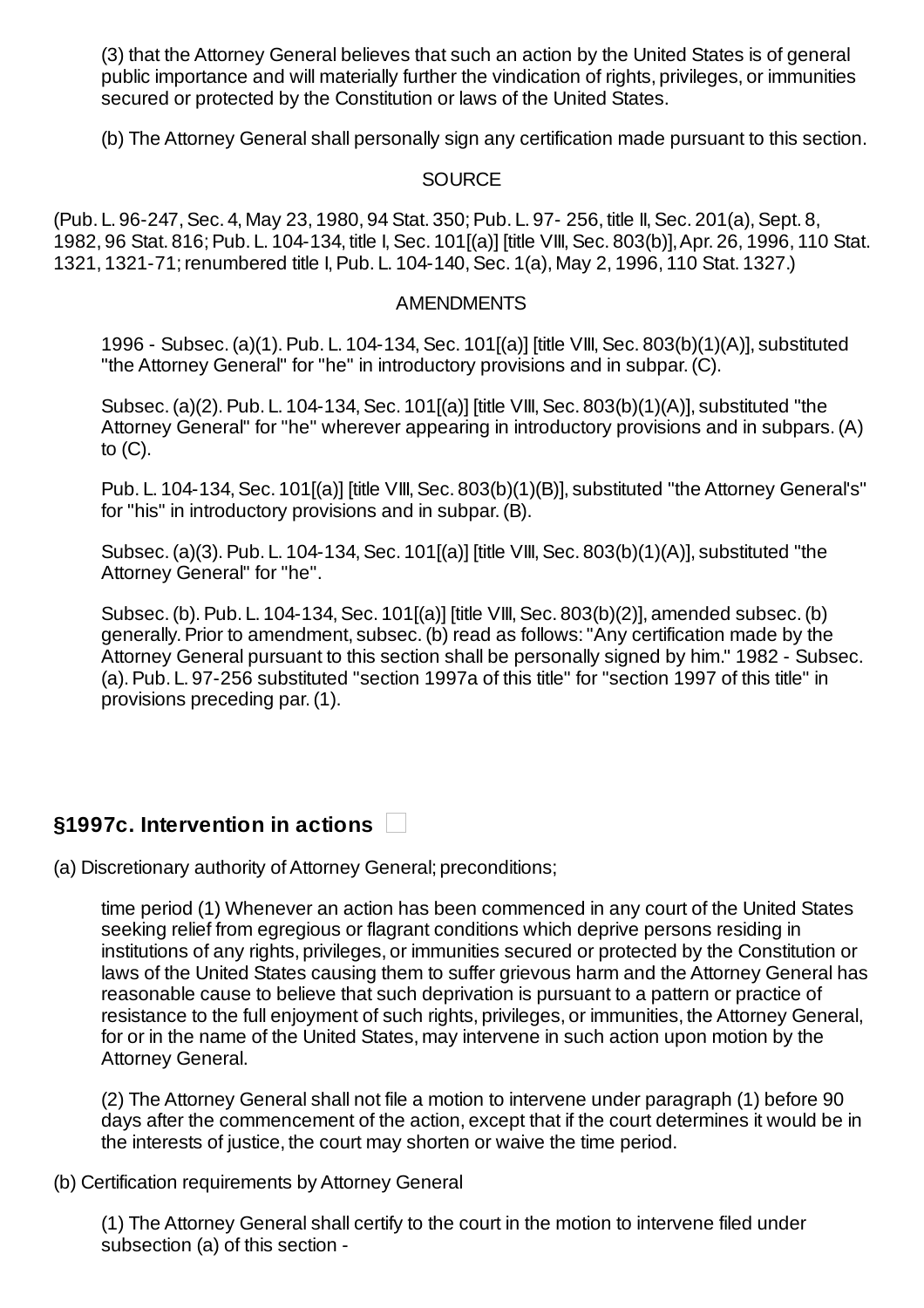(3) that the Attorney General believes that such an action by the United States is of general public importance and will materially further the vindication of rights, privileges, or immunities secured or protected by the Constitution or laws of the United States.

(b) The Attorney General shall personally sign any certification made pursuant to this section.

SOURCE

(Pub. L. 96-247, Sec. 4, May 23, 1980, 94 Stat. 350; Pub. L. 97- 256, title II, Sec. 201(a), Sept. 8, 1982, 96 Stat. 816; Pub. L. 104-134, title I, Sec. 101[(a)] [title VIII, Sec. 803(b)], Apr. 26, 1996, 110 Stat. 1321, 1321-71; renumbered title I, Pub. L. 104-140, Sec. 1(a), May 2, 1996, 110 Stat. 1327.)

AMENDMENTS

1996 - Subsec. (a)(1). Pub. L. 104-134, Sec. 101[(a)] [title VIII, Sec. 803(b)(1)(A)], substituted "the Attorney General" for "he" in introductory provisions and in subpar. (C).

Subsec. (a)(2). Pub. L. 104-134, Sec. 101[(a)] [title VIII, Sec. 803(b)(1)(A)], substituted "the Attorney General" for "he" wherever appearing in introductory provisions and in subpars. (A) to (C).

Pub. L. 104-134, Sec. 101[(a)] [title VIII, Sec. 803(b)(1)(B)], substituted "the Attorney General's" for "his" in introductory provisions and in subpar. (B).

Subsec. (a)(3). Pub. L. 104-134, Sec. 101[(a)] [title VIII, Sec. 803(b)(1)(A)], substituted "the Attorney General" for "he".

Subsec. (b). Pub. L. 104-134, Sec. 101[(a)] [title VIII, Sec. 803(b)(2)], amended subsec. (b) generally. Prior to amendment, subsec. (b) read as follows: "Any certification made by the Attorney General pursuant to this section shall be personally signed by him." 1982 - Subsec. (a). Pub. L. 97-256 substituted "section 1997a of this title" for "section 1997 of this title" in provisions preceding par. (1).

## §1997c. Intervention in actions

(a) Discretionary authority of Attorney General; preconditions;

time period (1) Whenever an action has been commenced in any court of the United States seeking relief from egregious or flagrant conditions which deprive persons residing in institutions of any rights, privileges, or immunities secured or protected by the Constitution or laws of the United States causing them to suffer grievous harm and the Attorney General has reasonable cause to believe that such deprivation is pursuant to a pattern or practice of resistance to the full enjoyment of such rights, privileges, or immunities, the Attorney General, for or in the name of the United States, may intervene in such action upon motion by the Attorney General.

(2) The Attorney General shall not file a motion to intervene under paragraph (1) before 90 days after the commencement of the action, except that if the court determines it would be in the interests of justice, the court may shorten or waive the time period.

(b) Certification requirements by Attorney General

(1) The Attorney General shall certify to the court in the motion to intervene filed under subsection (a) of this section -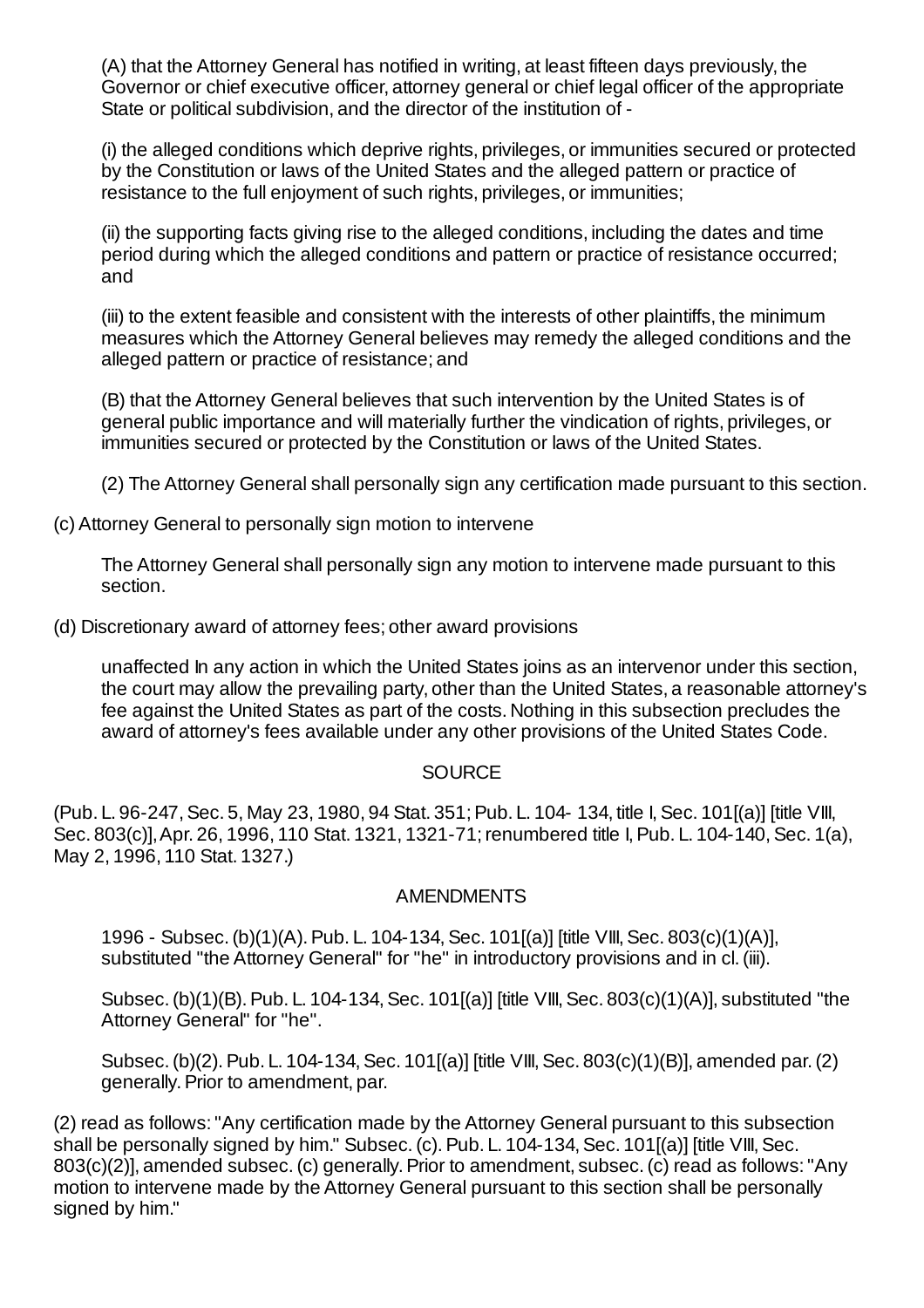(A) that the Attorney General has notified in writing, at least fifteen days previously, the Governor or chief executive officer, attorney general or chief legal officer of the appropriate State or political subdivision, and the director of the institution of -

(i) the alleged conditions which deprive rights, privileges, or immunities secured or protected by the Constitution or laws of the United States and the alleged pattern or practice of resistance to the full enjoyment of such rights, privileges, or immunities;

(ii) the supporting facts giving rise to the alleged conditions, including the dates and time period during which the alleged conditions and pattern or practice of resistance occurred; and

(iii) to the extent feasible and consistent with the interests of other plaintiffs, the minimum measures which the Attorney General believes may remedy the alleged conditions and the alleged pattern or practice of resistance; and

(B) that the Attorney General believes that such intervention by the United States is of general public importance and will materially further the vindication of rights, privileges, or immunities secured or protected by the Constitution or laws of the United States.

(2) The Attorney General shall personally sign any certification made pursuant to this section.

(c) Attorney General to personally sign motion to intervene

The Attorney General shall personally sign any motion to intervene made pursuant to this section.

(d) Discretionary award of attorney fees; other award provisions

unaffected In any action in which the United States joins as an intervenor under this section, the court may allow the prevailing party, other than the United States, a reasonable attorney's fee against the United States as part of the costs. Nothing in this subsection precludes the award of attorney's fees available under any other provisions of the United States Code.

SOURCE

(Pub. L. 96-247, Sec. 5, May 23, 1980, 94 Stat. 351; Pub. L. 104- 134, title I, Sec. 101[(a)] [title VIII, Sec. 803(c)], Apr. 26, 1996, 110 Stat. 1321, 1321-71; renumbered title I, Pub. L. 104-140, Sec. 1(a), May 2, 1996, 110 Stat. 1327.)

AMENDMENTS

1996 - Subsec. (b)(1)(A). Pub. L. 104-134, Sec. 101[(a)] [title VIII, Sec. 803(c)(1)(A)], substituted "the Attorney General" for "he" in introductory provisions and in cl. (iii).

Subsec. (b)(1)(B). Pub. L. 104-134, Sec. 101[(a)] [title VIII, Sec. 803(c)(1)(A)], substituted "the Attorney General" for "he".

Subsec. (b)(2). Pub. L. 104-134, Sec. 101[(a)] [title VIII, Sec. 803(c)(1)(B)], amended par. (2) generally. Prior to amendment, par.

(2) read as follows: "Any certification made by the Attorney General pursuant to this subsection shall be personally signed by him." Subsec. (c). Pub. L. 104-134, Sec. 101[(a)] [title VIII, Sec. 803(c)(2)], amended subsec. (c) generally. Prior to amendment, subsec. (c) read as follows: "Any motion to intervene made by the Attorney General pursuant to this section shall be personally signed by him."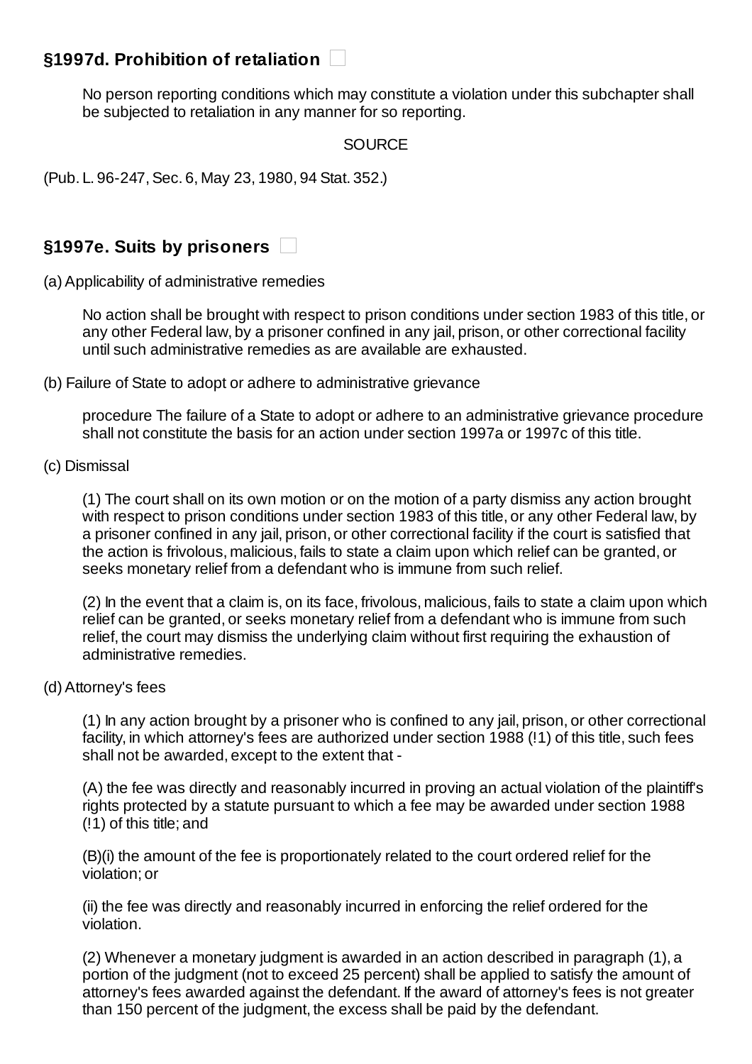## §1997d. Prohibition of retaliation

No person reporting conditions which may constitute a violation under this subchapter shall be subjected to retaliation in any manner for so reporting.

SOURCE

(Pub. L. 96-247, Sec. 6, May 23, 1980, 94 Stat. 352.)

## §1997e. Suits by prisoners

(a) Applicability of administrative remedies

No action shall be brought with respect to prison conditions under section 1983 of this title, or any other Federal law, by a prisoner confined in any jail, prison, or other correctional facility until such administrative remedies as are available are exhausted.

(b) Failure of State to adopt or adhere to administrative grievance

procedure The failure of a State to adopt or adhere to an administrative grievance procedure shall not constitute the basis for an action under section 1997a or 1997c of this title.

(c) Dismissal

(1) The court shall on its own motion or on the motion of a party dismiss any action brought with respect to prison conditions under section 1983 of this title, or any other Federal law, by a prisoner confined in any jail, prison, or other correctional facility if the court is satisfied that the action is frivolous, malicious, fails to state a claim upon which relief can be granted, or seeks monetary relief from a defendant who is immune from such relief.

(2) In the event that a claim is, on its face, frivolous, malicious, fails to state a claim upon which relief can be granted, or seeks monetary relief from a defendant who is immune from such relief, the court may dismiss the underlying claim without first requiring the exhaustion of administrative remedies.

(d) Attorney's fees

(1) In any action brought by a prisoner who is confined to any jail, prison, or other correctional facility, in which attorney's fees are authorized under section 1988 (!1) of this title, such fees shall not be awarded, except to the extent that -

(A) the fee was directly and reasonably incurred in proving an actual violation of the plaintiff's rights protected by a statute pursuant to which a fee may be awarded under section 1988 (!1) of this title; and

(B)(i) the amount of the fee is proportionately related to the court ordered relief for the violation; or

(ii) the fee was directly and reasonably incurred in enforcing the relief ordered for the violation.

(2) Whenever a monetary judgment is awarded in an action described in paragraph (1), a portion of the judgment (not to exceed 25 percent) shall be applied to satisfy the amount of attorney's fees awarded against the defendant. If the award of attorney's fees is not greater than 150 percent of the judgment, the excess shall be paid by the defendant.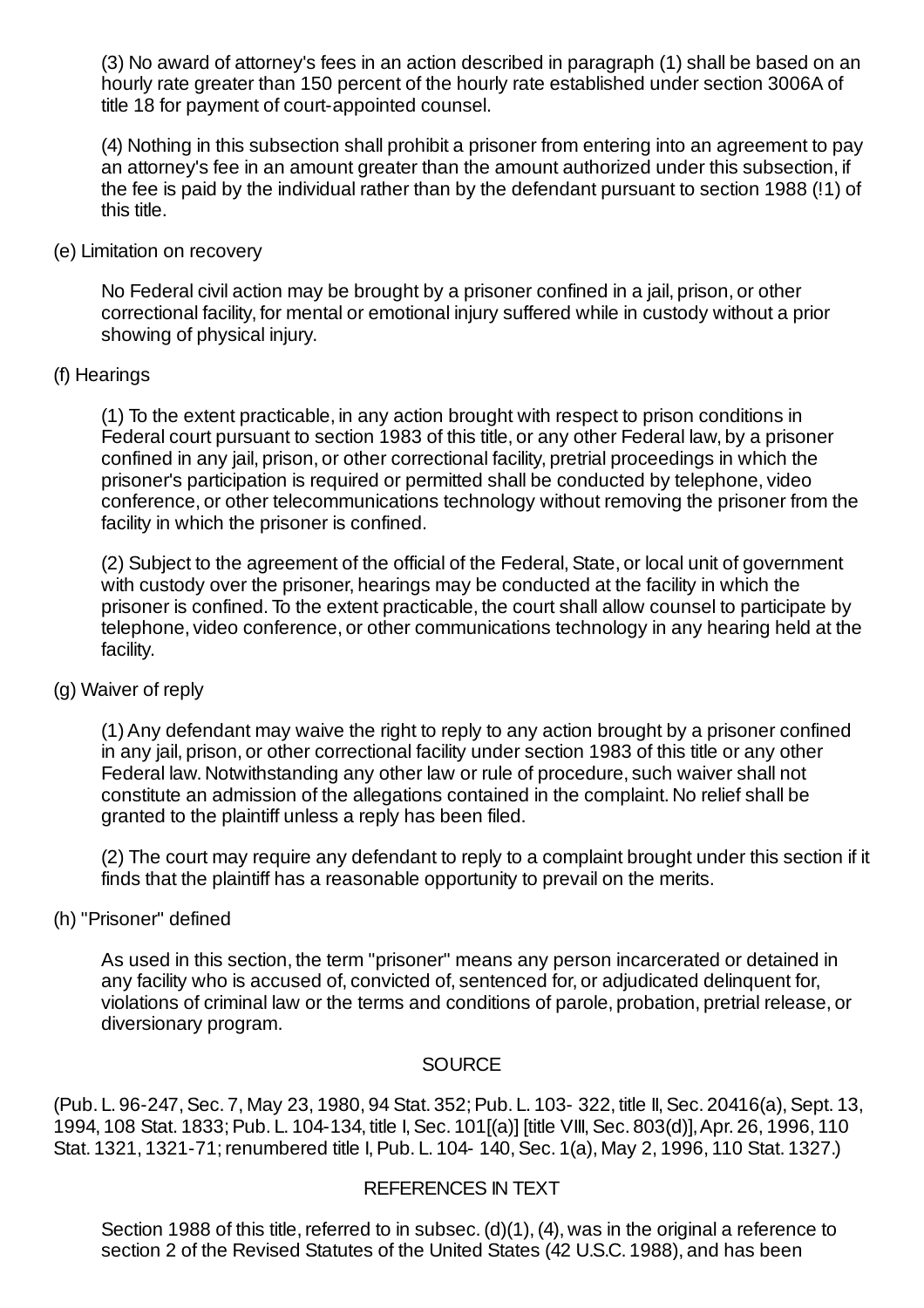(3) No award of attorney's fees in an action described in paragraph (1) shall be based on an hourly rate greater than 150 percent of the hourly rate established under section 3006A of title 18 for payment of court-appointed counsel.

(4) Nothing in this subsection shall prohibit a prisoner from entering into an agreement to pay an attorney's fee in an amount greater than the amount authorized under this subsection, if the fee is paid by the individual rather than by the defendant pursuant to section 1988 (!1) of this title.

(e) Limitation on recovery

No Federal civil action may be brought by a prisoner confined in a jail, prison, or other correctional facility, for mental or emotional injury suffered while in custody without a prior showing of physical injury.

(f) Hearings

(1) To the extent practicable, in any action brought with respect to prison conditions in Federal court pursuant to section 1983 of this title, or any other Federal law, by a prisoner confined in any jail, prison, or other correctional facility, pretrial proceedings in which the prisoner's participation is required or permitted shall be conducted by telephone, video conference, or other telecommunications technology without removing the prisoner from the facility in which the prisoner is confined.

(2) Subject to the agreement of the official of the Federal, State, or local unit of government with custody over the prisoner, hearings may be conducted at the facility in which the prisoner is confined. To the extent practicable, the court shall allow counsel to participate by telephone, video conference, or other communications technology in any hearing held at the facility.

(g) Waiver of reply

(1) Any defendant may waive the right to reply to any action brought by a prisoner confined in any jail, prison, or other correctional facility under section 1983 of this title or any other Federal law. Notwithstanding any other law or rule of procedure, such waiver shall not constitute an admission of the allegations contained in the complaint. No relief shall be granted to the plaintiff unless a reply has been filed.

(2) The court may require any defendant to reply to a complaint brought under this section if it finds that the plaintiff has a reasonable opportunity to prevail on the merits.

(h) "Prisoner" defined

As used in this section, the term "prisoner" means any person incarcerated or detained in any facility who is accused of, convicted of, sentenced for, or adjudicated delinquent for, violations of criminal law or the terms and conditions of parole, probation, pretrial release, or diversionary program.

SOURCE

(Pub. L. 96-247, Sec. 7, May 23, 1980, 94 Stat. 352; Pub. L. 103- 322, title II, Sec. 20416(a), Sept. 13, 1994, 108 Stat. 1833; Pub. L. 104-134, title I, Sec. 101[(a)] [title VIII, Sec. 803(d)], Apr. 26, 1996, 110 Stat. 1321, 1321-71; renumbered title I, Pub. L. 104- 140, Sec. 1(a), May 2, 1996, 110 Stat. 1327.)

REFERENCES IN TEXT

Section 1988 of this title, referred to in subsec. (d)(1), (4), was in the original a reference to section 2 of the Revised Statutes of the United States (42 U.S.C. 1988), and has been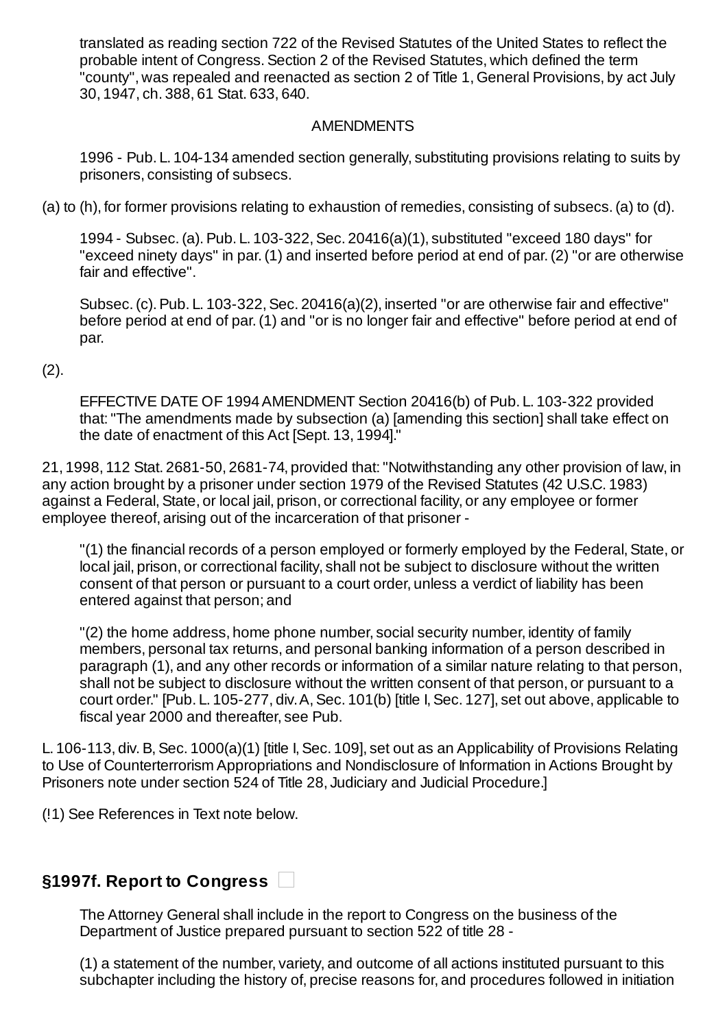translated as reading section 722 of the Revised Statutes of the United States to reflect the probable intent of Congress. Section 2 of the Revised Statutes, which defined the term "county", was repealed and reenacted as section 2 of Title 1, General Provisions, by act July 30, 1947, ch. 388, 61 Stat. 633, 640.

AMENDMENTS

1996 - Pub. L. 104-134 amended section generally, substituting provisions relating to suits by prisoners, consisting of subsecs.

(a) to (h), for former provisions relating to exhaustion of remedies, consisting of subsecs. (a) to (d).

1994 - Subsec. (a). Pub. L. 103-322, Sec. 20416(a)(1), substituted "exceed 180 days" for "exceed ninety days" in par. (1) and inserted before period at end of par. (2) "or are otherwise fair and effective".

Subsec. (c). Pub. L. 103-322, Sec. 20416(a)(2), inserted "or are otherwise fair and effective" before period at end of par. (1) and "or is no longer fair and effective" before period at end of par.

(2).

EFFECTIVE DATE OF 1994 AMENDMENT Section 20416(b) of Pub. L. 103-322 provided that: "The amendments made by subsection (a) [amending this section] shall take effect on the date of enactment of this Act [Sept. 13, 1994]."

21, 1998, 112 Stat. 2681-50, 2681-74, provided that: "Notwithstanding any other provision of law, in any action brought by a prisoner under section 1979 of the Revised Statutes (42 U.S.C. 1983) against a Federal, State, or local jail, prison, or correctional facility, or any employee or former employee thereof, arising out of the incarceration of that prisoner -

"(1) the financial records of a person employed or formerly employed by the Federal, State, or local jail, prison, or correctional facility, shall not be subject to disclosure without the written consent of that person or pursuant to a court order, unless a verdict of liability has been entered against that person; and

"(2) the home address, home phone number, social security number, identity of family members, personal tax returns, and personal banking information of a person described in paragraph (1), and any other records or information of a similar nature relating to that person, shall not be subject to disclosure without the written consent of that person, or pursuant to a court order." [Pub. L. 105-277, div. A, Sec. 101(b) [title I, Sec. 127], set out above, applicable to fiscal year 2000 and thereafter, see Pub.

L. 106-113, div. B, Sec. 1000(a)(1) [title I, Sec. 109], set out as an Applicability of Provisions Relating to Use of Counterterrorism Appropriations and Nondisclosure of Information in Actions Brought by Prisoners note under section 524 of Title 28, Judiciary and Judicial Procedure.]

(!1) See References in Text note below.

## §1997f. Report to Congress

The Attorney General shall include in the report to Congress on the business of the Department of Justice prepared pursuant to section 522 of title 28 -

(1) a statement of the number, variety, and outcome of all actions instituted pursuant to this subchapter including the history of, precise reasons for, and procedures followed in initiation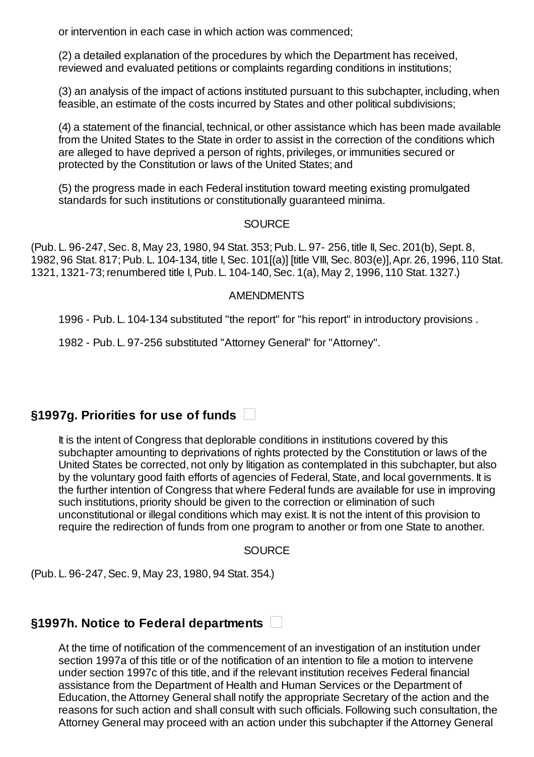or intervention in each case in which action was commenced;

(2) a detailed explanation of the procedures by which the Department has received, reviewed and evaluated petitions or complaints regarding conditions in institutions;

(3) an analysis of the impact of actions instituted pursuant to this subchapter, including, when feasible, an estimate of the costs incurred by States and other political subdivisions;

(4) a statement of the financial, technical, or other assistance which has been made available from the United States to the State in order to assist in the correction of the conditions which are alleged to have deprived a person of rights, privileges, or immunities secured or protected by the Constitution or laws of the United States; and

(5) the progress made in each Federal institution toward meeting existing promulgated standards for such institutions or constitutionally guaranteed minima.

SOURCE

(Pub. L. 96-247, Sec. 8, May 23, 1980, 94 Stat. 353; Pub. L. 97- 256, title II, Sec. 201(b), Sept. 8, 1982, 96 Stat. 817; Pub. L. 104-134, title I, Sec. 101[(a)] [title VIII, Sec. 803(e)], Apr. 26, 1996, 110 Stat. 1321, 1321-73; renumbered title I, Pub. L. 104-140, Sec. 1(a), May 2, 1996, 110 Stat. 1327.)

AMENDMENTS

1996 - Pub. L. 104-134 substituted "the report" for "his report" in introductory provisions .

1982 - Pub. L. 97-256 substituted "Attorney General" for "Attorney".

## §1997g. Priorities for use of funds

It is the intent of Congress that deplorable conditions in institutions covered by this subchapter amounting to deprivations of rights protected by the Constitution or laws of the United States be corrected, not only by litigation as contemplated in this subchapter, but also by the voluntary good faith efforts of agencies of Federal, State, and local governments. It is the further intention of Congress that where Federal funds are available for use in improving such institutions, priority should be given to the correction or elimination of such unconstitutional or illegal conditions which may exist. It is not the intent of this provision to require the redirection of funds from one program to another or from one State to another.

SOURCE

(Pub. L. 96-247, Sec. 9, May 23, 1980, 94 Stat. 354.)

## §1997h. Notice to Federal departments

At the time of notification of the commencement of an investigation of an institution under section 1997a of this title or of the notification of an intention to file a motion to intervene under section 1997c of this title, and if the relevant institution receives Federal financial assistance from the Department of Health and Human Services or the Department of Education, the Attorney General shall notify the appropriate Secretary of the action and the reasons for such action and shall consult with such officials. Following such consultation, the Attorney General may proceed with an action under this subchapter if the Attorney General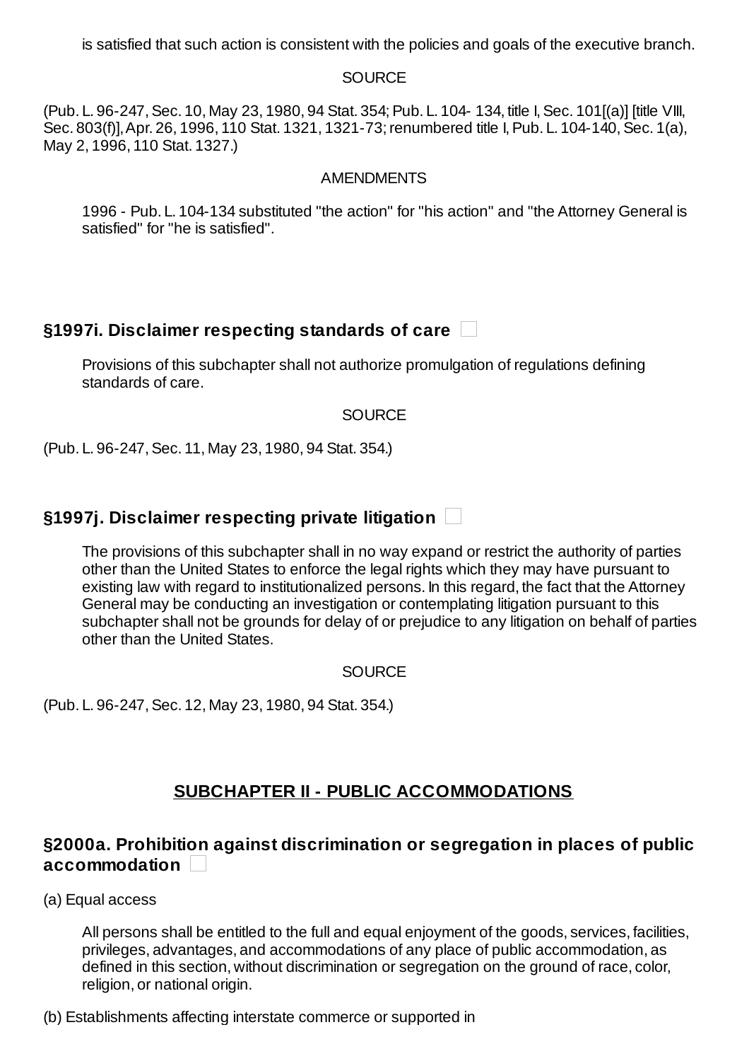is satisfied that such action is consistent with the policies and goals of the executive branch.

SOURCE

(Pub. L. 96-247, Sec. 10, May 23, 1980, 94 Stat. 354; Pub. L. 104- 134, title I, Sec. 101[(a)] [title VIII, Sec. 803(f)], Apr. 26, 1996, 110 Stat. 1321, 1321-73; renumbered title I, Pub. L. 104-140, Sec. 1(a), May 2, 1996, 110 Stat. 1327.)

AMENDMENTS

1996 - Pub. L. 104-134 substituted "the action" for "his action" and "the Attorney General is satisfied" for "he is satisfied".

### §1997i. Disclaimer respecting standards of care

Provisions of this subchapter shall not authorize promulgation of regulations defining standards of care.

SOURCE

(Pub. L. 96-247, Sec. 11, May 23, 1980, 94 Stat. 354.)

### §1997j. Disclaimer respecting private litigation

The provisions of this subchapter shall in no way expand or restrict the authority of parties other than the United States to enforce the legal rights which they may have pursuant to existing law with regard to institutionalized persons. In this regard, the fact that the Attorney General may be conducting an investigation or contemplating litigation pursuant to this subchapter shall not be grounds for delay of or prejudice to any litigation on behalf of parties other than the United States.

SOURCE

(Pub. L. 96-247, Sec. 12, May 23, 1980, 94 Stat. 354.)

## SUBCHAPTER II - PUBLIC ACCOMMODATIONS

### §2000a. Prohibition against discrimination or segregation in places of public accommodation

(a) Equal access

All persons shall be entitled to the full and equal enjoyment of the goods, services, facilities, privileges, advantages, and accommodations of any place of public accommodation, as defined in this section, without discrimination or segregation on the ground of race, color, religion, or national origin.

(b) Establishments affecting interstate commerce or supported in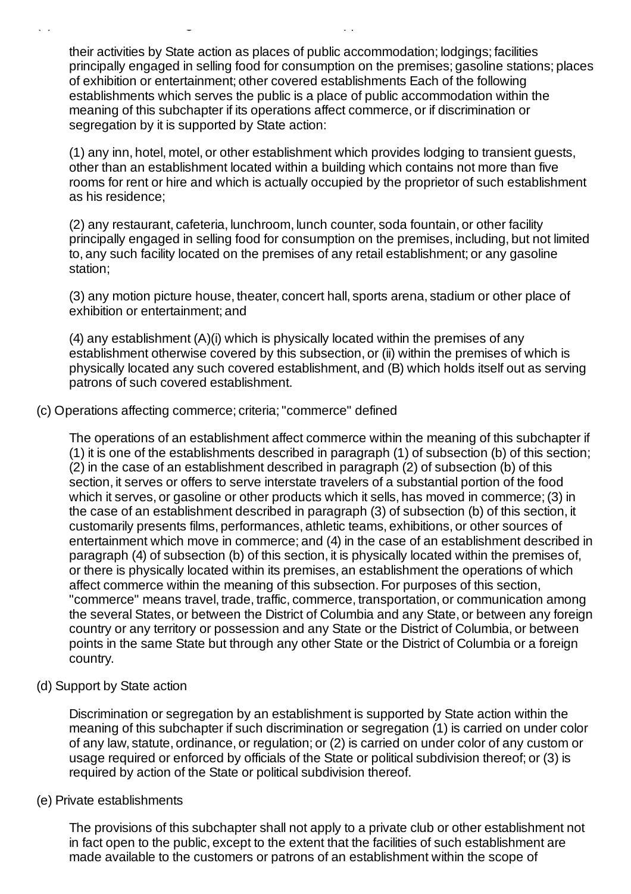their activities by State action as places of public accommodation; lodgings; facilities principally engaged in selling food for consumption on the premises; gasoline stations; places of exhibition or entertainment; other covered establishments Each of the following establishments which serves the public is a place of public accommodation within the meaning of this subchapter if its operations affect commerce, or if discrimination or segregation by it is supported by State action:

(1) any inn, hotel, motel, or other establishment which provides lodging to transient guests, other than an establishment located within a building which contains not more than five rooms for rent or hire and which is actually occupied by the proprietor of such establishment as his residence;

(2) any restaurant, cafeteria, lunchroom, lunch counter, soda fountain, or other facility principally engaged in selling food for consumption on the premises, including, but not limited to, any such facility located on the premises of any retail establishment; or any gasoline station;

(3) any motion picture house, theater, concert hall, sports arena, stadium or other place of exhibition or entertainment; and

(4) any establishment (A)(i) which is physically located within the premises of any establishment otherwise covered by this subsection, or (ii) within the premises of which is physically located any such covered establishment, and (B) which holds itself out as serving patrons of such covered establishment.

(c) Operations affecting commerce; criteria; "commerce" defined

The operations of an establishment affect commerce within the meaning of this subchapter if (1) it is one of the establishments described in paragraph (1) of subsection (b) of this section; (2) in the case of an establishment described in paragraph (2) of subsection (b) of this section, it serves or offers to serve interstate travelers of a substantial portion of the food which it serves, or gasoline or other products which it sells, has moved in commerce; (3) in the case of an establishment described in paragraph (3) of subsection (b) of this section, it customarily presents films, performances, athletic teams, exhibitions, or other sources of entertainment which move in commerce; and (4) in the case of an establishment described in paragraph (4) of subsection (b) of this section, it is physically located within the premises of, or there is physically located within its premises, an establishment the operations of which affect commerce within the meaning of this subsection. For purposes of this section, "commerce" means travel, trade, traffic, commerce, transportation, or communication among the several States, or between the District of Columbia and any State, or between any foreign country or any territory or possession and any State or the District of Columbia, or between points in the same State but through any other State or the District of Columbia or a foreign country.

(d) Support by State action

Discrimination or segregation by an establishment is supported by State action within the meaning of this subchapter if such discrimination or segregation (1) is carried on under color of any law, statute, ordinance, or regulation; or (2) is carried on under color of any custom or usage required or enforced by officials of the State or political subdivision thereof; or (3) is required by action of the State or political subdivision thereof.

(e) Private establishments

The provisions of this subchapter shall not apply to a private club or other establishment not in fact open to the public, except to the extent that the facilities of such establishment are made available to the customers or patrons of an establishment within the scope of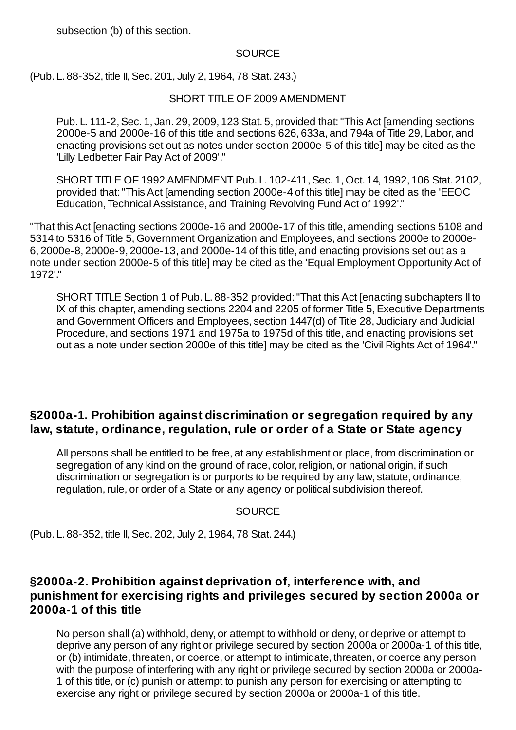subsection (b) of this section.

SOURCE

(Pub. L. 88-352, title II, Sec. 201, July 2, 1964, 78 Stat. 243.)

SHORT TITLE OF 2009 AMENDMENT

Pub. L. 111-2, Sec. 1, Jan. 29, 2009, 123 Stat. 5, provided that: "This Act [amending sections 2000e-5 and 2000e-16 of this title and sections 626, 633a, and 794a of Title 29, Labor, and enacting provisions set out as notes under section 2000e-5 of this title] may be cited as the 'Lilly Ledbetter Fair Pay Act of 2009'."

SHORT TITLE OF 1992 AMENDMENT Pub. L. 102-411, Sec. 1, Oct. 14, 1992, 106 Stat. 2102, provided that: "This Act [amending section 2000e-4 of this title] may be cited as the 'EEOC Education, Technical Assistance, and Training Revolving Fund Act of 1992'."

"That this Act [enacting sections 2000e-16 and 2000e-17 of this title, amending sections 5108 and 5314 to 5316 of Title 5, Government Organization and Employees, and sections 2000e to 2000e-6, 2000e-8, 2000e-9, 2000e-13, and 2000e-14 of this title, and enacting provisions set out as a note under section 2000e-5 of this title] may be cited as the 'Equal Employment Opportunity Act of 1972'."

SHORT TITLE Section 1 of Pub. L. 88-352 provided: "That this Act [enacting subchapters II to IX of this chapter, amending sections 2204 and 2205 of former Title 5, Executive Departments and Government Officers and Employees, section 1447(d) of Title 28, Judiciary and Judicial Procedure, and sections 1971 and 1975a to 1975d of this title, and enacting provisions set out as a note under section 2000e of this title] may be cited as the 'Civil Rights Act of 1964'."

### §2000a-1. Prohibition against discrimination or segregation required by any law, statute, ordinance, regulation, rule or order of a State or State agency

All persons shall be entitled to be free, at any establishment or place, from discrimination or segregation of any kind on the ground of race, color, religion, or national origin, if such discrimination or segregation is or purports to be required by any law, statute, ordinance, regulation, rule, or order of a State or any agency or political subdivision thereof.

SOURCE

(Pub. L. 88-352, title II, Sec. 202, July 2, 1964, 78 Stat. 244.)

### §2000a-2. Prohibition against deprivation of, interference with, and punishment for exercising rights and privileges secured by section 2000a or 2000a-1 of this title

No person shall (a) withhold, deny, or attempt to withhold or deny, or deprive or attempt to deprive any person of any right or privilege secured by section 2000a or 2000a-1 of this title, or (b) intimidate, threaten, or coerce, or attempt to intimidate, threaten, or coerce any person with the purpose of interfering with any right or privilege secured by section 2000a or 2000a-1 of this title, or (c) punish or attempt to punish any person for exercising or attempting to exercise any right or privilege secured by section 2000a or 2000a-1 of this title.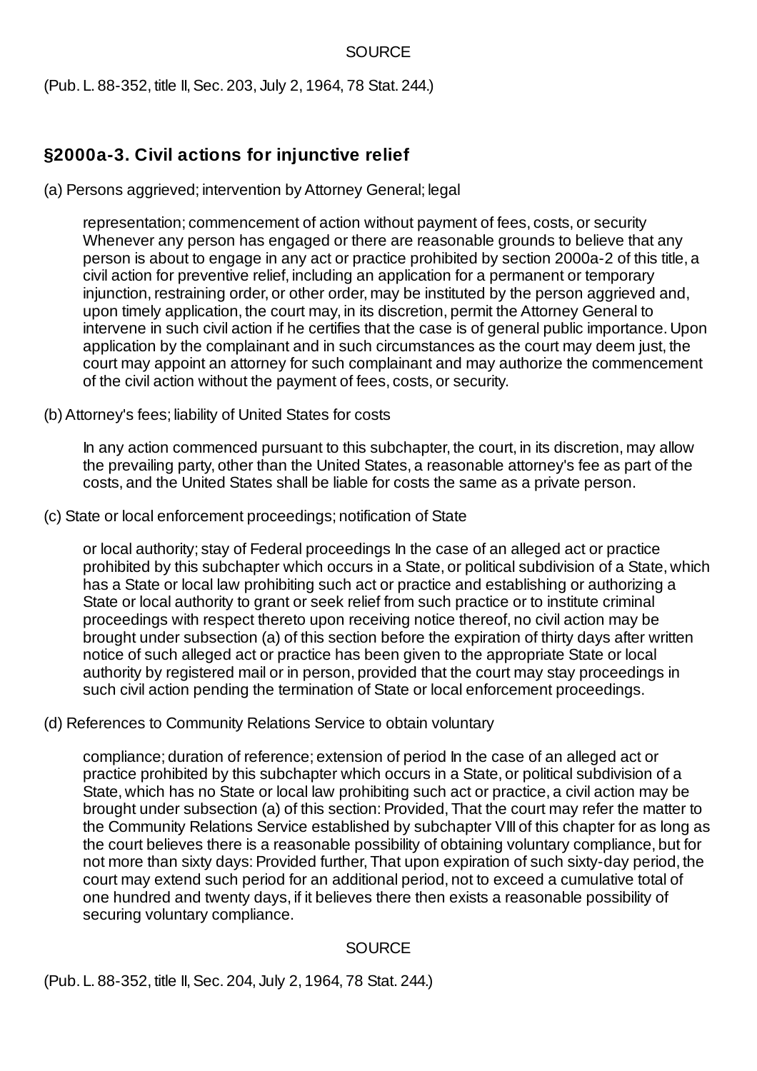SOURCE

(Pub. L. 88-352, title II, Sec. 203, July 2, 1964, 78 Stat. 244.)

## §2000a-3. Civil actions for injunctive relief

(a) Persons aggrieved; intervention by Attorney General; legal

representation; commencement of action without payment of fees, costs, or security Whenever any person has engaged or there are reasonable grounds to believe that any person is about to engage in any act or practice prohibited by section 2000a-2 of this title, a civil action for preventive relief, including an application for a permanent or temporary injunction, restraining order, or other order, may be instituted by the person aggrieved and, upon timely application, the court may, in its discretion, permit the Attorney General to intervene in such civil action if he certifies that the case is of general public importance. Upon application by the complainant and in such circumstances as the court may deem just, the court may appoint an attorney for such complainant and may authorize the commencement of the civil action without the payment of fees, costs, or security.

(b) Attorney's fees; liability of United States for costs

In any action commenced pursuant to this subchapter, the court, in its discretion, may allow the prevailing party, other than the United States, a reasonable attorney's fee as part of the costs, and the United States shall be liable for costs the same as a private person.

(c) State or local enforcement proceedings; notification of State

or local authority; stay of Federal proceedings In the case of an alleged act or practice prohibited by this subchapter which occurs in a State, or political subdivision of a State, which has a State or local law prohibiting such act or practice and establishing or authorizing a State or local authority to grant or seek relief from such practice or to institute criminal proceedings with respect thereto upon receiving notice thereof, no civil action may be brought under subsection (a) of this section before the expiration of thirty days after written notice of such alleged act or practice has been given to the appropriate State or local authority by registered mail or in person, provided that the court may stay proceedings in such civil action pending the termination of State or local enforcement proceedings.

(d) References to Community Relations Service to obtain voluntary

compliance; duration of reference; extension of period In the case of an alleged act or practice prohibited by this subchapter which occurs in a State, or political subdivision of a State, which has no State or local law prohibiting such act or practice, a civil action may be brought under subsection (a) of this section: Provided, That the court may refer the matter to the Community Relations Service established by subchapter VIII of this chapter for as long as the court believes there is a reasonable possibility of obtaining voluntary compliance, but for not more than sixty days: Provided further, That upon expiration of such sixty-day period, the court may extend such period for an additional period, not to exceed a cumulative total of one hundred and twenty days, if it believes there then exists a reasonable possibility of securing voluntary compliance.

SOURCE

(Pub. L. 88-352, title II, Sec. 204, July 2, 1964, 78 Stat. 244.)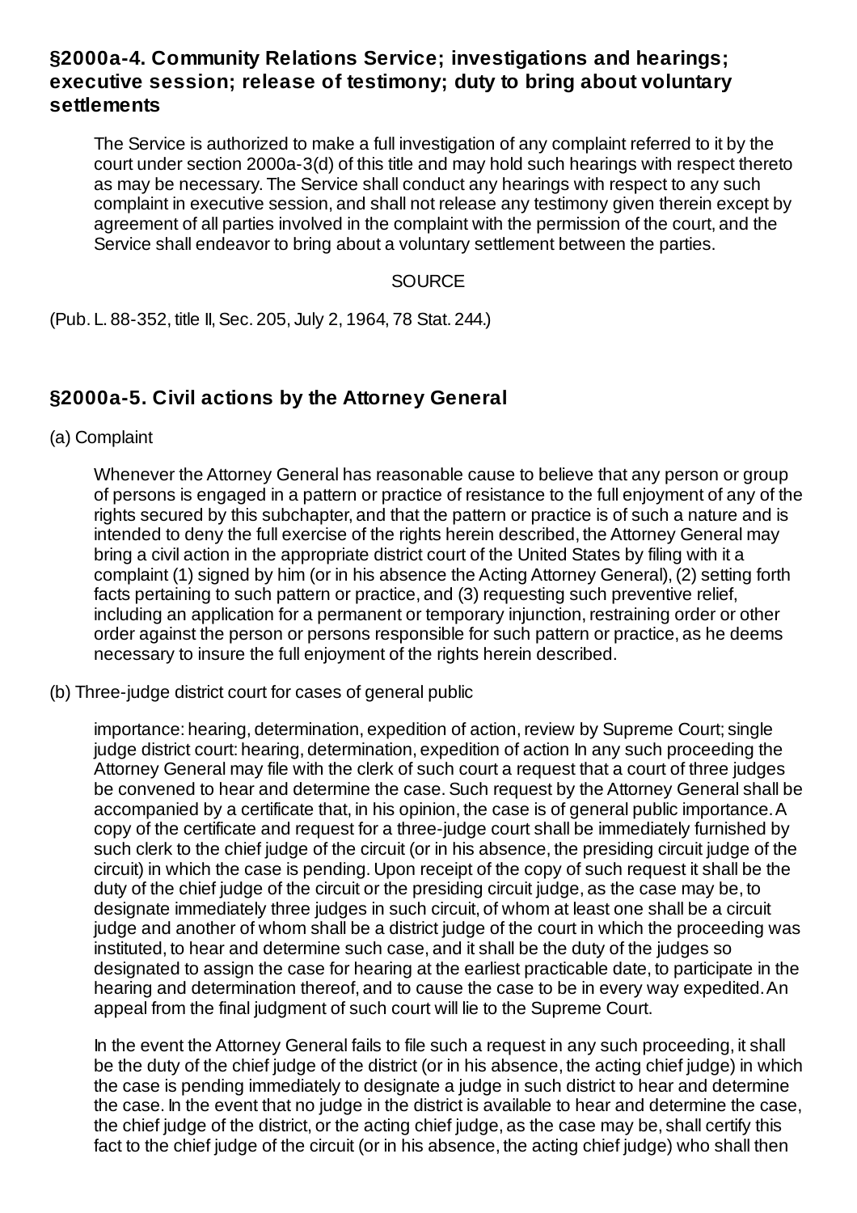### §2000a-4. Community Relations Service; investigations and hearings; executive session; release of testimony; duty to bring about voluntary settlements

The Service is authorized to make a full investigation of any complaint referred to it by the court under section 2000a-3(d) of this title and may hold such hearings with respect thereto as may be necessary. The Service shall conduct any hearings with respect to any such complaint in executive session, and shall not release any testimony given therein except by agreement of all parties involved in the complaint with the permission of the court, and the Service shall endeavor to bring about a voluntary settlement between the parties.

SOURCE

(Pub. L. 88-352, title II, Sec. 205, July 2, 1964, 78 Stat. 244.)

### §2000a-5. Civil actions by the Attorney General

(a) Complaint

Whenever the Attorney General has reasonable cause to believe that any person or group of persons is engaged in a pattern or practice of resistance to the full enjoyment of any of the rights secured by this subchapter, and that the pattern or practice is of such a nature and is intended to deny the full exercise of the rights herein described, the Attorney General may bring a civil action in the appropriate district court of the United States by filing with it a complaint (1) signed by him (or in his absence the Acting Attorney General), (2) setting forth facts pertaining to such pattern or practice, and (3) requesting such preventive relief, including an application for a permanent or temporary injunction, restraining order or other order against the person or persons responsible for such pattern or practice, as he deems necessary to insure the full enjoyment of the rights herein described.

(b) Three-judge district court for cases of general public

importance: hearing, determination, expedition of action, review by Supreme Court; single judge district court: hearing, determination, expedition of action In any such proceeding the Attorney General may file with the clerk of such court a request that a court of three judges be convened to hear and determine the case. Such request by the Attorney General shall be accompanied by a certificate that, in his opinion, the case is of general public importance. A copy of the certificate and request for a three-judge court shall be immediately furnished by such clerk to the chief judge of the circuit (or in his absence, the presiding circuit judge of the circuit) in which the case is pending. Upon receipt of the copy of such request it shall be the duty of the chief judge of the circuit or the presiding circuit judge, as the case may be, to designate immediately three judges in such circuit, of whom at least one shall be a circuit judge and another of whom shall be a district judge of the court in which the proceeding was instituted, to hear and determine such case, and it shall be the duty of the judges so designated to assign the case for hearing at the earliest practicable date, to participate in the hearing and determination thereof, and to cause the case to be in every way expedited. An appeal from the final judgment of such court will lie to the Supreme Court.

In the event the Attorney General fails to file such a request in any such proceeding, it shall be the duty of the chief judge of the district (or in his absence, the acting chief judge) in which the case is pending immediately to designate a judge in such district to hear and determine the case. In the event that no judge in the district is available to hear and determine the case, the chief judge of the district, or the acting chief judge, as the case may be, shall certify this fact to the chief judge of the circuit (or in his absence, the acting chief judge) who shall then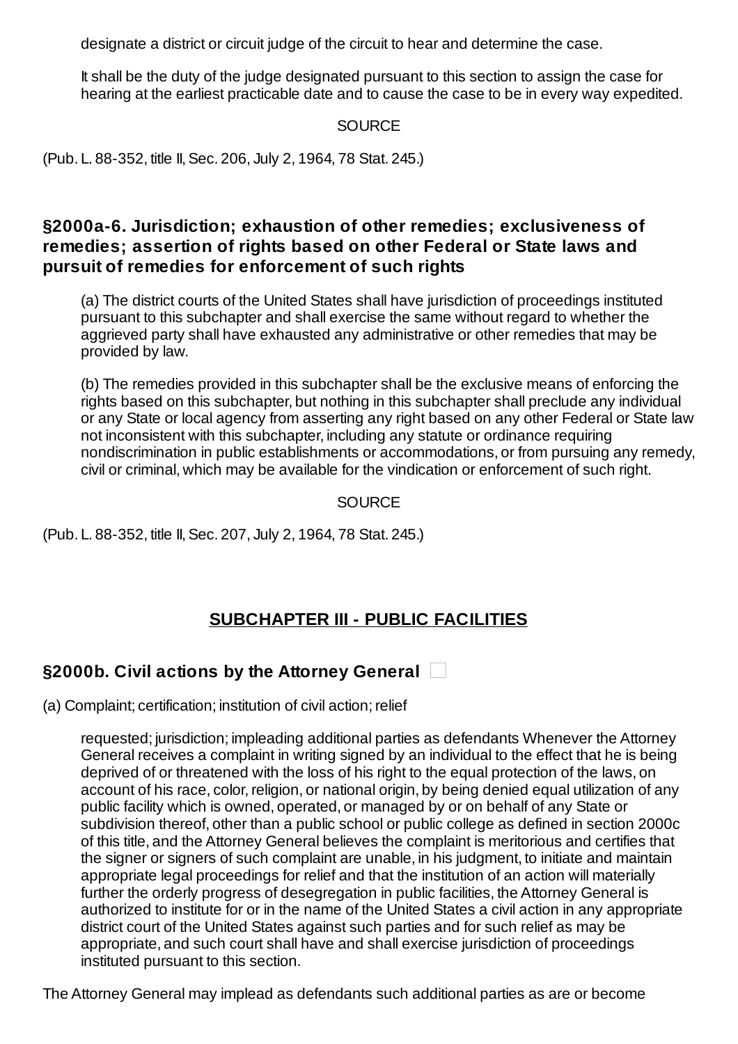designate a district or circuit judge of the circuit to hear and determine the case.

It shall be the duty of the judge designated pursuant to this section to assign the case for hearing at the earliest practicable date and to cause the case to be in every way expedited.

SOURCE

(Pub. L. 88-352, title II, Sec. 206, July 2, 1964, 78 Stat. 245.)

### §2000a-6. Jurisdiction; exhaustion of other remedies; exclusiveness of remedies; assertion of rights based on other Federal or State laws and pursuit of remedies for enforcement of such rights

(a) The district courts of the United States shall have jurisdiction of proceedings instituted pursuant to this subchapter and shall exercise the same without regard to whether the aggrieved party shall have exhausted any administrative or other remedies that may be provided by law.

(b) The remedies provided in this subchapter shall be the exclusive means of enforcing the rights based on this subchapter, but nothing in this subchapter shall preclude any individual or any State or local agency from asserting any right based on any other Federal or State law not inconsistent with this subchapter, including any statute or ordinance requiring nondiscrimination in public establishments or accommodations, or from pursuing any remedy, civil or criminal, which may be available for the vindication or enforcement of such right.

SOURCE

(Pub. L. 88-352, title II, Sec. 207, July 2, 1964, 78 Stat. 245.)

## SUBCHAPTER III - PUBLIC FACILITIES

### §2000b. Civil actions by the Attorney General

(a) Complaint; certification; institution of civil action; relief

requested; jurisdiction; impleading additional parties as defendants Whenever the Attorney General receives a complaint in writing signed by an individual to the effect that he is being deprived of or threatened with the loss of his right to the equal protection of the laws, on account of his race, color, religion, or national origin, by being denied equal utilization of any public facility which is owned, operated, or managed by or on behalf of any State or subdivision thereof, other than a public school or public college as defined in section 2000c of this title, and the Attorney General believes the complaint is meritorious and certifies that the signer or signers of such complaint are unable, in his judgment, to initiate and maintain appropriate legal proceedings for relief and that the institution of an action will materially further the orderly progress of desegregation in public facilities, the Attorney General is authorized to institute for or in the name of the United States a civil action in any appropriate district court of the United States against such parties and for such relief as may be appropriate, and such court shall have and shall exercise jurisdiction of proceedings instituted pursuant to this section.

The Attorney General may implead as defendants such additional parties as are or become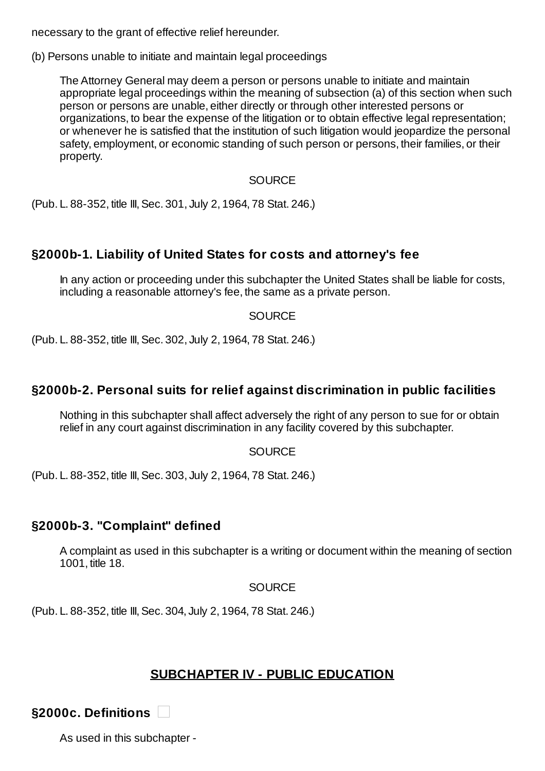necessary to the grant of effective relief hereunder.

(b) Persons unable to initiate and maintain legal proceedings

The Attorney General may deem a person or persons unable to initiate and maintain appropriate legal proceedings within the meaning of subsection (a) of this section when such person or persons are unable, either directly or through other interested persons or organizations, to bear the expense of the litigation or to obtain effective legal representation; or whenever he is satisfied that the institution of such litigation would jeopardize the personal safety, employment, or economic standing of such person or persons, their families, or their property.

SOURCE

(Pub. L. 88-352, title III, Sec. 301, July 2, 1964, 78 Stat. 246.)

### §2000b-1. Liability of United States for costs and attorney's fee

In any action or proceeding under this subchapter the United States shall be liable for costs, including a reasonable attorney's fee, the same as a private person.

SOURCE

(Pub. L. 88-352, title III, Sec. 302, July 2, 1964, 78 Stat. 246.)

### §2000b-2. Personal suits for relief against discrimination in public facilities

Nothing in this subchapter shall affect adversely the right of any person to sue for or obtain relief in any court against discrimination in any facility covered by this subchapter.

SOURCE

(Pub. L. 88-352, title III, Sec. 303, July 2, 1964, 78 Stat. 246.)

### §2000b-3. "Complaint" defined

A complaint as used in this subchapter is a writing or document within the meaning of section 1001, title 18.

SOURCE

(Pub. L. 88-352, title III, Sec. 304, July 2, 1964, 78 Stat. 246.)

## SUBCHAPTER IV - PUBLIC EDUCATION

### §2000c. Definitions

As used in this subchapter -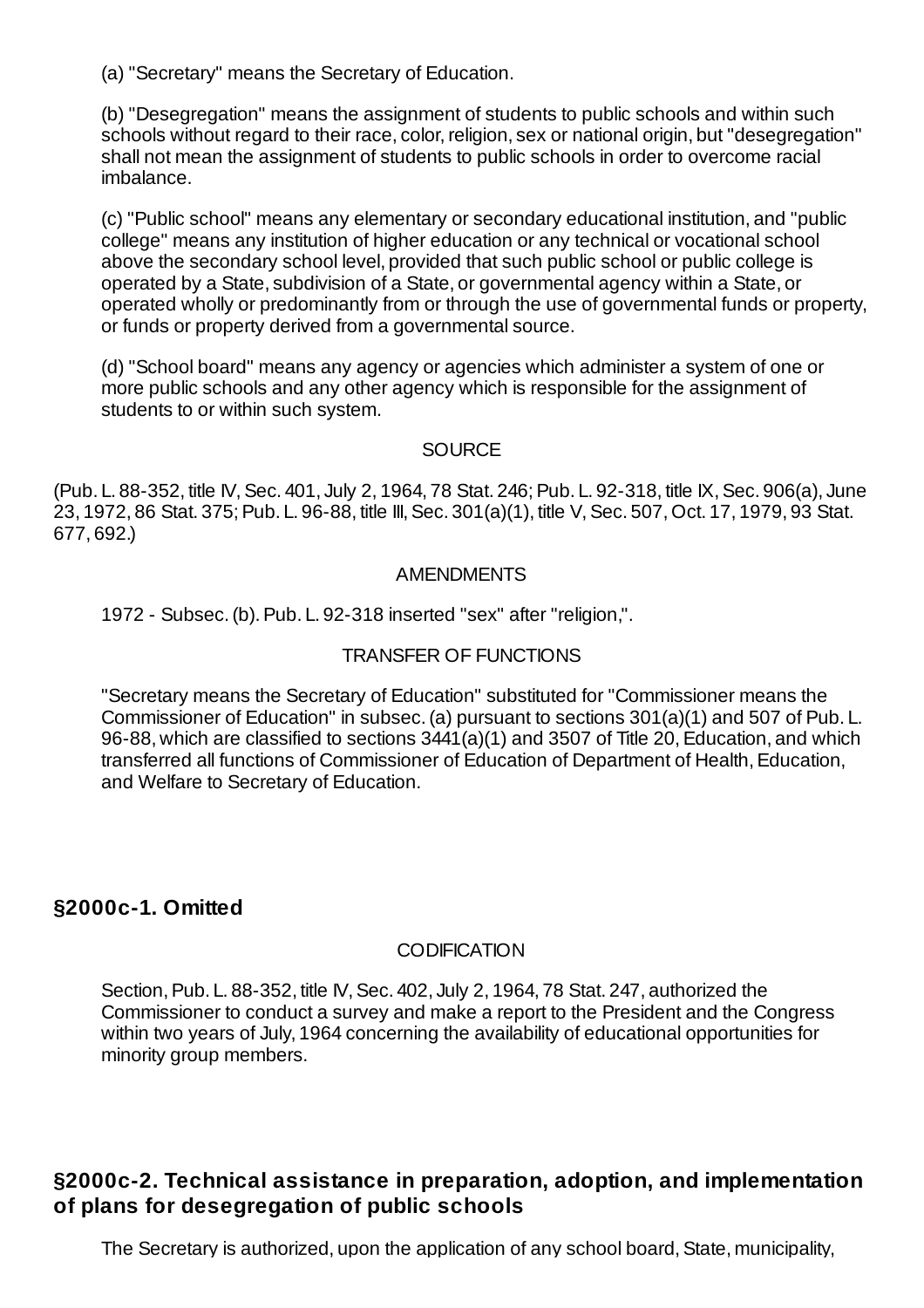(a) "Secretary" means the Secretary of Education.

(b) "Desegregation" means the assignment of students to public schools and within such schools without regard to their race, color, religion, sex or national origin, but "desegregation" shall not mean the assignment of students to public schools in order to overcome racial imbalance.

(c) "Public school" means any elementary or secondary educational institution, and "public college" means any institution of higher education or any technical or vocational school above the secondary school level, provided that such public school or public college is operated by a State, subdivision of a State, or governmental agency within a State, or operated wholly or predominantly from or through the use of governmental funds or property, or funds or property derived from a governmental source.

(d) "School board" means any agency or agencies which administer a system of one or more public schools and any other agency which is responsible for the assignment of students to or within such system.

SOURCE

(Pub. L. 88-352, title IV, Sec. 401, July 2, 1964, 78 Stat. 246; Pub. L. 92-318, title IX, Sec. 906(a), June 23, 1972, 86 Stat. 375; Pub. L. 96-88, title III, Sec. 301(a)(1), title V, Sec. 507, Oct. 17, 1979, 93 Stat. 677, 692.)

AMENDMENTS

1972 - Subsec. (b). Pub. L. 92-318 inserted "sex" after "religion,".

TRANSFER OF FUNCTIONS

"Secretary means the Secretary of Education" substituted for "Commissioner means the Commissioner of Education" in subsec. (a) pursuant to sections 301(a)(1) and 507 of Pub. L. 96-88, which are classified to sections 3441(a)(1) and 3507 of Title 20, Education, and which transferred all functions of Commissioner of Education of Department of Health, Education, and Welfare to Secretary of Education.

### §2000c-1. Omitted

CODIFICATION

Section, Pub. L. 88-352, title IV, Sec. 402, July 2, 1964, 78 Stat. 247, authorized the Commissioner to conduct a survey and make a report to the President and the Congress within two years of July, 1964 concerning the availability of educational opportunities for minority group members.

### §2000c-2. Technical assistance in preparation, adoption, and implementation of plans for desegregation of public schools

The Secretary is authorized, upon the application of any school board, State, municipality,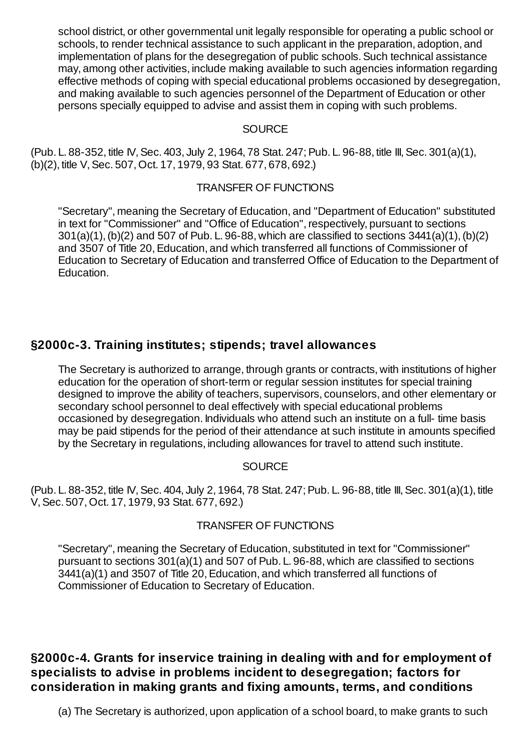school district, or other governmental unit legally responsible for operating a public school or schools, to render technical assistance to such applicant in the preparation, adoption, and implementation of plans for the desegregation of public schools. Such technical assistance may, among other activities, include making available to such agencies information regarding effective methods of coping with special educational problems occasioned by desegregation, and making available to such agencies personnel of the Department of Education or other persons specially equipped to advise and assist them in coping with such problems.

SOURCE

(Pub. L. 88-352, title IV, Sec. 403, July 2, 1964, 78 Stat. 247; Pub. L. 96-88, title III, Sec. 301(a)(1), (b)(2), title V, Sec. 507, Oct. 17, 1979, 93 Stat. 677, 678, 692.)

TRANSFER OF FUNCTIONS

"Secretary", meaning the Secretary of Education, and "Department of Education" substituted in text for "Commissioner" and "Office of Education", respectively, pursuant to sections 301(a)(1), (b)(2) and 507 of Pub. L. 96-88, which are classified to sections 3441(a)(1), (b)(2) and 3507 of Title 20, Education, and which transferred all functions of Commissioner of Education to Secretary of Education and transferred Office of Education to the Department of Education.

## §2000c-3. Training institutes; stipends; travel allowances

The Secretary is authorized to arrange, through grants or contracts, with institutions of higher education for the operation of short-term or regular session institutes for special training designed to improve the ability of teachers, supervisors, counselors, and other elementary or secondary school personnel to deal effectively with special educational problems occasioned by desegregation. Individuals who attend such an institute on a full- time basis may be paid stipends for the period of their attendance at such institute in amounts specified by the Secretary in regulations, including allowances for travel to attend such institute.

SOURCE

(Pub. L. 88-352, title IV, Sec. 404, July 2, 1964, 78 Stat. 247; Pub. L. 96-88, title III, Sec. 301(a)(1), title V, Sec. 507, Oct. 17, 1979, 93 Stat. 677, 692.)

TRANSFER OF FUNCTIONS

"Secretary", meaning the Secretary of Education, substituted in text for "Commissioner" pursuant to sections 301(a)(1) and 507 of Pub. L. 96-88, which are classified to sections 3441(a)(1) and 3507 of Title 20, Education, and which transferred all functions of Commissioner of Education to Secretary of Education.

## §2000c-4. Grants for inservice training in dealing with and for employment of specialists to advise in problems incident to desegregation; factors for consideration in making grants and fixing amounts, terms, and conditions

(a) The Secretary is authorized, upon application of a school board, to make grants to such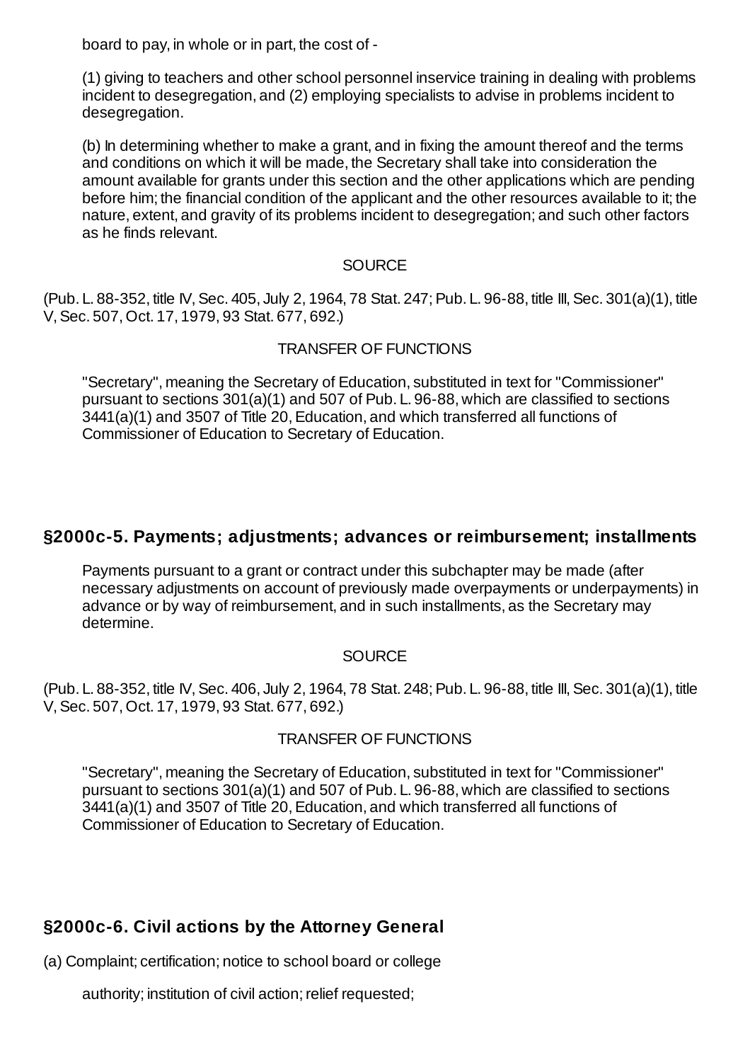board to pay, in whole or in part, the cost of -

(1) giving to teachers and other school personnel inservice training in dealing with problems incident to desegregation, and (2) employing specialists to advise in problems incident to desegregation.

(b) In determining whether to make a grant, and in fixing the amount thereof and the terms and conditions on which it will be made, the Secretary shall take into consideration the amount available for grants under this section and the other applications which are pending before him; the financial condition of the applicant and the other resources available to it; the nature, extent, and gravity of its problems incident to desegregation; and such other factors as he finds relevant.

SOURCE

(Pub. L. 88-352, title IV, Sec. 405, July 2, 1964, 78 Stat. 247; Pub. L. 96-88, title III, Sec. 301(a)(1), title V, Sec. 507, Oct. 17, 1979, 93 Stat. 677, 692.)

TRANSFER OF FUNCTIONS

"Secretary", meaning the Secretary of Education, substituted in text for "Commissioner" pursuant to sections 301(a)(1) and 507 of Pub. L. 96-88, which are classified to sections 3441(a)(1) and 3507 of Title 20, Education, and which transferred all functions of Commissioner of Education to Secretary of Education.

### §2000c-5. Payments; adjustments; advances or reimbursement; installments

Payments pursuant to a grant or contract under this subchapter may be made (after necessary adjustments on account of previously made overpayments or underpayments) in advance or by way of reimbursement, and in such installments, as the Secretary may determine.

SOURCE

(Pub. L. 88-352, title IV, Sec. 406, July 2, 1964, 78 Stat. 248; Pub. L. 96-88, title III, Sec. 301(a)(1), title V, Sec. 507, Oct. 17, 1979, 93 Stat. 677, 692.)

TRANSFER OF FUNCTIONS

"Secretary", meaning the Secretary of Education, substituted in text for "Commissioner" pursuant to sections 301(a)(1) and 507 of Pub. L. 96-88, which are classified to sections 3441(a)(1) and 3507 of Title 20, Education, and which transferred all functions of Commissioner of Education to Secretary of Education.

### §2000c-6. Civil actions by the Attorney General

(a) Complaint; certification; notice to school board or college

authority; institution of civil action; relief requested;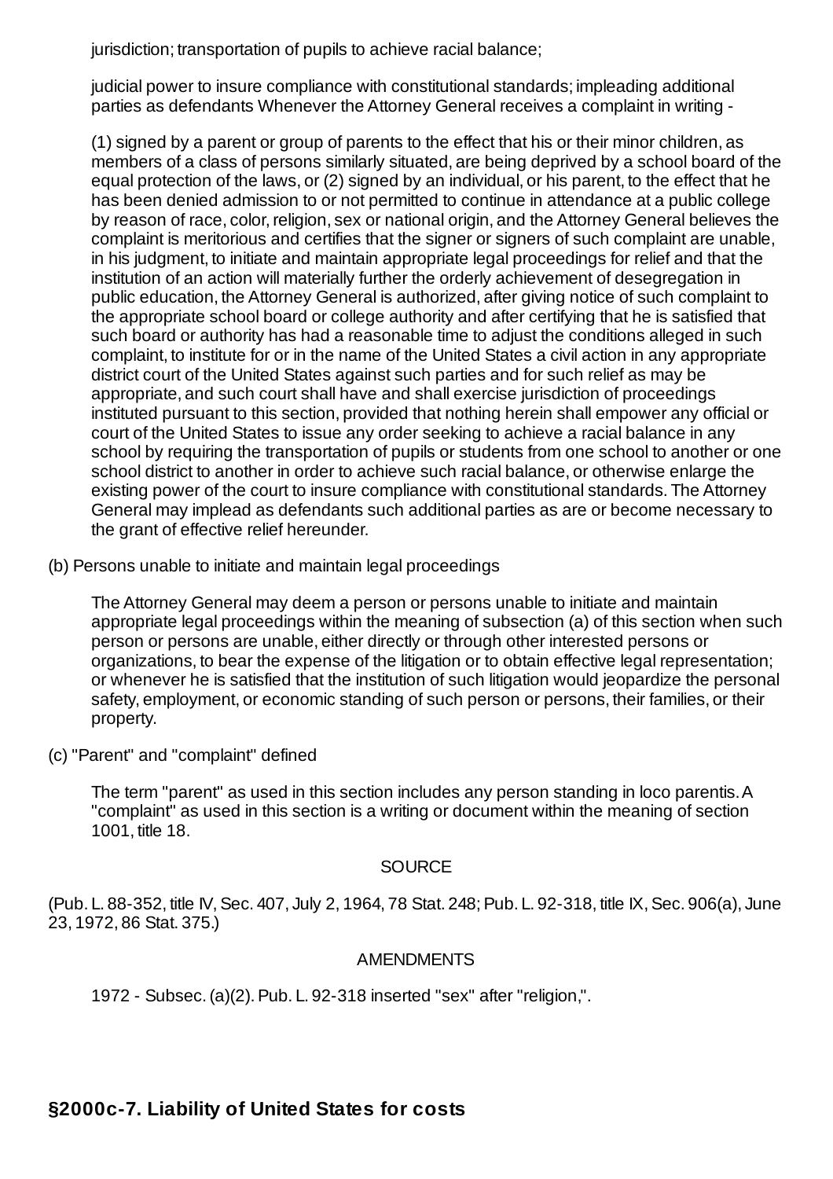jurisdiction; transportation of pupils to achieve racial balance;

judicial power to insure compliance with constitutional standards; impleading additional parties as defendants Whenever the Attorney General receives a complaint in writing -

(1) signed by a parent or group of parents to the effect that his or their minor children, as members of a class of persons similarly situated, are being deprived by a school board of the equal protection of the laws, or (2) signed by an individual, or his parent, to the effect that he has been denied admission to or not permitted to continue in attendance at a public college by reason of race, color, religion, sex or national origin, and the Attorney General believes the complaint is meritorious and certifies that the signer or signers of such complaint are unable, in his judgment, to initiate and maintain appropriate legal proceedings for relief and that the institution of an action will materially further the orderly achievement of desegregation in public education, the Attorney General is authorized, after giving notice of such complaint to the appropriate school board or college authority and after certifying that he is satisfied that such board or authority has had a reasonable time to adjust the conditions alleged in such complaint, to institute for or in the name of the United States a civil action in any appropriate district court of the United States against such parties and for such relief as may be appropriate, and such court shall have and shall exercise jurisdiction of proceedings instituted pursuant to this section, provided that nothing herein shall empower any official or court of the United States to issue any order seeking to achieve a racial balance in any school by requiring the transportation of pupils or students from one school to another or one school district to another in order to achieve such racial balance, or otherwise enlarge the existing power of the court to insure compliance with constitutional standards. The Attorney General may implead as defendants such additional parties as are or become necessary to the grant of effective relief hereunder.

(b) Persons unable to initiate and maintain legal proceedings

The Attorney General may deem a person or persons unable to initiate and maintain appropriate legal proceedings within the meaning of subsection (a) of this section when such person or persons are unable, either directly or through other interested persons or organizations, to bear the expense of the litigation or to obtain effective legal representation; or whenever he is satisfied that the institution of such litigation would jeopardize the personal safety, employment, or economic standing of such person or persons, their families, or their property.

(c) "Parent" and "complaint" defined

The term "parent" as used in this section includes any person standing in loco parentis. A "complaint" as used in this section is a writing or document within the meaning of section 1001, title 18.

SOURCE

(Pub. L. 88-352, title IV, Sec. 407, July 2, 1964, 78 Stat. 248; Pub. L. 92-318, title IX, Sec. 906(a), June 23, 1972, 86 Stat. 375.)

AMENDMENTS

1972 - Subsec. (a)(2). Pub. L. 92-318 inserted "sex" after "religion,".

## §2000c-7. Liability of United States for costs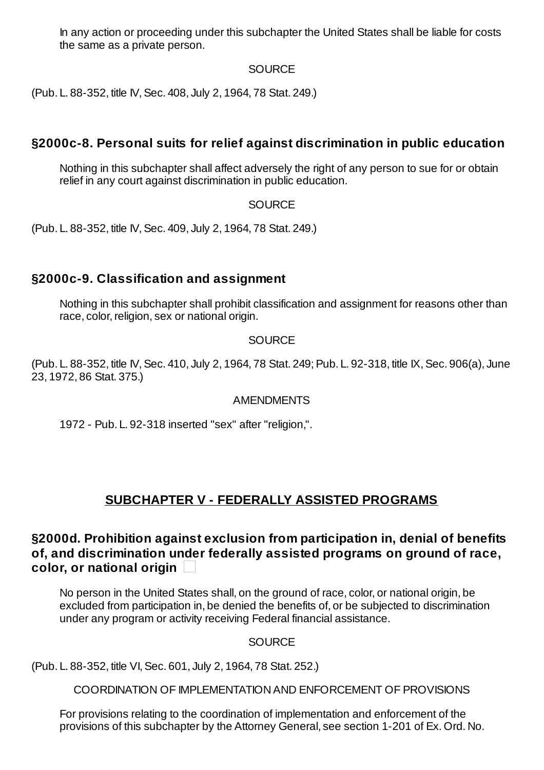In any action or proceeding under this subchapter the United States shall be liable for costs the same as a private person.

SOURCE

(Pub. L. 88-352, title IV, Sec. 408, July 2, 1964, 78 Stat. 249.)

### §2000c-8. Personal suits for relief against discrimination in public education

Nothing in this subchapter shall affect adversely the right of any person to sue for or obtain relief in any court against discrimination in public education.

SOURCE

(Pub. L. 88-352, title IV, Sec. 409, July 2, 1964, 78 Stat. 249.)

### §2000c-9. Classification and assignment

Nothing in this subchapter shall prohibit classification and assignment for reasons other than race, color, religion, sex or national origin.

SOURCE

(Pub. L. 88-352, title IV, Sec. 410, July 2, 1964, 78 Stat. 249; Pub. L. 92-318, title IX, Sec. 906(a), June 23, 1972, 86 Stat. 375.)

AMENDMENTS

1972 - Pub. L. 92-318 inserted "sex" after "religion,".

## SUBCHAPTER V - FEDERALLY ASSISTED PROGRAMS

### §2000d. Prohibition against exclusion from participation in, denial of benefits of, and discrimination under federally assisted programs on ground of race, color, or national origin

No person in the United States shall, on the ground of race, color, or national origin, be excluded from participation in, be denied the benefits of, or be subjected to discrimination under any program or activity receiving Federal financial assistance.

SOURCE

(Pub. L. 88-352, title VI, Sec. 601, July 2, 1964, 78 Stat. 252.)

COORDINATION OF IMPLEMENTATION AND ENFORCEMENT OF PROVISIONS

For provisions relating to the coordination of implementation and enforcement of the provisions of this subchapter by the Attorney General, see section 1-201 of Ex. Ord. No.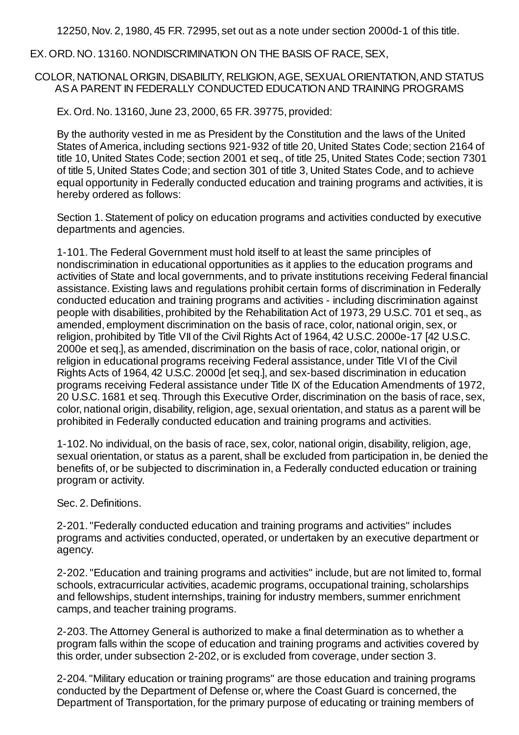12250, Nov. 2, 1980, 45 F.R. 72995, set out as a note under section 2000d-1 of this title.

EX. ORD. NO. 13160. NONDISCRIMINATION ON THE BASIS OF RACE, SEX,

COLOR, NATIONAL ORIGIN, DISABILITY, RELIGION, AGE, SEXUAL ORIENTATION, AND STATUS AS A PARENT IN FEDERALLY CONDUCTED EDUCATION AND TRAINING PROGRAMS

Ex. Ord. No. 13160, June 23, 2000, 65 F.R. 39775, provided:

By the authority vested in me as President by the Constitution and the laws of the United States of America, including sections 921-932 of title 20, United States Code; section 2164 of title 10, United States Code; section 2001 et seq., of title 25, United States Code; section 7301 of title 5, United States Code; and section 301 of title 3, United States Code, and to achieve equal opportunity in Federally conducted education and training programs and activities, it is hereby ordered as follows:

Section 1. Statement of policy on education programs and activities conducted by executive departments and agencies.

1-101. The Federal Government must hold itself to at least the same principles of nondiscrimination in educational opportunities as it applies to the education programs and activities of State and local governments, and to private institutions receiving Federal financial assistance. Existing laws and regulations prohibit certain forms of discrimination in Federally conducted education and training programs and activities - including discrimination against people with disabilities, prohibited by the Rehabilitation Act of 1973, 29 U.S.C. 701 et seq., as amended, employment discrimination on the basis of race, color, national origin, sex, or religion, prohibited by Title VII of the Civil Rights Act of 1964, 42 U.S.C. 2000e-17 [42 U.S.C. 2000e et seq.], as amended, discrimination on the basis of race, color, national origin, or religion in educational programs receiving Federal assistance, under Title VI of the Civil Rights Acts of 1964, 42 U.S.C. 2000d [et seq.], and sex-based discrimination in education programs receiving Federal assistance under Title IX of the Education Amendments of 1972, 20 U.S.C. 1681 et seq. Through this Executive Order, discrimination on the basis of race, sex, color, national origin, disability, religion, age, sexual orientation, and status as a parent will be prohibited in Federally conducted education and training programs and activities.

1-102. No individual, on the basis of race, sex, color, national origin, disability, religion, age, sexual orientation, or status as a parent, shall be excluded from participation in, be denied the benefits of, or be subjected to discrimination in, a Federally conducted education or training program or activity.

Sec. 2. Definitions.

2-201. "Federally conducted education and training programs and activities" includes programs and activities conducted, operated, or undertaken by an executive department or agency.

2-202. "Education and training programs and activities" include, but are not limited to, formal schools, extracurricular activities, academic programs, occupational training, scholarships and fellowships, student internships, training for industry members, summer enrichment camps, and teacher training programs.

2-203. The Attorney General is authorized to make a final determination as to whether a program falls within the scope of education and training programs and activities covered by this order, under subsection 2-202, or is excluded from coverage, under section 3.

2-204. "Military education or training programs" are those education and training programs conducted by the Department of Defense or, where the Coast Guard is concerned, the Department of Transportation, for the primary purpose of educating or training members of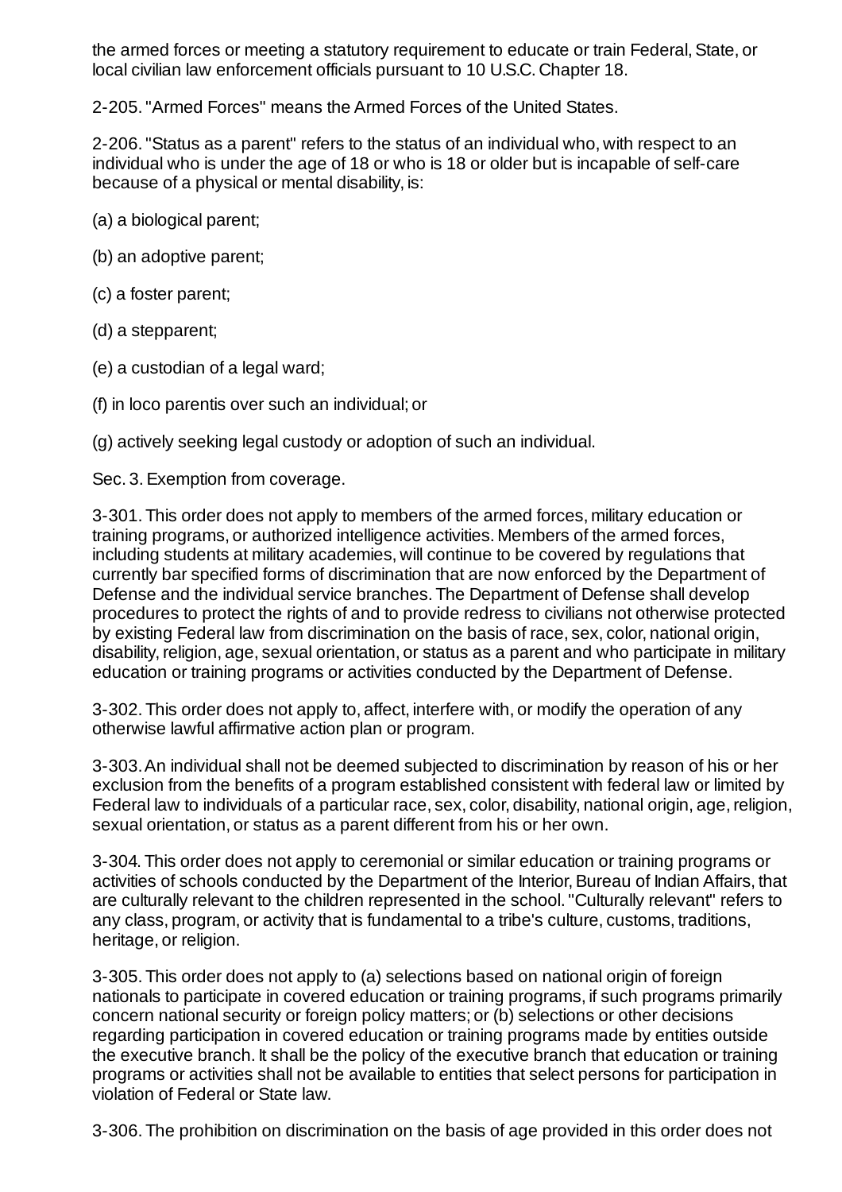the armed forces or meeting a statutory requirement to educate or train Federal, State, or local civilian law enforcement officials pursuant to 10 U.S.C. Chapter 18.

2-205. "Armed Forces" means the Armed Forces of the United States.

2-206. "Status as a parent" refers to the status of an individual who, with respect to an individual who is under the age of 18 or who is 18 or older but is incapable of self-care because of a physical or mental disability, is:

(a) a biological parent;

(b) an adoptive parent;

(c) a foster parent;

(d) a stepparent;

(e) a custodian of a legal ward;

(f) in loco parentis over such an individual; or

(g) actively seeking legal custody or adoption of such an individual.

Sec. 3. Exemption from coverage.

3-301. This order does not apply to members of the armed forces, military education or training programs, or authorized intelligence activities. Members of the armed forces, including students at military academies, will continue to be covered by regulations that currently bar specified forms of discrimination that are now enforced by the Department of Defense and the individual service branches. The Department of Defense shall develop procedures to protect the rights of and to provide redress to civilians not otherwise protected by existing Federal law from discrimination on the basis of race, sex, color, national origin, disability, religion, age, sexual orientation, or status as a parent and who participate in military education or training programs or activities conducted by the Department of Defense.

3-302. This order does not apply to, affect, interfere with, or modify the operation of any otherwise lawful affirmative action plan or program.

3-303. An individual shall not be deemed subjected to discrimination by reason of his or her exclusion from the benefits of a program established consistent with federal law or limited by Federal law to individuals of a particular race, sex, color, disability, national origin, age, religion, sexual orientation, or status as a parent different from his or her own.

3-304. This order does not apply to ceremonial or similar education or training programs or activities of schools conducted by the Department of the Interior, Bureau of Indian Affairs, that are culturally relevant to the children represented in the school. "Culturally relevant" refers to any class, program, or activity that is fundamental to a tribe's culture, customs, traditions, heritage, or religion.

3-305. This order does not apply to (a) selections based on national origin of foreign nationals to participate in covered education or training programs, if such programs primarily concern national security or foreign policy matters; or (b) selections or other decisions regarding participation in covered education or training programs made by entities outside the executive branch. It shall be the policy of the executive branch that education or training programs or activities shall not be available to entities that select persons for participation in violation of Federal or State law.

3-306. The prohibition on discrimination on the basis of age provided in this order does not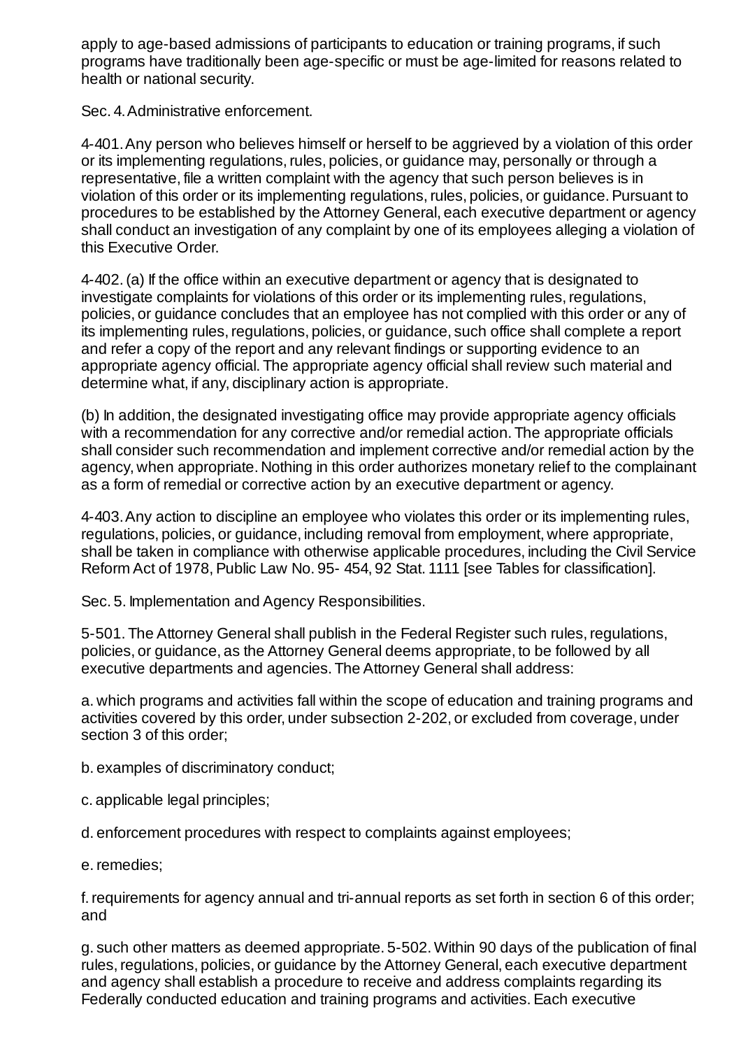apply to age-based admissions of participants to education or training programs, if such programs have traditionally been age-specific or must be age-limited for reasons related to health or national security.

Sec. 4. Administrative enforcement.

4-401. Any person who believes himself or herself to be aggrieved by a violation of this order or its implementing regulations, rules, policies, or guidance may, personally or through a representative, file a written complaint with the agency that such person believes is in violation of this order or its implementing regulations, rules, policies, or guidance. Pursuant to procedures to be established by the Attorney General, each executive department or agency shall conduct an investigation of any complaint by one of its employees alleging a violation of this Executive Order.

4-402. (a) If the office within an executive department or agency that is designated to investigate complaints for violations of this order or its implementing rules, regulations, policies, or guidance concludes that an employee has not complied with this order or any of its implementing rules, regulations, policies, or guidance, such office shall complete a report and refer a copy of the report and any relevant findings or supporting evidence to an appropriate agency official. The appropriate agency official shall review such material and determine what, if any, disciplinary action is appropriate.

(b) In addition, the designated investigating office may provide appropriate agency officials with a recommendation for any corrective and/or remedial action. The appropriate officials shall consider such recommendation and implement corrective and/or remedial action by the agency, when appropriate. Nothing in this order authorizes monetary relief to the complainant as a form of remedial or corrective action by an executive department or agency.

4-403. Any action to discipline an employee who violates this order or its implementing rules, regulations, policies, or guidance, including removal from employment, where appropriate, shall be taken in compliance with otherwise applicable procedures, including the Civil Service Reform Act of 1978, Public Law No. 95- 454, 92 Stat. 1111 [see Tables for classification].

Sec. 5. Implementation and Agency Responsibilities.

5-501. The Attorney General shall publish in the Federal Register such rules, regulations, policies, or guidance, as the Attorney General deems appropriate, to be followed by all executive departments and agencies. The Attorney General shall address:

a. which programs and activities fall within the scope of education and training programs and activities covered by this order, under subsection 2-202, or excluded from coverage, under section 3 of this order;

b. examples of discriminatory conduct;

c. applicable legal principles;

d. enforcement procedures with respect to complaints against employees;

e. remedies;

f. requirements for agency annual and tri-annual reports as set forth in section 6 of this order; and

g. such other matters as deemed appropriate. 5-502. Within 90 days of the publication of final rules, regulations, policies, or guidance by the Attorney General, each executive department and agency shall establish a procedure to receive and address complaints regarding its Federally conducted education and training programs and activities. Each executive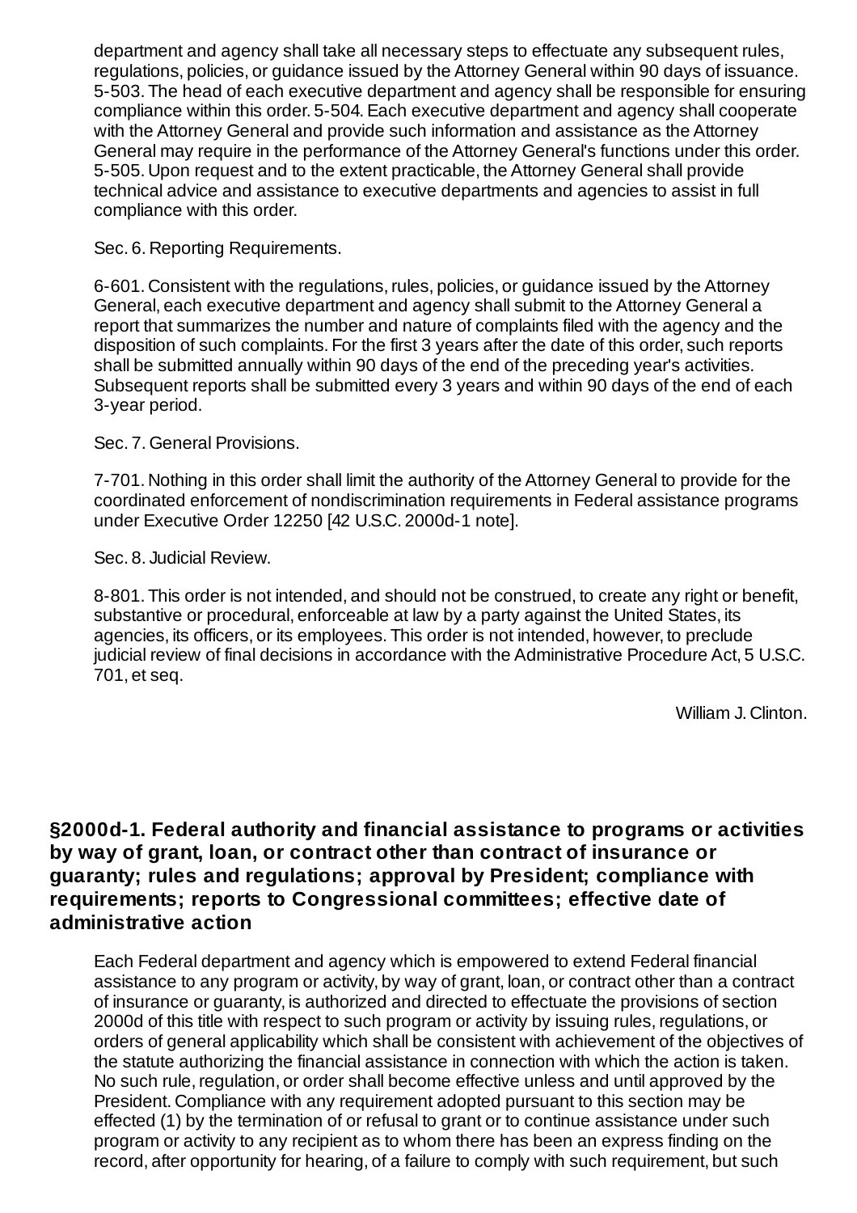department and agency shall take all necessary steps to effectuate any subsequent rules, regulations, policies, or guidance issued by the Attorney General within 90 days of issuance. 5-503. The head of each executive department and agency shall be responsible for ensuring compliance within this order. 5-504. Each executive department and agency shall cooperate with the Attorney General and provide such information and assistance as the Attorney General may require in the performance of the Attorney General's functions under this order. 5-505. Upon request and to the extent practicable, the Attorney General shall provide technical advice and assistance to executive departments and agencies to assist in full compliance with this order.

Sec. 6. Reporting Requirements.

6-601. Consistent with the regulations, rules, policies, or guidance issued by the Attorney General, each executive department and agency shall submit to the Attorney General a report that summarizes the number and nature of complaints filed with the agency and the disposition of such complaints. For the first 3 years after the date of this order, such reports shall be submitted annually within 90 days of the end of the preceding year's activities. Subsequent reports shall be submitted every 3 years and within 90 days of the end of each 3-year period.

Sec. 7. General Provisions.

7-701. Nothing in this order shall limit the authority of the Attorney General to provide for the coordinated enforcement of nondiscrimination requirements in Federal assistance programs under Executive Order 12250 [42 U.S.C. 2000d-1 note].

Sec. 8. Judicial Review.

8-801. This order is not intended, and should not be construed, to create any right or benefit, substantive or procedural, enforceable at law by a party against the United States, its agencies, its officers, or its employees. This order is not intended, however, to preclude judicial review of final decisions in accordance with the Administrative Procedure Act, 5 U.S.C. 701, et seq.

William J. Clinton.

## §2000d-1. Federal authority and financial assistance to programs or activities by way of grant, loan, or contract other than contract of insurance or guaranty; rules and regulations; approval by President; compliance with requirements; reports to Congressional committees; effective date of administrative action

Each Federal department and agency which is empowered to extend Federal financial assistance to any program or activity, by way of grant, loan, or contract other than a contract of insurance or guaranty, is authorized and directed to effectuate the provisions of section 2000d of this title with respect to such program or activity by issuing rules, regulations, or orders of general applicability which shall be consistent with achievement of the objectives of the statute authorizing the financial assistance in connection with which the action is taken. No such rule, regulation, or order shall become effective unless and until approved by the President. Compliance with any requirement adopted pursuant to this section may be effected (1) by the termination of or refusal to grant or to continue assistance under such program or activity to any recipient as to whom there has been an express finding on the record, after opportunity for hearing, of a failure to comply with such requirement, but such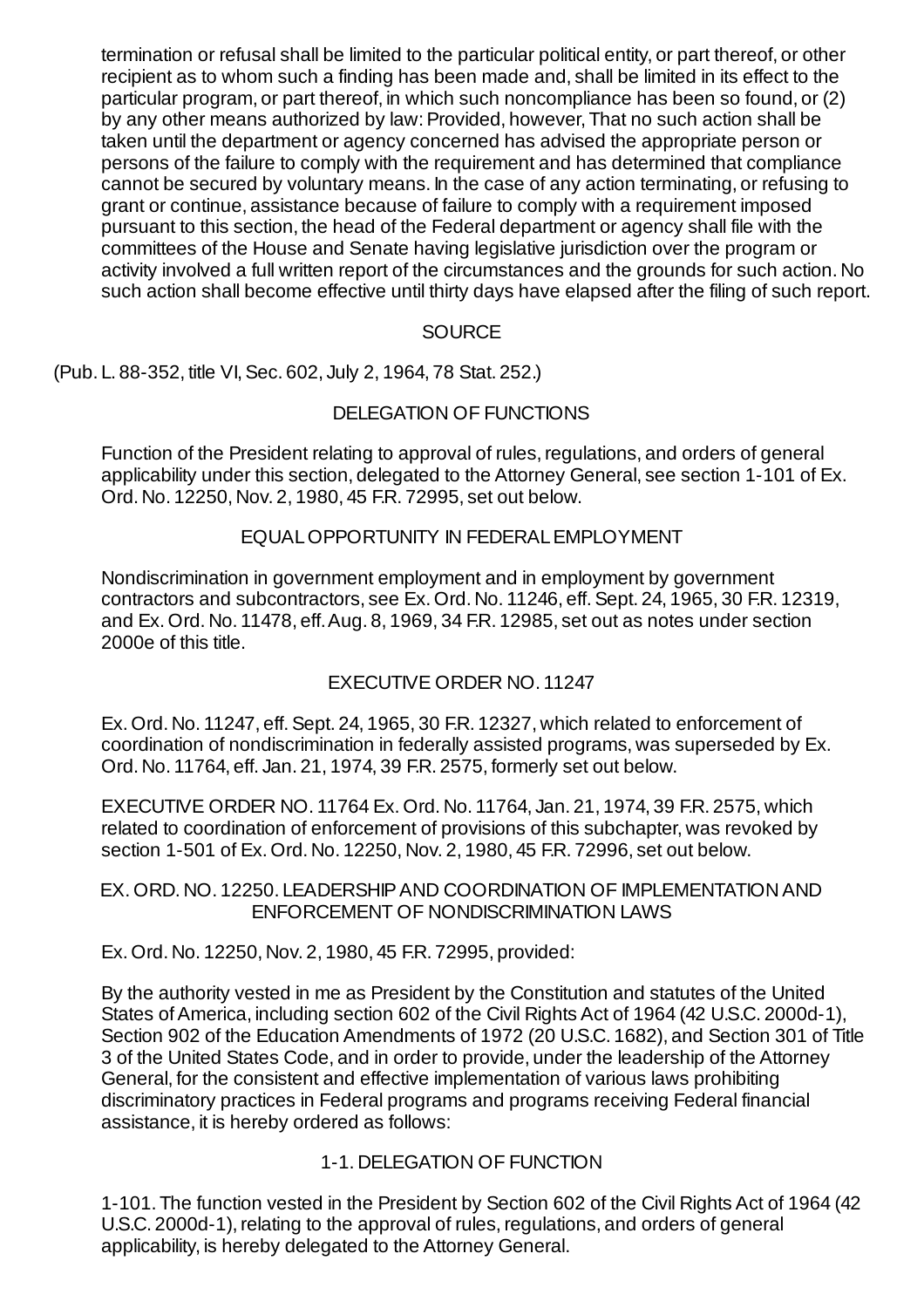termination or refusal shall be limited to the particular political entity, or part thereof, or other recipient as to whom such a finding has been made and, shall be limited in its effect to the particular program, or part thereof, in which such noncompliance has been so found, or (2) by any other means authorized by law: Provided, however, That no such action shall be taken until the department or agency concerned has advised the appropriate person or persons of the failure to comply with the requirement and has determined that compliance cannot be secured by voluntary means. In the case of any action terminating, or refusing to grant or continue, assistance because of failure to comply with a requirement imposed pursuant to this section, the head of the Federal department or agency shall file with the committees of the House and Senate having legislative jurisdiction over the program or activity involved a full written report of the circumstances and the grounds for such action. No such action shall become effective until thirty days have elapsed after the filing of such report.

SOURCE

(Pub. L. 88-352, title VI, Sec. 602, July 2, 1964, 78 Stat. 252.)

DELEGATION OF FUNCTIONS

Function of the President relating to approval of rules, regulations, and orders of general applicability under this section, delegated to the Attorney General, see section 1-101 of Ex. Ord. No. 12250, Nov. 2, 1980, 45 F.R. 72995, set out below.

EQUAL OPPORTUNITY IN FEDERAL EMPLOYMENT

Nondiscrimination in government employment and in employment by government contractors and subcontractors, see Ex. Ord. No. 11246, eff. Sept. 24, 1965, 30 F.R. 12319, and Ex. Ord. No. 11478, eff. Aug. 8, 1969, 34 F.R. 12985, set out as notes under section 2000e of this title.

EXECUTIVE ORDER NO. 11247

Ex. Ord. No. 11247, eff. Sept. 24, 1965, 30 F.R. 12327, which related to enforcement of coordination of nondiscrimination in federally assisted programs, was superseded by Ex. Ord. No. 11764, eff. Jan. 21, 1974, 39 F.R. 2575, formerly set out below.

EXECUTIVE ORDER NO. 11764 Ex. Ord. No. 11764, Jan. 21, 1974, 39 F.R. 2575, which related to coordination of enforcement of provisions of this subchapter, was revoked by section 1-501 of Ex. Ord. No. 12250, Nov. 2, 1980, 45 F.R. 72996, set out below.

EX. ORD. NO. 12250. LEADERSHIP AND COORDINATION OF IMPLEMENTATION AND ENFORCEMENT OF NONDISCRIMINATION LAWS

Ex. Ord. No. 12250, Nov. 2, 1980, 45 F.R. 72995, provided:

By the authority vested in me as President by the Constitution and statutes of the United States of America, including section 602 of the Civil Rights Act of 1964 (42 U.S.C. 2000d-1), Section 902 of the Education Amendments of 1972 (20 U.S.C. 1682), and Section 301 of Title 3 of the United States Code, and in order to provide, under the leadership of the Attorney General, for the consistent and effective implementation of various laws prohibiting discriminatory practices in Federal programs and programs receiving Federal financial assistance, it is hereby ordered as follows:

1-1. DELEGATION OF FUNCTION

1-101. The function vested in the President by Section 602 of the Civil Rights Act of 1964 (42 U.S.C. 2000d-1), relating to the approval of rules, regulations, and orders of general applicability, is hereby delegated to the Attorney General.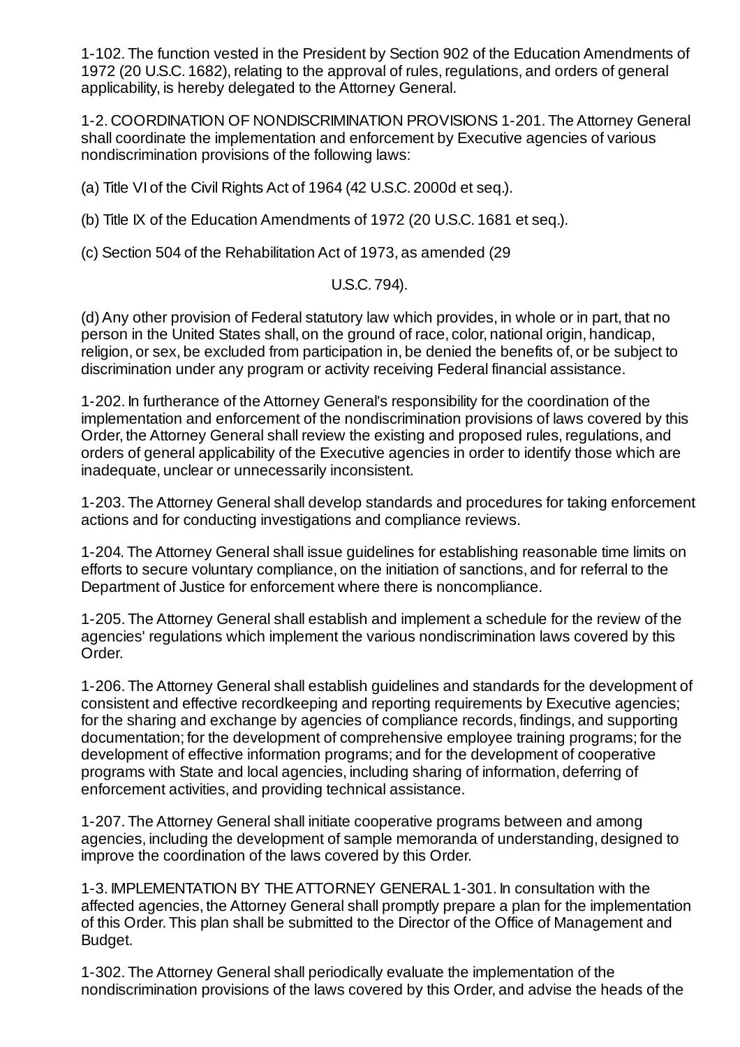1-102. The function vested in the President by Section 902 of the Education Amendments of 1972 (20 U.S.C. 1682), relating to the approval of rules, regulations, and orders of general applicability, is hereby delegated to the Attorney General.

1-2. COORDINATION OF NONDISCRIMINATION PROVISIONS 1-201. The Attorney General shall coordinate the implementation and enforcement by Executive agencies of various nondiscrimination provisions of the following laws:

(a) Title VI of the Civil Rights Act of 1964 (42 U.S.C. 2000d et seq.).

(b) Title IX of the Education Amendments of 1972 (20 U.S.C. 1681 et seq.).

(c) Section 504 of the Rehabilitation Act of 1973, as amended (29 U.S.C. 794).

(d) Any other provision of Federal statutory law which provides, in whole or in part, that no person in the United States shall, on the ground of race, color, national origin, handicap, religion, or sex, be excluded from participation in, be denied the benefits of, or be subject to discrimination under any program or activity receiving Federal financial assistance.

1-202. In furtherance of the Attorney General's responsibility for the coordination of the implementation and enforcement of the nondiscrimination provisions of laws covered by this Order, the Attorney General shall review the existing and proposed rules, regulations, and orders of general applicability of the Executive agencies in order to identify those which are inadequate, unclear or unnecessarily inconsistent.

1-203. The Attorney General shall develop standards and procedures for taking enforcement actions and for conducting investigations and compliance reviews.

1-204. The Attorney General shall issue guidelines for establishing reasonable time limits on efforts to secure voluntary compliance, on the initiation of sanctions, and for referral to the Department of Justice for enforcement where there is noncompliance.

1-205. The Attorney General shall establish and implement a schedule for the review of the agencies' regulations which implement the various nondiscrimination laws covered by this Order.

1-206. The Attorney General shall establish guidelines and standards for the development of consistent and effective recordkeeping and reporting requirements by Executive agencies; for the sharing and exchange by agencies of compliance records, findings, and supporting documentation; for the development of comprehensive employee training programs; for the development of effective information programs; and for the development of cooperative programs with State and local agencies, including sharing of information, deferring of enforcement activities, and providing technical assistance.

1-207. The Attorney General shall initiate cooperative programs between and among agencies, including the development of sample memoranda of understanding, designed to improve the coordination of the laws covered by this Order.

1-3. IMPLEMENTATION BY THE ATTORNEY GENERAL 1-301. In consultation with the affected agencies, the Attorney General shall promptly prepare a plan for the implementation of this Order. This plan shall be submitted to the Director of the Office of Management and Budget.

1-302. The Attorney General shall periodically evaluate the implementation of the nondiscrimination provisions of the laws covered by this Order, and advise the heads of the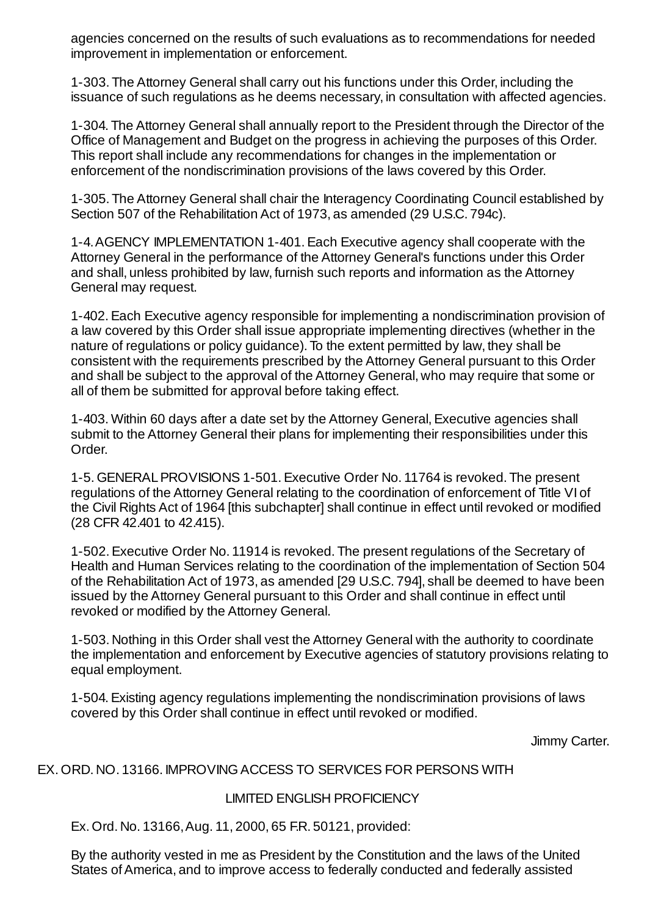agencies concerned on the results of such evaluations as to recommendations for needed improvement in implementation or enforcement.

1-303. The Attorney General shall carry out his functions under this Order, including the issuance of such regulations as he deems necessary, in consultation with affected agencies.

1-304. The Attorney General shall annually report to the President through the Director of the Office of Management and Budget on the progress in achieving the purposes of this Order. This report shall include any recommendations for changes in the implementation or enforcement of the nondiscrimination provisions of the laws covered by this Order.

1-305. The Attorney General shall chair the Interagency Coordinating Council established by Section 507 of the Rehabilitation Act of 1973, as amended (29 U.S.C. 794c).

1-4. AGENCY IMPLEMENTATION 1-401. Each Executive agency shall cooperate with the Attorney General in the performance of the Attorney General's functions under this Order and shall, unless prohibited by law, furnish such reports and information as the Attorney General may request.

1-402. Each Executive agency responsible for implementing a nondiscrimination provision of a law covered by this Order shall issue appropriate implementing directives (whether in the nature of regulations or policy guidance). To the extent permitted by law, they shall be consistent with the requirements prescribed by the Attorney General pursuant to this Order and shall be subject to the approval of the Attorney General, who may require that some or all of them be submitted for approval before taking effect.

1-403. Within 60 days after a date set by the Attorney General, Executive agencies shall submit to the Attorney General their plans for implementing their responsibilities under this Order.

1-5. GENERAL PROVISIONS 1-501. Executive Order No. 11764 is revoked. The present regulations of the Attorney General relating to the coordination of enforcement of Title VI of the Civil Rights Act of 1964 [this subchapter] shall continue in effect until revoked or modified (28 CFR 42.401 to 42.415).

1-502. Executive Order No. 11914 is revoked. The present regulations of the Secretary of Health and Human Services relating to the coordination of the implementation of Section 504 of the Rehabilitation Act of 1973, as amended [29 U.S.C. 794], shall be deemed to have been issued by the Attorney General pursuant to this Order and shall continue in effect until revoked or modified by the Attorney General.

1-503. Nothing in this Order shall vest the Attorney General with the authority to coordinate the implementation and enforcement by Executive agencies of statutory provisions relating to equal employment.

1-504. Existing agency regulations implementing the nondiscrimination provisions of laws covered by this Order shall continue in effect until revoked or modified.

Jimmy Carter.

EX. ORD. NO. 13166. IMPROVING ACCESS TO SERVICES FOR PERSONS WITH

LIMITED ENGLISH PROFICIENCY

Ex. Ord. No. 13166, Aug. 11, 2000, 65 F.R. 50121, provided:

By the authority vested in me as President by the Constitution and the laws of the United States of America, and to improve access to federally conducted and federally assisted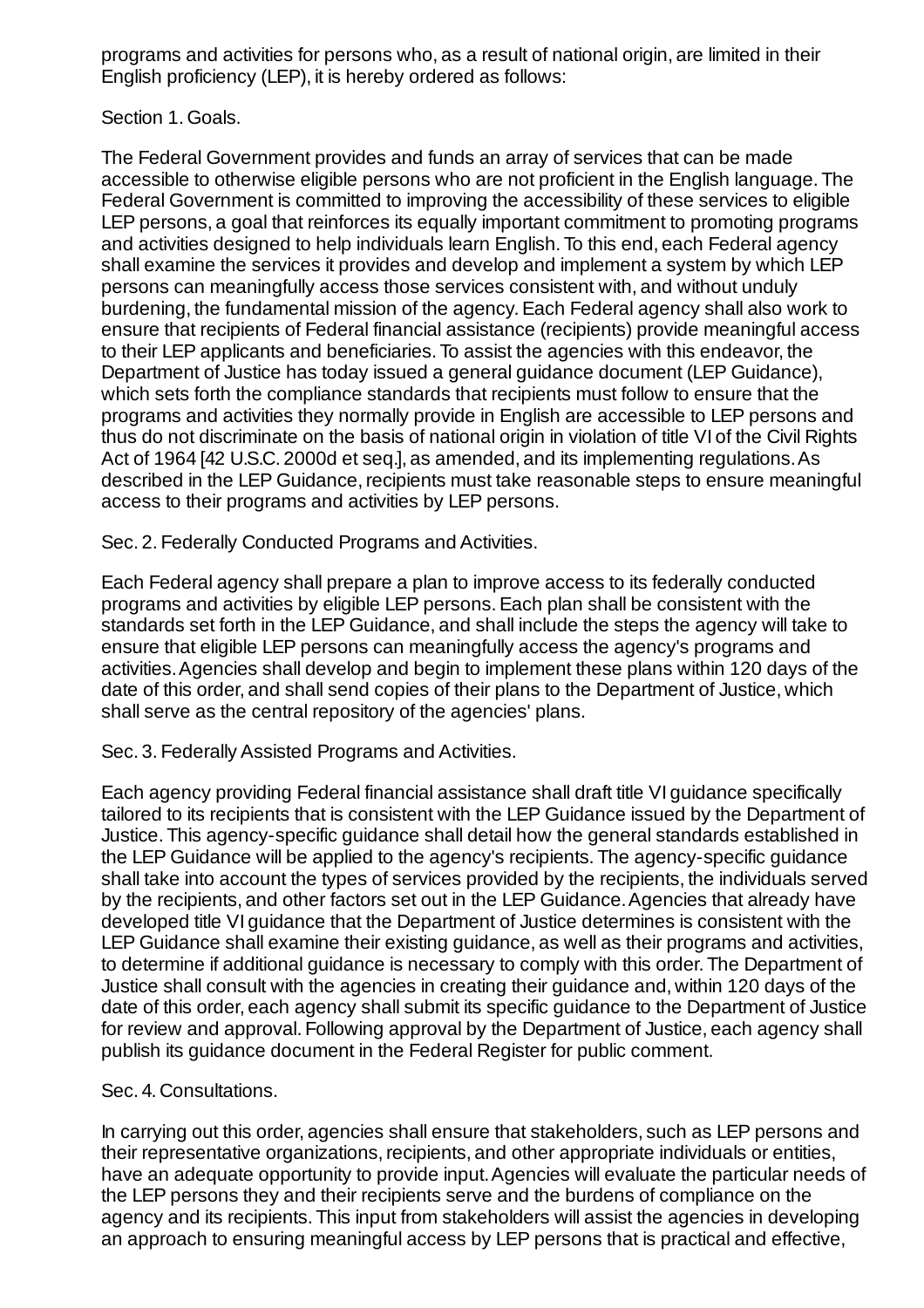programs and activities for persons who, as a result of national origin, are limited in their English proficiency (LEP), it is hereby ordered as follows:

Section 1. Goals.

The Federal Government provides and funds an array of services that can be made accessible to otherwise eligible persons who are not proficient in the English language. The Federal Government is committed to improving the accessibility of these services to eligible LEP persons, a goal that reinforces its equally important commitment to promoting programs and activities designed to help individuals learn English. To this end, each Federal agency shall examine the services it provides and develop and implement a system by which LEP persons can meaningfully access those services consistent with, and without unduly burdening, the fundamental mission of the agency. Each Federal agency shall also work to ensure that recipients of Federal financial assistance (recipients) provide meaningful access to their LEP applicants and beneficiaries. To assist the agencies with this endeavor, the Department of Justice has today issued a general guidance document (LEP Guidance), which sets forth the compliance standards that recipients must follow to ensure that the programs and activities they normally provide in English are accessible to LEP persons and thus do not discriminate on the basis of national origin in violation of title VI of the Civil Rights Act of 1964 [42 U.S.C. 2000d et seq.], as amended, and its implementing regulations. As described in the LEP Guidance, recipients must take reasonable steps to ensure meaningful access to their programs and activities by LEP persons.

Sec. 2. Federally Conducted Programs and Activities.

Each Federal agency shall prepare a plan to improve access to its federally conducted programs and activities by eligible LEP persons. Each plan shall be consistent with the standards set forth in the LEP Guidance, and shall include the steps the agency will take to ensure that eligible LEP persons can meaningfully access the agency's programs and activities. Agencies shall develop and begin to implement these plans within 120 days of the date of this order, and shall send copies of their plans to the Department of Justice, which shall serve as the central repository of the agencies' plans.

Sec. 3. Federally Assisted Programs and Activities.

Each agency providing Federal financial assistance shall draft title VI guidance specifically tailored to its recipients that is consistent with the LEP Guidance issued by the Department of Justice. This agency-specific guidance shall detail how the general standards established in the LEP Guidance will be applied to the agency's recipients. The agency-specific guidance shall take into account the types of services provided by the recipients, the individuals served by the recipients, and other factors set out in the LEP Guidance. Agencies that already have developed title VI guidance that the Department of Justice determines is consistent with the LEP Guidance shall examine their existing guidance, as well as their programs and activities, to determine if additional guidance is necessary to comply with this order. The Department of Justice shall consult with the agencies in creating their guidance and, within 120 days of the date of this order, each agency shall submit its specific guidance to the Department of Justice for review and approval. Following approval by the Department of Justice, each agency shall publish its guidance document in the Federal Register for public comment.

Sec. 4. Consultations.

In carrying out this order, agencies shall ensure that stakeholders, such as LEP persons and their representative organizations, recipients, and other appropriate individuals or entities, have an adequate opportunity to provide input. Agencies will evaluate the particular needs of the LEP persons they and their recipients serve and the burdens of compliance on the agency and its recipients. This input from stakeholders will assist the agencies in developing an approach to ensuring meaningful access by LEP persons that is practical and effective,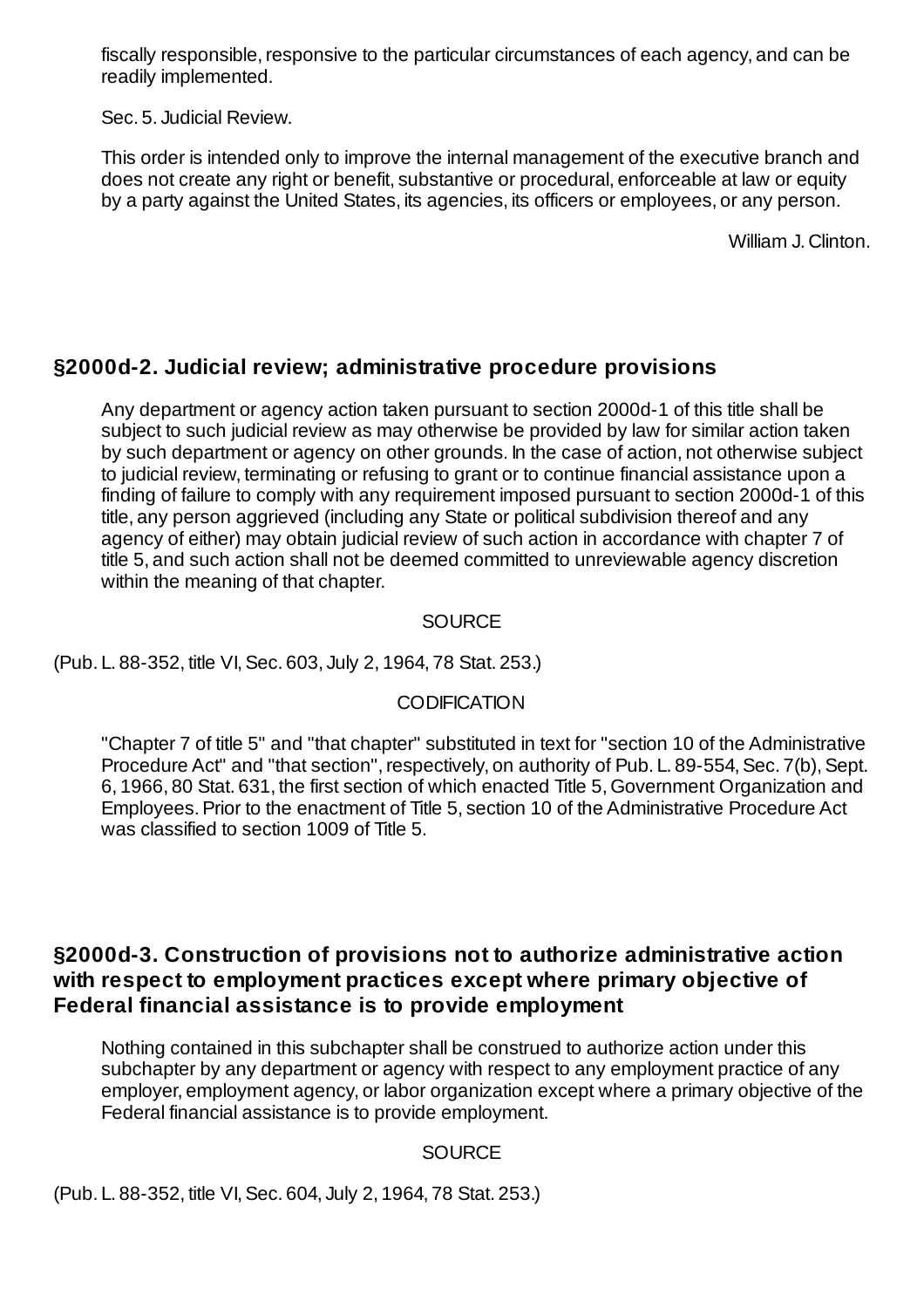fiscally responsible, responsive to the particular circumstances of each agency, and can be readily implemented.

Sec. 5. Judicial Review.

This order is intended only to improve the internal management of the executive branch and does not create any right or benefit, substantive or procedural, enforceable at law or equity by a party against the United States, its agencies, its officers or employees, or any person.

William J. Clinton.

## §2000d-2. Judicial review; administrative procedure provisions

Any department or agency action taken pursuant to section 2000d-1 of this title shall be subject to such judicial review as may otherwise be provided by law for similar action taken by such department or agency on other grounds. In the case of action, not otherwise subject to judicial review, terminating or refusing to grant or to continue financial assistance upon a finding of failure to comply with any requirement imposed pursuant to section 2000d-1 of this title, any person aggrieved (including any State or political subdivision thereof and any agency of either) may obtain judicial review of such action in accordance with chapter 7 of title 5, and such action shall not be deemed committed to unreviewable agency discretion within the meaning of that chapter.

SOURCE

(Pub. L. 88-352, title VI, Sec. 603, July 2, 1964, 78 Stat. 253.)

CODIFICATION

"Chapter 7 of title 5" and "that chapter" substituted in text for "section 10 of the Administrative Procedure Act" and "that section", respectively, on authority of Pub. L. 89-554, Sec. 7(b), Sept. 6, 1966, 80 Stat. 631, the first section of which enacted Title 5, Government Organization and Employees. Prior to the enactment of Title 5, section 10 of the Administrative Procedure Act was classified to section 1009 of Title 5.

## §2000d-3. Construction of provisions not to authorize administrative action with respect to employment practices except where primary objective of Federal financial assistance is to provide employment

Nothing contained in this subchapter shall be construed to authorize action under this subchapter by any department or agency with respect to any employment practice of any employer, employment agency, or labor organization except where a primary objective of the Federal financial assistance is to provide employment.

SOURCE

(Pub. L. 88-352, title VI, Sec. 604, July 2, 1964, 78 Stat. 253.)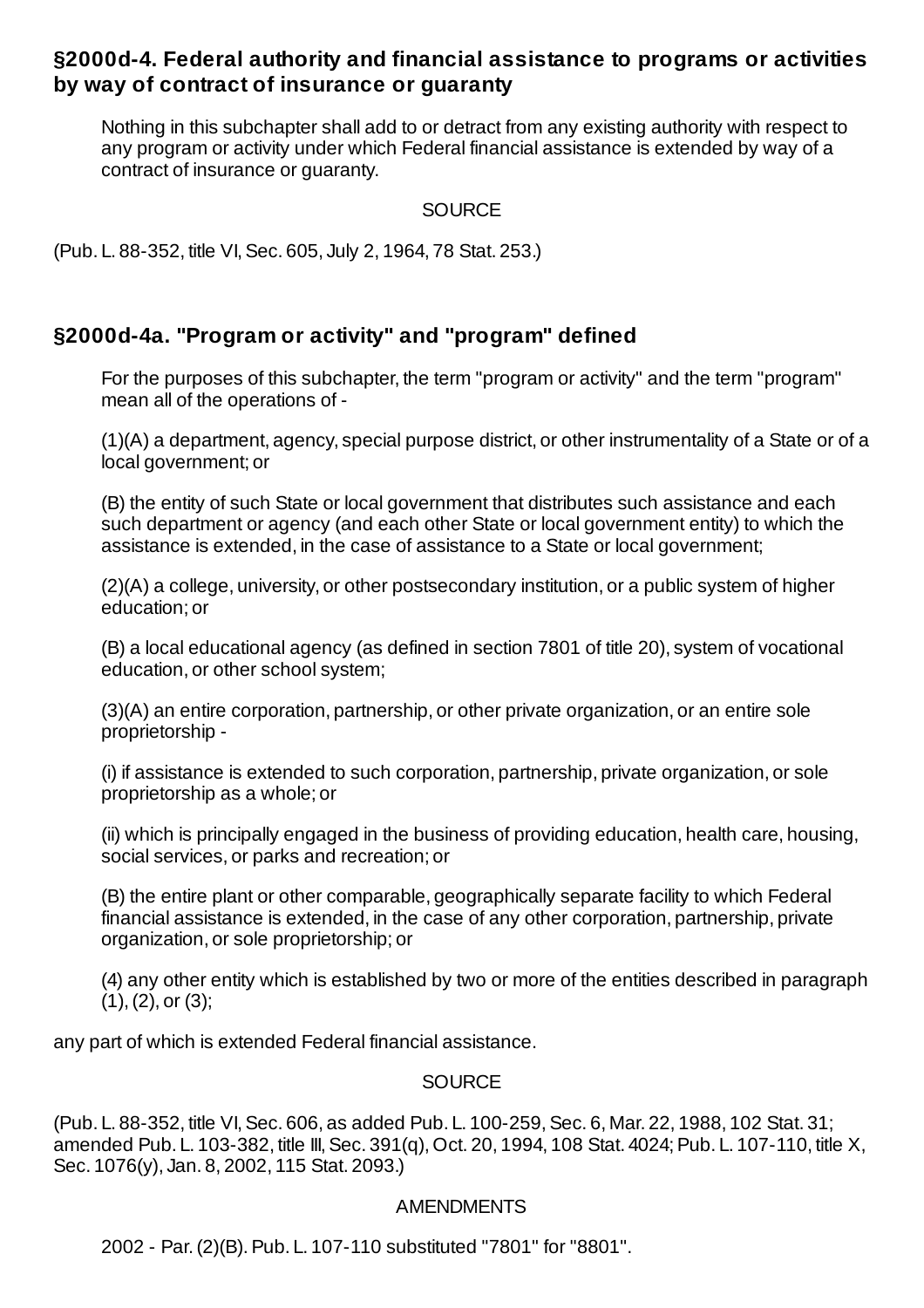### §2000d-4. Federal authority and financial assistance to programs or activities by way of contract of insurance or guaranty

Nothing in this subchapter shall add to or detract from any existing authority with respect to any program or activity under which Federal financial assistance is extended by way of a contract of insurance or guaranty.

SOURCE

(Pub. L. 88-352, title VI, Sec. 605, July 2, 1964, 78 Stat. 253.)

### §2000d-4a. "Program or activity" and "program" defined

For the purposes of this subchapter, the term "program or activity" and the term "program" mean all of the operations of -

(1)(A) a department, agency, special purpose district, or other instrumentality of a State or of a local government; or

(B) the entity of such State or local government that distributes such assistance and each such department or agency (and each other State or local government entity) to which the assistance is extended, in the case of assistance to a State or local government;

(2)(A) a college, university, or other postsecondary institution, or a public system of higher education; or

(B) a local educational agency (as defined in section 7801 of title 20), system of vocational education, or other school system;

(3)(A) an entire corporation, partnership, or other private organization, or an entire sole proprietorship -

(i) if assistance is extended to such corporation, partnership, private organization, or sole proprietorship as a whole; or

(ii) which is principally engaged in the business of providing education, health care, housing, social services, or parks and recreation; or

(B) the entire plant or other comparable, geographically separate facility to which Federal financial assistance is extended, in the case of any other corporation, partnership, private organization, or sole proprietorship; or

(4) any other entity which is established by two or more of the entities described in paragraph (1), (2), or (3);

any part of which is extended Federal financial assistance.

SOURCE

(Pub. L. 88-352, title VI, Sec. 606, as added Pub. L. 100-259, Sec. 6, Mar. 22, 1988, 102 Stat. 31; amended Pub. L. 103-382, title III, Sec. 391(q), Oct. 20, 1994, 108 Stat. 4024; Pub. L. 107-110, title X, Sec. 1076(y), Jan. 8, 2002, 115 Stat. 2093.)

AMENDMENTS

2002 - Par. (2)(B). Pub. L. 107-110 substituted "7801" for "8801".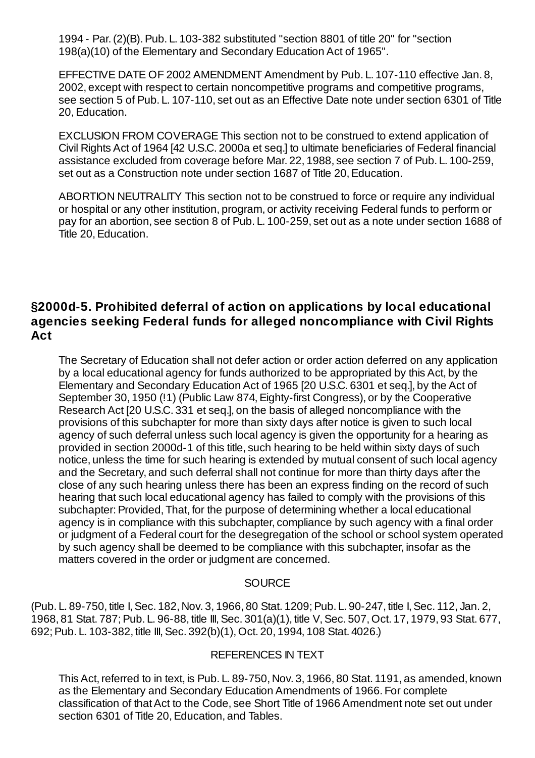1994 - Par. (2)(B). Pub. L. 103-382 substituted "section 8801 of title 20" for "section 198(a)(10) of the Elementary and Secondary Education Act of 1965".

EFFECTIVE DATE OF 2002 AMENDMENT Amendment by Pub. L. 107-110 effective Jan. 8, 2002, except with respect to certain noncompetitive programs and competitive programs, see section 5 of Pub. L. 107-110, set out as an Effective Date note under section 6301 of Title 20, Education.

EXCLUSION FROM COVERAGE This section not to be construed to extend application of Civil Rights Act of 1964 [42 U.S.C. 2000a et seq.] to ultimate beneficiaries of Federal financial assistance excluded from coverage before Mar. 22, 1988, see section 7 of Pub. L. 100-259, set out as a Construction note under section 1687 of Title 20, Education.

ABORTION NEUTRALITY This section not to be construed to force or require any individual or hospital or any other institution, program, or activity receiving Federal funds to perform or pay for an abortion, see section 8 of Pub. L. 100-259, set out as a note under section 1688 of Title 20, Education.

## §2000d-5. Prohibited deferral of action on applications by local educational agencies seeking Federal funds for alleged noncompliance with Civil Rights Act

The Secretary of Education shall not defer action or order action deferred on any application by a local educational agency for funds authorized to be appropriated by this Act, by the Elementary and Secondary Education Act of 1965 [20 U.S.C. 6301 et seq.], by the Act of September 30, 1950 (!1) (Public Law 874, Eighty-first Congress), or by the Cooperative Research Act [20 U.S.C. 331 et seq.], on the basis of alleged noncompliance with the provisions of this subchapter for more than sixty days after notice is given to such local agency of such deferral unless such local agency is given the opportunity for a hearing as provided in section 2000d-1 of this title, such hearing to be held within sixty days of such notice, unless the time for such hearing is extended by mutual consent of such local agency and the Secretary, and such deferral shall not continue for more than thirty days after the close of any such hearing unless there has been an express finding on the record of such hearing that such local educational agency has failed to comply with the provisions of this subchapter: Provided, That, for the purpose of determining whether a local educational agency is in compliance with this subchapter, compliance by such agency with a final order or judgment of a Federal court for the desegregation of the school or school system operated by such agency shall be deemed to be compliance with this subchapter, insofar as the matters covered in the order or judgment are concerned.

SOURCE

(Pub. L. 89-750, title I, Sec. 182, Nov. 3, 1966, 80 Stat. 1209; Pub. L. 90-247, title I, Sec. 112, Jan. 2, 1968, 81 Stat. 787; Pub. L. 96-88, title III, Sec. 301(a)(1), title V, Sec. 507, Oct. 17, 1979, 93 Stat. 677, 692; Pub. L. 103-382, title III, Sec. 392(b)(1), Oct. 20, 1994, 108 Stat. 4026.)

REFERENCES IN TEXT

This Act, referred to in text, is Pub. L. 89-750, Nov. 3, 1966, 80 Stat. 1191, as amended, known as the Elementary and Secondary Education Amendments of 1966. For complete classification of that Act to the Code, see Short Title of 1966 Amendment note set out under section 6301 of Title 20, Education, and Tables.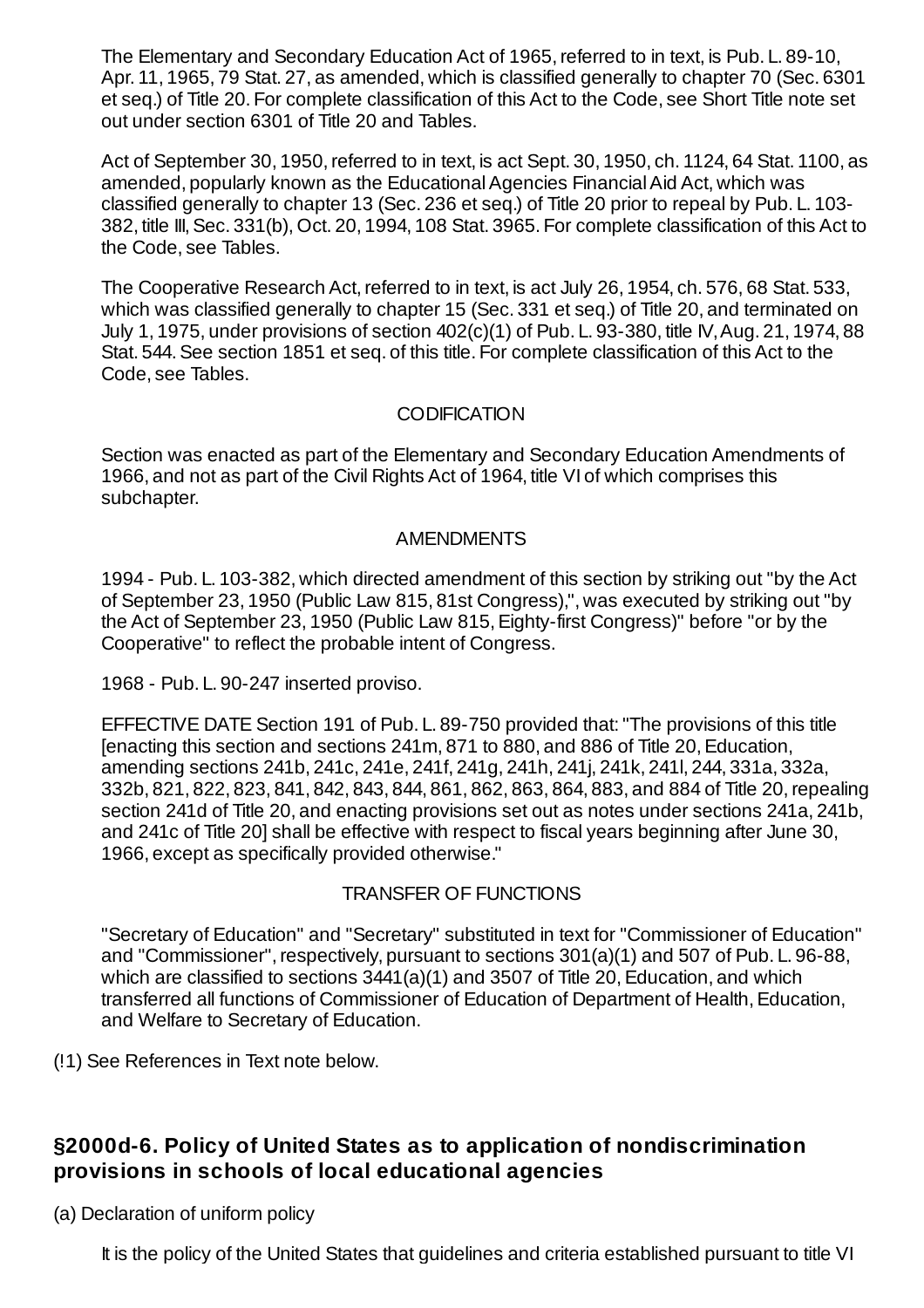The Elementary and Secondary Education Act of 1965, referred to in text, is Pub. L. 89-10, Apr. 11, 1965, 79 Stat. 27, as amended, which is classified generally to chapter 70 (Sec. 6301 et seq.) of Title 20. For complete classification of this Act to the Code, see Short Title note set out under section 6301 of Title 20 and Tables.

Act of September 30, 1950, referred to in text, is act Sept. 30, 1950, ch. 1124, 64 Stat. 1100, as amended, popularly known as the Educational Agencies Financial Aid Act, which was classified generally to chapter 13 (Sec. 236 et seq.) of Title 20 prior to repeal by Pub. L. 103-382, title III, Sec. 331(b), Oct. 20, 1994, 108 Stat. 3965. For complete classification of this Act to the Code, see Tables.

The Cooperative Research Act, referred to in text, is act July 26, 1954, ch. 576, 68 Stat. 533, which was classified generally to chapter 15 (Sec. 331 et seq.) of Title 20, and terminated on July 1, 1975, under provisions of section 402(c)(1) of Pub. L. 93-380, title IV, Aug. 21, 1974, 88 Stat. 544. See section 1851 et seq. of this title. For complete classification of this Act to the Code, see Tables.

CODIFICATION

Section was enacted as part of the Elementary and Secondary Education Amendments of 1966, and not as part of the Civil Rights Act of 1964, title VI of which comprises this subchapter.

AMENDMENTS

1994 - Pub. L. 103-382, which directed amendment of this section by striking out "by the Act of September 23, 1950 (Public Law 815, 81st Congress),", was executed by striking out "by the Act of September 23, 1950 (Public Law 815, Eighty-first Congress)" before "or by the Cooperative" to reflect the probable intent of Congress.

1968 - Pub. L. 90-247 inserted proviso.

EFFECTIVE DATE Section 191 of Pub. L. 89-750 provided that: "The provisions of this title [enacting this section and sections 241m, 871 to 880, and 886 of Title 20, Education, amending sections 241b, 241c, 241e, 241f, 241g, 241h, 241j, 241k, 241l, 244, 331a, 332a, 332b, 821, 822, 823, 841, 842, 843, 844, 861, 862, 863, 864, 883, and 884 of Title 20, repealing section 241d of Title 20, and enacting provisions set out as notes under sections 241a, 241b, and 241c of Title 20] shall be effective with respect to fiscal years beginning after June 30, 1966, except as specifically provided otherwise."

TRANSFER OF FUNCTIONS

"Secretary of Education" and "Secretary" substituted in text for "Commissioner of Education" and "Commissioner", respectively, pursuant to sections 301(a)(1) and 507 of Pub. L. 96-88, which are classified to sections 3441(a)(1) and 3507 of Title 20, Education, and which transferred all functions of Commissioner of Education of Department of Health, Education, and Welfare to Secretary of Education.

(!1) See References in Text note below.

### §2000d-6. Policy of United States as to application of nondiscrimination provisions in schools of local educational agencies

(a) Declaration of uniform policy

It is the policy of the United States that guidelines and criteria established pursuant to title VI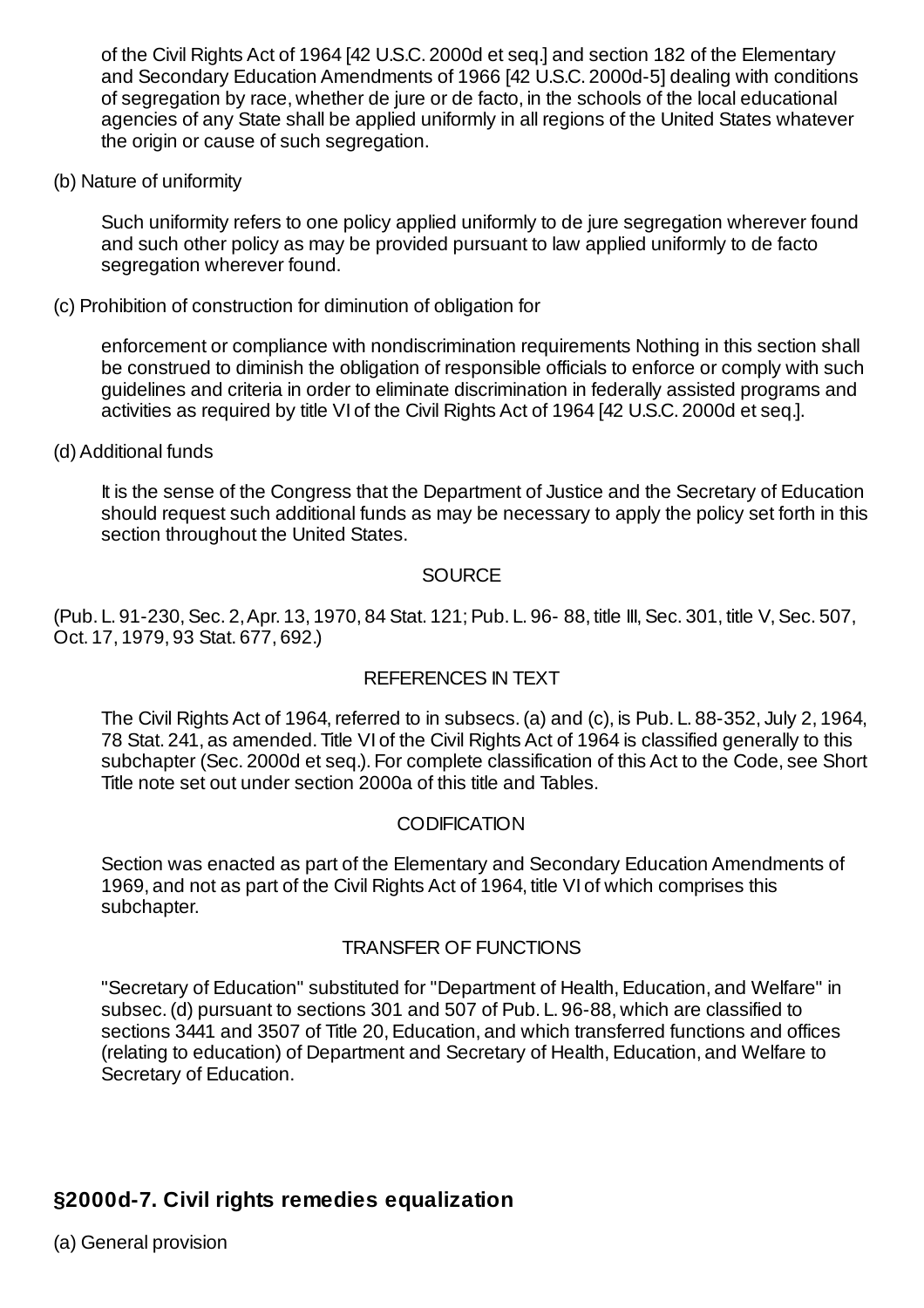of the Civil Rights Act of 1964 [42 U.S.C. 2000d et seq.] and section 182 of the Elementary and Secondary Education Amendments of 1966 [42 U.S.C. 2000d-5] dealing with conditions of segregation by race, whether de jure or de facto, in the schools of the local educational agencies of any State shall be applied uniformly in all regions of the United States whatever the origin or cause of such segregation.

(b) Nature of uniformity

Such uniformity refers to one policy applied uniformly to de jure segregation wherever found and such other policy as may be provided pursuant to law applied uniformly to de facto segregation wherever found.

(c) Prohibition of construction for diminution of obligation for

enforcement or compliance with nondiscrimination requirements Nothing in this section shall be construed to diminish the obligation of responsible officials to enforce or comply with such guidelines and criteria in order to eliminate discrimination in federally assisted programs and activities as required by title VI of the Civil Rights Act of 1964 [42 U.S.C. 2000d et seq.].

(d) Additional funds

It is the sense of the Congress that the Department of Justice and the Secretary of Education should request such additional funds as may be necessary to apply the policy set forth in this section throughout the United States.

SOURCE

(Pub. L. 91-230, Sec. 2, Apr. 13, 1970, 84 Stat. 121; Pub. L. 96- 88, title III, Sec. 301, title V, Sec. 507, Oct. 17, 1979, 93 Stat. 677, 692.)

REFERENCES IN TEXT

The Civil Rights Act of 1964, referred to in subsecs. (a) and (c), is Pub. L. 88-352, July 2, 1964, 78 Stat. 241, as amended. Title VI of the Civil Rights Act of 1964 is classified generally to this subchapter (Sec. 2000d et seq.). For complete classification of this Act to the Code, see Short Title note set out under section 2000a of this title and Tables.

CODIFICATION

Section was enacted as part of the Elementary and Secondary Education Amendments of 1969, and not as part of the Civil Rights Act of 1964, title VI of which comprises this subchapter.

TRANSFER OF FUNCTIONS

"Secretary of Education" substituted for "Department of Health, Education, and Welfare" in subsec. (d) pursuant to sections 301 and 507 of Pub. L. 96-88, which are classified to sections 3441 and 3507 of Title 20, Education, and which transferred functions and offices (relating to education) of Department and Secretary of Health, Education, and Welfare to Secretary of Education.

## §2000d-7. Civil rights remedies equalization

(a) General provision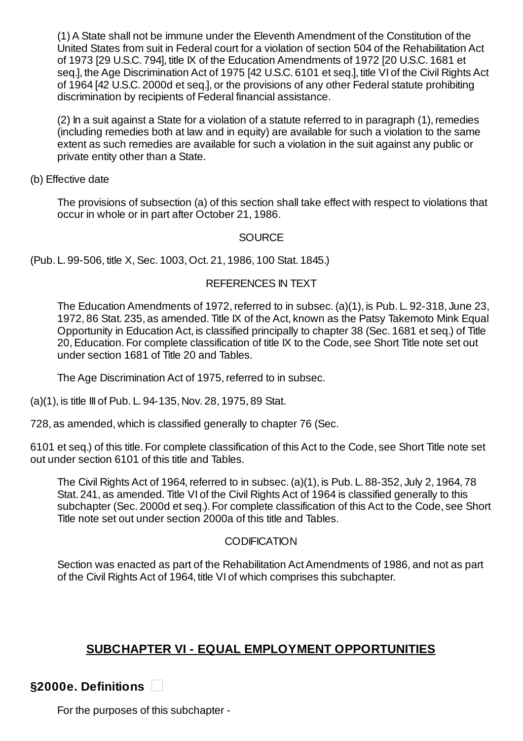(1) A State shall not be immune under the Eleventh Amendment of the Constitution of the United States from suit in Federal court for a violation of section 504 of the Rehabilitation Act of 1973 [29 U.S.C. 794], title IX of the Education Amendments of 1972 [20 U.S.C. 1681 et seq.], the Age Discrimination Act of 1975 [42 U.S.C. 6101 et seq.], title VI of the Civil Rights Act of 1964 [42 U.S.C. 2000d et seq.], or the provisions of any other Federal statute prohibiting discrimination by recipients of Federal financial assistance.

(2) In a suit against a State for a violation of a statute referred to in paragraph (1), remedies (including remedies both at law and in equity) are available for such a violation to the same extent as such remedies are available for such a violation in the suit against any public or private entity other than a State.

(b) Effective date

The provisions of subsection (a) of this section shall take effect with respect to violations that occur in whole or in part after October 21, 1986.

SOURCE

(Pub. L. 99-506, title X, Sec. 1003, Oct. 21, 1986, 100 Stat. 1845.)

REFERENCES IN TEXT

The Education Amendments of 1972, referred to in subsec. (a)(1), is Pub. L. 92-318, June 23, 1972, 86 Stat. 235, as amended. Title IX of the Act, known as the Patsy Takemoto Mink Equal Opportunity in Education Act, is classified principally to chapter 38 (Sec. 1681 et seq.) of Title 20, Education. For complete classification of title IX to the Code, see Short Title note set out under section 1681 of Title 20 and Tables.

The Age Discrimination Act of 1975, referred to in subsec.

(a)(1), is title III of Pub. L. 94-135, Nov. 28, 1975, 89 Stat.

728, as amended, which is classified generally to chapter 76 (Sec.

6101 et seq.) of this title. For complete classification of this Act to the Code, see Short Title note set out under section 6101 of this title and Tables.

The Civil Rights Act of 1964, referred to in subsec. (a)(1), is Pub. L. 88-352, July 2, 1964, 78 Stat. 241, as amended. Title VI of the Civil Rights Act of 1964 is classified generally to this subchapter (Sec. 2000d et seq.). For complete classification of this Act to the Code, see Short Title note set out under section 2000a of this title and Tables.

CODIFICATION

Section was enacted as part of the Rehabilitation Act Amendments of 1986, and not as part of the Civil Rights Act of 1964, title VI of which comprises this subchapter.

## SUBCHAPTER VI - EQUAL EMPLOYMENT OPPORTUNITIES

### §2000e. Definitions

For the purposes of this subchapter -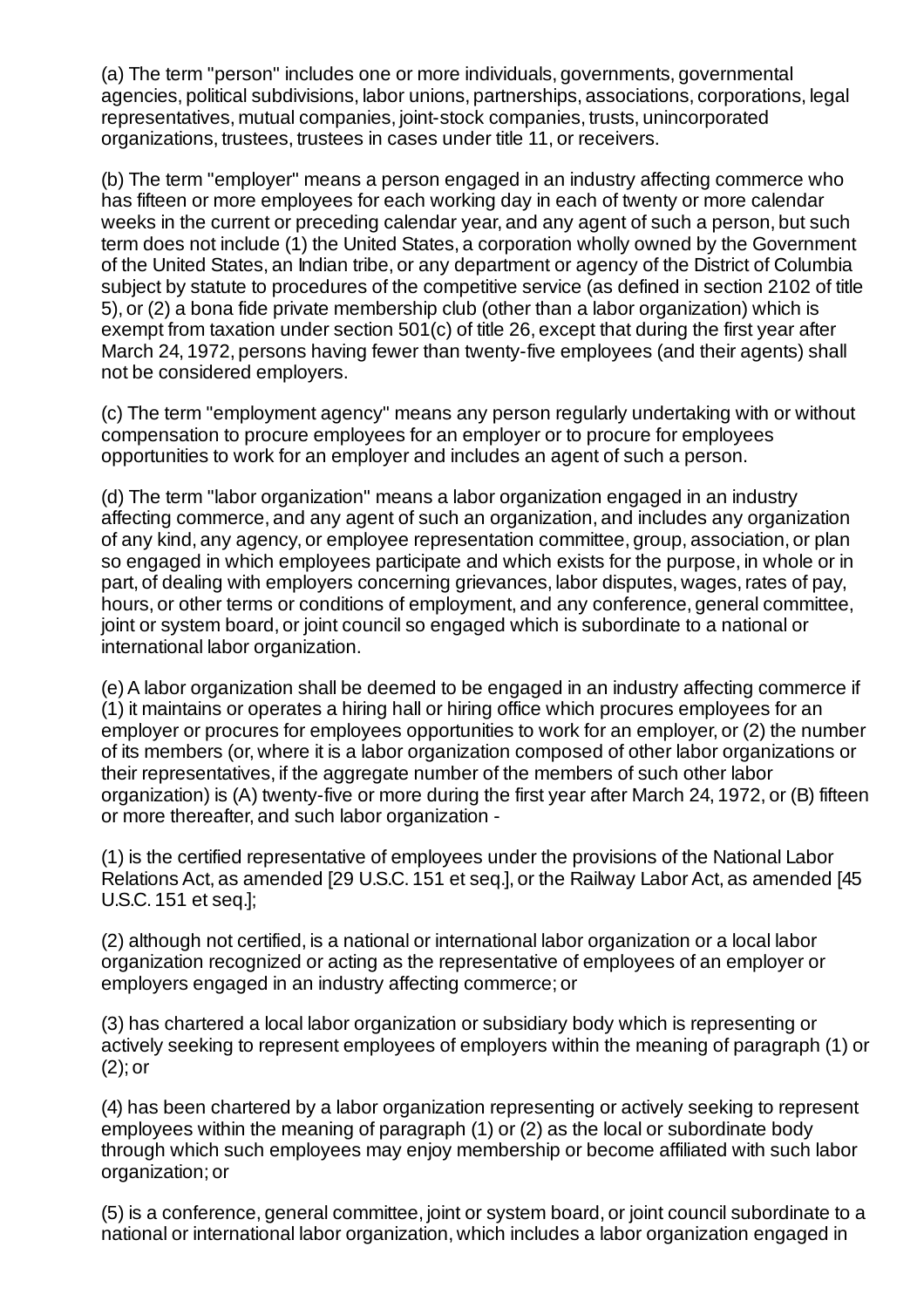(a) The term "person" includes one or more individuals, governments, governmental agencies, political subdivisions, labor unions, partnerships, associations, corporations, legal representatives, mutual companies, joint-stock companies, trusts, unincorporated organizations, trustees, trustees in cases under title 11, or receivers.

(b) The term "employer" means a person engaged in an industry affecting commerce who has fifteen or more employees for each working day in each of twenty or more calendar weeks in the current or preceding calendar year, and any agent of such a person, but such term does not include (1) the United States, a corporation wholly owned by the Government of the United States, an Indian tribe, or any department or agency of the District of Columbia subject by statute to procedures of the competitive service (as defined in section 2102 of title 5), or (2) a bona fide private membership club (other than a labor organization) which is exempt from taxation under section 501(c) of title 26, except that during the first year after March 24, 1972, persons having fewer than twenty-five employees (and their agents) shall not be considered employers.

(c) The term "employment agency" means any person regularly undertaking with or without compensation to procure employees for an employer or to procure for employees opportunities to work for an employer and includes an agent of such a person.

(d) The term "labor organization" means a labor organization engaged in an industry affecting commerce, and any agent of such an organization, and includes any organization of any kind, any agency, or employee representation committee, group, association, or plan so engaged in which employees participate and which exists for the purpose, in whole or in part, of dealing with employers concerning grievances, labor disputes, wages, rates of pay, hours, or other terms or conditions of employment, and any conference, general committee, joint or system board, or joint council so engaged which is subordinate to a national or international labor organization.

(e) A labor organization shall be deemed to be engaged in an industry affecting commerce if (1) it maintains or operates a hiring hall or hiring office which procures employees for an employer or procures for employees opportunities to work for an employer, or (2) the number of its members (or, where it is a labor organization composed of other labor organizations or their representatives, if the aggregate number of the members of such other labor organization) is (A) twenty-five or more during the first year after March 24, 1972, or (B) fifteen or more thereafter, and such labor organization -

(1) is the certified representative of employees under the provisions of the National Labor Relations Act, as amended [29 U.S.C. 151 et seq.], or the Railway Labor Act, as amended [45 U.S.C. 151 et seq.];

(2) although not certified, is a national or international labor organization or a local labor organization recognized or acting as the representative of employees of an employer or employers engaged in an industry affecting commerce; or

(3) has chartered a local labor organization or subsidiary body which is representing or actively seeking to represent employees of employers within the meaning of paragraph (1) or (2); or

(4) has been chartered by a labor organization representing or actively seeking to represent employees within the meaning of paragraph (1) or (2) as the local or subordinate body through which such employees may enjoy membership or become affiliated with such labor organization; or

(5) is a conference, general committee, joint or system board, or joint council subordinate to a national or international labor organization, which includes a labor organization engaged in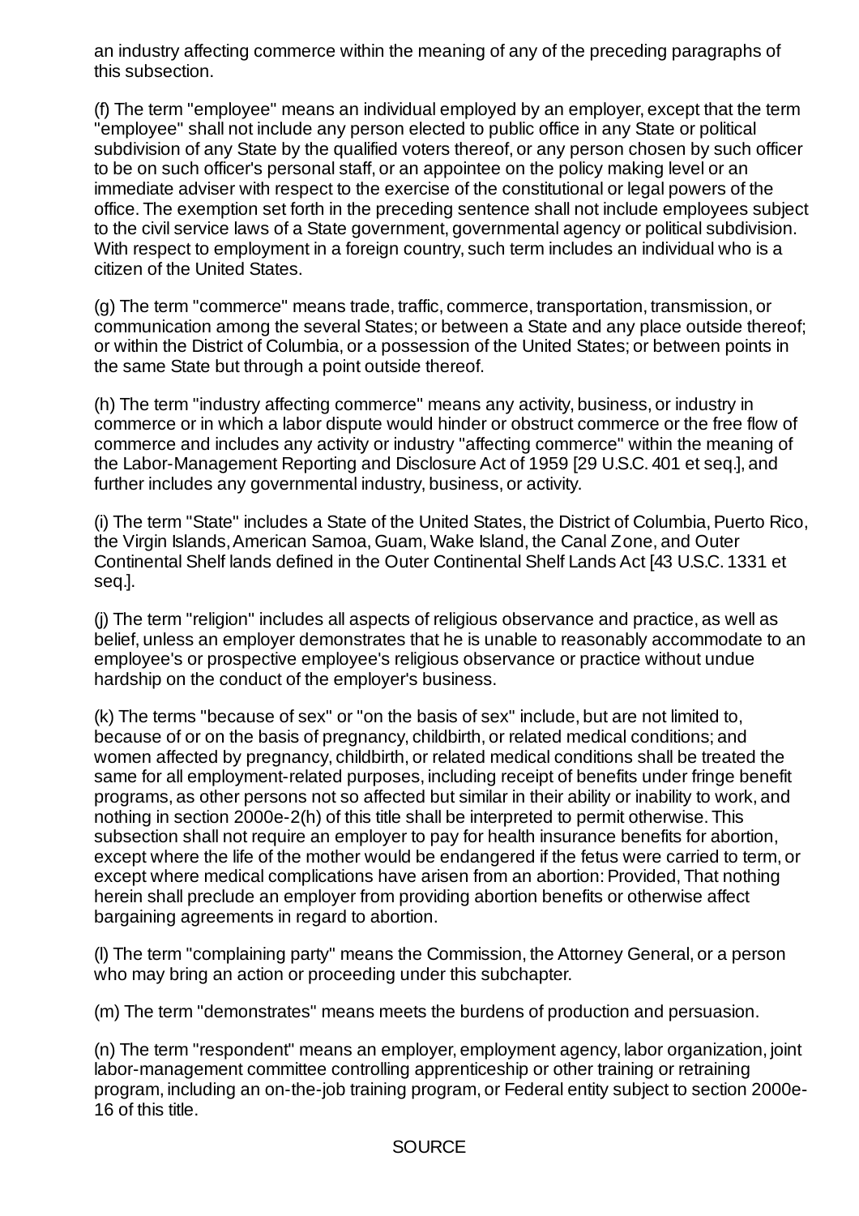an industry affecting commerce within the meaning of any of the preceding paragraphs of this subsection.

(f) The term "employee" means an individual employed by an employer, except that the term "employee" shall not include any person elected to public office in any State or political subdivision of any State by the qualified voters thereof, or any person chosen by such officer to be on such officer's personal staff, or an appointee on the policy making level or an immediate adviser with respect to the exercise of the constitutional or legal powers of the office. The exemption set forth in the preceding sentence shall not include employees subject to the civil service laws of a State government, governmental agency or political subdivision. With respect to employment in a foreign country, such term includes an individual who is a citizen of the United States.

(g) The term "commerce" means trade, traffic, commerce, transportation, transmission, or communication among the several States; or between a State and any place outside thereof; or within the District of Columbia, or a possession of the United States; or between points in the same State but through a point outside thereof.

(h) The term "industry affecting commerce" means any activity, business, or industry in commerce or in which a labor dispute would hinder or obstruct commerce or the free flow of commerce and includes any activity or industry "affecting commerce" within the meaning of the Labor-Management Reporting and Disclosure Act of 1959 [29 U.S.C. 401 et seq.], and further includes any governmental industry, business, or activity.

(i) The term "State" includes a State of the United States, the District of Columbia, Puerto Rico, the Virgin Islands, American Samoa, Guam, Wake Island, the Canal Zone, and Outer Continental Shelf lands defined in the Outer Continental Shelf Lands Act [43 U.S.C. 1331 et seq.].

(j) The term "religion" includes all aspects of religious observance and practice, as well as belief, unless an employer demonstrates that he is unable to reasonably accommodate to an employee's or prospective employee's religious observance or practice without undue hardship on the conduct of the employer's business.

(k) The terms "because of sex" or "on the basis of sex" include, but are not limited to, because of or on the basis of pregnancy, childbirth, or related medical conditions; and women affected by pregnancy, childbirth, or related medical conditions shall be treated the same for all employment-related purposes, including receipt of benefits under fringe benefit programs, as other persons not so affected but similar in their ability or inability to work, and nothing in section 2000e-2(h) of this title shall be interpreted to permit otherwise. This subsection shall not require an employer to pay for health insurance benefits for abortion, except where the life of the mother would be endangered if the fetus were carried to term, or except where medical complications have arisen from an abortion: Provided, That nothing herein shall preclude an employer from providing abortion benefits or otherwise affect bargaining agreements in regard to abortion.

(l) The term "complaining party" means the Commission, the Attorney General, or a person who may bring an action or proceeding under this subchapter.

(m) The term "demonstrates" means meets the burdens of production and persuasion.

(n) The term "respondent" means an employer, employment agency, labor organization, joint labor-management committee controlling apprenticeship or other training or retraining program, including an on-the-job training program, or Federal entity subject to section 2000e-16 of this title.

SOURCE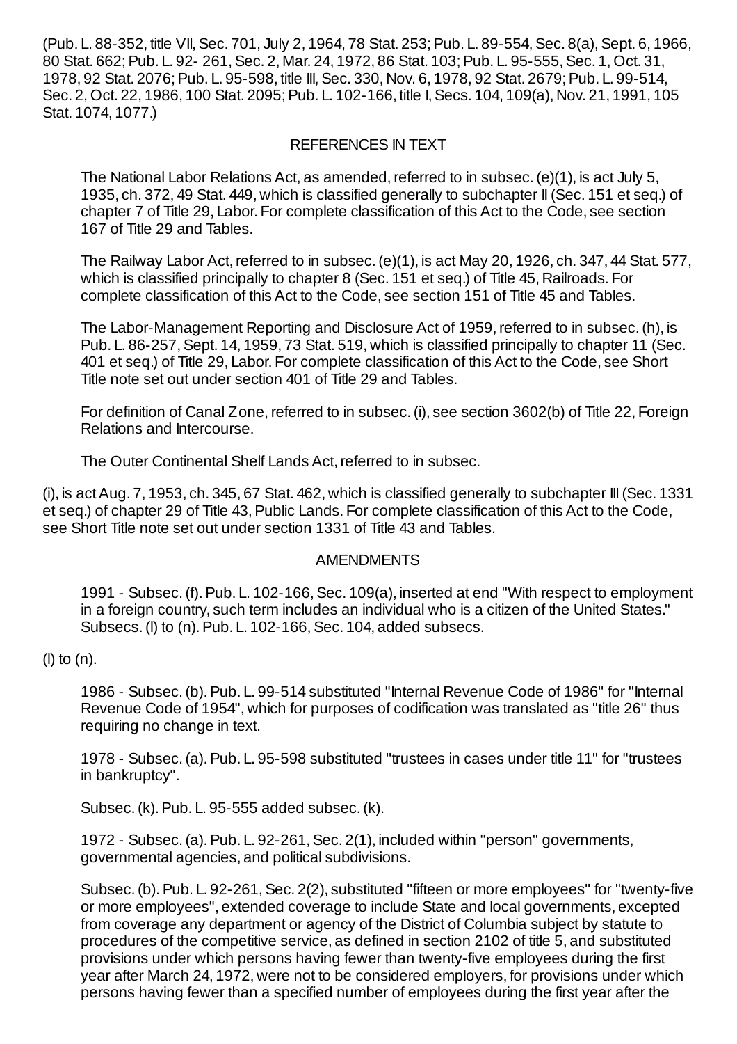(Pub. L. 88-352, title VII, Sec. 701, July 2, 1964, 78 Stat. 253; Pub. L. 89-554, Sec. 8(a), Sept. 6, 1966, 80 Stat. 662; Pub. L. 92- 261, Sec. 2, Mar. 24, 1972, 86 Stat. 103; Pub. L. 95-555, Sec. 1, Oct. 31, 1978, 92 Stat. 2076; Pub. L. 95-598, title III, Sec. 330, Nov. 6, 1978, 92 Stat. 2679; Pub. L. 99-514, Sec. 2, Oct. 22, 1986, 100 Stat. 2095; Pub. L. 102-166, title I, Secs. 104, 109(a), Nov. 21, 1991, 105 Stat. 1074, 1077.)

REFERENCES IN TEXT

The National Labor Relations Act, as amended, referred to in subsec. (e)(1), is act July 5, 1935, ch. 372, 49 Stat. 449, which is classified generally to subchapter II (Sec. 151 et seq.) of chapter 7 of Title 29, Labor. For complete classification of this Act to the Code, see section 167 of Title 29 and Tables.

The Railway Labor Act, referred to in subsec. (e)(1), is act May 20, 1926, ch. 347, 44 Stat. 577, which is classified principally to chapter 8 (Sec. 151 et seq.) of Title 45, Railroads. For complete classification of this Act to the Code, see section 151 of Title 45 and Tables.

The Labor-Management Reporting and Disclosure Act of 1959, referred to in subsec. (h), is Pub. L. 86-257, Sept. 14, 1959, 73 Stat. 519, which is classified principally to chapter 11 (Sec. 401 et seq.) of Title 29, Labor. For complete classification of this Act to the Code, see Short Title note set out under section 401 of Title 29 and Tables.

For definition of Canal Zone, referred to in subsec. (i), see section 3602(b) of Title 22, Foreign Relations and Intercourse.

The Outer Continental Shelf Lands Act, referred to in subsec. (i), is act Aug. 7, 1953, ch. 345, 67 Stat. 462, which is classified generally to subchapter III (Sec. 1331 et seq.) of chapter 29 of Title 43, Public Lands. For complete classification of this Act to the Code, see Short Title note set out under section 1331 of Title 43 and Tables.

AMENDMENTS

1991 - Subsec. (f). Pub. L. 102-166, Sec. 109(a), inserted at end "With respect to employment in a foreign country, such term includes an individual who is a citizen of the United States." Subsecs. (l) to (n). Pub. L. 102-166, Sec. 104, added subsecs. (l) to (n).

1986 - Subsec. (b). Pub. L. 99-514 substituted "Internal Revenue Code of 1986" for "Internal Revenue Code of 1954", which for purposes of codification was translated as "title 26" thus requiring no change in text.

1978 - Subsec. (a). Pub. L. 95-598 substituted "trustees in cases under title 11" for "trustees in bankruptcy".

Subsec. (k). Pub. L. 95-555 added subsec. (k).

1972 - Subsec. (a). Pub. L. 92-261, Sec. 2(1), included within "person" governments, governmental agencies, and political subdivisions.

Subsec. (b). Pub. L. 92-261, Sec. 2(2), substituted "fifteen or more employees" for "twenty-five or more employees", extended coverage to include State and local governments, excepted from coverage any department or agency of the District of Columbia subject by statute to procedures of the competitive service, as defined in section 2102 of title 5, and substituted provisions under which persons having fewer than twenty-five employees during the first year after March 24, 1972, were not to be considered employers, for provisions under which persons having fewer than a specified number of employees during the first year after the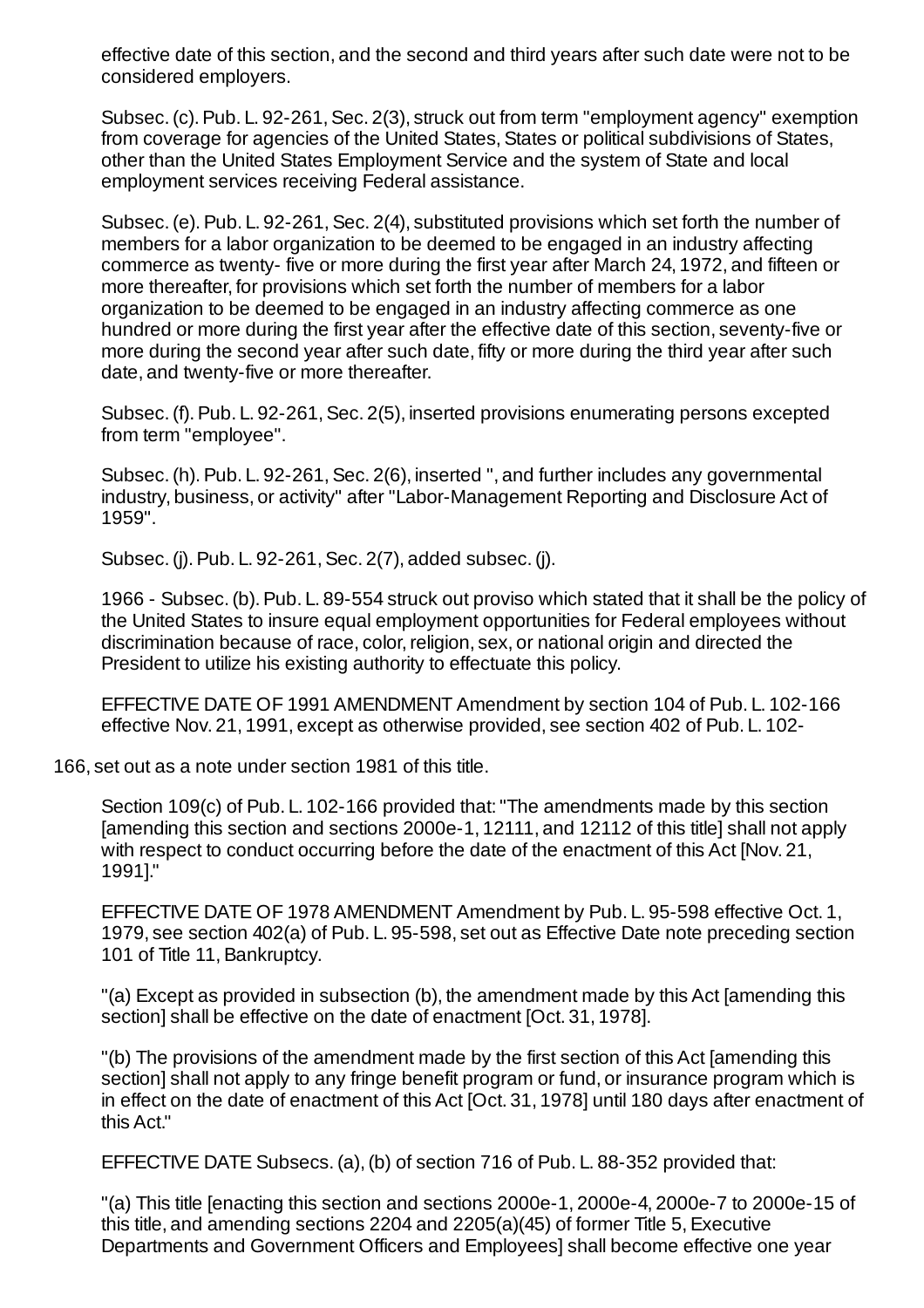effective date of this section, and the second and third years after such date were not to be considered employers.

Subsec. (c). Pub. L. 92-261, Sec. 2(3), struck out from term "employment agency" exemption from coverage for agencies of the United States, States or political subdivisions of States, other than the United States Employment Service and the system of State and local employment services receiving Federal assistance.

Subsec. (e). Pub. L. 92-261, Sec. 2(4), substituted provisions which set forth the number of members for a labor organization to be deemed to be engaged in an industry affecting commerce as twenty- five or more during the first year after March 24, 1972, and fifteen or more thereafter, for provisions which set forth the number of members for a labor organization to be deemed to be engaged in an industry affecting commerce as one hundred or more during the first year after the effective date of this section, seventy-five or more during the second year after such date, fifty or more during the third year after such date, and twenty-five or more thereafter.

Subsec. (f). Pub. L. 92-261, Sec. 2(5), inserted provisions enumerating persons excepted from term "employee".

Subsec. (h). Pub. L. 92-261, Sec. 2(6), inserted ", and further includes any governmental industry, business, or activity" after "Labor-Management Reporting and Disclosure Act of 1959".

Subsec. (j). Pub. L. 92-261, Sec. 2(7), added subsec. (j).

1966 - Subsec. (b). Pub. L. 89-554 struck out proviso which stated that it shall be the policy of the United States to insure equal employment opportunities for Federal employees without discrimination because of race, color, religion, sex, or national origin and directed the President to utilize his existing authority to effectuate this policy.

EFFECTIVE DATE OF 1991 AMENDMENT Amendment by section 104 of Pub. L. 102-166 effective Nov. 21, 1991, except as otherwise provided, see section 402 of Pub. L. 102-166, set out as a note under section 1981 of this title.

Section 109(c) of Pub. L. 102-166 provided that: "The amendments made by this section [amending this section and sections 2000e-1, 12111, and 12112 of this title] shall not apply with respect to conduct occurring before the date of the enactment of this Act [Nov. 21, 1991]."

EFFECTIVE DATE OF 1978 AMENDMENT Amendment by Pub. L. 95-598 effective Oct. 1, 1979, see section 402(a) of Pub. L. 95-598, set out as Effective Date note preceding section 101 of Title 11, Bankruptcy.

"(a) Except as provided in subsection (b), the amendment made by this Act [amending this section] shall be effective on the date of enactment [Oct. 31, 1978].

"(b) The provisions of the amendment made by the first section of this Act [amending this section] shall not apply to any fringe benefit program or fund, or insurance program which is in effect on the date of enactment of this Act [Oct. 31, 1978] until 180 days after enactment of this Act."

EFFECTIVE DATE Subsecs. (a), (b) of section 716 of Pub. L. 88-352 provided that:

"(a) This title [enacting this section and sections 2000e-1, 2000e-4, 2000e-7 to 2000e-15 of this title, and amending sections 2204 and 2205(a)(45) of former Title 5, Executive Departments and Government Officers and Employees] shall become effective one year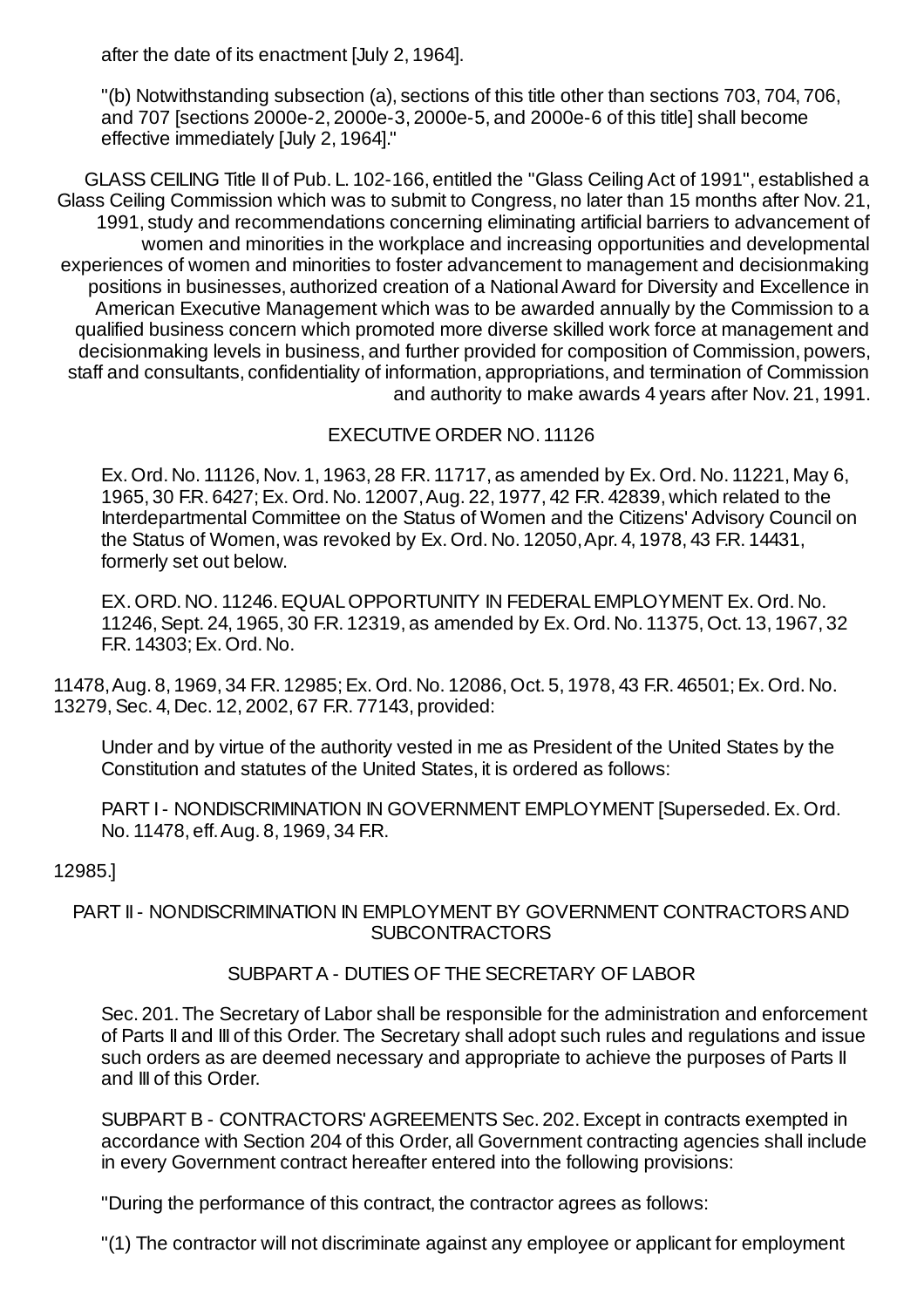after the date of its enactment [July 2, 1964].

"(b) Notwithstanding subsection (a), sections of this title other than sections 703, 704, 706, and 707 [sections 2000e-2, 2000e-3, 2000e-5, and 2000e-6 of this title] shall become effective immediately [July 2, 1964]."

GLASS CEILING Title II of Pub. L. 102-166, entitled the "Glass Ceiling Act of 1991", established a Glass Ceiling Commission which was to submit to Congress, no later than 15 months after Nov. 21, 1991, study and recommendations concerning eliminating artificial barriers to advancement of women and minorities in the workplace and increasing opportunities and developmental experiences of women and minorities to foster advancement to management and decisionmaking positions in businesses, authorized creation of a National Award for Diversity and Excellence in American Executive Management which was to be awarded annually by the Commission to a qualified business concern which promoted more diverse skilled work force at management and decisionmaking levels in business, and further provided for composition of Commission, powers, staff and consultants, confidentiality of information, appropriations, and termination of Commission and authority to make awards 4 years after Nov. 21, 1991.

EXECUTIVE ORDER NO. 11126

Ex. Ord. No. 11126, Nov. 1, 1963, 28 F.R. 11717, as amended by Ex. Ord. No. 11221, May 6, 1965, 30 F.R. 6427; Ex. Ord. No. 12007, Aug. 22, 1977, 42 F.R. 42839, which related to the Interdepartmental Committee on the Status of Women and the Citizens' Advisory Council on the Status of Women, was revoked by Ex. Ord. No. 12050, Apr. 4, 1978, 43 F.R. 14431, formerly set out below.

EX. ORD. NO. 11246. EQUAL OPPORTUNITY IN FEDERAL EMPLOYMENT Ex. Ord. No. 11246, Sept. 24, 1965, 30 F.R. 12319, as amended by Ex. Ord. No. 11375, Oct. 13, 1967, 32 F.R. 14303; Ex. Ord. No. 11478, Aug. 8, 1969, 34 F.R. 12985; Ex. Ord. No. 12086, Oct. 5, 1978, 43 F.R. 46501; Ex. Ord. No. 13279, Sec. 4, Dec. 12, 2002, 67 F.R. 77143, provided:

Under and by virtue of the authority vested in me as President of the United States by the Constitution and statutes of the United States, it is ordered as follows:

PART I - NONDISCRIMINATION IN GOVERNMENT EMPLOYMENT [Superseded. Ex. Ord. No. 11478, eff. Aug. 8, 1969, 34 F.R. 12985.]

PART II - NONDISCRIMINATION IN EMPLOYMENT BY GOVERNMENT CONTRACTORS AND SUBCONTRACTORS

SUBPART A - DUTIES OF THE SECRETARY OF LABOR

Sec. 201. The Secretary of Labor shall be responsible for the administration and enforcement of Parts II and III of this Order. The Secretary shall adopt such rules and regulations and issue such orders as are deemed necessary and appropriate to achieve the purposes of Parts II and III of this Order.

SUBPART B - CONTRACTORS' AGREEMENTS Sec. 202. Except in contracts exempted in accordance with Section 204 of this Order, all Government contracting agencies shall include in every Government contract hereafter entered into the following provisions:

"During the performance of this contract, the contractor agrees as follows:

"(1) The contractor will not discriminate against any employee or applicant for employment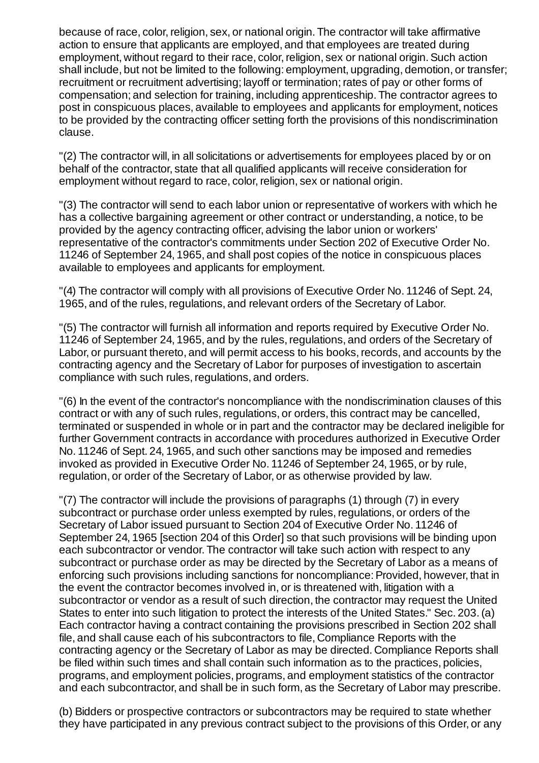because of race, color, religion, sex, or national origin. The contractor will take affirmative action to ensure that applicants are employed, and that employees are treated during employment, without regard to their race, color, religion, sex or national origin. Such action shall include, but not be limited to the following: employment, upgrading, demotion, or transfer; recruitment or recruitment advertising; layoff or termination; rates of pay or other forms of compensation; and selection for training, including apprenticeship. The contractor agrees to post in conspicuous places, available to employees and applicants for employment, notices to be provided by the contracting officer setting forth the provisions of this nondiscrimination clause.

"(2) The contractor will, in all solicitations or advertisements for employees placed by or on behalf of the contractor, state that all qualified applicants will receive consideration for employment without regard to race, color, religion, sex or national origin.

"(3) The contractor will send to each labor union or representative of workers with which he has a collective bargaining agreement or other contract or understanding, a notice, to be provided by the agency contracting officer, advising the labor union or workers' representative of the contractor's commitments under Section 202 of Executive Order No. 11246 of September 24, 1965, and shall post copies of the notice in conspicuous places available to employees and applicants for employment.

"(4) The contractor will comply with all provisions of Executive Order No. 11246 of Sept. 24, 1965, and of the rules, regulations, and relevant orders of the Secretary of Labor.

"(5) The contractor will furnish all information and reports required by Executive Order No. 11246 of September 24, 1965, and by the rules, regulations, and orders of the Secretary of Labor, or pursuant thereto, and will permit access to his books, records, and accounts by the contracting agency and the Secretary of Labor for purposes of investigation to ascertain compliance with such rules, regulations, and orders.

"(6) In the event of the contractor's noncompliance with the nondiscrimination clauses of this contract or with any of such rules, regulations, or orders, this contract may be cancelled, terminated or suspended in whole or in part and the contractor may be declared ineligible for further Government contracts in accordance with procedures authorized in Executive Order No. 11246 of Sept. 24, 1965, and such other sanctions may be imposed and remedies invoked as provided in Executive Order No. 11246 of September 24, 1965, or by rule, regulation, or order of the Secretary of Labor, or as otherwise provided by law.

"(7) The contractor will include the provisions of paragraphs (1) through (7) in every subcontract or purchase order unless exempted by rules, regulations, or orders of the Secretary of Labor issued pursuant to Section 204 of Executive Order No. 11246 of September 24, 1965 [section 204 of this Order] so that such provisions will be binding upon each subcontractor or vendor. The contractor will take such action with respect to any subcontract or purchase order as may be directed by the Secretary of Labor as a means of enforcing such provisions including sanctions for noncompliance: Provided, however, that in the event the contractor becomes involved in, or is threatened with, litigation with a subcontractor or vendor as a result of such direction, the contractor may request the United States to enter into such litigation to protect the interests of the United States." Sec. 203. (a) Each contractor having a contract containing the provisions prescribed in Section 202 shall file, and shall cause each of his subcontractors to file, Compliance Reports with the contracting agency or the Secretary of Labor as may be directed. Compliance Reports shall be filed within such times and shall contain such information as to the practices, policies, programs, and employment policies, programs, and employment statistics of the contractor and each subcontractor, and shall be in such form, as the Secretary of Labor may prescribe.

(b) Bidders or prospective contractors or subcontractors may be required to state whether they have participated in any previous contract subject to the provisions of this Order, or any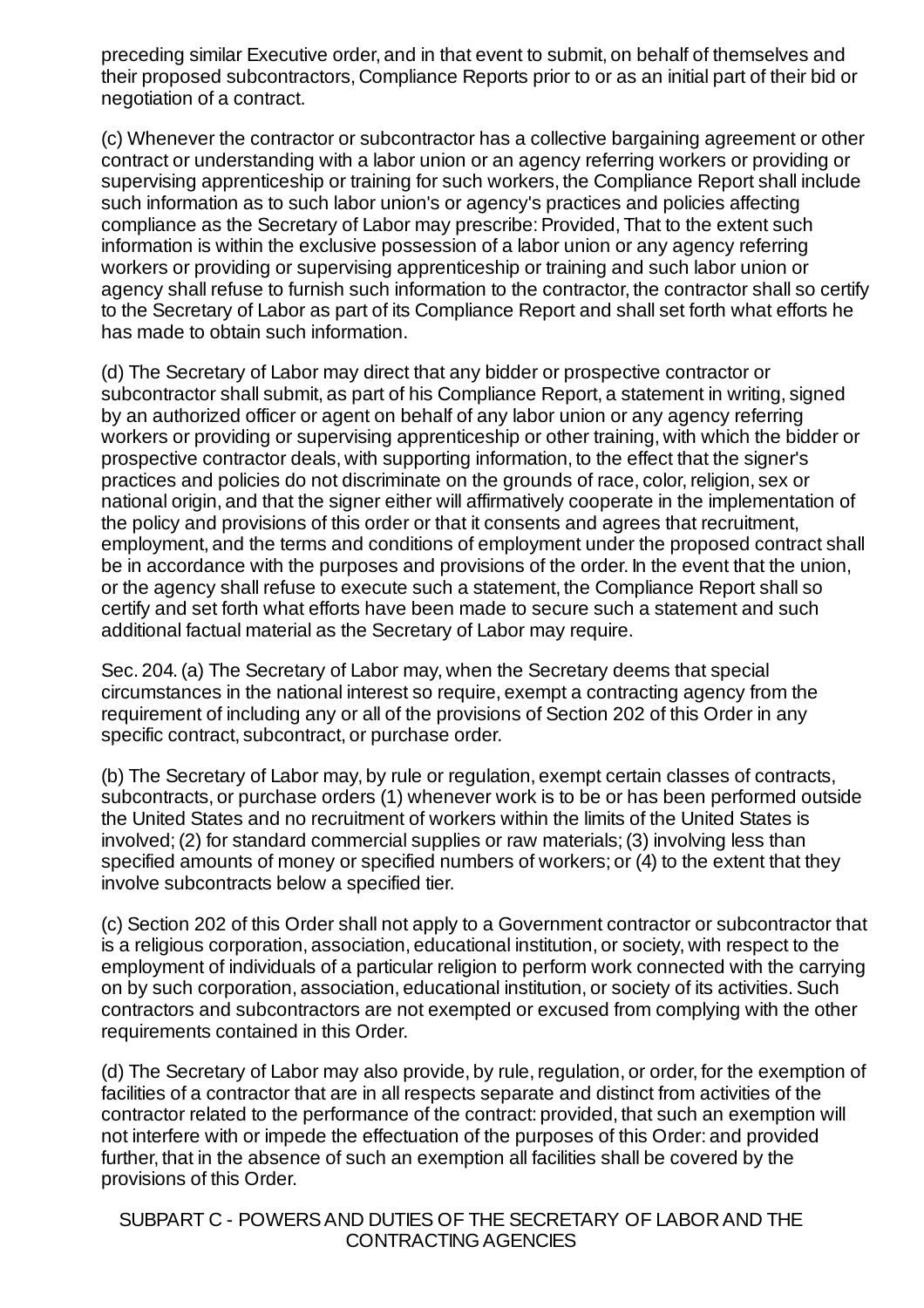preceding similar Executive order, and in that event to submit, on behalf of themselves and their proposed subcontractors, Compliance Reports prior to or as an initial part of their bid or negotiation of a contract.

(c) Whenever the contractor or subcontractor has a collective bargaining agreement or other contract or understanding with a labor union or an agency referring workers or providing or supervising apprenticeship or training for such workers, the Compliance Report shall include such information as to such labor union's or agency's practices and policies affecting compliance as the Secretary of Labor may prescribe: Provided, That to the extent such information is within the exclusive possession of a labor union or any agency referring workers or providing or supervising apprenticeship or training and such labor union or agency shall refuse to furnish such information to the contractor, the contractor shall so certify to the Secretary of Labor as part of its Compliance Report and shall set forth what efforts he has made to obtain such information.

(d) The Secretary of Labor may direct that any bidder or prospective contractor or subcontractor shall submit, as part of his Compliance Report, a statement in writing, signed by an authorized officer or agent on behalf of any labor union or any agency referring workers or providing or supervising apprenticeship or other training, with which the bidder or prospective contractor deals, with supporting information, to the effect that the signer's practices and policies do not discriminate on the grounds of race, color, religion, sex or national origin, and that the signer either will affirmatively cooperate in the implementation of the policy and provisions of this order or that it consents and agrees that recruitment, employment, and the terms and conditions of employment under the proposed contract shall be in accordance with the purposes and provisions of the order. In the event that the union, or the agency shall refuse to execute such a statement, the Compliance Report shall so certify and set forth what efforts have been made to secure such a statement and such additional factual material as the Secretary of Labor may require.

Sec. 204. (a) The Secretary of Labor may, when the Secretary deems that special circumstances in the national interest so require, exempt a contracting agency from the requirement of including any or all of the provisions of Section 202 of this Order in any specific contract, subcontract, or purchase order.

(b) The Secretary of Labor may, by rule or regulation, exempt certain classes of contracts, subcontracts, or purchase orders (1) whenever work is to be or has been performed outside the United States and no recruitment of workers within the limits of the United States is involved; (2) for standard commercial supplies or raw materials; (3) involving less than specified amounts of money or specified numbers of workers; or (4) to the extent that they involve subcontracts below a specified tier.

(c) Section 202 of this Order shall not apply to a Government contractor or subcontractor that is a religious corporation, association, educational institution, or society, with respect to the employment of individuals of a particular religion to perform work connected with the carrying on by such corporation, association, educational institution, or society of its activities. Such contractors and subcontractors are not exempted or excused from complying with the other requirements contained in this Order.

(d) The Secretary of Labor may also provide, by rule, regulation, or order, for the exemption of facilities of a contractor that are in all respects separate and distinct from activities of the contractor related to the performance of the contract: provided, that such an exemption will not interfere with or impede the effectuation of the purposes of this Order: and provided further, that in the absence of such an exemption all facilities shall be covered by the provisions of this Order.

## SUBPART C - POWERS AND DUTIES OF THE SECRETARY OF LABOR AND THE CONTRACTING AGENCIES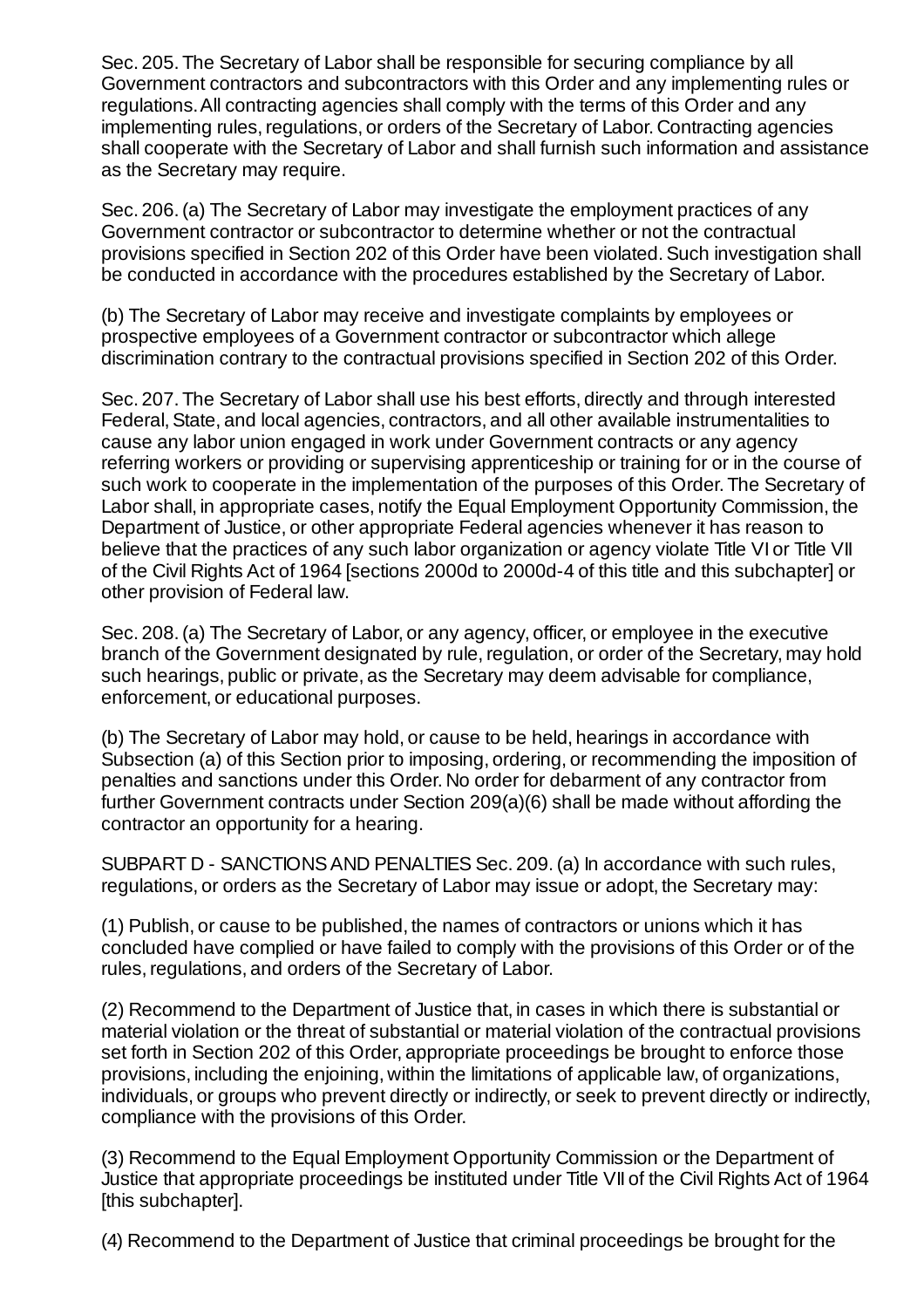Sec. 205. The Secretary of Labor shall be responsible for securing compliance by all Government contractors and subcontractors with this Order and any implementing rules or regulations. All contracting agencies shall comply with the terms of this Order and any implementing rules, regulations, or orders of the Secretary of Labor. Contracting agencies shall cooperate with the Secretary of Labor and shall furnish such information and assistance as the Secretary may require.

Sec. 206. (a) The Secretary of Labor may investigate the employment practices of any Government contractor or subcontractor to determine whether or not the contractual provisions specified in Section 202 of this Order have been violated. Such investigation shall be conducted in accordance with the procedures established by the Secretary of Labor.

(b) The Secretary of Labor may receive and investigate complaints by employees or prospective employees of a Government contractor or subcontractor which allege discrimination contrary to the contractual provisions specified in Section 202 of this Order.

Sec. 207. The Secretary of Labor shall use his best efforts, directly and through interested Federal, State, and local agencies, contractors, and all other available instrumentalities to cause any labor union engaged in work under Government contracts or any agency referring workers or providing or supervising apprenticeship or training for or in the course of such work to cooperate in the implementation of the purposes of this Order. The Secretary of Labor shall, in appropriate cases, notify the Equal Employment Opportunity Commission, the Department of Justice, or other appropriate Federal agencies whenever it has reason to believe that the practices of any such labor organization or agency violate Title VI or Title VII of the Civil Rights Act of 1964 [sections 2000d to 2000d-4 of this title and this subchapter] or other provision of Federal law.

Sec. 208. (a) The Secretary of Labor, or any agency, officer, or employee in the executive branch of the Government designated by rule, regulation, or order of the Secretary, may hold such hearings, public or private, as the Secretary may deem advisable for compliance, enforcement, or educational purposes.

(b) The Secretary of Labor may hold, or cause to be held, hearings in accordance with Subsection (a) of this Section prior to imposing, ordering, or recommending the imposition of penalties and sanctions under this Order. No order for debarment of any contractor from further Government contracts under Section 209(a)(6) shall be made without affording the contractor an opportunity for a hearing.

SUBPART D - SANCTIONS AND PENALTIES Sec. 209. (a) In accordance with such rules, regulations, or orders as the Secretary of Labor may issue or adopt, the Secretary may:

(1) Publish, or cause to be published, the names of contractors or unions which it has concluded have complied or have failed to comply with the provisions of this Order or of the rules, regulations, and orders of the Secretary of Labor.

(2) Recommend to the Department of Justice that, in cases in which there is substantial or material violation or the threat of substantial or material violation of the contractual provisions set forth in Section 202 of this Order, appropriate proceedings be brought to enforce those provisions, including the enjoining, within the limitations of applicable law, of organizations, individuals, or groups who prevent directly or indirectly, or seek to prevent directly or indirectly, compliance with the provisions of this Order.

(3) Recommend to the Equal Employment Opportunity Commission or the Department of Justice that appropriate proceedings be instituted under Title VII of the Civil Rights Act of 1964 [this subchapter].

(4) Recommend to the Department of Justice that criminal proceedings be brought for the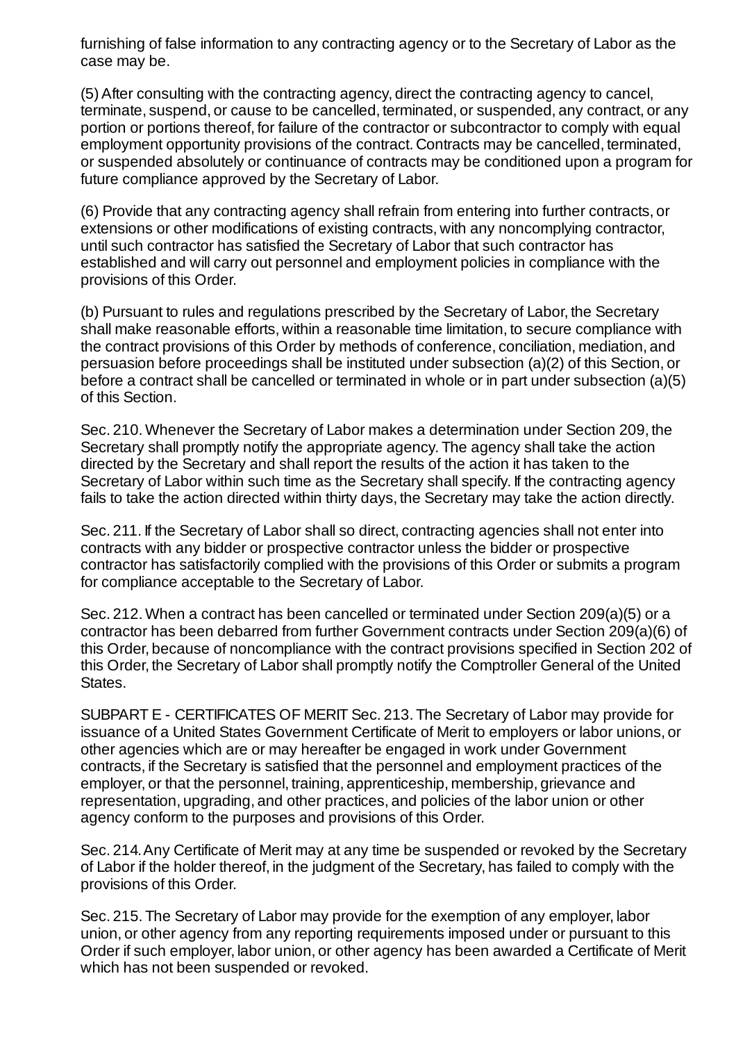furnishing of false information to any contracting agency or to the Secretary of Labor as the case may be.

(5) After consulting with the contracting agency, direct the contracting agency to cancel, terminate, suspend, or cause to be cancelled, terminated, or suspended, any contract, or any portion or portions thereof, for failure of the contractor or subcontractor to comply with equal employment opportunity provisions of the contract. Contracts may be cancelled, terminated, or suspended absolutely or continuance of contracts may be conditioned upon a program for future compliance approved by the Secretary of Labor.

(6) Provide that any contracting agency shall refrain from entering into further contracts, or extensions or other modifications of existing contracts, with any noncomplying contractor, until such contractor has satisfied the Secretary of Labor that such contractor has established and will carry out personnel and employment policies in compliance with the provisions of this Order.

(b) Pursuant to rules and regulations prescribed by the Secretary of Labor, the Secretary shall make reasonable efforts, within a reasonable time limitation, to secure compliance with the contract provisions of this Order by methods of conference, conciliation, mediation, and persuasion before proceedings shall be instituted under subsection (a)(2) of this Section, or before a contract shall be cancelled or terminated in whole or in part under subsection (a)(5) of this Section.

Sec. 210. Whenever the Secretary of Labor makes a determination under Section 209, the Secretary shall promptly notify the appropriate agency. The agency shall take the action directed by the Secretary and shall report the results of the action it has taken to the Secretary of Labor within such time as the Secretary shall specify. If the contracting agency fails to take the action directed within thirty days, the Secretary may take the action directly.

Sec. 211. If the Secretary of Labor shall so direct, contracting agencies shall not enter into contracts with any bidder or prospective contractor unless the bidder or prospective contractor has satisfactorily complied with the provisions of this Order or submits a program for compliance acceptable to the Secretary of Labor.

Sec. 212. When a contract has been cancelled or terminated under Section 209(a)(5) or a contractor has been debarred from further Government contracts under Section 209(a)(6) of this Order, because of noncompliance with the contract provisions specified in Section 202 of this Order, the Secretary of Labor shall promptly notify the Comptroller General of the United States.

SUBPART E - CERTIFICATES OF MERIT Sec. 213. The Secretary of Labor may provide for issuance of a United States Government Certificate of Merit to employers or labor unions, or other agencies which are or may hereafter be engaged in work under Government contracts, if the Secretary is satisfied that the personnel and employment practices of the employer, or that the personnel, training, apprenticeship, membership, grievance and representation, upgrading, and other practices, and policies of the labor union or other agency conform to the purposes and provisions of this Order.

Sec. 214. Any Certificate of Merit may at any time be suspended or revoked by the Secretary of Labor if the holder thereof, in the judgment of the Secretary, has failed to comply with the provisions of this Order.

Sec. 215. The Secretary of Labor may provide for the exemption of any employer, labor union, or other agency from any reporting requirements imposed under or pursuant to this Order if such employer, labor union, or other agency has been awarded a Certificate of Merit which has not been suspended or revoked.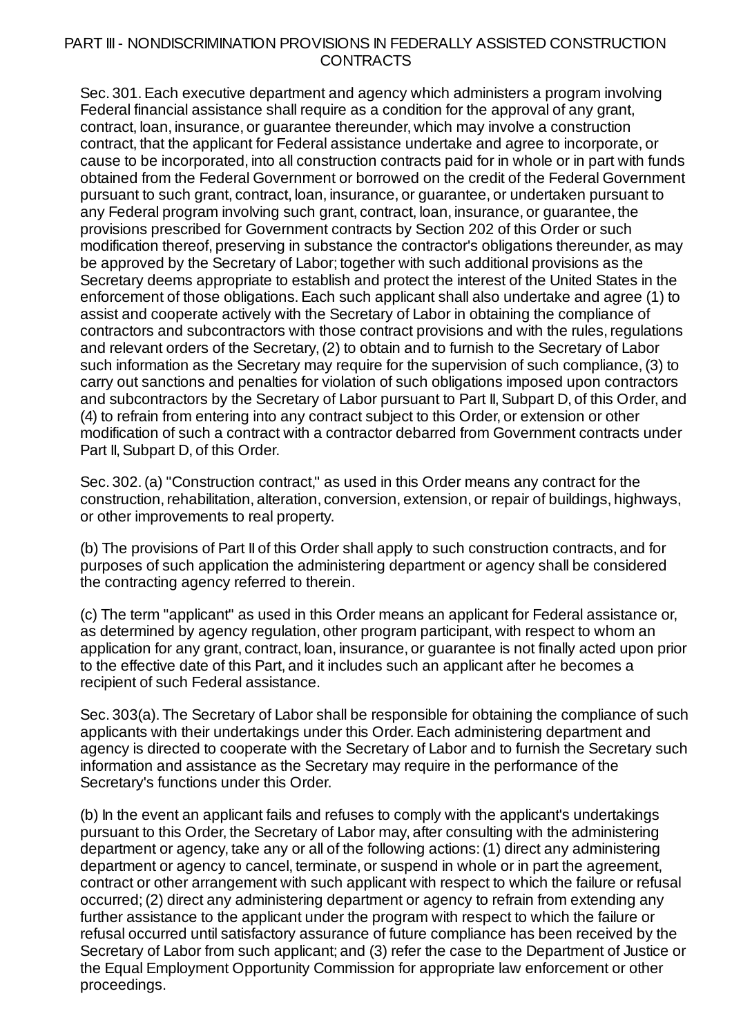## PART III - NONDISCRIMINATION PROVISIONS IN FEDERALLY ASSISTED CONSTRUCTION CONTRACTS

Sec. 301. Each executive department and agency which administers a program involving Federal financial assistance shall require as a condition for the approval of any grant, contract, loan, insurance, or guarantee thereunder, which may involve a construction contract, that the applicant for Federal assistance undertake and agree to incorporate, or cause to be incorporated, into all construction contracts paid for in whole or in part with funds obtained from the Federal Government or borrowed on the credit of the Federal Government pursuant to such grant, contract, loan, insurance, or guarantee, or undertaken pursuant to any Federal program involving such grant, contract, loan, insurance, or guarantee, the provisions prescribed for Government contracts by Section 202 of this Order or such modification thereof, preserving in substance the contractor's obligations thereunder, as may be approved by the Secretary of Labor; together with such additional provisions as the Secretary deems appropriate to establish and protect the interest of the United States in the enforcement of those obligations. Each such applicant shall also undertake and agree (1) to assist and cooperate actively with the Secretary of Labor in obtaining the compliance of contractors and subcontractors with those contract provisions and with the rules, regulations and relevant orders of the Secretary, (2) to obtain and to furnish to the Secretary of Labor such information as the Secretary may require for the supervision of such compliance, (3) to carry out sanctions and penalties for violation of such obligations imposed upon contractors and subcontractors by the Secretary of Labor pursuant to Part II, Subpart D, of this Order, and (4) to refrain from entering into any contract subject to this Order, or extension or other modification of such a contract with a contractor debarred from Government contracts under Part II, Subpart D, of this Order.

Sec. 302. (a) "Construction contract," as used in this Order means any contract for the construction, rehabilitation, alteration, conversion, extension, or repair of buildings, highways, or other improvements to real property.

(b) The provisions of Part II of this Order shall apply to such construction contracts, and for purposes of such application the administering department or agency shall be considered the contracting agency referred to therein.

(c) The term "applicant" as used in this Order means an applicant for Federal assistance or, as determined by agency regulation, other program participant, with respect to whom an application for any grant, contract, loan, insurance, or guarantee is not finally acted upon prior to the effective date of this Part, and it includes such an applicant after he becomes a recipient of such Federal assistance.

Sec. 303(a). The Secretary of Labor shall be responsible for obtaining the compliance of such applicants with their undertakings under this Order. Each administering department and agency is directed to cooperate with the Secretary of Labor and to furnish the Secretary such information and assistance as the Secretary may require in the performance of the Secretary's functions under this Order.

(b) In the event an applicant fails and refuses to comply with the applicant's undertakings pursuant to this Order, the Secretary of Labor may, after consulting with the administering department or agency, take any or all of the following actions: (1) direct any administering department or agency to cancel, terminate, or suspend in whole or in part the agreement, contract or other arrangement with such applicant with respect to which the failure or refusal occurred; (2) direct any administering department or agency to refrain from extending any further assistance to the applicant under the program with respect to which the failure or refusal occurred until satisfactory assurance of future compliance has been received by the Secretary of Labor from such applicant; and (3) refer the case to the Department of Justice or the Equal Employment Opportunity Commission for appropriate law enforcement or other proceedings.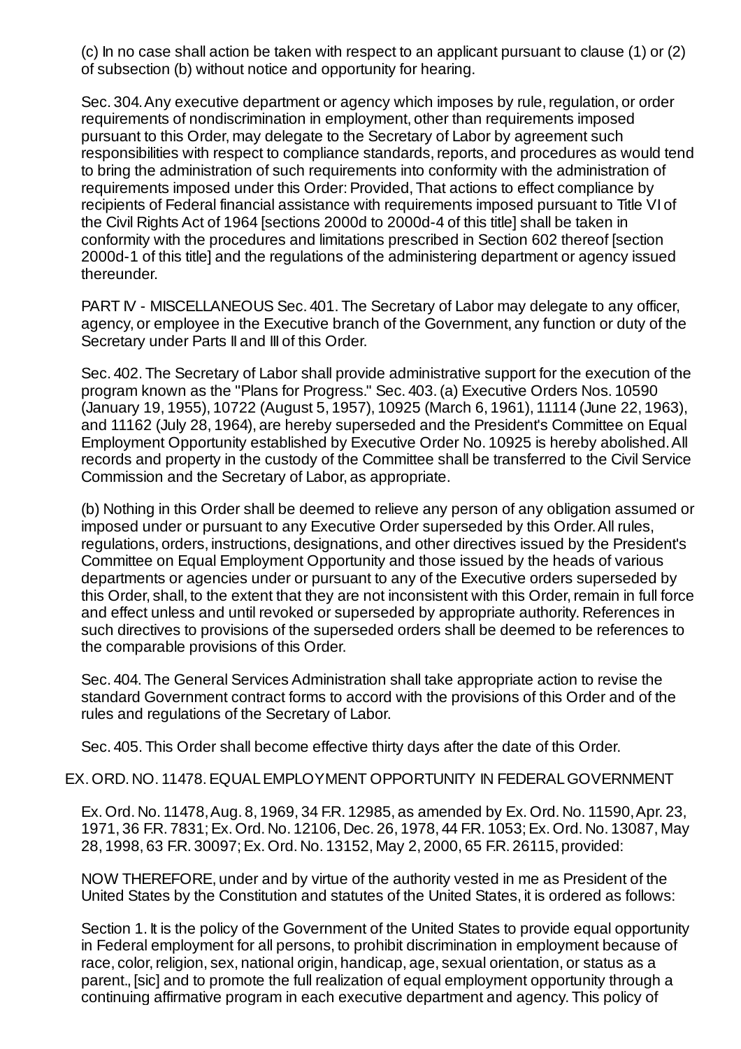(c) In no case shall action be taken with respect to an applicant pursuant to clause (1) or (2) of subsection (b) without notice and opportunity for hearing.

Sec. 304. Any executive department or agency which imposes by rule, regulation, or order requirements of nondiscrimination in employment, other than requirements imposed pursuant to this Order, may delegate to the Secretary of Labor by agreement such responsibilities with respect to compliance standards, reports, and procedures as would tend to bring the administration of such requirements into conformity with the administration of requirements imposed under this Order: Provided, That actions to effect compliance by recipients of Federal financial assistance with requirements imposed pursuant to Title VI of the Civil Rights Act of 1964 [sections 2000d to 2000d-4 of this title] shall be taken in conformity with the procedures and limitations prescribed in Section 602 thereof [section 2000d-1 of this title] and the regulations of the administering department or agency issued thereunder.

PART IV - MISCELLANEOUS Sec. 401. The Secretary of Labor may delegate to any officer, agency, or employee in the Executive branch of the Government, any function or duty of the Secretary under Parts II and III of this Order.

Sec. 402. The Secretary of Labor shall provide administrative support for the execution of the program known as the "Plans for Progress." Sec. 403. (a) Executive Orders Nos. 10590 (January 19, 1955), 10722 (August 5, 1957), 10925 (March 6, 1961), 11114 (June 22, 1963), and 11162 (July 28, 1964), are hereby superseded and the President's Committee on Equal Employment Opportunity established by Executive Order No. 10925 is hereby abolished. All records and property in the custody of the Committee shall be transferred to the Civil Service Commission and the Secretary of Labor, as appropriate.

(b) Nothing in this Order shall be deemed to relieve any person of any obligation assumed or imposed under or pursuant to any Executive Order superseded by this Order. All rules, regulations, orders, instructions, designations, and other directives issued by the President's Committee on Equal Employment Opportunity and those issued by the heads of various departments or agencies under or pursuant to any of the Executive orders superseded by this Order, shall, to the extent that they are not inconsistent with this Order, remain in full force and effect unless and until revoked or superseded by appropriate authority. References in such directives to provisions of the superseded orders shall be deemed to be references to the comparable provisions of this Order.

Sec. 404. The General Services Administration shall take appropriate action to revise the standard Government contract forms to accord with the provisions of this Order and of the rules and regulations of the Secretary of Labor.

Sec. 405. This Order shall become effective thirty days after the date of this Order.

EX. ORD. NO. 11478. EQUAL EMPLOYMENT OPPORTUNITY IN FEDERAL GOVERNMENT

Ex. Ord. No. 11478, Aug. 8, 1969, 34 F.R. 12985, as amended by Ex. Ord. No. 11590, Apr. 23, 1971, 36 F.R. 7831; Ex. Ord. No. 12106, Dec. 26, 1978, 44 F.R. 1053; Ex. Ord. No. 13087, May 28, 1998, 63 F.R. 30097; Ex. Ord. No. 13152, May 2, 2000, 65 F.R. 26115, provided:

NOW THEREFORE, under and by virtue of the authority vested in me as President of the United States by the Constitution and statutes of the United States, it is ordered as follows:

Section 1. It is the policy of the Government of the United States to provide equal opportunity in Federal employment for all persons, to prohibit discrimination in employment because of race, color, religion, sex, national origin, handicap, age, sexual orientation, or status as a parent., [sic] and to promote the full realization of equal employment opportunity through a continuing affirmative program in each executive department and agency. This policy of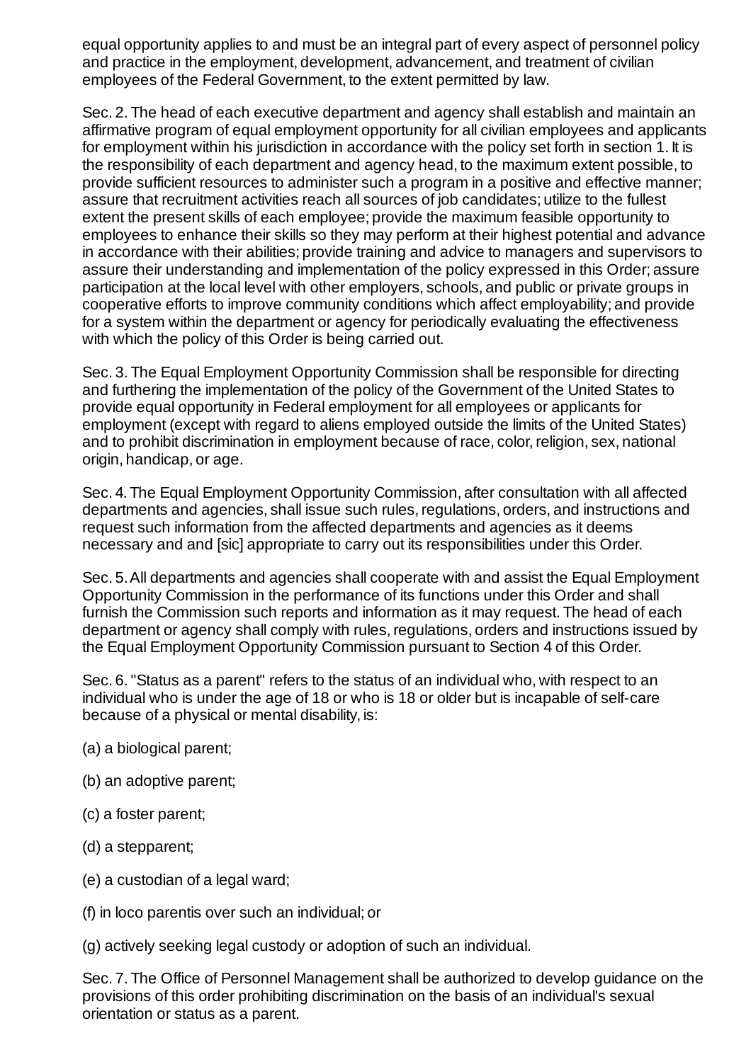equal opportunity applies to and must be an integral part of every aspect of personnel policy and practice in the employment, development, advancement, and treatment of civilian employees of the Federal Government, to the extent permitted by law.

Sec. 2. The head of each executive department and agency shall establish and maintain an affirmative program of equal employment opportunity for all civilian employees and applicants for employment within his jurisdiction in accordance with the policy set forth in section 1. It is the responsibility of each department and agency head, to the maximum extent possible, to provide sufficient resources to administer such a program in a positive and effective manner; assure that recruitment activities reach all sources of job candidates; utilize to the fullest extent the present skills of each employee; provide the maximum feasible opportunity to employees to enhance their skills so they may perform at their highest potential and advance in accordance with their abilities; provide training and advice to managers and supervisors to assure their understanding and implementation of the policy expressed in this Order; assure participation at the local level with other employers, schools, and public or private groups in cooperative efforts to improve community conditions which affect employability; and provide for a system within the department or agency for periodically evaluating the effectiveness with which the policy of this Order is being carried out.

Sec. 3. The Equal Employment Opportunity Commission shall be responsible for directing and furthering the implementation of the policy of the Government of the United States to provide equal opportunity in Federal employment for all employees or applicants for employment (except with regard to aliens employed outside the limits of the United States) and to prohibit discrimination in employment because of race, color, religion, sex, national origin, handicap, or age.

Sec. 4. The Equal Employment Opportunity Commission, after consultation with all affected departments and agencies, shall issue such rules, regulations, orders, and instructions and request such information from the affected departments and agencies as it deems necessary and and [sic] appropriate to carry out its responsibilities under this Order.

Sec. 5. All departments and agencies shall cooperate with and assist the Equal Employment Opportunity Commission in the performance of its functions under this Order and shall furnish the Commission such reports and information as it may request. The head of each department or agency shall comply with rules, regulations, orders and instructions issued by the Equal Employment Opportunity Commission pursuant to Section 4 of this Order.

Sec. 6. "Status as a parent" refers to the status of an individual who, with respect to an individual who is under the age of 18 or who is 18 or older but is incapable of self-care because of a physical or mental disability, is:

(a) a biological parent;

(b) an adoptive parent;

(c) a foster parent;

(d) a stepparent;

(e) a custodian of a legal ward;

(f) in loco parentis over such an individual; or

(g) actively seeking legal custody or adoption of such an individual.

Sec. 7. The Office of Personnel Management shall be authorized to develop guidance on the provisions of this order prohibiting discrimination on the basis of an individual's sexual orientation or status as a parent.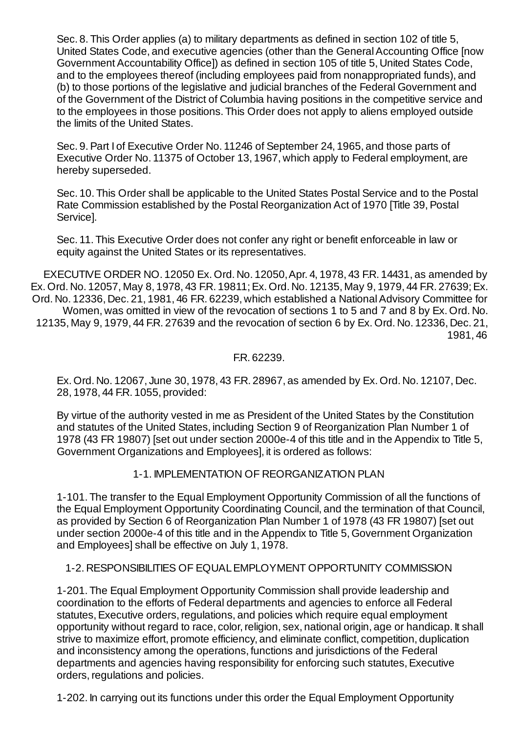Sec. 8. This Order applies (a) to military departments as defined in section 102 of title 5, United States Code, and executive agencies (other than the General Accounting Office [now Government Accountability Office]) as defined in section 105 of title 5, United States Code, and to the employees thereof (including employees paid from nonappropriated funds), and (b) to those portions of the legislative and judicial branches of the Federal Government and of the Government of the District of Columbia having positions in the competitive service and to the employees in those positions. This Order does not apply to aliens employed outside the limits of the United States.

Sec. 9. Part I of Executive Order No. 11246 of September 24, 1965, and those parts of Executive Order No. 11375 of October 13, 1967, which apply to Federal employment, are hereby superseded.

Sec. 10. This Order shall be applicable to the United States Postal Service and to the Postal Rate Commission established by the Postal Reorganization Act of 1970 [Title 39, Postal Service].

Sec. 11. This Executive Order does not confer any right or benefit enforceable in law or equity against the United States or its representatives.

EXECUTIVE ORDER NO. 12050 Ex. Ord. No. 12050, Apr. 4, 1978, 43 F.R. 14431, as amended by Ex. Ord. No. 12057, May 8, 1978, 43 F.R. 19811; Ex. Ord. No. 12135, May 9, 1979, 44 F.R. 27639; Ex. Ord. No. 12336, Dec. 21, 1981, 46 F.R. 62239, which established a National Advisory Committee for Women, was omitted in view of the revocation of sections 1 to 5 and 7 and 8 by Ex. Ord. No. 12135, May 9, 1979, 44 F.R. 27639 and the revocation of section 6 by Ex. Ord. No. 12336, Dec. 21, 1981, 46 F.R. 62239.

Ex. Ord. No. 12067, June 30, 1978, 43 F.R. 28967, as amended by Ex. Ord. No. 12107, Dec. 28, 1978, 44 F.R. 1055, provided:

By virtue of the authority vested in me as President of the United States by the Constitution and statutes of the United States, including Section 9 of Reorganization Plan Number 1 of 1978 (43 FR 19807) [set out under section 2000e-4 of this title and in the Appendix to Title 5, Government Organizations and Employees], it is ordered as follows:

1-1. IMPLEMENTATION OF REORGANIZATION PLAN

1-101. The transfer to the Equal Employment Opportunity Commission of all the functions of the Equal Employment Opportunity Coordinating Council, and the termination of that Council, as provided by Section 6 of Reorganization Plan Number 1 of 1978 (43 FR 19807) [set out under section 2000e-4 of this title and in the Appendix to Title 5, Government Organization and Employees] shall be effective on July 1, 1978.

1-2. RESPONSIBILITIES OF EQUAL EMPLOYMENT OPPORTUNITY COMMISSION

1-201. The Equal Employment Opportunity Commission shall provide leadership and coordination to the efforts of Federal departments and agencies to enforce all Federal statutes, Executive orders, regulations, and policies which require equal employment opportunity without regard to race, color, religion, sex, national origin, age or handicap. It shall strive to maximize effort, promote efficiency, and eliminate conflict, competition, duplication and inconsistency among the operations, functions and jurisdictions of the Federal departments and agencies having responsibility for enforcing such statutes, Executive orders, regulations and policies.

1-202. In carrying out its functions under this order the Equal Employment Opportunity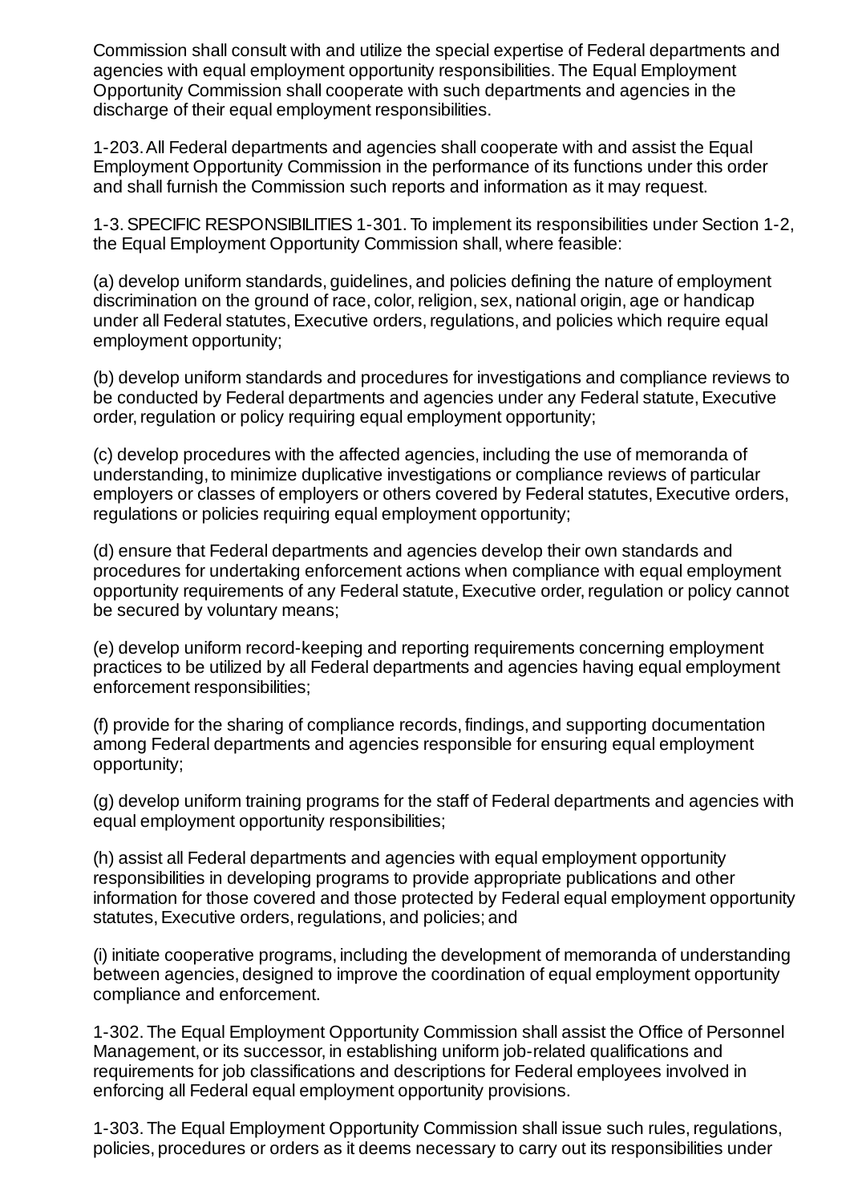Commission shall consult with and utilize the special expertise of Federal departments and agencies with equal employment opportunity responsibilities. The Equal Employment Opportunity Commission shall cooperate with such departments and agencies in the discharge of their equal employment responsibilities.

1-203. All Federal departments and agencies shall cooperate with and assist the Equal Employment Opportunity Commission in the performance of its functions under this order and shall furnish the Commission such reports and information as it may request.

1-3. SPECIFIC RESPONSIBILITIES 1-301. To implement its responsibilities under Section 1-2, the Equal Employment Opportunity Commission shall, where feasible:

(a) develop uniform standards, guidelines, and policies defining the nature of employment discrimination on the ground of race, color, religion, sex, national origin, age or handicap under all Federal statutes, Executive orders, regulations, and policies which require equal employment opportunity;

(b) develop uniform standards and procedures for investigations and compliance reviews to be conducted by Federal departments and agencies under any Federal statute, Executive order, regulation or policy requiring equal employment opportunity;

(c) develop procedures with the affected agencies, including the use of memoranda of understanding, to minimize duplicative investigations or compliance reviews of particular employers or classes of employers or others covered by Federal statutes, Executive orders, regulations or policies requiring equal employment opportunity;

(d) ensure that Federal departments and agencies develop their own standards and procedures for undertaking enforcement actions when compliance with equal employment opportunity requirements of any Federal statute, Executive order, regulation or policy cannot be secured by voluntary means;

(e) develop uniform record-keeping and reporting requirements concerning employment practices to be utilized by all Federal departments and agencies having equal employment enforcement responsibilities;

(f) provide for the sharing of compliance records, findings, and supporting documentation among Federal departments and agencies responsible for ensuring equal employment opportunity;

(g) develop uniform training programs for the staff of Federal departments and agencies with equal employment opportunity responsibilities;

(h) assist all Federal departments and agencies with equal employment opportunity responsibilities in developing programs to provide appropriate publications and other information for those covered and those protected by Federal equal employment opportunity statutes, Executive orders, regulations, and policies; and

(i) initiate cooperative programs, including the development of memoranda of understanding between agencies, designed to improve the coordination of equal employment opportunity compliance and enforcement.

1-302. The Equal Employment Opportunity Commission shall assist the Office of Personnel Management, or its successor, in establishing uniform job-related qualifications and requirements for job classifications and descriptions for Federal employees involved in enforcing all Federal equal employment opportunity provisions.

1-303. The Equal Employment Opportunity Commission shall issue such rules, regulations, policies, procedures or orders as it deems necessary to carry out its responsibilities under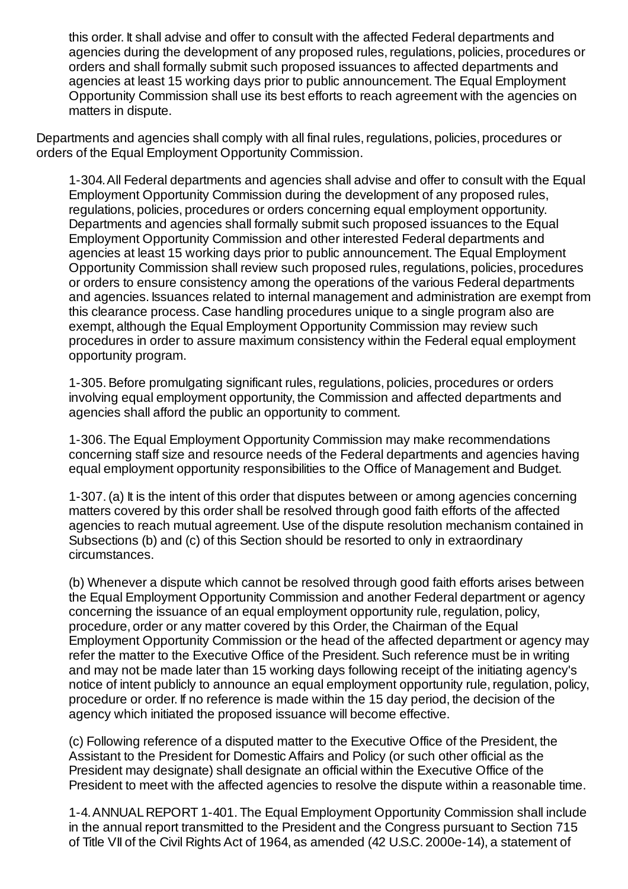this order. It shall advise and offer to consult with the affected Federal departments and agencies during the development of any proposed rules, regulations, policies, procedures or orders and shall formally submit such proposed issuances to affected departments and agencies at least 15 working days prior to public announcement. The Equal Employment Opportunity Commission shall use its best efforts to reach agreement with the agencies on matters in dispute.

Departments and agencies shall comply with all final rules, regulations, policies, procedures or orders of the Equal Employment Opportunity Commission.

1-304. All Federal departments and agencies shall advise and offer to consult with the Equal Employment Opportunity Commission during the development of any proposed rules, regulations, policies, procedures or orders concerning equal employment opportunity. Departments and agencies shall formally submit such proposed issuances to the Equal Employment Opportunity Commission and other interested Federal departments and agencies at least 15 working days prior to public announcement. The Equal Employment Opportunity Commission shall review such proposed rules, regulations, policies, procedures or orders to ensure consistency among the operations of the various Federal departments and agencies. Issuances related to internal management and administration are exempt from this clearance process. Case handling procedures unique to a single program also are exempt, although the Equal Employment Opportunity Commission may review such procedures in order to assure maximum consistency within the Federal equal employment opportunity program.

1-305. Before promulgating significant rules, regulations, policies, procedures or orders involving equal employment opportunity, the Commission and affected departments and agencies shall afford the public an opportunity to comment.

1-306. The Equal Employment Opportunity Commission may make recommendations concerning staff size and resource needs of the Federal departments and agencies having equal employment opportunity responsibilities to the Office of Management and Budget.

1-307. (a) It is the intent of this order that disputes between or among agencies concerning matters covered by this order shall be resolved through good faith efforts of the affected agencies to reach mutual agreement. Use of the dispute resolution mechanism contained in Subsections (b) and (c) of this Section should be resorted to only in extraordinary circumstances.

(b) Whenever a dispute which cannot be resolved through good faith efforts arises between the Equal Employment Opportunity Commission and another Federal department or agency concerning the issuance of an equal employment opportunity rule, regulation, policy, procedure, order or any matter covered by this Order, the Chairman of the Equal Employment Opportunity Commission or the head of the affected department or agency may refer the matter to the Executive Office of the President. Such reference must be in writing and may not be made later than 15 working days following receipt of the initiating agency's notice of intent publicly to announce an equal employment opportunity rule, regulation, policy, procedure or order. If no reference is made within the 15 day period, the decision of the agency which initiated the proposed issuance will become effective.

(c) Following reference of a disputed matter to the Executive Office of the President, the Assistant to the President for Domestic Affairs and Policy (or such other official as the President may designate) shall designate an official within the Executive Office of the President to meet with the affected agencies to resolve the dispute within a reasonable time.

1-4. ANNUAL REPORT 1-401. The Equal Employment Opportunity Commission shall include in the annual report transmitted to the President and the Congress pursuant to Section 715 of Title VII of the Civil Rights Act of 1964, as amended (42 U.S.C. 2000e-14), a statement of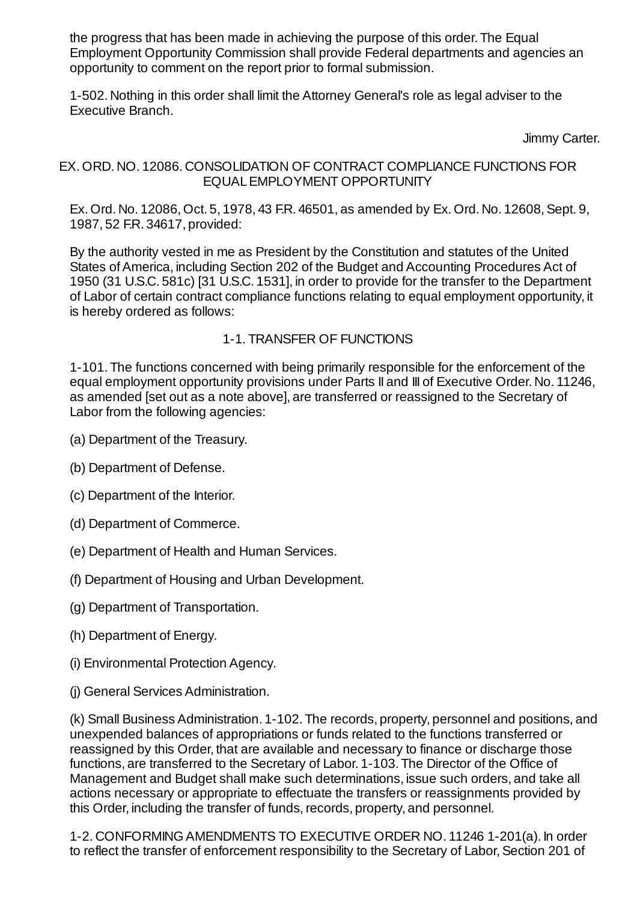the progress that has been made in achieving the purpose of this order. The Equal Employment Opportunity Commission shall provide Federal departments and agencies an opportunity to comment on the report prior to formal submission.

1-502. Nothing in this order shall limit the Attorney General's role as legal adviser to the Executive Branch.

Jimmy Carter.

## EX. ORD. NO. 12086. CONSOLIDATION OF CONTRACT COMPLIANCE FUNCTIONS FOR EQUAL EMPLOYMENT OPPORTUNITY

Ex. Ord. No. 12086, Oct. 5, 1978, 43 F.R. 46501, as amended by Ex. Ord. No. 12608, Sept. 9, 1987, 52 F.R. 34617, provided:

By the authority vested in me as President by the Constitution and statutes of the United States of America, including Section 202 of the Budget and Accounting Procedures Act of 1950 (31 U.S.C. 581c) [31 U.S.C. 1531], in order to provide for the transfer to the Department of Labor of certain contract compliance functions relating to equal employment opportunity, it is hereby ordered as follows:

### 1-1. TRANSFER OF FUNCTIONS

1-101. The functions concerned with being primarily responsible for the enforcement of the equal employment opportunity provisions under Parts II and III of Executive Order. No. 11246, as amended [set out as a note above], are transferred or reassigned to the Secretary of Labor from the following agencies:

(a) Department of the Treasury.

(b) Department of Defense.

(c) Department of the Interior.

(d) Department of Commerce.

(e) Department of Health and Human Services.

(f) Department of Housing and Urban Development.

(g) Department of Transportation.

(h) Department of Energy.

(i) Environmental Protection Agency.

(j) General Services Administration.

(k) Small Business Administration. 1-102. The records, property, personnel and positions, and unexpended balances of appropriations or funds related to the functions transferred or reassigned by this Order, that are available and necessary to finance or discharge those functions, are transferred to the Secretary of Labor. 1-103. The Director of the Office of Management and Budget shall make such determinations, issue such orders, and take all actions necessary or appropriate to effectuate the transfers or reassignments provided by this Order, including the transfer of funds, records, property, and personnel.

1-2. CONFORMING AMENDMENTS TO EXECUTIVE ORDER NO. 11246 1-201(a). In order to reflect the transfer of enforcement responsibility to the Secretary of Labor, Section 201 of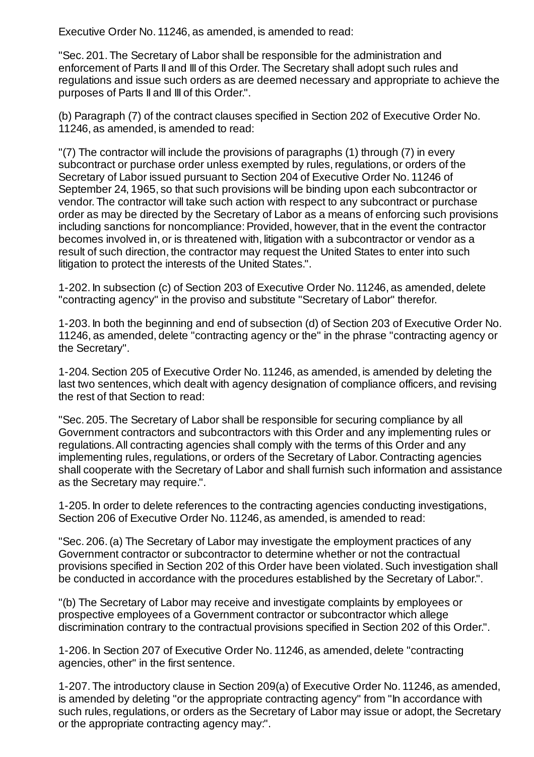Executive Order No. 11246, as amended, is amended to read:

"Sec. 201. The Secretary of Labor shall be responsible for the administration and enforcement of Parts II and III of this Order. The Secretary shall adopt such rules and regulations and issue such orders as are deemed necessary and appropriate to achieve the purposes of Parts II and III of this Order.".

(b) Paragraph (7) of the contract clauses specified in Section 202 of Executive Order No. 11246, as amended, is amended to read:

"(7) The contractor will include the provisions of paragraphs (1) through (7) in every subcontract or purchase order unless exempted by rules, regulations, or orders of the Secretary of Labor issued pursuant to Section 204 of Executive Order No. 11246 of September 24, 1965, so that such provisions will be binding upon each subcontractor or vendor. The contractor will take such action with respect to any subcontract or purchase order as may be directed by the Secretary of Labor as a means of enforcing such provisions including sanctions for noncompliance: Provided, however, that in the event the contractor becomes involved in, or is threatened with, litigation with a subcontractor or vendor as a result of such direction, the contractor may request the United States to enter into such litigation to protect the interests of the United States.".

1-202. In subsection (c) of Section 203 of Executive Order No. 11246, as amended, delete "contracting agency" in the proviso and substitute "Secretary of Labor" therefor.

1-203. In both the beginning and end of subsection (d) of Section 203 of Executive Order No. 11246, as amended, delete "contracting agency or the" in the phrase "contracting agency or the Secretary".

1-204. Section 205 of Executive Order No. 11246, as amended, is amended by deleting the last two sentences, which dealt with agency designation of compliance officers, and revising the rest of that Section to read:

"Sec. 205. The Secretary of Labor shall be responsible for securing compliance by all Government contractors and subcontractors with this Order and any implementing rules or regulations. All contracting agencies shall comply with the terms of this Order and any implementing rules, regulations, or orders of the Secretary of Labor. Contracting agencies shall cooperate with the Secretary of Labor and shall furnish such information and assistance as the Secretary may require.".

1-205. In order to delete references to the contracting agencies conducting investigations, Section 206 of Executive Order No. 11246, as amended, is amended to read:

"Sec. 206. (a) The Secretary of Labor may investigate the employment practices of any Government contractor or subcontractor to determine whether or not the contractual provisions specified in Section 202 of this Order have been violated. Such investigation shall be conducted in accordance with the procedures established by the Secretary of Labor.".

"(b) The Secretary of Labor may receive and investigate complaints by employees or prospective employees of a Government contractor or subcontractor which allege discrimination contrary to the contractual provisions specified in Section 202 of this Order.".

1-206. In Section 207 of Executive Order No. 11246, as amended, delete "contracting agencies, other" in the first sentence.

1-207. The introductory clause in Section 209(a) of Executive Order No. 11246, as amended, is amended by deleting "or the appropriate contracting agency" from "In accordance with such rules, regulations, or orders as the Secretary of Labor may issue or adopt, the Secretary or the appropriate contracting agency may:".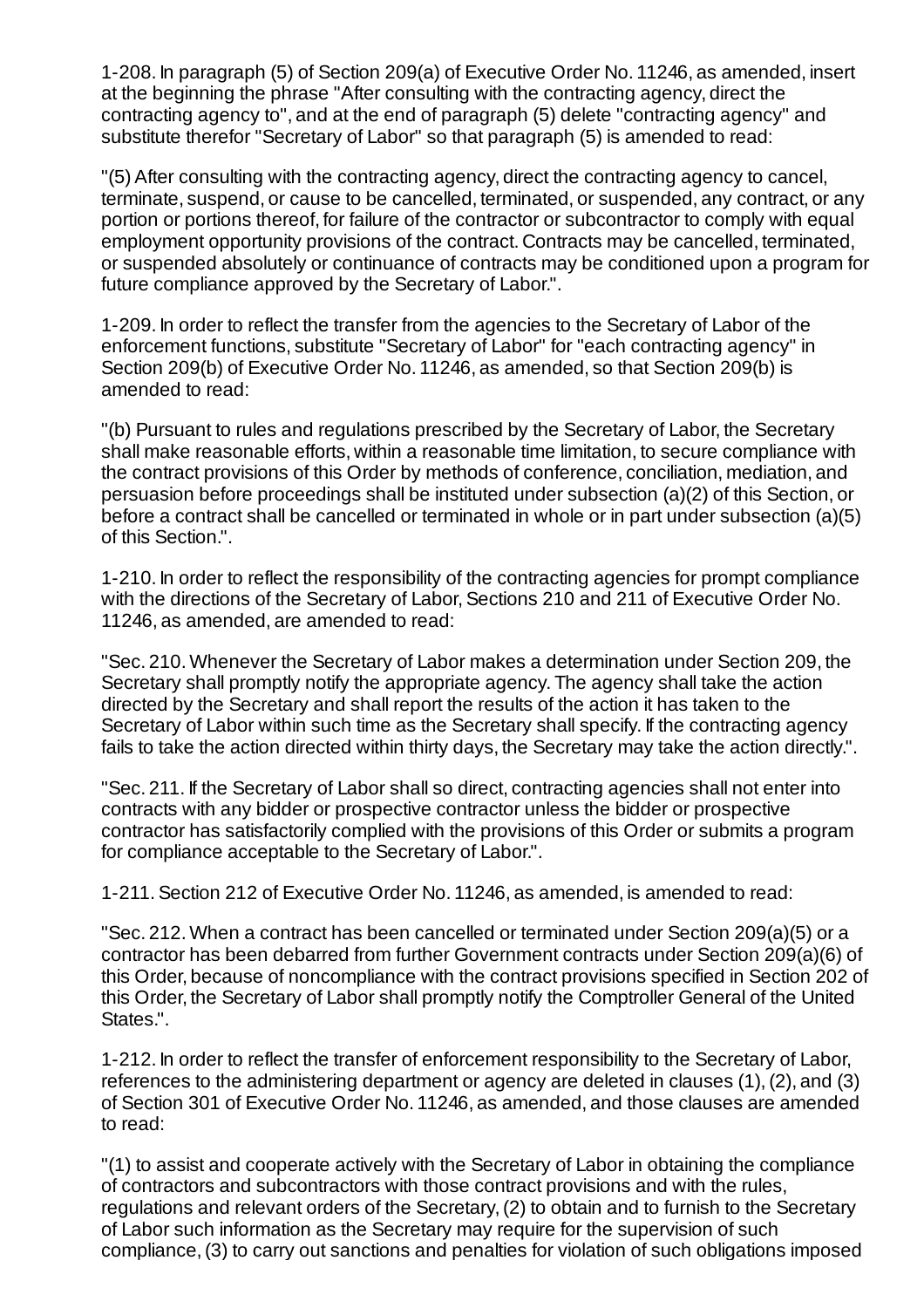1-208. In paragraph (5) of Section 209(a) of Executive Order No. 11246, as amended, insert at the beginning the phrase "After consulting with the contracting agency, direct the contracting agency to", and at the end of paragraph (5) delete "contracting agency" and substitute therefor "Secretary of Labor" so that paragraph (5) is amended to read:

"(5) After consulting with the contracting agency, direct the contracting agency to cancel, terminate, suspend, or cause to be cancelled, terminated, or suspended, any contract, or any portion or portions thereof, for failure of the contractor or subcontractor to comply with equal employment opportunity provisions of the contract. Contracts may be cancelled, terminated, or suspended absolutely or continuance of contracts may be conditioned upon a program for future compliance approved by the Secretary of Labor.".

1-209. In order to reflect the transfer from the agencies to the Secretary of Labor of the enforcement functions, substitute "Secretary of Labor" for "each contracting agency" in Section 209(b) of Executive Order No. 11246, as amended, so that Section 209(b) is amended to read:

"(b) Pursuant to rules and regulations prescribed by the Secretary of Labor, the Secretary shall make reasonable efforts, within a reasonable time limitation, to secure compliance with the contract provisions of this Order by methods of conference, conciliation, mediation, and persuasion before proceedings shall be instituted under subsection (a)(2) of this Section, or before a contract shall be cancelled or terminated in whole or in part under subsection (a)(5) of this Section.".

1-210. In order to reflect the responsibility of the contracting agencies for prompt compliance with the directions of the Secretary of Labor, Sections 210 and 211 of Executive Order No. 11246, as amended, are amended to read:

"Sec. 210. Whenever the Secretary of Labor makes a determination under Section 209, the Secretary shall promptly notify the appropriate agency. The agency shall take the action directed by the Secretary and shall report the results of the action it has taken to the Secretary of Labor within such time as the Secretary shall specify. If the contracting agency fails to take the action directed within thirty days, the Secretary may take the action directly.".

"Sec. 211. If the Secretary of Labor shall so direct, contracting agencies shall not enter into contracts with any bidder or prospective contractor unless the bidder or prospective contractor has satisfactorily complied with the provisions of this Order or submits a program for compliance acceptable to the Secretary of Labor.".

1-211. Section 212 of Executive Order No. 11246, as amended, is amended to read:

"Sec. 212. When a contract has been cancelled or terminated under Section 209(a)(5) or a contractor has been debarred from further Government contracts under Section 209(a)(6) of this Order, because of noncompliance with the contract provisions specified in Section 202 of this Order, the Secretary of Labor shall promptly notify the Comptroller General of the United States.".

1-212. In order to reflect the transfer of enforcement responsibility to the Secretary of Labor, references to the administering department or agency are deleted in clauses (1), (2), and (3) of Section 301 of Executive Order No. 11246, as amended, and those clauses are amended to read:

"(1) to assist and cooperate actively with the Secretary of Labor in obtaining the compliance of contractors and subcontractors with those contract provisions and with the rules, regulations and relevant orders of the Secretary, (2) to obtain and to furnish to the Secretary of Labor such information as the Secretary may require for the supervision of such compliance, (3) to carry out sanctions and penalties for violation of such obligations imposed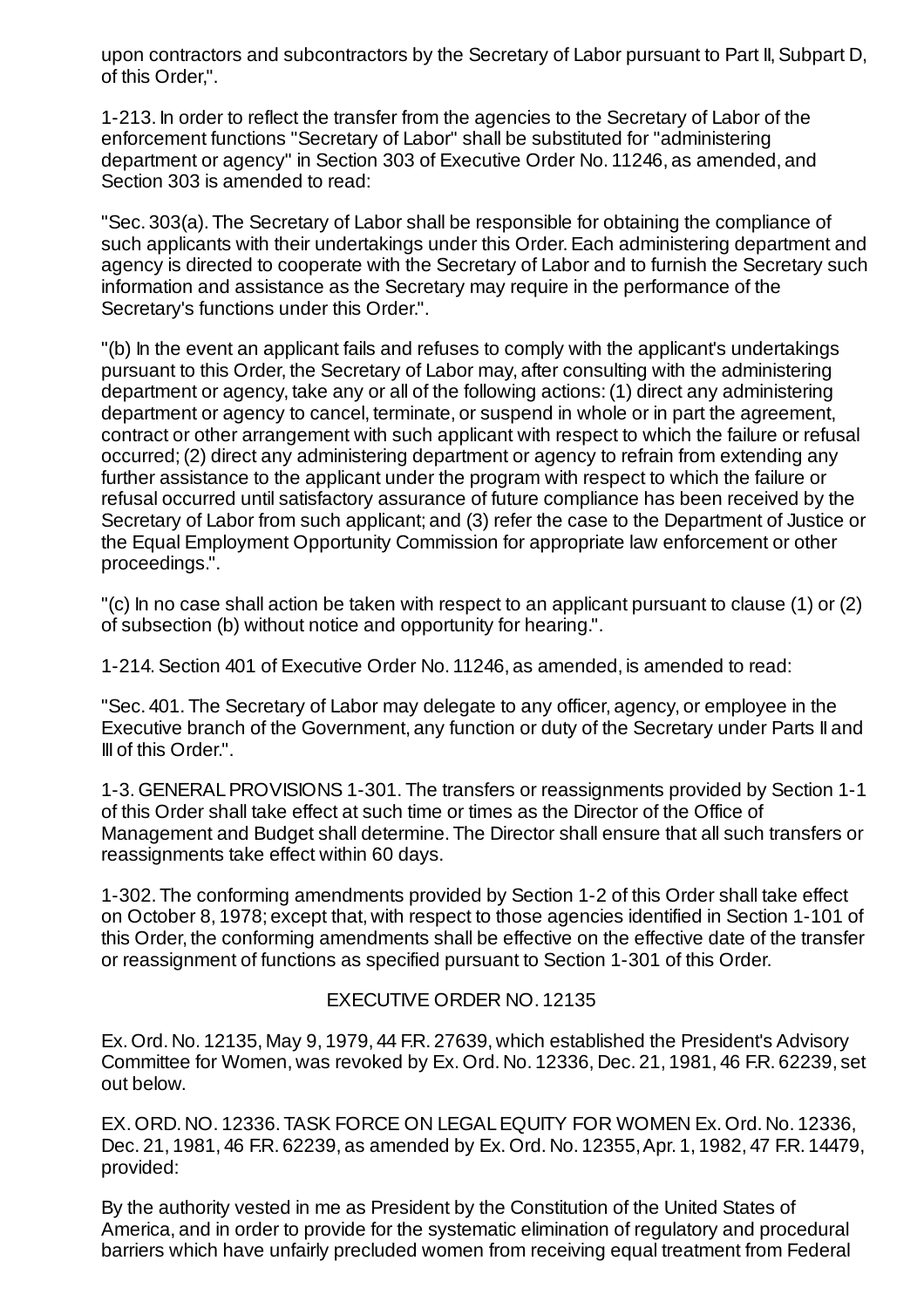upon contractors and subcontractors by the Secretary of Labor pursuant to Part II, Subpart D, of this Order,".

1-213. In order to reflect the transfer from the agencies to the Secretary of Labor of the enforcement functions "Secretary of Labor" shall be substituted for "administering department or agency" in Section 303 of Executive Order No. 11246, as amended, and Section 303 is amended to read:

"Sec. 303(a). The Secretary of Labor shall be responsible for obtaining the compliance of such applicants with their undertakings under this Order. Each administering department and agency is directed to cooperate with the Secretary of Labor and to furnish the Secretary such information and assistance as the Secretary may require in the performance of the Secretary's functions under this Order.".

"(b) In the event an applicant fails and refuses to comply with the applicant's undertakings pursuant to this Order, the Secretary of Labor may, after consulting with the administering department or agency, take any or all of the following actions: (1) direct any administering department or agency to cancel, terminate, or suspend in whole or in part the agreement, contract or other arrangement with such applicant with respect to which the failure or refusal occurred; (2) direct any administering department or agency to refrain from extending any further assistance to the applicant under the program with respect to which the failure or refusal occurred until satisfactory assurance of future compliance has been received by the Secretary of Labor from such applicant; and (3) refer the case to the Department of Justice or the Equal Employment Opportunity Commission for appropriate law enforcement or other proceedings.".

"(c) In no case shall action be taken with respect to an applicant pursuant to clause (1) or (2) of subsection (b) without notice and opportunity for hearing.".

1-214. Section 401 of Executive Order No. 11246, as amended, is amended to read:

"Sec. 401. The Secretary of Labor may delegate to any officer, agency, or employee in the Executive branch of the Government, any function or duty of the Secretary under Parts II and III of this Order.".

1-3. GENERAL PROVISIONS 1-301. The transfers or reassignments provided by Section 1-1 of this Order shall take effect at such time or times as the Director of the Office of Management and Budget shall determine. The Director shall ensure that all such transfers or reassignments take effect within 60 days.

1-302. The conforming amendments provided by Section 1-2 of this Order shall take effect on October 8, 1978; except that, with respect to those agencies identified in Section 1-101 of this Order, the conforming amendments shall be effective on the effective date of the transfer or reassignment of functions as specified pursuant to Section 1-301 of this Order.

## EXECUTIVE ORDER NO. 12135

Ex. Ord. No. 12135, May 9, 1979, 44 F.R. 27639, which established the President's Advisory Committee for Women, was revoked by Ex. Ord. No. 12336, Dec. 21, 1981, 46 F.R. 62239, set out below.

EX. ORD. NO. 12336. TASK FORCE ON LEGAL EQUITY FOR WOMEN Ex. Ord. No. 12336, Dec. 21, 1981, 46 F.R. 62239, as amended by Ex. Ord. No. 12355, Apr. 1, 1982, 47 F.R. 14479, provided:

By the authority vested in me as President by the Constitution of the United States of America, and in order to provide for the systematic elimination of regulatory and procedural barriers which have unfairly precluded women from receiving equal treatment from Federal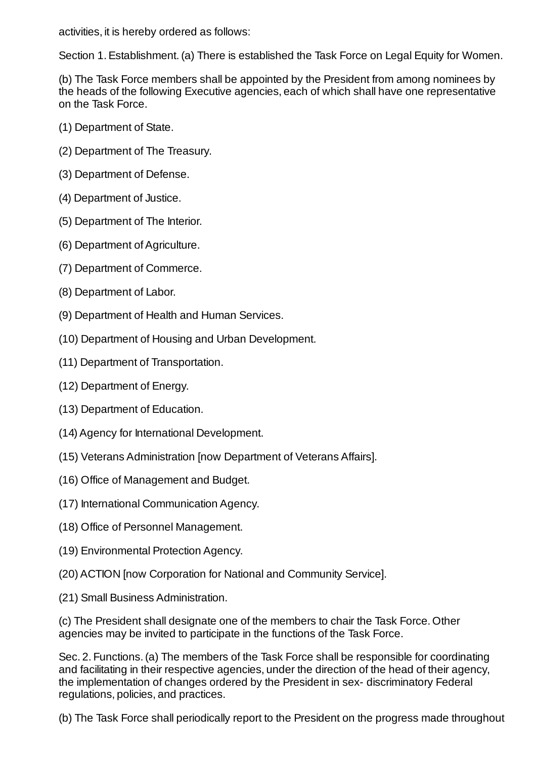activities, it is hereby ordered as follows:

Section 1. Establishment. (a) There is established the Task Force on Legal Equity for Women.

(b) The Task Force members shall be appointed by the President from among nominees by the heads of the following Executive agencies, each of which shall have one representative on the Task Force.

(1) Department of State.

(2) Department of The Treasury.

(3) Department of Defense.

(4) Department of Justice.

(5) Department of The Interior.

(6) Department of Agriculture.

(7) Department of Commerce.

(8) Department of Labor.

(9) Department of Health and Human Services.

(10) Department of Housing and Urban Development.

(11) Department of Transportation.

(12) Department of Energy.

(13) Department of Education.

(14) Agency for International Development.

(15) Veterans Administration [now Department of Veterans Affairs].

(16) Office of Management and Budget.

(17) International Communication Agency.

(18) Office of Personnel Management.

(19) Environmental Protection Agency.

(20) ACTION [now Corporation for National and Community Service].

(21) Small Business Administration.

(c) The President shall designate one of the members to chair the Task Force. Other agencies may be invited to participate in the functions of the Task Force.

Sec. 2. Functions. (a) The members of the Task Force shall be responsible for coordinating and facilitating in their respective agencies, under the direction of the head of their agency, the implementation of changes ordered by the President in sex- discriminatory Federal regulations, policies, and practices.

(b) The Task Force shall periodically report to the President on the progress made throughout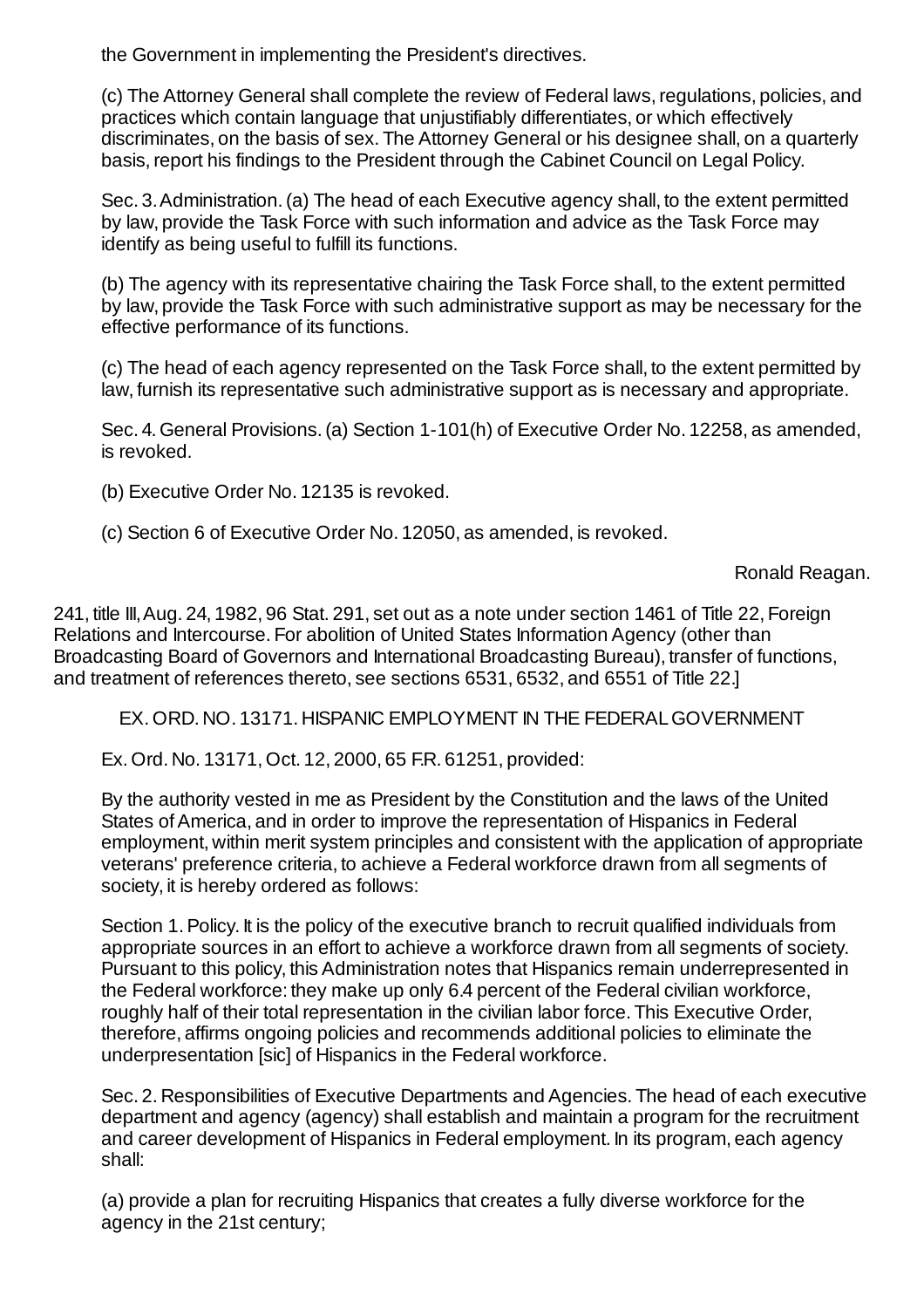the Government in implementing the President's directives.

(c) The Attorney General shall complete the review of Federal laws, regulations, policies, and practices which contain language that unjustifiably differentiates, or which effectively discriminates, on the basis of sex. The Attorney General or his designee shall, on a quarterly basis, report his findings to the President through the Cabinet Council on Legal Policy.

Sec. 3. Administration. (a) The head of each Executive agency shall, to the extent permitted by law, provide the Task Force with such information and advice as the Task Force may identify as being useful to fulfill its functions.

(b) The agency with its representative chairing the Task Force shall, to the extent permitted by law, provide the Task Force with such administrative support as may be necessary for the effective performance of its functions.

(c) The head of each agency represented on the Task Force shall, to the extent permitted by law, furnish its representative such administrative support as is necessary and appropriate.

Sec. 4. General Provisions. (a) Section 1-101(h) of Executive Order No. 12258, as amended, is revoked.

(b) Executive Order No. 12135 is revoked.

(c) Section 6 of Executive Order No. 12050, as amended, is revoked.

Ronald Reagan.

241, title III, Aug. 24, 1982, 96 Stat. 291, set out as a note under section 1461 of Title 22, Foreign Relations and Intercourse. For abolition of United States Information Agency (other than Broadcasting Board of Governors and International Broadcasting Bureau), transfer of functions, and treatment of references thereto, see sections 6531, 6532, and 6551 of Title 22.]

EX. ORD. NO. 13171. HISPANIC EMPLOYMENT IN THE FEDERAL GOVERNMENT

Ex. Ord. No. 13171, Oct. 12, 2000, 65 F.R. 61251, provided:

By the authority vested in me as President by the Constitution and the laws of the United States of America, and in order to improve the representation of Hispanics in Federal employment, within merit system principles and consistent with the application of appropriate veterans' preference criteria, to achieve a Federal workforce drawn from all segments of society, it is hereby ordered as follows:

Section 1. Policy. It is the policy of the executive branch to recruit qualified individuals from appropriate sources in an effort to achieve a workforce drawn from all segments of society. Pursuant to this policy, this Administration notes that Hispanics remain underrepresented in the Federal workforce: they make up only 6.4 percent of the Federal civilian workforce, roughly half of their total representation in the civilian labor force. This Executive Order, therefore, affirms ongoing policies and recommends additional policies to eliminate the underpresentation [sic] of Hispanics in the Federal workforce.

Sec. 2. Responsibilities of Executive Departments and Agencies. The head of each executive department and agency (agency) shall establish and maintain a program for the recruitment and career development of Hispanics in Federal employment. In its program, each agency shall:

(a) provide a plan for recruiting Hispanics that creates a fully diverse workforce for the agency in the 21st century;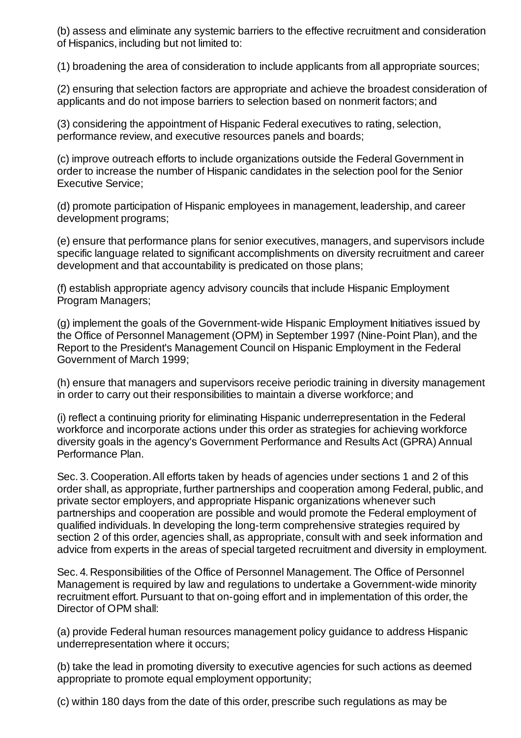(b) assess and eliminate any systemic barriers to the effective recruitment and consideration of Hispanics, including but not limited to:

(1) broadening the area of consideration to include applicants from all appropriate sources;

(2) ensuring that selection factors are appropriate and achieve the broadest consideration of applicants and do not impose barriers to selection based on nonmerit factors; and

(3) considering the appointment of Hispanic Federal executives to rating, selection, performance review, and executive resources panels and boards;

(c) improve outreach efforts to include organizations outside the Federal Government in order to increase the number of Hispanic candidates in the selection pool for the Senior Executive Service;

(d) promote participation of Hispanic employees in management, leadership, and career development programs;

(e) ensure that performance plans for senior executives, managers, and supervisors include specific language related to significant accomplishments on diversity recruitment and career development and that accountability is predicated on those plans;

(f) establish appropriate agency advisory councils that include Hispanic Employment Program Managers;

(g) implement the goals of the Government-wide Hispanic Employment Initiatives issued by the Office of Personnel Management (OPM) in September 1997 (Nine-Point Plan), and the Report to the President's Management Council on Hispanic Employment in the Federal Government of March 1999;

(h) ensure that managers and supervisors receive periodic training in diversity management in order to carry out their responsibilities to maintain a diverse workforce; and

(i) reflect a continuing priority for eliminating Hispanic underrepresentation in the Federal workforce and incorporate actions under this order as strategies for achieving workforce diversity goals in the agency's Government Performance and Results Act (GPRA) Annual Performance Plan.

Sec. 3. Cooperation. All efforts taken by heads of agencies under sections 1 and 2 of this order shall, as appropriate, further partnerships and cooperation among Federal, public, and private sector employers, and appropriate Hispanic organizations whenever such partnerships and cooperation are possible and would promote the Federal employment of qualified individuals. In developing the long-term comprehensive strategies required by section 2 of this order, agencies shall, as appropriate, consult with and seek information and advice from experts in the areas of special targeted recruitment and diversity in employment.

Sec. 4. Responsibilities of the Office of Personnel Management. The Office of Personnel Management is required by law and regulations to undertake a Government-wide minority recruitment effort. Pursuant to that on-going effort and in implementation of this order, the Director of OPM shall:

(a) provide Federal human resources management policy guidance to address Hispanic underrepresentation where it occurs;

(b) take the lead in promoting diversity to executive agencies for such actions as deemed appropriate to promote equal employment opportunity;

(c) within 180 days from the date of this order, prescribe such regulations as may be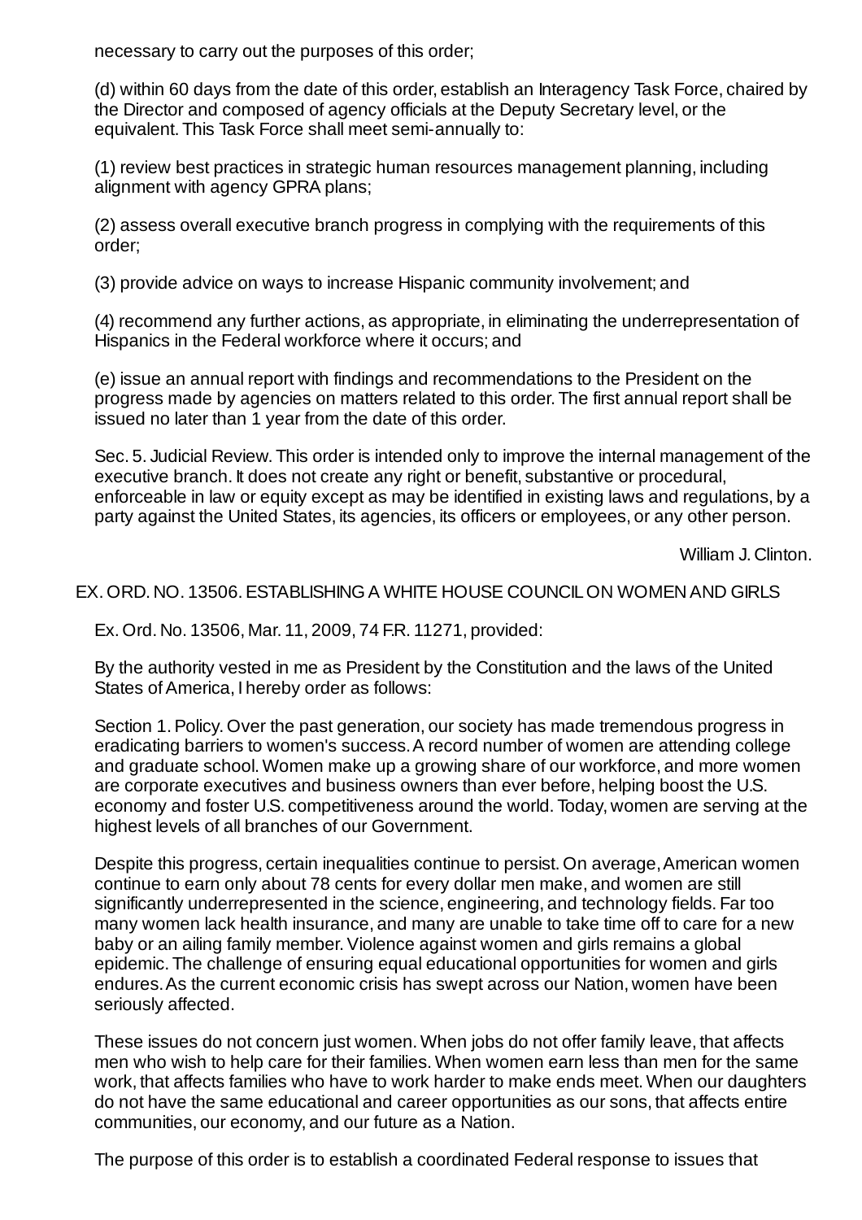necessary to carry out the purposes of this order;

(d) within 60 days from the date of this order, establish an Interagency Task Force, chaired by the Director and composed of agency officials at the Deputy Secretary level, or the equivalent. This Task Force shall meet semi-annually to:

(1) review best practices in strategic human resources management planning, including alignment with agency GPRA plans;

(2) assess overall executive branch progress in complying with the requirements of this order;

(3) provide advice on ways to increase Hispanic community involvement; and

(4) recommend any further actions, as appropriate, in eliminating the underrepresentation of Hispanics in the Federal workforce where it occurs; and

(e) issue an annual report with findings and recommendations to the President on the progress made by agencies on matters related to this order. The first annual report shall be issued no later than 1 year from the date of this order.

Sec. 5. Judicial Review. This order is intended only to improve the internal management of the executive branch. It does not create any right or benefit, substantive or procedural, enforceable in law or equity except as may be identified in existing laws and regulations, by a party against the United States, its agencies, its officers or employees, or any other person.

William J. Clinton.

## EX. ORD. NO. 13506. ESTABLISHING A WHITE HOUSE COUNCIL ON WOMEN AND GIRLS

Ex. Ord. No. 13506, Mar. 11, 2009, 74 F.R. 11271, provided:

By the authority vested in me as President by the Constitution and the laws of the United States of America, I hereby order as follows:

Section 1. Policy. Over the past generation, our society has made tremendous progress in eradicating barriers to women's success. A record number of women are attending college and graduate school. Women make up a growing share of our workforce, and more women are corporate executives and business owners than ever before, helping boost the U.S. economy and foster U.S. competitiveness around the world. Today, women are serving at the highest levels of all branches of our Government.

Despite this progress, certain inequalities continue to persist. On average, American women continue to earn only about 78 cents for every dollar men make, and women are still significantly underrepresented in the science, engineering, and technology fields. Far too many women lack health insurance, and many are unable to take time off to care for a new baby or an ailing family member. Violence against women and girls remains a global epidemic. The challenge of ensuring equal educational opportunities for women and girls endures. As the current economic crisis has swept across our Nation, women have been seriously affected.

These issues do not concern just women. When jobs do not offer family leave, that affects men who wish to help care for their families. When women earn less than men for the same work, that affects families who have to work harder to make ends meet. When our daughters do not have the same educational and career opportunities as our sons, that affects entire communities, our economy, and our future as a Nation.

The purpose of this order is to establish a coordinated Federal response to issues that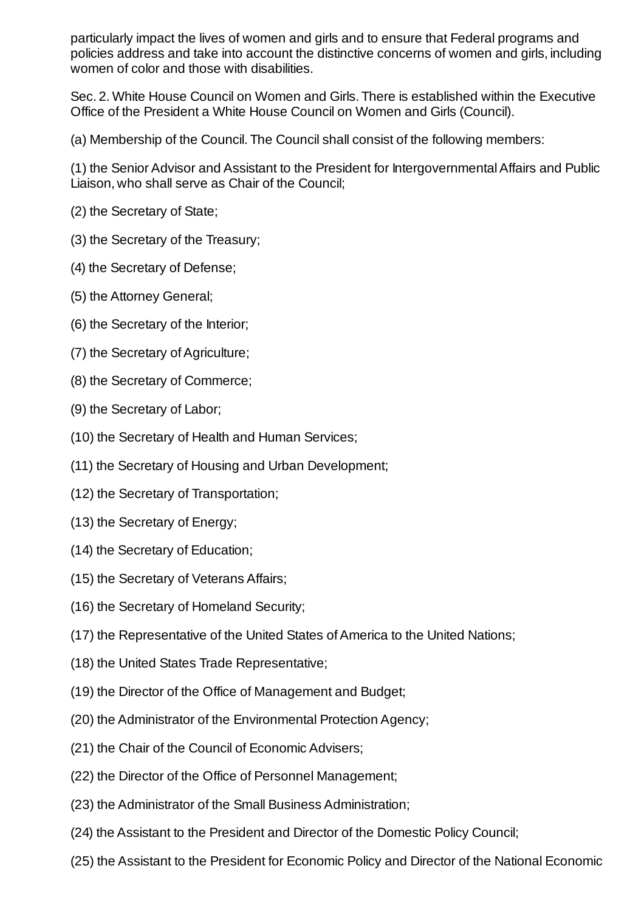particularly impact the lives of women and girls and to ensure that Federal programs and policies address and take into account the distinctive concerns of women and girls, including women of color and those with disabilities.

Sec. 2. White House Council on Women and Girls. There is established within the Executive Office of the President a White House Council on Women and Girls (Council).

(a) Membership of the Council. The Council shall consist of the following members:

(1) the Senior Advisor and Assistant to the President for Intergovernmental Affairs and Public Liaison, who shall serve as Chair of the Council;

(2) the Secretary of State;

(3) the Secretary of the Treasury;

(4) the Secretary of Defense;

(5) the Attorney General;

(6) the Secretary of the Interior;

(7) the Secretary of Agriculture;

(8) the Secretary of Commerce;

(9) the Secretary of Labor;

(10) the Secretary of Health and Human Services;

(11) the Secretary of Housing and Urban Development;

(12) the Secretary of Transportation;

(13) the Secretary of Energy;

(14) the Secretary of Education;

(15) the Secretary of Veterans Affairs;

(16) the Secretary of Homeland Security;

(17) the Representative of the United States of America to the United Nations;

(18) the United States Trade Representative;

(19) the Director of the Office of Management and Budget;

(20) the Administrator of the Environmental Protection Agency;

(21) the Chair of the Council of Economic Advisers;

(22) the Director of the Office of Personnel Management;

(23) the Administrator of the Small Business Administration;

(24) the Assistant to the President and Director of the Domestic Policy Council;

(25) the Assistant to the President for Economic Policy and Director of the National Economic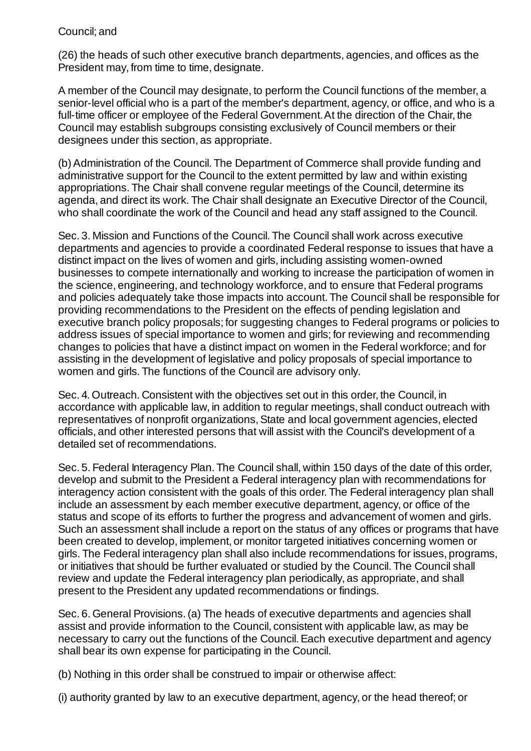Council; and

(26) the heads of such other executive branch departments, agencies, and offices as the President may, from time to time, designate.

A member of the Council may designate, to perform the Council functions of the member, a senior-level official who is a part of the member's department, agency, or office, and who is a full-time officer or employee of the Federal Government. At the direction of the Chair, the Council may establish subgroups consisting exclusively of Council members or their designees under this section, as appropriate.

(b) Administration of the Council. The Department of Commerce shall provide funding and administrative support for the Council to the extent permitted by law and within existing appropriations. The Chair shall convene regular meetings of the Council, determine its agenda, and direct its work. The Chair shall designate an Executive Director of the Council, who shall coordinate the work of the Council and head any staff assigned to the Council.

Sec. 3. Mission and Functions of the Council. The Council shall work across executive departments and agencies to provide a coordinated Federal response to issues that have a distinct impact on the lives of women and girls, including assisting women-owned businesses to compete internationally and working to increase the participation of women in the science, engineering, and technology workforce, and to ensure that Federal programs and policies adequately take those impacts into account. The Council shall be responsible for providing recommendations to the President on the effects of pending legislation and executive branch policy proposals; for suggesting changes to Federal programs or policies to address issues of special importance to women and girls; for reviewing and recommending changes to policies that have a distinct impact on women in the Federal workforce; and for assisting in the development of legislative and policy proposals of special importance to women and girls. The functions of the Council are advisory only.

Sec. 4. Outreach. Consistent with the objectives set out in this order, the Council, in accordance with applicable law, in addition to regular meetings, shall conduct outreach with representatives of nonprofit organizations, State and local government agencies, elected officials, and other interested persons that will assist with the Council's development of a detailed set of recommendations.

Sec. 5. Federal Interagency Plan. The Council shall, within 150 days of the date of this order, develop and submit to the President a Federal interagency plan with recommendations for interagency action consistent with the goals of this order. The Federal interagency plan shall include an assessment by each member executive department, agency, or office of the status and scope of its efforts to further the progress and advancement of women and girls. Such an assessment shall include a report on the status of any offices or programs that have been created to develop, implement, or monitor targeted initiatives concerning women or girls. The Federal interagency plan shall also include recommendations for issues, programs, or initiatives that should be further evaluated or studied by the Council. The Council shall review and update the Federal interagency plan periodically, as appropriate, and shall present to the President any updated recommendations or findings.

Sec. 6. General Provisions. (a) The heads of executive departments and agencies shall assist and provide information to the Council, consistent with applicable law, as may be necessary to carry out the functions of the Council. Each executive department and agency shall bear its own expense for participating in the Council.

(b) Nothing in this order shall be construed to impair or otherwise affect:

(i) authority granted by law to an executive department, agency, or the head thereof; or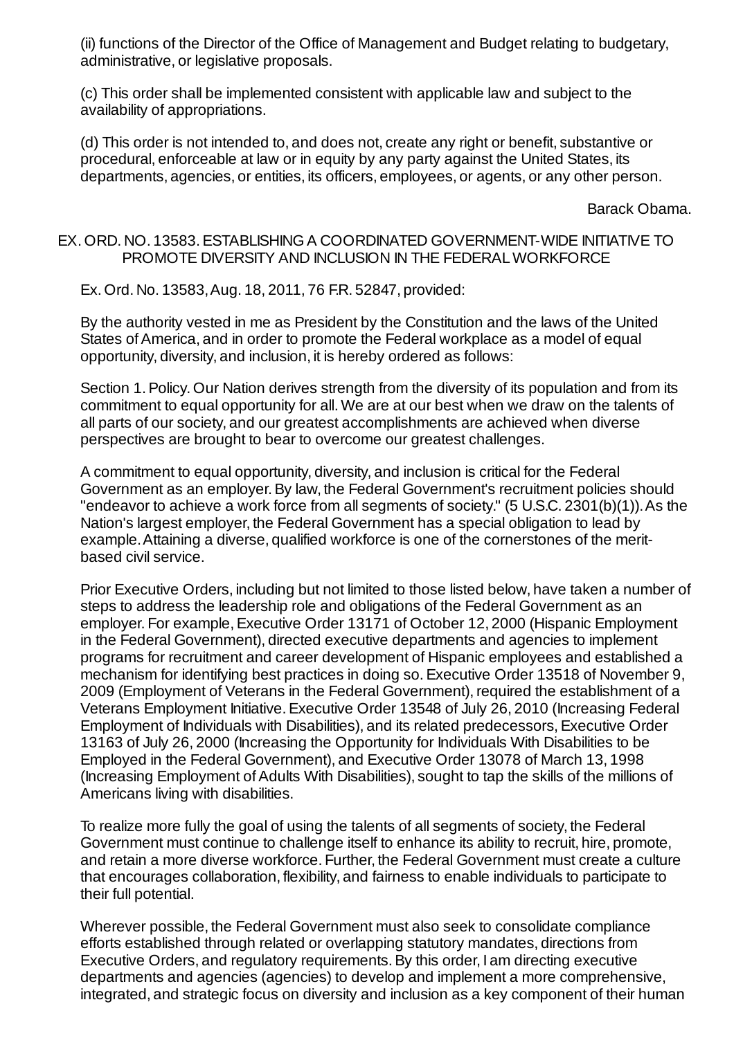(ii) functions of the Director of the Office of Management and Budget relating to budgetary, administrative, or legislative proposals.

(c) This order shall be implemented consistent with applicable law and subject to the availability of appropriations.

(d) This order is not intended to, and does not, create any right or benefit, substantive or procedural, enforceable at law or in equity by any party against the United States, its departments, agencies, or entities, its officers, employees, or agents, or any other person.

Barack Obama.

## EX. ORD. NO. 13583. ESTABLISHING A COORDINATED GOVERNMENT-WIDE INITIATIVE TO PROMOTE DIVERSITY AND INCLUSION IN THE FEDERAL WORKFORCE

Ex. Ord. No. 13583, Aug. 18, 2011, 76 F.R. 52847, provided:

By the authority vested in me as President by the Constitution and the laws of the United States of America, and in order to promote the Federal workplace as a model of equal opportunity, diversity, and inclusion, it is hereby ordered as follows:

Section 1. Policy. Our Nation derives strength from the diversity of its population and from its commitment to equal opportunity for all. We are at our best when we draw on the talents of all parts of our society, and our greatest accomplishments are achieved when diverse perspectives are brought to bear to overcome our greatest challenges.

A commitment to equal opportunity, diversity, and inclusion is critical for the Federal Government as an employer. By law, the Federal Government's recruitment policies should "endeavor to achieve a work force from all segments of society." (5 U.S.C. 2301(b)(1)). As the Nation's largest employer, the Federal Government has a special obligation to lead by example. Attaining a diverse, qualified workforce is one of the cornerstones of the merit-based civil service.

Prior Executive Orders, including but not limited to those listed below, have taken a number of steps to address the leadership role and obligations of the Federal Government as an employer. For example, Executive Order 13171 of October 12, 2000 (Hispanic Employment in the Federal Government), directed executive departments and agencies to implement programs for recruitment and career development of Hispanic employees and established a mechanism for identifying best practices in doing so. Executive Order 13518 of November 9, 2009 (Employment of Veterans in the Federal Government), required the establishment of a Veterans Employment Initiative. Executive Order 13548 of July 26, 2010 (Increasing Federal Employment of Individuals with Disabilities), and its related predecessors, Executive Order 13163 of July 26, 2000 (Increasing the Opportunity for Individuals With Disabilities to be Employed in the Federal Government), and Executive Order 13078 of March 13, 1998 (Increasing Employment of Adults With Disabilities), sought to tap the skills of the millions of Americans living with disabilities.

To realize more fully the goal of using the talents of all segments of society, the Federal Government must continue to challenge itself to enhance its ability to recruit, hire, promote, and retain a more diverse workforce. Further, the Federal Government must create a culture that encourages collaboration, flexibility, and fairness to enable individuals to participate to their full potential.

Wherever possible, the Federal Government must also seek to consolidate compliance efforts established through related or overlapping statutory mandates, directions from Executive Orders, and regulatory requirements. By this order, I am directing executive departments and agencies (agencies) to develop and implement a more comprehensive, integrated, and strategic focus on diversity and inclusion as a key component of their human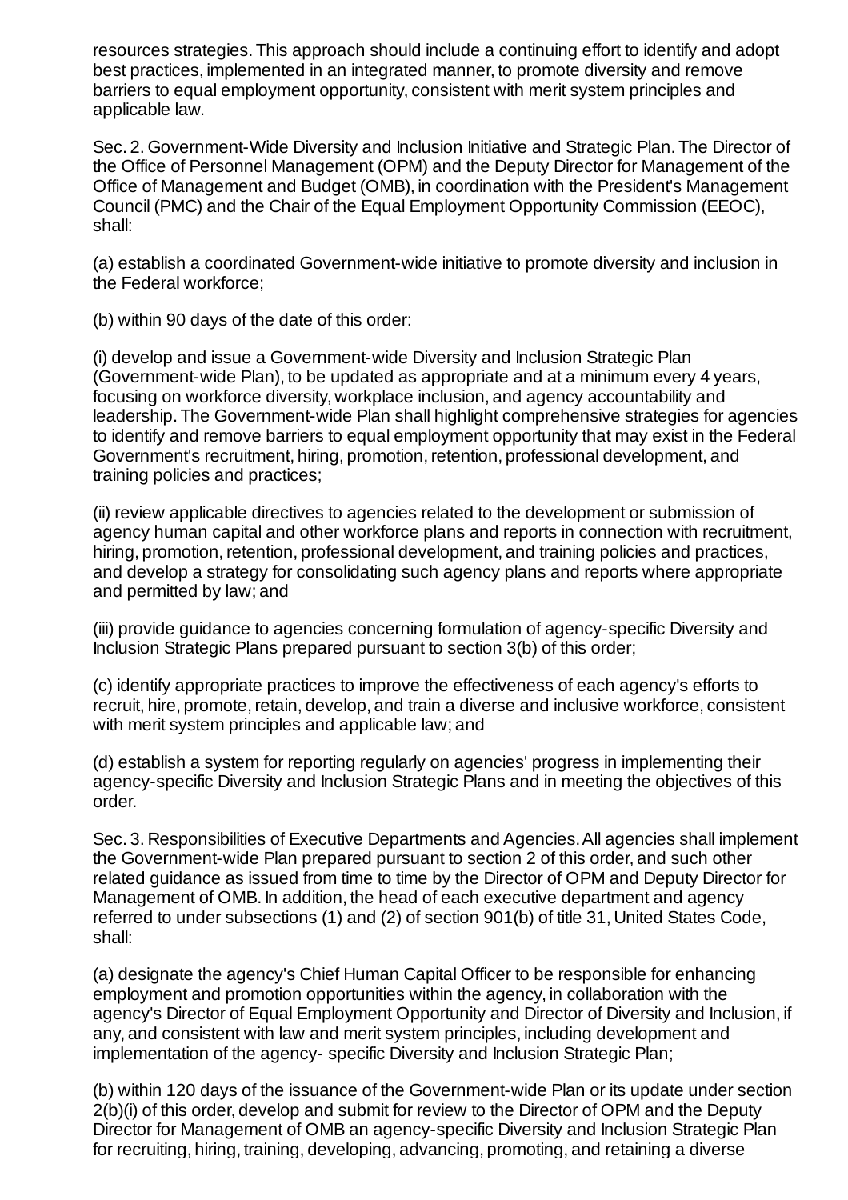resources strategies. This approach should include a continuing effort to identify and adopt best practices, implemented in an integrated manner, to promote diversity and remove barriers to equal employment opportunity, consistent with merit system principles and applicable law.

Sec. 2. Government-Wide Diversity and Inclusion Initiative and Strategic Plan. The Director of the Office of Personnel Management (OPM) and the Deputy Director for Management of the Office of Management and Budget (OMB), in coordination with the President's Management Council (PMC) and the Chair of the Equal Employment Opportunity Commission (EEOC), shall:

(a) establish a coordinated Government-wide initiative to promote diversity and inclusion in the Federal workforce;

(b) within 90 days of the date of this order:

(i) develop and issue a Government-wide Diversity and Inclusion Strategic Plan (Government-wide Plan), to be updated as appropriate and at a minimum every 4 years, focusing on workforce diversity, workplace inclusion, and agency accountability and leadership. The Government-wide Plan shall highlight comprehensive strategies for agencies to identify and remove barriers to equal employment opportunity that may exist in the Federal Government's recruitment, hiring, promotion, retention, professional development, and training policies and practices;

(ii) review applicable directives to agencies related to the development or submission of agency human capital and other workforce plans and reports in connection with recruitment, hiring, promotion, retention, professional development, and training policies and practices, and develop a strategy for consolidating such agency plans and reports where appropriate and permitted by law; and

(iii) provide guidance to agencies concerning formulation of agency-specific Diversity and Inclusion Strategic Plans prepared pursuant to section 3(b) of this order;

(c) identify appropriate practices to improve the effectiveness of each agency's efforts to recruit, hire, promote, retain, develop, and train a diverse and inclusive workforce, consistent with merit system principles and applicable law; and

(d) establish a system for reporting regularly on agencies' progress in implementing their agency-specific Diversity and Inclusion Strategic Plans and in meeting the objectives of this order.

Sec. 3. Responsibilities of Executive Departments and Agencies. All agencies shall implement the Government-wide Plan prepared pursuant to section 2 of this order, and such other related guidance as issued from time to time by the Director of OPM and Deputy Director for Management of OMB. In addition, the head of each executive department and agency referred to under subsections (1) and (2) of section 901(b) of title 31, United States Code, shall:

(a) designate the agency's Chief Human Capital Officer to be responsible for enhancing employment and promotion opportunities within the agency, in collaboration with the agency's Director of Equal Employment Opportunity and Director of Diversity and Inclusion, if any, and consistent with law and merit system principles, including development and implementation of the agency- specific Diversity and Inclusion Strategic Plan;

(b) within 120 days of the issuance of the Government-wide Plan or its update under section 2(b)(i) of this order, develop and submit for review to the Director of OPM and the Deputy Director for Management of OMB an agency-specific Diversity and Inclusion Strategic Plan for recruiting, hiring, training, developing, advancing, promoting, and retaining a diverse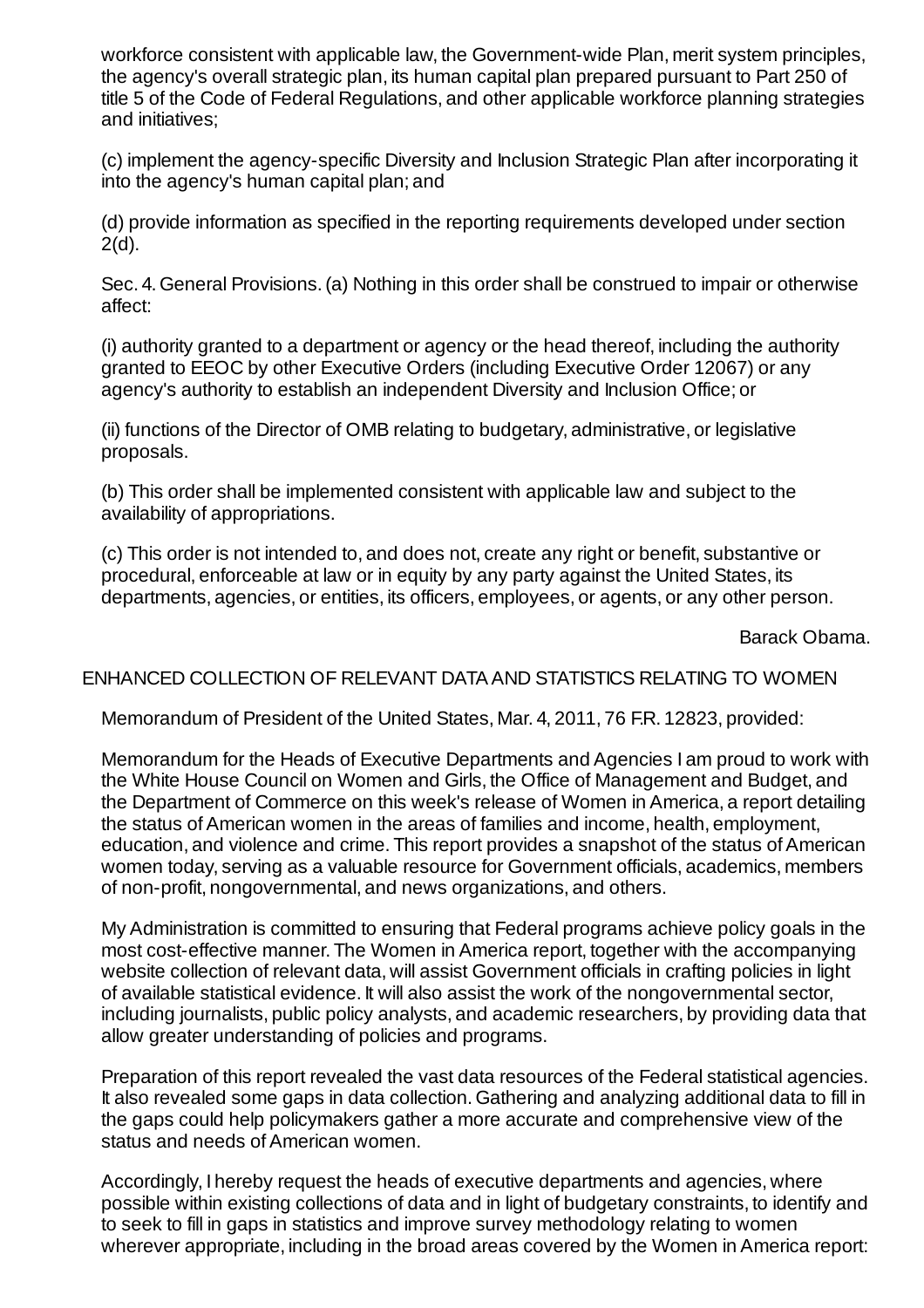workforce consistent with applicable law, the Government-wide Plan, merit system principles, the agency's overall strategic plan, its human capital plan prepared pursuant to Part 250 of title 5 of the Code of Federal Regulations, and other applicable workforce planning strategies and initiatives;

(c) implement the agency-specific Diversity and Inclusion Strategic Plan after incorporating it into the agency's human capital plan; and

(d) provide information as specified in the reporting requirements developed under section 2(d).

Sec. 4. General Provisions. (a) Nothing in this order shall be construed to impair or otherwise affect:

(i) authority granted to a department or agency or the head thereof, including the authority granted to EEOC by other Executive Orders (including Executive Order 12067) or any agency's authority to establish an independent Diversity and Inclusion Office; or

(ii) functions of the Director of OMB relating to budgetary, administrative, or legislative proposals.

(b) This order shall be implemented consistent with applicable law and subject to the availability of appropriations.

(c) This order is not intended to, and does not, create any right or benefit, substantive or procedural, enforceable at law or in equity by any party against the United States, its departments, agencies, or entities, its officers, employees, or agents, or any other person.

Barack Obama.

ENHANCED COLLECTION OF RELEVANT DATA AND STATISTICS RELATING TO WOMEN

Memorandum of President of the United States, Mar. 4, 2011, 76 F.R. 12823, provided:

Memorandum for the Heads of Executive Departments and Agencies I am proud to work with the White House Council on Women and Girls, the Office of Management and Budget, and the Department of Commerce on this week's release of Women in America, a report detailing the status of American women in the areas of families and income, health, employment, education, and violence and crime. This report provides a snapshot of the status of American women today, serving as a valuable resource for Government officials, academics, members of non-profit, nongovernmental, and news organizations, and others.

My Administration is committed to ensuring that Federal programs achieve policy goals in the most cost-effective manner. The Women in America report, together with the accompanying website collection of relevant data, will assist Government officials in crafting policies in light of available statistical evidence. It will also assist the work of the nongovernmental sector, including journalists, public policy analysts, and academic researchers, by providing data that allow greater understanding of policies and programs.

Preparation of this report revealed the vast data resources of the Federal statistical agencies. It also revealed some gaps in data collection. Gathering and analyzing additional data to fill in the gaps could help policymakers gather a more accurate and comprehensive view of the status and needs of American women.

Accordingly, I hereby request the heads of executive departments and agencies, where possible within existing collections of data and in light of budgetary constraints, to identify and to seek to fill in gaps in statistics and improve survey methodology relating to women wherever appropriate, including in the broad areas covered by the Women in America report: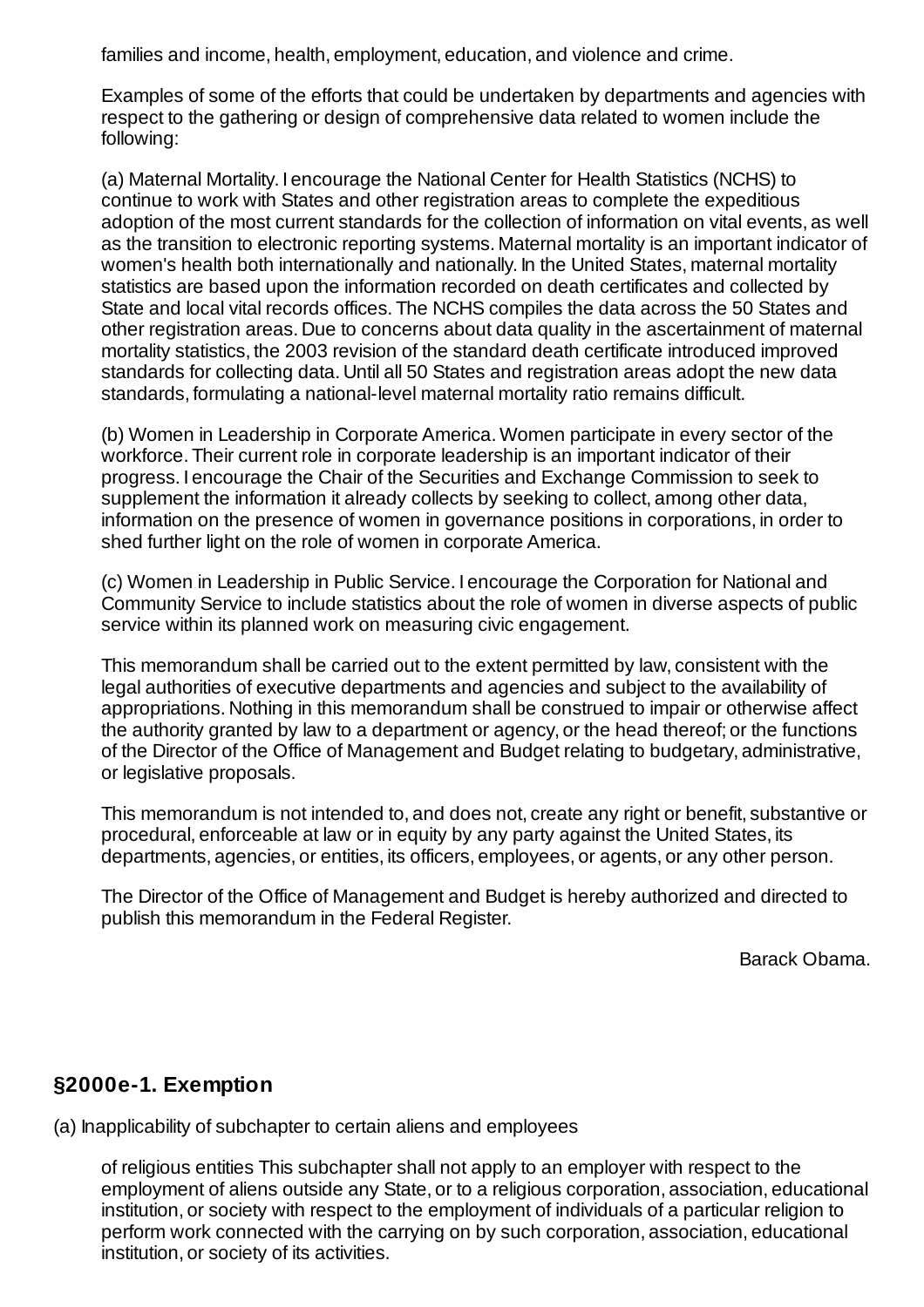families and income, health, employment, education, and violence and crime.

Examples of some of the efforts that could be undertaken by departments and agencies with respect to the gathering or design of comprehensive data related to women include the following:

(a) Maternal Mortality. I encourage the National Center for Health Statistics (NCHS) to continue to work with States and other registration areas to complete the expeditious adoption of the most current standards for the collection of information on vital events, as well as the transition to electronic reporting systems. Maternal mortality is an important indicator of women's health both internationally and nationally. In the United States, maternal mortality statistics are based upon the information recorded on death certificates and collected by State and local vital records offices. The NCHS compiles the data across the 50 States and other registration areas. Due to concerns about data quality in the ascertainment of maternal mortality statistics, the 2003 revision of the standard death certificate introduced improved standards for collecting data. Until all 50 States and registration areas adopt the new data standards, formulating a national-level maternal mortality ratio remains difficult.

(b) Women in Leadership in Corporate America. Women participate in every sector of the workforce. Their current role in corporate leadership is an important indicator of their progress. I encourage the Chair of the Securities and Exchange Commission to seek to supplement the information it already collects by seeking to collect, among other data, information on the presence of women in governance positions in corporations, in order to shed further light on the role of women in corporate America.

(c) Women in Leadership in Public Service. I encourage the Corporation for National and Community Service to include statistics about the role of women in diverse aspects of public service within its planned work on measuring civic engagement.

This memorandum shall be carried out to the extent permitted by law, consistent with the legal authorities of executive departments and agencies and subject to the availability of appropriations. Nothing in this memorandum shall be construed to impair or otherwise affect the authority granted by law to a department or agency, or the head thereof; or the functions of the Director of the Office of Management and Budget relating to budgetary, administrative, or legislative proposals.

This memorandum is not intended to, and does not, create any right or benefit, substantive or procedural, enforceable at law or in equity by any party against the United States, its departments, agencies, or entities, its officers, employees, or agents, or any other person.

The Director of the Office of Management and Budget is hereby authorized and directed to publish this memorandum in the Federal Register.

Barack Obama.

## §2000e-1. Exemption

(a) Inapplicability of subchapter to certain aliens and employees

of religious entities This subchapter shall not apply to an employer with respect to the employment of aliens outside any State, or to a religious corporation, association, educational institution, or society with respect to the employment of individuals of a particular religion to perform work connected with the carrying on by such corporation, association, educational institution, or society of its activities.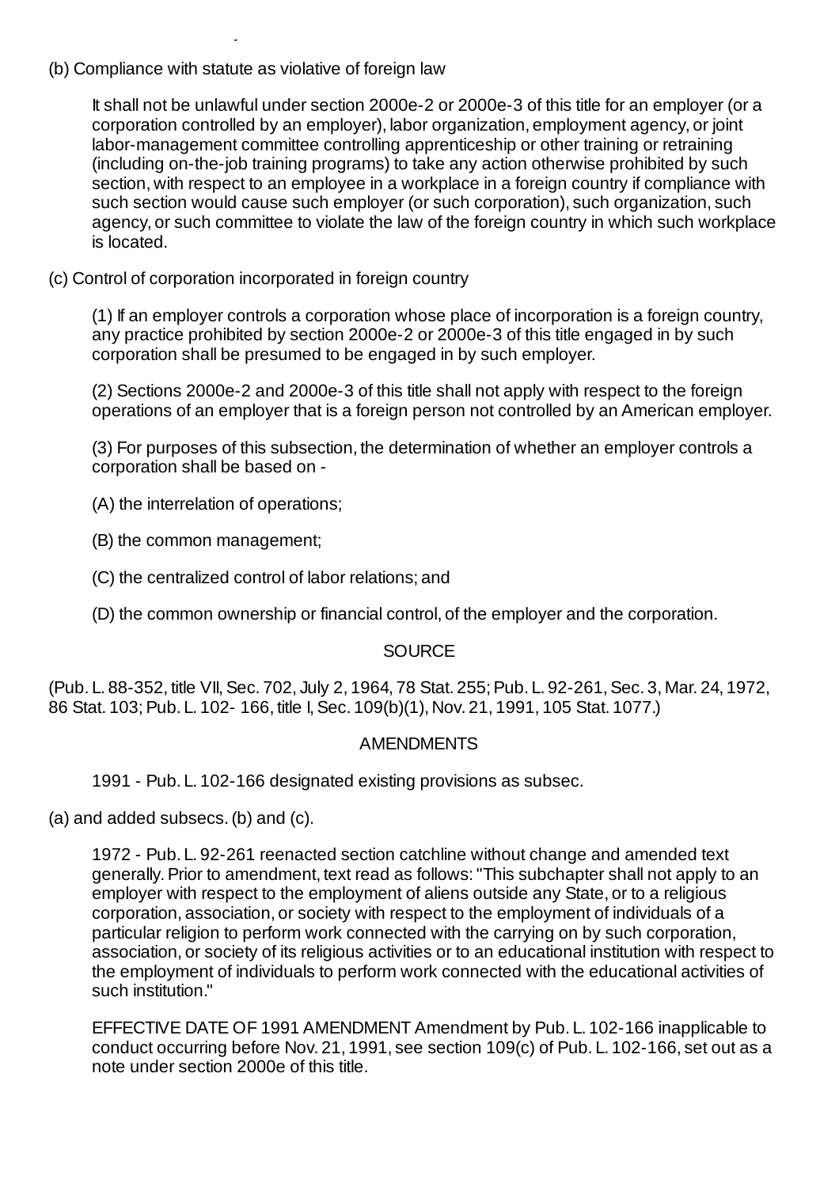(b) Compliance with statute as violative of foreign law

It shall not be unlawful under section 2000e-2 or 2000e-3 of this title for an employer (or a corporation controlled by an employer), labor organization, employment agency, or joint labor-management committee controlling apprenticeship or other training or retraining (including on-the-job training programs) to take any action otherwise prohibited by such section, with respect to an employee in a workplace in a foreign country if compliance with such section would cause such employer (or such corporation), such organization, such agency, or such committee to violate the law of the foreign country in which such workplace is located.

(c) Control of corporation incorporated in foreign country

(1) If an employer controls a corporation whose place of incorporation is a foreign country, any practice prohibited by section 2000e-2 or 2000e-3 of this title engaged in by such corporation shall be presumed to be engaged in by such employer.

(2) Sections 2000e-2 and 2000e-3 of this title shall not apply with respect to the foreign operations of an employer that is a foreign person not controlled by an American employer.

(3) For purposes of this subsection, the determination of whether an employer controls a corporation shall be based on -

(A) the interrelation of operations;

(B) the common management;

(C) the centralized control of labor relations; and

(D) the common ownership or financial control, of the employer and the corporation.

SOURCE

(Pub. L. 88-352, title VII, Sec. 702, July 2, 1964, 78 Stat. 255; Pub. L. 92-261, Sec. 3, Mar. 24, 1972, 86 Stat. 103; Pub. L. 102- 166, title I, Sec. 109(b)(1), Nov. 21, 1991, 105 Stat. 1077.)

AMENDMENTS

1991 - Pub. L. 102-166 designated existing provisions as subsec.

(a) and added subsecs. (b) and (c).

1972 - Pub. L. 92-261 reenacted section catchline without change and amended text generally. Prior to amendment, text read as follows: "This subchapter shall not apply to an employer with respect to the employment of aliens outside any State, or to a religious corporation, association, or society with respect to the employment of individuals of a particular religion to perform work connected with the carrying on by such corporation, association, or society of its religious activities or to an educational institution with respect to the employment of individuals to perform work connected with the educational activities of such institution."

EFFECTIVE DATE OF 1991 AMENDMENT Amendment by Pub. L. 102-166 inapplicable to conduct occurring before Nov. 21, 1991, see section 109(c) of Pub. L. 102-166, set out as a note under section 2000e of this title.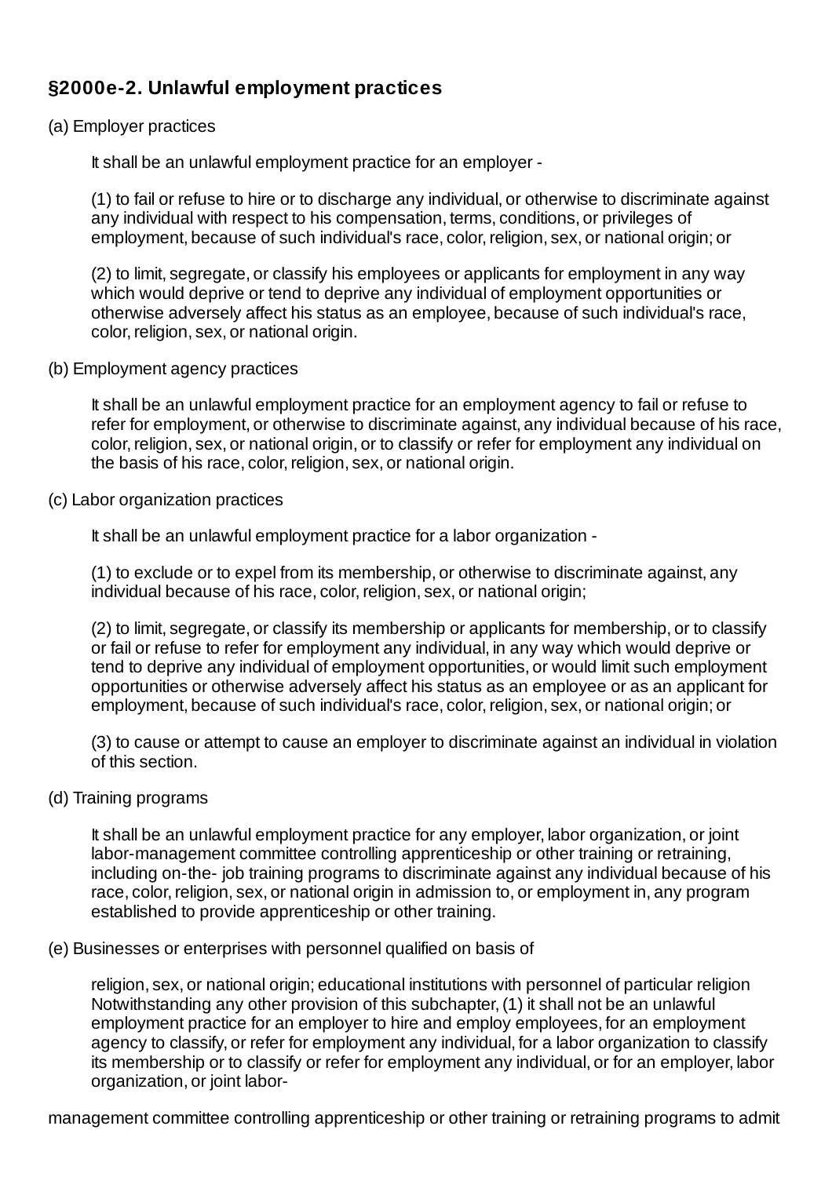## §2000e-2. Unlawful employment practices

(a) Employer practices

It shall be an unlawful employment practice for an employer -

(1) to fail or refuse to hire or to discharge any individual, or otherwise to discriminate against any individual with respect to his compensation, terms, conditions, or privileges of employment, because of such individual's race, color, religion, sex, or national origin; or

(2) to limit, segregate, or classify his employees or applicants for employment in any way which would deprive or tend to deprive any individual of employment opportunities or otherwise adversely affect his status as an employee, because of such individual's race, color, religion, sex, or national origin.

(b) Employment agency practices

It shall be an unlawful employment practice for an employment agency to fail or refuse to refer for employment, or otherwise to discriminate against, any individual because of his race, color, religion, sex, or national origin, or to classify or refer for employment any individual on the basis of his race, color, religion, sex, or national origin.

(c) Labor organization practices

It shall be an unlawful employment practice for a labor organization -

(1) to exclude or to expel from its membership, or otherwise to discriminate against, any individual because of his race, color, religion, sex, or national origin;

(2) to limit, segregate, or classify its membership or applicants for membership, or to classify or fail or refuse to refer for employment any individual, in any way which would deprive or tend to deprive any individual of employment opportunities, or would limit such employment opportunities or otherwise adversely affect his status as an employee or as an applicant for employment, because of such individual's race, color, religion, sex, or national origin; or

(3) to cause or attempt to cause an employer to discriminate against an individual in violation of this section.

(d) Training programs

It shall be an unlawful employment practice for any employer, labor organization, or joint labor-management committee controlling apprenticeship or other training or retraining, including on-the- job training programs to discriminate against any individual because of his race, color, religion, sex, or national origin in admission to, or employment in, any program established to provide apprenticeship or other training.

(e) Businesses or enterprises with personnel qualified on basis of

religion, sex, or national origin; educational institutions with personnel of particular religion Notwithstanding any other provision of this subchapter, (1) it shall not be an unlawful employment practice for an employer to hire and employ employees, for an employment agency to classify, or refer for employment any individual, for a labor organization to classify its membership or to classify or refer for employment any individual, or for an employer, labor organization, or joint labor-

management committee controlling apprenticeship or other training or retraining programs to admit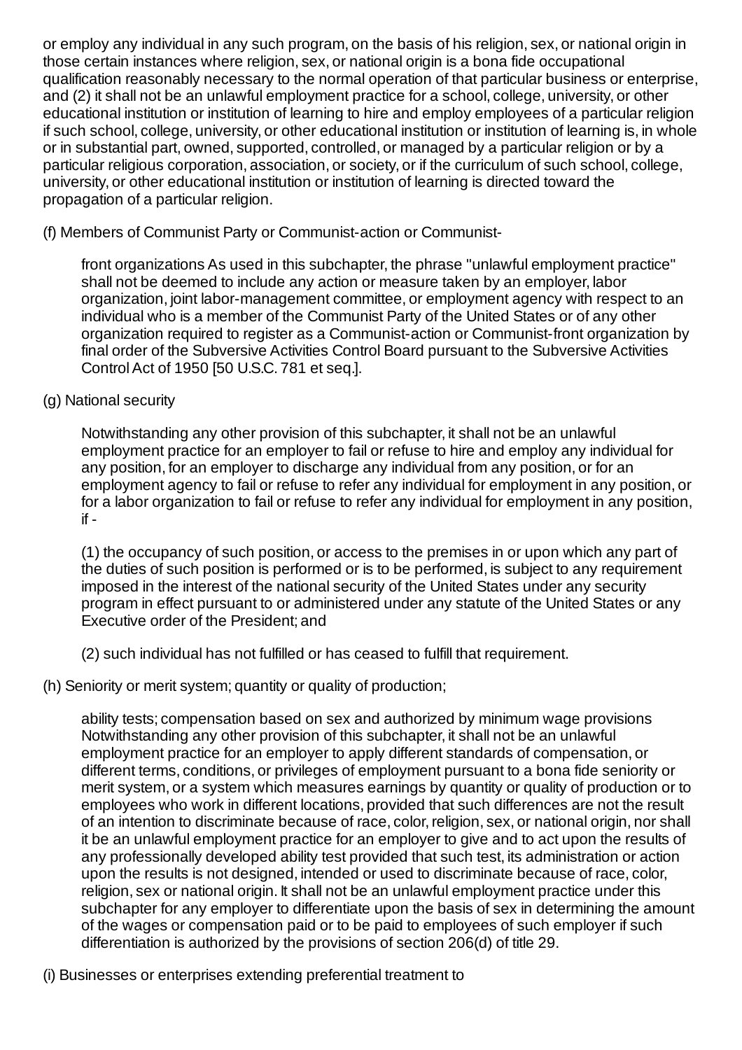or employ any individual in any such program, on the basis of his religion, sex, or national origin in those certain instances where religion, sex, or national origin is a bona fide occupational qualification reasonably necessary to the normal operation of that particular business or enterprise, and (2) it shall not be an unlawful employment practice for a school, college, university, or other educational institution or institution of learning to hire and employ employees of a particular religion if such school, college, university, or other educational institution or institution of learning is, in whole or in substantial part, owned, supported, controlled, or managed by a particular religion or by a particular religious corporation, association, or society, or if the curriculum of such school, college, university, or other educational institution or institution of learning is directed toward the propagation of a particular religion.

(f) Members of Communist Party or Communist-action or Communist-

> front organizations As used in this subchapter, the phrase "unlawful employment practice" shall not be deemed to include any action or measure taken by an employer, labor organization, joint labor-management committee, or employment agency with respect to an individual who is a member of the Communist Party of the United States or of any other organization required to register as a Communist-action or Communist-front organization by final order of the Subversive Activities Control Board pursuant to the Subversive Activities Control Act of 1950 [50 U.S.C. 781 et seq.].

(g) National security

> Notwithstanding any other provision of this subchapter, it shall not be an unlawful employment practice for an employer to fail or refuse to hire and employ any individual for any position, for an employer to discharge any individual from any position, or for an employment agency to fail or refuse to refer any individual for employment in any position, or for a labor organization to fail or refuse to refer any individual for employment in any position, if -
>
> (1) the occupancy of such position, or access to the premises in or upon which any part of the duties of such position is performed or is to be performed, is subject to any requirement imposed in the interest of the national security of the United States under any security program in effect pursuant to or administered under any statute of the United States or any Executive order of the President; and
>
> (2) such individual has not fulfilled or has ceased to fulfill that requirement.

(h) Seniority or merit system; quantity or quality of production;

> ability tests; compensation based on sex and authorized by minimum wage provisions Notwithstanding any other provision of this subchapter, it shall not be an unlawful employment practice for an employer to apply different standards of compensation, or different terms, conditions, or privileges of employment pursuant to a bona fide seniority or merit system, or a system which measures earnings by quantity or quality of production or to employees who work in different locations, provided that such differences are not the result of an intention to discriminate because of race, color, religion, sex, or national origin, nor shall it be an unlawful employment practice for an employer to give and to act upon the results of any professionally developed ability test provided that such test, its administration or action upon the results is not designed, intended or used to discriminate because of race, color, religion, sex or national origin. It shall not be an unlawful employment practice under this subchapter for any employer to differentiate upon the basis of sex in determining the amount of the wages or compensation paid or to be paid to employees of such employer if such differentiation is authorized by the provisions of section 206(d) of title 29.

(i) Businesses or enterprises extending preferential treatment to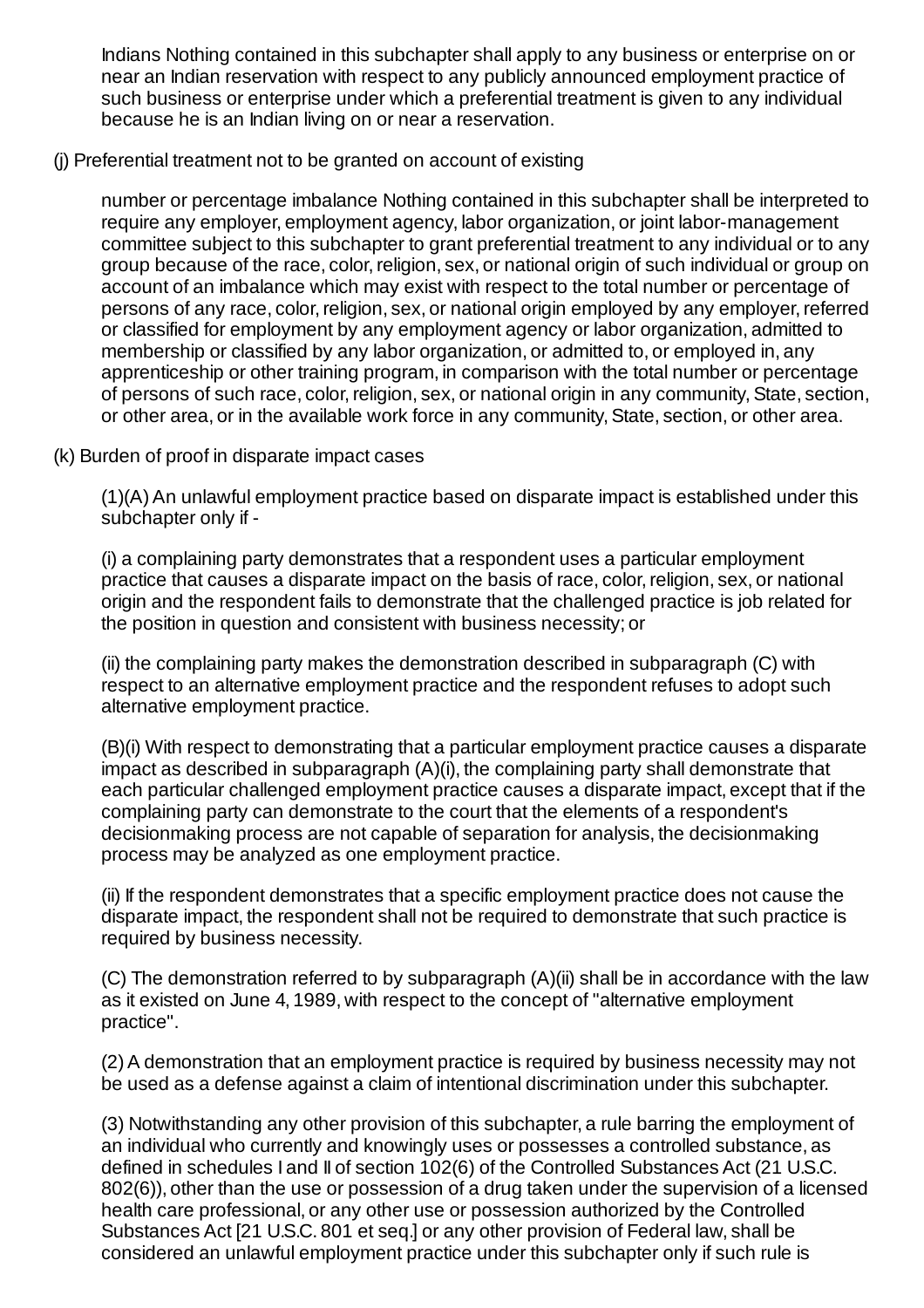Indians Nothing contained in this subchapter shall apply to any business or enterprise on or near an Indian reservation with respect to any publicly announced employment practice of such business or enterprise under which a preferential treatment is given to any individual because he is an Indian living on or near a reservation.

(j) Preferential treatment not to be granted on account of existing

number or percentage imbalance Nothing contained in this subchapter shall be interpreted to require any employer, employment agency, labor organization, or joint labor-management committee subject to this subchapter to grant preferential treatment to any individual or to any group because of the race, color, religion, sex, or national origin of such individual or group on account of an imbalance which may exist with respect to the total number or percentage of persons of any race, color, religion, sex, or national origin employed by any employer, referred or classified for employment by any employment agency or labor organization, admitted to membership or classified by any labor organization, or admitted to, or employed in, any apprenticeship or other training program, in comparison with the total number or percentage of persons of such race, color, religion, sex, or national origin in any community, State, section, or other area, or in the available work force in any community, State, section, or other area.

(k) Burden of proof in disparate impact cases

(1)(A) An unlawful employment practice based on disparate impact is established under this subchapter only if -

(i) a complaining party demonstrates that a respondent uses a particular employment practice that causes a disparate impact on the basis of race, color, religion, sex, or national origin and the respondent fails to demonstrate that the challenged practice is job related for the position in question and consistent with business necessity; or

(ii) the complaining party makes the demonstration described in subparagraph (C) with respect to an alternative employment practice and the respondent refuses to adopt such alternative employment practice.

(B)(i) With respect to demonstrating that a particular employment practice causes a disparate impact as described in subparagraph (A)(i), the complaining party shall demonstrate that each particular challenged employment practice causes a disparate impact, except that if the complaining party can demonstrate to the court that the elements of a respondent's decisionmaking process are not capable of separation for analysis, the decisionmaking process may be analyzed as one employment practice.

(ii) If the respondent demonstrates that a specific employment practice does not cause the disparate impact, the respondent shall not be required to demonstrate that such practice is required by business necessity.

(C) The demonstration referred to by subparagraph (A)(ii) shall be in accordance with the law as it existed on June 4, 1989, with respect to the concept of "alternative employment practice".

(2) A demonstration that an employment practice is required by business necessity may not be used as a defense against a claim of intentional discrimination under this subchapter.

(3) Notwithstanding any other provision of this subchapter, a rule barring the employment of an individual who currently and knowingly uses or possesses a controlled substance, as defined in schedules I and II of section 102(6) of the Controlled Substances Act (21 U.S.C. 802(6)), other than the use or possession of a drug taken under the supervision of a licensed health care professional, or any other use or possession authorized by the Controlled Substances Act [21 U.S.C. 801 et seq.] or any other provision of Federal law, shall be considered an unlawful employment practice under this subchapter only if such rule is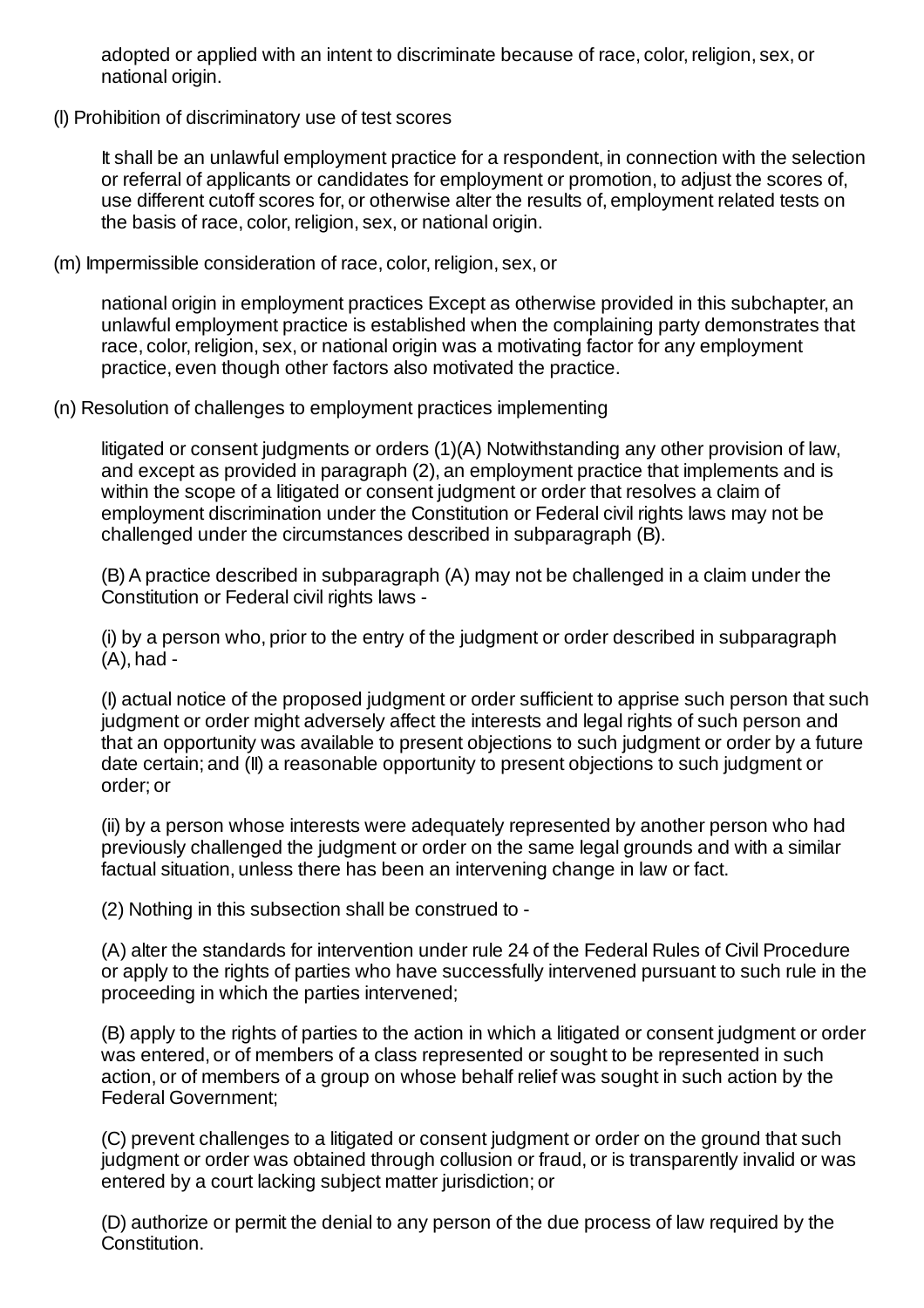adopted or applied with an intent to discriminate because of race, color, religion, sex, or national origin.

(l) Prohibition of discriminatory use of test scores

It shall be an unlawful employment practice for a respondent, in connection with the selection or referral of applicants or candidates for employment or promotion, to adjust the scores of, use different cutoff scores for, or otherwise alter the results of, employment related tests on the basis of race, color, religion, sex, or national origin.

(m) Impermissible consideration of race, color, religion, sex, or

national origin in employment practices Except as otherwise provided in this subchapter, an unlawful employment practice is established when the complaining party demonstrates that race, color, religion, sex, or national origin was a motivating factor for any employment practice, even though other factors also motivated the practice.

(n) Resolution of challenges to employment practices implementing

litigated or consent judgments or orders (1)(A) Notwithstanding any other provision of law, and except as provided in paragraph (2), an employment practice that implements and is within the scope of a litigated or consent judgment or order that resolves a claim of employment discrimination under the Constitution or Federal civil rights laws may not be challenged under the circumstances described in subparagraph (B).

(B) A practice described in subparagraph (A) may not be challenged in a claim under the Constitution or Federal civil rights laws -

(i) by a person who, prior to the entry of the judgment or order described in subparagraph (A), had -

(I) actual notice of the proposed judgment or order sufficient to apprise such person that such judgment or order might adversely affect the interests and legal rights of such person and that an opportunity was available to present objections to such judgment or order by a future date certain; and (II) a reasonable opportunity to present objections to such judgment or order; or

(ii) by a person whose interests were adequately represented by another person who had previously challenged the judgment or order on the same legal grounds and with a similar factual situation, unless there has been an intervening change in law or fact.

(2) Nothing in this subsection shall be construed to -

(A) alter the standards for intervention under rule 24 of the Federal Rules of Civil Procedure or apply to the rights of parties who have successfully intervened pursuant to such rule in the proceeding in which the parties intervened;

(B) apply to the rights of parties to the action in which a litigated or consent judgment or order was entered, or of members of a class represented or sought to be represented in such action, or of members of a group on whose behalf relief was sought in such action by the Federal Government;

(C) prevent challenges to a litigated or consent judgment or order on the ground that such judgment or order was obtained through collusion or fraud, or is transparently invalid or was entered by a court lacking subject matter jurisdiction; or

(D) authorize or permit the denial to any person of the due process of law required by the Constitution.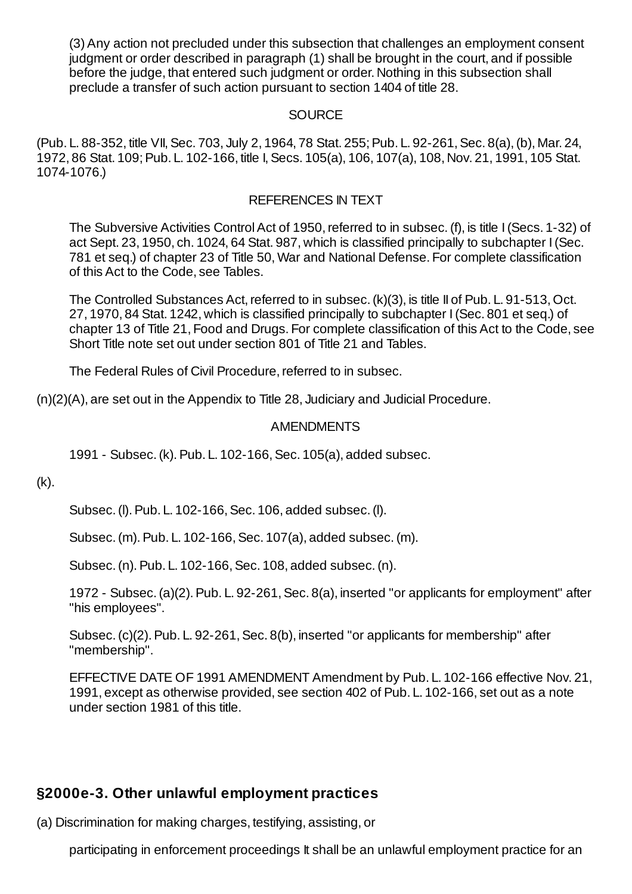(3) Any action not precluded under this subsection that challenges an employment consent judgment or order described in paragraph (1) shall be brought in the court, and if possible before the judge, that entered such judgment or order. Nothing in this subsection shall preclude a transfer of such action pursuant to section 1404 of title 28.

SOURCE

(Pub. L. 88-352, title VII, Sec. 703, July 2, 1964, 78 Stat. 255; Pub. L. 92-261, Sec. 8(a), (b), Mar. 24, 1972, 86 Stat. 109; Pub. L. 102-166, title I, Secs. 105(a), 106, 107(a), 108, Nov. 21, 1991, 105 Stat. 1074-1076.)

REFERENCES IN TEXT

The Subversive Activities Control Act of 1950, referred to in subsec. (f), is title I (Secs. 1-32) of act Sept. 23, 1950, ch. 1024, 64 Stat. 987, which is classified principally to subchapter I (Sec. 781 et seq.) of chapter 23 of Title 50, War and National Defense. For complete classification of this Act to the Code, see Tables.

The Controlled Substances Act, referred to in subsec. (k)(3), is title II of Pub. L. 91-513, Oct. 27, 1970, 84 Stat. 1242, which is classified principally to subchapter I (Sec. 801 et seq.) of chapter 13 of Title 21, Food and Drugs. For complete classification of this Act to the Code, see Short Title note set out under section 801 of Title 21 and Tables.

The Federal Rules of Civil Procedure, referred to in subsec.

(n)(2)(A), are set out in the Appendix to Title 28, Judiciary and Judicial Procedure.

AMENDMENTS

1991 - Subsec. (k). Pub. L. 102-166, Sec. 105(a), added subsec.

(k).

Subsec. (l). Pub. L. 102-166, Sec. 106, added subsec. (l).

Subsec. (m). Pub. L. 102-166, Sec. 107(a), added subsec. (m).

Subsec. (n). Pub. L. 102-166, Sec. 108, added subsec. (n).

1972 - Subsec. (a)(2). Pub. L. 92-261, Sec. 8(a), inserted "or applicants for employment" after "his employees".

Subsec. (c)(2). Pub. L. 92-261, Sec. 8(b), inserted "or applicants for membership" after "membership".

EFFECTIVE DATE OF 1991 AMENDMENT Amendment by Pub. L. 102-166 effective Nov. 21, 1991, except as otherwise provided, see section 402 of Pub. L. 102-166, set out as a note under section 1981 of this title.

## §2000e-3. Other unlawful employment practices

(a) Discrimination for making charges, testifying, assisting, or

participating in enforcement proceedings It shall be an unlawful employment practice for an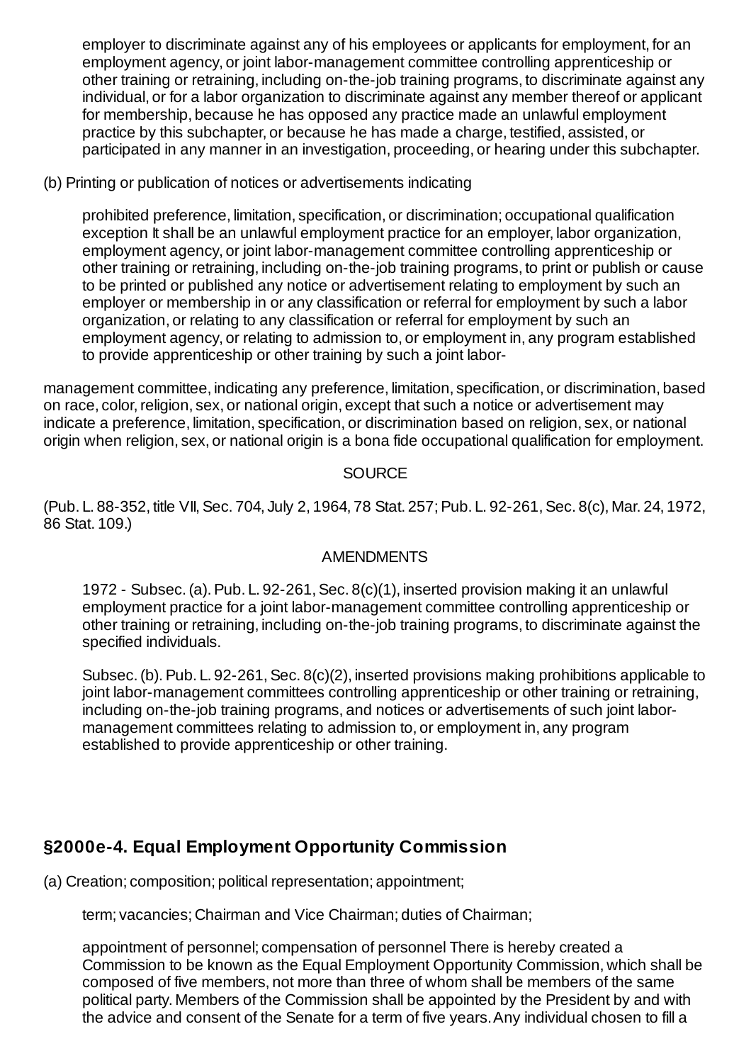employer to discriminate against any of his employees or applicants for employment, for an employment agency, or joint labor-management committee controlling apprenticeship or other training or retraining, including on-the-job training programs, to discriminate against any individual, or for a labor organization to discriminate against any member thereof or applicant for membership, because he has opposed any practice made an unlawful employment practice by this subchapter, or because he has made a charge, testified, assisted, or participated in any manner in an investigation, proceeding, or hearing under this subchapter.

(b) Printing or publication of notices or advertisements indicating

prohibited preference, limitation, specification, or discrimination; occupational qualification exception It shall be an unlawful employment practice for an employer, labor organization, employment agency, or joint labor-management committee controlling apprenticeship or other training or retraining, including on-the-job training programs, to print or publish or cause to be printed or published any notice or advertisement relating to employment by such an employer or membership in or any classification or referral for employment by such a labor organization, or relating to any classification or referral for employment by such an employment agency, or relating to admission to, or employment in, any program established to provide apprenticeship or other training by such a joint labor-

management committee, indicating any preference, limitation, specification, or discrimination, based on race, color, religion, sex, or national origin, except that such a notice or advertisement may indicate a preference, limitation, specification, or discrimination based on religion, sex, or national origin when religion, sex, or national origin is a bona fide occupational qualification for employment.

SOURCE

(Pub. L. 88-352, title VII, Sec. 704, July 2, 1964, 78 Stat. 257; Pub. L. 92-261, Sec. 8(c), Mar. 24, 1972, 86 Stat. 109.)

AMENDMENTS

1972 - Subsec. (a). Pub. L. 92-261, Sec. 8(c)(1), inserted provision making it an unlawful employment practice for a joint labor-management committee controlling apprenticeship or other training or retraining, including on-the-job training programs, to discriminate against the specified individuals.

Subsec. (b). Pub. L. 92-261, Sec. 8(c)(2), inserted provisions making prohibitions applicable to joint labor-management committees controlling apprenticeship or other training or retraining, including on-the-job training programs, and notices or advertisements of such joint labor-management committees relating to admission to, or employment in, any program established to provide apprenticeship or other training.

### §2000e-4. Equal Employment Opportunity Commission

(a) Creation; composition; political representation; appointment;

term; vacancies; Chairman and Vice Chairman; duties of Chairman;

appointment of personnel; compensation of personnel There is hereby created a Commission to be known as the Equal Employment Opportunity Commission, which shall be composed of five members, not more than three of whom shall be members of the same political party. Members of the Commission shall be appointed by the President by and with the advice and consent of the Senate for a term of five years. Any individual chosen to fill a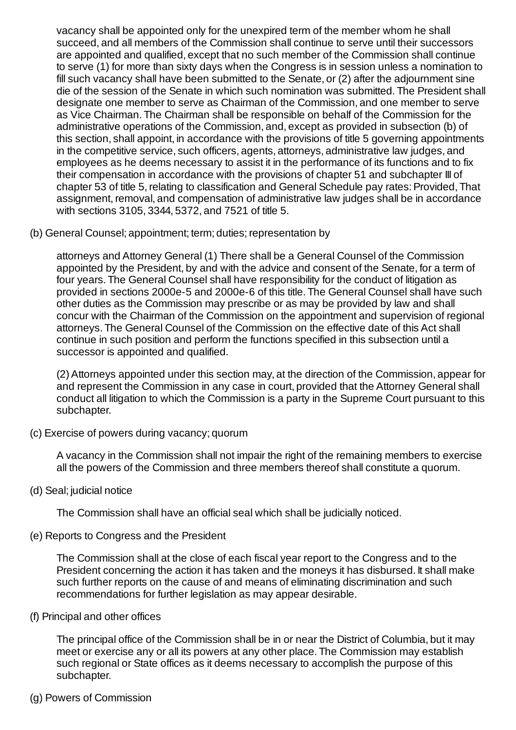vacancy shall be appointed only for the unexpired term of the member whom he shall succeed, and all members of the Commission shall continue to serve until their successors are appointed and qualified, except that no such member of the Commission shall continue to serve (1) for more than sixty days when the Congress is in session unless a nomination to fill such vacancy shall have been submitted to the Senate, or (2) after the adjournment sine die of the session of the Senate in which such nomination was submitted. The President shall designate one member to serve as Chairman of the Commission, and one member to serve as Vice Chairman. The Chairman shall be responsible on behalf of the Commission for the administrative operations of the Commission, and, except as provided in subsection (b) of this section, shall appoint, in accordance with the provisions of title 5 governing appointments in the competitive service, such officers, agents, attorneys, administrative law judges, and employees as he deems necessary to assist it in the performance of its functions and to fix their compensation in accordance with the provisions of chapter 51 and subchapter III of chapter 53 of title 5, relating to classification and General Schedule pay rates: Provided, That assignment, removal, and compensation of administrative law judges shall be in accordance with sections 3105, 3344, 5372, and 7521 of title 5.

(b) General Counsel; appointment; term; duties; representation by

attorneys and Attorney General (1) There shall be a General Counsel of the Commission appointed by the President, by and with the advice and consent of the Senate, for a term of four years. The General Counsel shall have responsibility for the conduct of litigation as provided in sections 2000e-5 and 2000e-6 of this title. The General Counsel shall have such other duties as the Commission may prescribe or as may be provided by law and shall concur with the Chairman of the Commission on the appointment and supervision of regional attorneys. The General Counsel of the Commission on the effective date of this Act shall continue in such position and perform the functions specified in this subsection until a successor is appointed and qualified.

(2) Attorneys appointed under this section may, at the direction of the Commission, appear for and represent the Commission in any case in court, provided that the Attorney General shall conduct all litigation to which the Commission is a party in the Supreme Court pursuant to this subchapter.

(c) Exercise of powers during vacancy; quorum

A vacancy in the Commission shall not impair the right of the remaining members to exercise all the powers of the Commission and three members thereof shall constitute a quorum.

(d) Seal; judicial notice

The Commission shall have an official seal which shall be judicially noticed.

(e) Reports to Congress and the President

The Commission shall at the close of each fiscal year report to the Congress and to the President concerning the action it has taken and the moneys it has disbursed. It shall make such further reports on the cause of and means of eliminating discrimination and such recommendations for further legislation as may appear desirable.

(f) Principal and other offices

The principal office of the Commission shall be in or near the District of Columbia, but it may meet or exercise any or all its powers at any other place. The Commission may establish such regional or State offices as it deems necessary to accomplish the purpose of this subchapter.

(g) Powers of Commission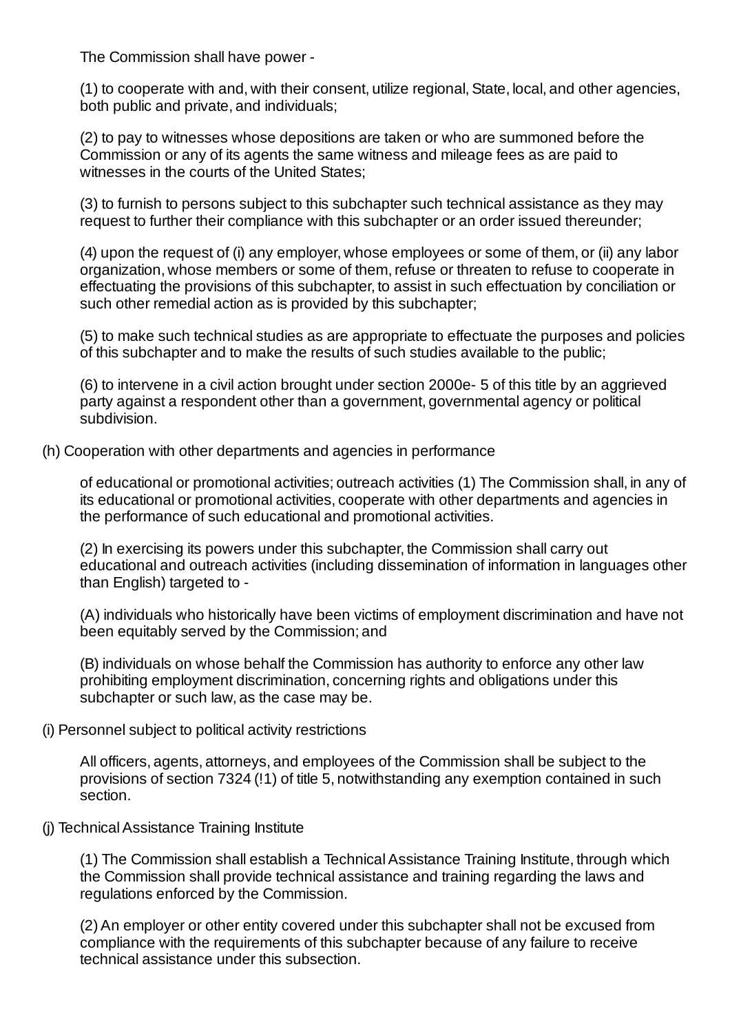The Commission shall have power -

(1) to cooperate with and, with their consent, utilize regional, State, local, and other agencies, both public and private, and individuals;

(2) to pay to witnesses whose depositions are taken or who are summoned before the Commission or any of its agents the same witness and mileage fees as are paid to witnesses in the courts of the United States;

(3) to furnish to persons subject to this subchapter such technical assistance as they may request to further their compliance with this subchapter or an order issued thereunder;

(4) upon the request of (i) any employer, whose employees or some of them, or (ii) any labor organization, whose members or some of them, refuse or threaten to refuse to cooperate in effectuating the provisions of this subchapter, to assist in such effectuation by conciliation or such other remedial action as is provided by this subchapter;

(5) to make such technical studies as are appropriate to effectuate the purposes and policies of this subchapter and to make the results of such studies available to the public;

(6) to intervene in a civil action brought under section 2000e- 5 of this title by an aggrieved party against a respondent other than a government, governmental agency or political subdivision.

(h) Cooperation with other departments and agencies in performance

of educational or promotional activities; outreach activities (1) The Commission shall, in any of its educational or promotional activities, cooperate with other departments and agencies in the performance of such educational and promotional activities.

(2) In exercising its powers under this subchapter, the Commission shall carry out educational and outreach activities (including dissemination of information in languages other than English) targeted to -

(A) individuals who historically have been victims of employment discrimination and have not been equitably served by the Commission; and

(B) individuals on whose behalf the Commission has authority to enforce any other law prohibiting employment discrimination, concerning rights and obligations under this subchapter or such law, as the case may be.

(i) Personnel subject to political activity restrictions

All officers, agents, attorneys, and employees of the Commission shall be subject to the provisions of section 7324 (!1) of title 5, notwithstanding any exemption contained in such section.

(j) Technical Assistance Training Institute

(1) The Commission shall establish a Technical Assistance Training Institute, through which the Commission shall provide technical assistance and training regarding the laws and regulations enforced by the Commission.

(2) An employer or other entity covered under this subchapter shall not be excused from compliance with the requirements of this subchapter because of any failure to receive technical assistance under this subsection.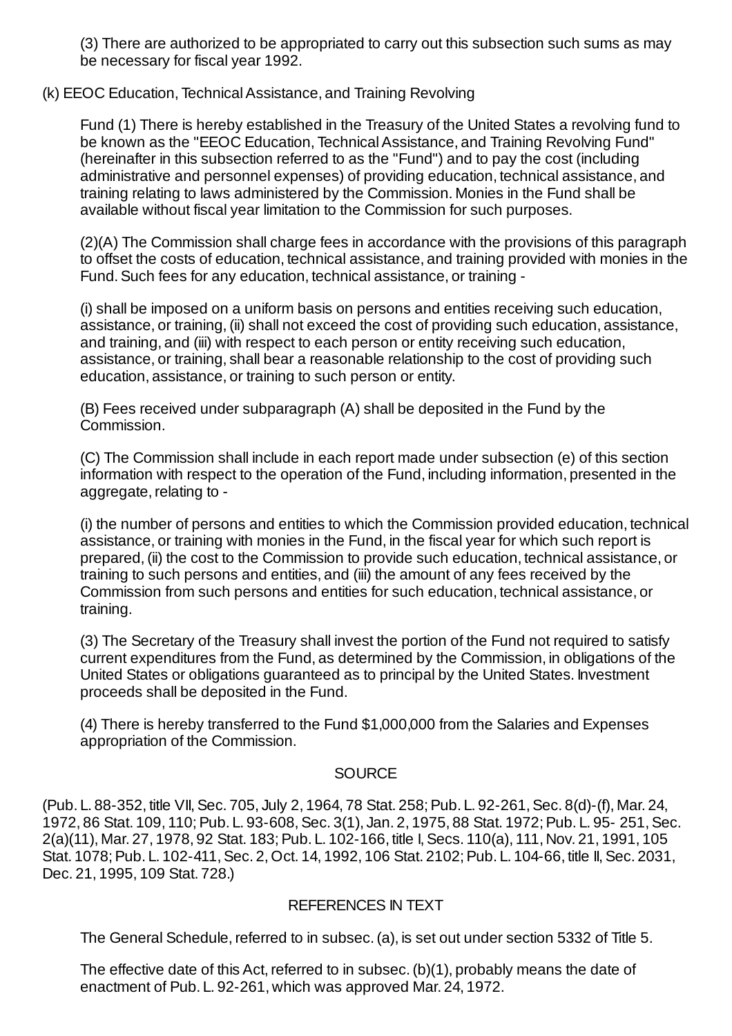(3) There are authorized to be appropriated to carry out this subsection such sums as may be necessary for fiscal year 1992.

(k) EEOC Education, Technical Assistance, and Training Revolving

Fund (1) There is hereby established in the Treasury of the United States a revolving fund to be known as the "EEOC Education, Technical Assistance, and Training Revolving Fund" (hereinafter in this subsection referred to as the "Fund") and to pay the cost (including administrative and personnel expenses) of providing education, technical assistance, and training relating to laws administered by the Commission. Monies in the Fund shall be available without fiscal year limitation to the Commission for such purposes.

(2)(A) The Commission shall charge fees in accordance with the provisions of this paragraph to offset the costs of education, technical assistance, and training provided with monies in the Fund. Such fees for any education, technical assistance, or training -

(i) shall be imposed on a uniform basis on persons and entities receiving such education, assistance, or training, (ii) shall not exceed the cost of providing such education, assistance, and training, and (iii) with respect to each person or entity receiving such education, assistance, or training, shall bear a reasonable relationship to the cost of providing such education, assistance, or training to such person or entity.

(B) Fees received under subparagraph (A) shall be deposited in the Fund by the Commission.

(C) The Commission shall include in each report made under subsection (e) of this section information with respect to the operation of the Fund, including information, presented in the aggregate, relating to -

(i) the number of persons and entities to which the Commission provided education, technical assistance, or training with monies in the Fund, in the fiscal year for which such report is prepared, (ii) the cost to the Commission to provide such education, technical assistance, or training to such persons and entities, and (iii) the amount of any fees received by the Commission from such persons and entities for such education, technical assistance, or training.

(3) The Secretary of the Treasury shall invest the portion of the Fund not required to satisfy current expenditures from the Fund, as determined by the Commission, in obligations of the United States or obligations guaranteed as to principal by the United States. Investment proceeds shall be deposited in the Fund.

(4) There is hereby transferred to the Fund $1,000,000 from the Salaries and Expenses appropriation of the Commission.

SOURCE

(Pub. L. 88-352, title VII, Sec. 705, July 2, 1964, 78 Stat. 258; Pub. L. 92-261, Sec. 8(d)-(f), Mar. 24, 1972, 86 Stat. 109, 110; Pub. L. 93-608, Sec. 3(1), Jan. 2, 1975, 88 Stat. 1972; Pub. L. 95- 251, Sec. 2(a)(11), Mar. 27, 1978, 92 Stat. 183; Pub. L. 102-166, title I, Secs. 110(a), 111, Nov. 21, 1991, 105 Stat. 1078; Pub. L. 102-411, Sec. 2, Oct. 14, 1992, 106 Stat. 2102; Pub. L. 104-66, title II, Sec. 2031, Dec. 21, 1995, 109 Stat. 728.)

REFERENCES IN TEXT

The General Schedule, referred to in subsec. (a), is set out under section 5332 of Title 5.

The effective date of this Act, referred to in subsec. (b)(1), probably means the date of enactment of Pub. L. 92-261, which was approved Mar. 24, 1972.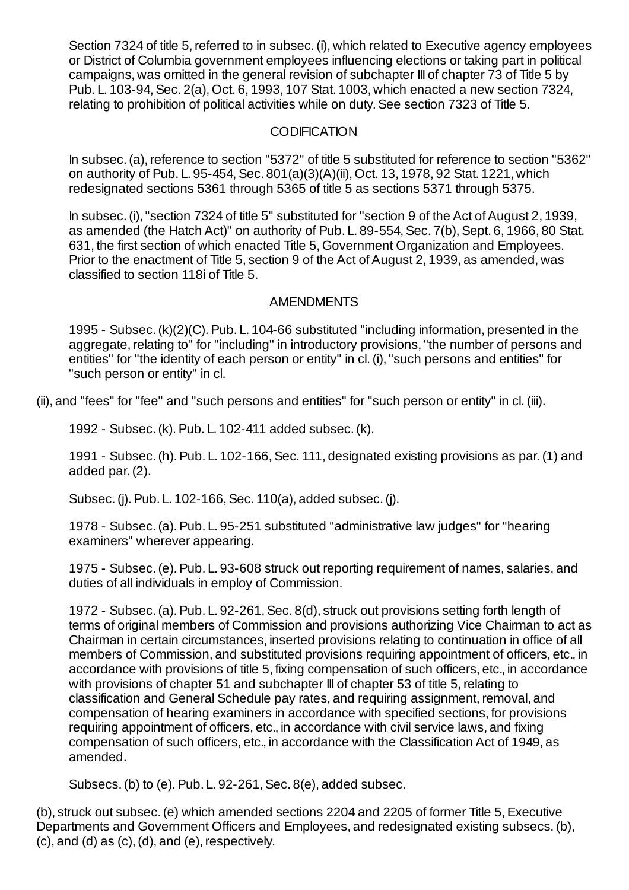Section 7324 of title 5, referred to in subsec. (i), which related to Executive agency employees or District of Columbia government employees influencing elections or taking part in political campaigns, was omitted in the general revision of subchapter III of chapter 73 of Title 5 by Pub. L. 103-94, Sec. 2(a), Oct. 6, 1993, 107 Stat. 1003, which enacted a new section 7324, relating to prohibition of political activities while on duty. See section 7323 of Title 5.

### CODIFICATION

In subsec. (a), reference to section "5372" of title 5 substituted for reference to section "5362" on authority of Pub. L. 95-454, Sec. 801(a)(3)(A)(ii), Oct. 13, 1978, 92 Stat. 1221, which redesignated sections 5361 through 5365 of title 5 as sections 5371 through 5375.

In subsec. (i), "section 7324 of title 5" substituted for "section 9 of the Act of August 2, 1939, as amended (the Hatch Act)" on authority of Pub. L. 89-554, Sec. 7(b), Sept. 6, 1966, 80 Stat. 631, the first section of which enacted Title 5, Government Organization and Employees. Prior to the enactment of Title 5, section 9 of the Act of August 2, 1939, as amended, was classified to section 118i of Title 5.

### AMENDMENTS

1995 - Subsec. (k)(2)(C). Pub. L. 104-66 substituted "including information, presented in the aggregate, relating to" for "including" in introductory provisions, "the number of persons and entities" for "the identity of each person or entity" in cl. (i), "such persons and entities" for "such person or entity" in cl. (ii), and "fees" for "fee" and "such persons and entities" for "such person or entity" in cl. (iii).

1992 - Subsec. (k). Pub. L. 102-411 added subsec. (k).

1991 - Subsec. (h). Pub. L. 102-166, Sec. 111, designated existing provisions as par. (1) and added par. (2).

Subsec. (j). Pub. L. 102-166, Sec. 110(a), added subsec. (j).

1978 - Subsec. (a). Pub. L. 95-251 substituted "administrative law judges" for "hearing examiners" wherever appearing.

1975 - Subsec. (e). Pub. L. 93-608 struck out reporting requirement of names, salaries, and duties of all individuals in employ of Commission.

1972 - Subsec. (a). Pub. L. 92-261, Sec. 8(d), struck out provisions setting forth length of terms of original members of Commission and provisions authorizing Vice Chairman to act as Chairman in certain circumstances, inserted provisions relating to continuation in office of all members of Commission, and substituted provisions requiring appointment of officers, etc., in accordance with provisions of title 5, fixing compensation of such officers, etc., in accordance with provisions of chapter 51 and subchapter III of chapter 53 of title 5, relating to classification and General Schedule pay rates, and requiring assignment, removal, and compensation of hearing examiners in accordance with specified sections, for provisions requiring appointment of officers, etc., in accordance with civil service laws, and fixing compensation of such officers, etc., in accordance with the Classification Act of 1949, as amended.

Subsecs. (b) to (e). Pub. L. 92-261, Sec. 8(e), added subsec. (b), struck out subsec. (e) which amended sections 2204 and 2205 of former Title 5, Executive Departments and Government Officers and Employees, and redesignated existing subsecs. (b), (c), and (d) as (c), (d), and (e), respectively.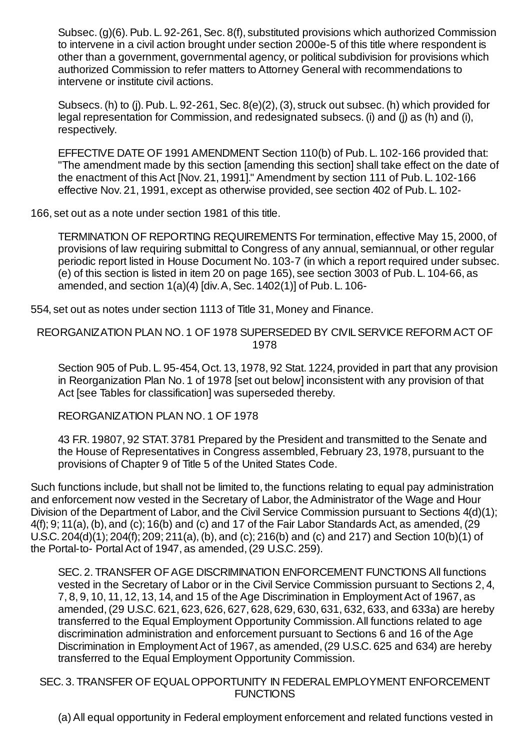Subsec. (g)(6). Pub. L. 92-261, Sec. 8(f), substituted provisions which authorized Commission to intervene in a civil action brought under section 2000e-5 of this title where respondent is other than a government, governmental agency, or political subdivision for provisions which authorized Commission to refer matters to Attorney General with recommendations to intervene or institute civil actions.

Subsecs. (h) to (j). Pub. L. 92-261, Sec. 8(e)(2), (3), struck out subsec. (h) which provided for legal representation for Commission, and redesignated subsecs. (i) and (j) as (h) and (i), respectively.

EFFECTIVE DATE OF 1991 AMENDMENT Section 110(b) of Pub. L. 102-166 provided that: "The amendment made by this section [amending this section] shall take effect on the date of the enactment of this Act [Nov. 21, 1991]." Amendment by section 111 of Pub. L. 102-166 effective Nov. 21, 1991, except as otherwise provided, see section 402 of Pub. L. 102-166, set out as a note under section 1981 of this title.

TERMINATION OF REPORTING REQUIREMENTS For termination, effective May 15, 2000, of provisions of law requiring submittal to Congress of any annual, semiannual, or other regular periodic report listed in House Document No. 103-7 (in which a report required under subsec. (e) of this section is listed in item 20 on page 165), see section 3003 of Pub. L. 104-66, as amended, and section 1(a)(4) [div. A, Sec. 1402(1)] of Pub. L. 106-554, set out as notes under section 1113 of Title 31, Money and Finance.

REORGANIZATION PLAN NO. 1 OF 1978 SUPERSEDED BY CIVIL SERVICE REFORM ACT OF 1978

Section 905 of Pub. L. 95-454, Oct. 13, 1978, 92 Stat. 1224, provided in part that any provision in Reorganization Plan No. 1 of 1978 [set out below] inconsistent with any provision of that Act [see Tables for classification] was superseded thereby.

REORGANIZATION PLAN NO. 1 OF 1978

43 F.R. 19807, 92 STAT. 3781 Prepared by the President and transmitted to the Senate and the House of Representatives in Congress assembled, February 23, 1978, pursuant to the provisions of Chapter 9 of Title 5 of the United States Code.

Such functions include, but shall not be limited to, the functions relating to equal pay administration and enforcement now vested in the Secretary of Labor, the Administrator of the Wage and Hour Division of the Department of Labor, and the Civil Service Commission pursuant to Sections 4(d)(1); 4(f); 9; 11(a), (b), and (c); 16(b) and (c) and 17 of the Fair Labor Standards Act, as amended, (29 U.S.C. 204(d)(1); 204(f); 209; 211(a), (b), and (c); 216(b) and (c) and 217) and Section 10(b)(1) of the Portal-to- Portal Act of 1947, as amended, (29 U.S.C. 259).

SEC. 2. TRANSFER OF AGE DISCRIMINATION ENFORCEMENT FUNCTIONS All functions vested in the Secretary of Labor or in the Civil Service Commission pursuant to Sections 2, 4, 7, 8, 9, 10, 11, 12, 13, 14, and 15 of the Age Discrimination in Employment Act of 1967, as amended, (29 U.S.C. 621, 623, 626, 627, 628, 629, 630, 631, 632, 633, and 633a) are hereby transferred to the Equal Employment Opportunity Commission. All functions related to age discrimination administration and enforcement pursuant to Sections 6 and 16 of the Age Discrimination in Employment Act of 1967, as amended, (29 U.S.C. 625 and 634) are hereby transferred to the Equal Employment Opportunity Commission.

SEC. 3. TRANSFER OF EQUAL OPPORTUNITY IN FEDERAL EMPLOYMENT ENFORCEMENT FUNCTIONS

(a) All equal opportunity in Federal employment enforcement and related functions vested in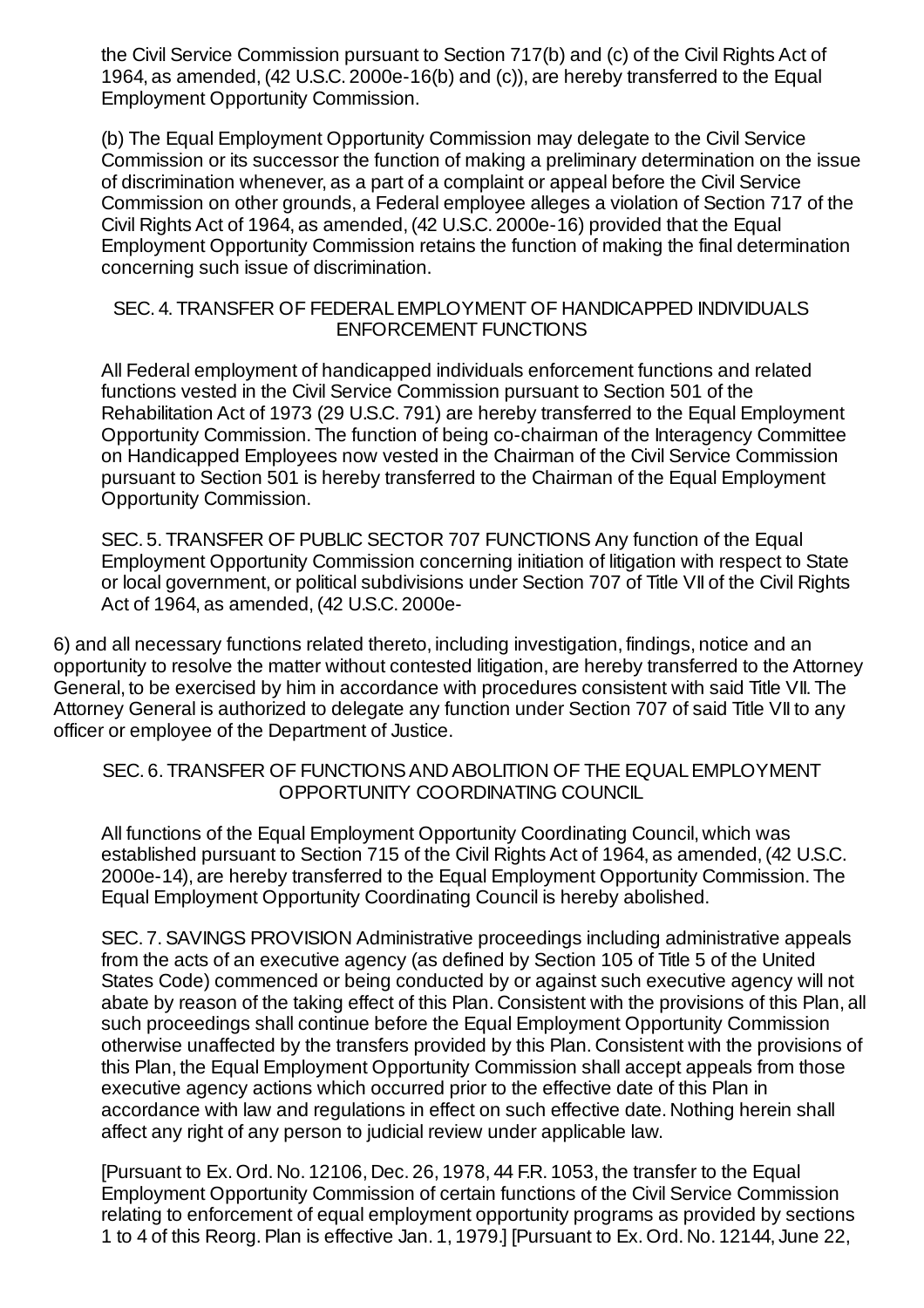the Civil Service Commission pursuant to Section 717(b) and (c) of the Civil Rights Act of 1964, as amended, (42 U.S.C. 2000e-16(b) and (c)), are hereby transferred to the Equal Employment Opportunity Commission.

(b) The Equal Employment Opportunity Commission may delegate to the Civil Service Commission or its successor the function of making a preliminary determination on the issue of discrimination whenever, as a part of a complaint or appeal before the Civil Service Commission on other grounds, a Federal employee alleges a violation of Section 717 of the Civil Rights Act of 1964, as amended, (42 U.S.C. 2000e-16) provided that the Equal Employment Opportunity Commission retains the function of making the final determination concerning such issue of discrimination.

SEC. 4. TRANSFER OF FEDERAL EMPLOYMENT OF HANDICAPPED INDIVIDUALS ENFORCEMENT FUNCTIONS

All Federal employment of handicapped individuals enforcement functions and related functions vested in the Civil Service Commission pursuant to Section 501 of the Rehabilitation Act of 1973 (29 U.S.C. 791) are hereby transferred to the Equal Employment Opportunity Commission. The function of being co-chairman of the Interagency Committee on Handicapped Employees now vested in the Chairman of the Civil Service Commission pursuant to Section 501 is hereby transferred to the Chairman of the Equal Employment Opportunity Commission.

SEC. 5. TRANSFER OF PUBLIC SECTOR 707 FUNCTIONS Any function of the Equal Employment Opportunity Commission concerning initiation of litigation with respect to State or local government, or political subdivisions under Section 707 of Title VII of the Civil Rights Act of 1964, as amended, (42 U.S.C. 2000e-6) and all necessary functions related thereto, including investigation, findings, notice and an opportunity to resolve the matter without contested litigation, are hereby transferred to the Attorney General, to be exercised by him in accordance with procedures consistent with said Title VII. The Attorney General is authorized to delegate any function under Section 707 of said Title VII to any officer or employee of the Department of Justice.

SEC. 6. TRANSFER OF FUNCTIONS AND ABOLITION OF THE EQUAL EMPLOYMENT OPPORTUNITY COORDINATING COUNCIL

All functions of the Equal Employment Opportunity Coordinating Council, which was established pursuant to Section 715 of the Civil Rights Act of 1964, as amended, (42 U.S.C. 2000e-14), are hereby transferred to the Equal Employment Opportunity Commission. The Equal Employment Opportunity Coordinating Council is hereby abolished.

SEC. 7. SAVINGS PROVISION Administrative proceedings including administrative appeals from the acts of an executive agency (as defined by Section 105 of Title 5 of the United States Code) commenced or being conducted by or against such executive agency will not abate by reason of the taking effect of this Plan. Consistent with the provisions of this Plan, all such proceedings shall continue before the Equal Employment Opportunity Commission otherwise unaffected by the transfers provided by this Plan. Consistent with the provisions of this Plan, the Equal Employment Opportunity Commission shall accept appeals from those executive agency actions which occurred prior to the effective date of this Plan in accordance with law and regulations in effect on such effective date. Nothing herein shall affect any right of any person to judicial review under applicable law.

[Pursuant to Ex. Ord. No. 12106, Dec. 26, 1978, 44 F.R. 1053, the transfer to the Equal Employment Opportunity Commission of certain functions of the Civil Service Commission relating to enforcement of equal employment opportunity programs as provided by sections 1 to 4 of this Reorg. Plan is effective Jan. 1, 1979.] [Pursuant to Ex. Ord. No. 12144, June 22,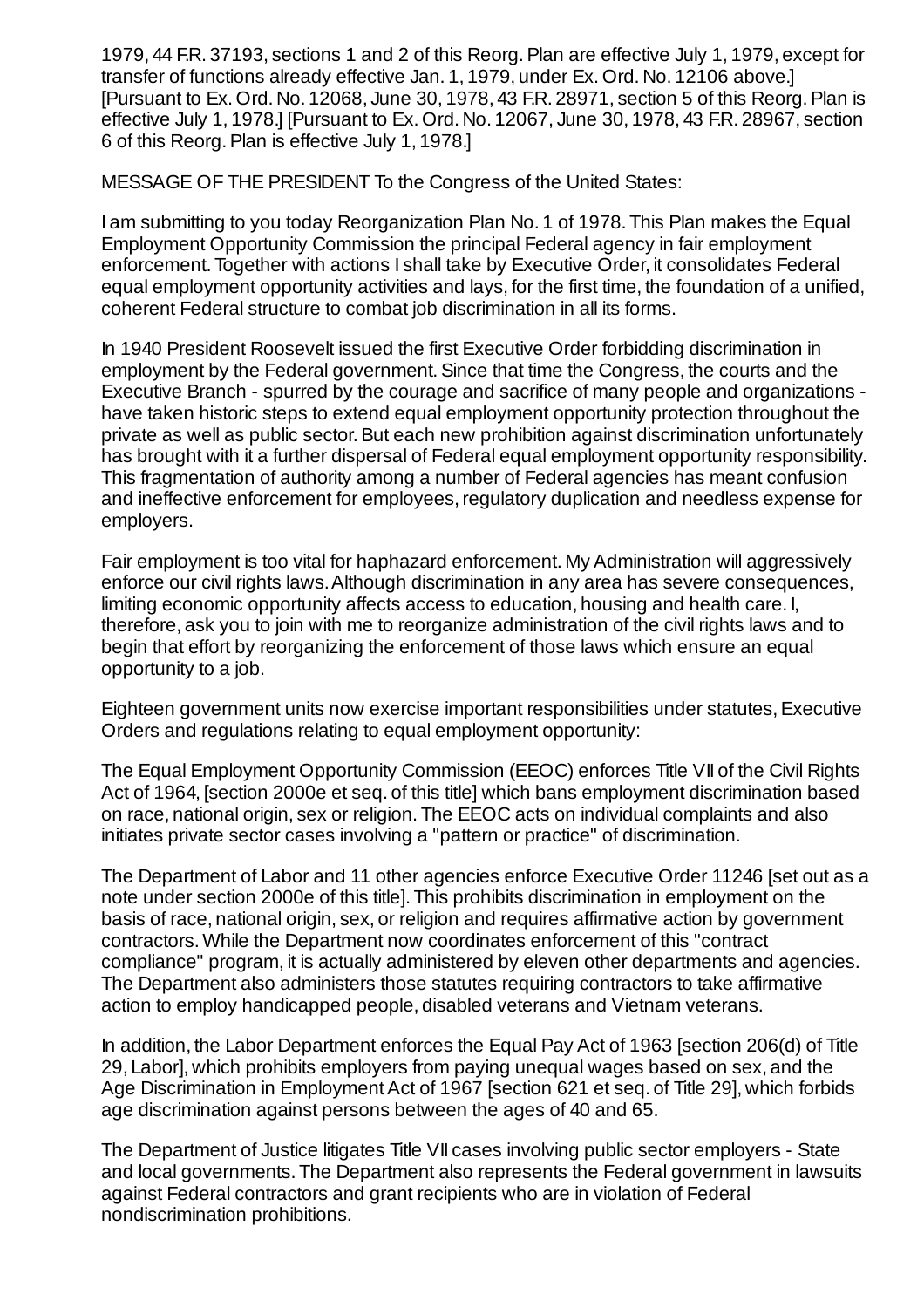1979, 44 F.R. 37193, sections 1 and 2 of this Reorg. Plan are effective July 1, 1979, except for transfer of functions already effective Jan. 1, 1979, under Ex. Ord. No. 12106 above.] [Pursuant to Ex. Ord. No. 12068, June 30, 1978, 43 F.R. 28971, section 5 of this Reorg. Plan is effective July 1, 1978.] [Pursuant to Ex. Ord. No. 12067, June 30, 1978, 43 F.R. 28967, section 6 of this Reorg. Plan is effective July 1, 1978.]

MESSAGE OF THE PRESIDENT To the Congress of the United States:

I am submitting to you today Reorganization Plan No. 1 of 1978. This Plan makes the Equal Employment Opportunity Commission the principal Federal agency in fair employment enforcement. Together with actions I shall take by Executive Order, it consolidates Federal equal employment opportunity activities and lays, for the first time, the foundation of a unified, coherent Federal structure to combat job discrimination in all its forms.

In 1940 President Roosevelt issued the first Executive Order forbidding discrimination in employment by the Federal government. Since that time the Congress, the courts and the Executive Branch - spurred by the courage and sacrifice of many people and organizations - have taken historic steps to extend equal employment opportunity protection throughout the private as well as public sector. But each new prohibition against discrimination unfortunately has brought with it a further dispersal of Federal equal employment opportunity responsibility. This fragmentation of authority among a number of Federal agencies has meant confusion and ineffective enforcement for employees, regulatory duplication and needless expense for employers.

Fair employment is too vital for haphazard enforcement. My Administration will aggressively enforce our civil rights laws. Although discrimination in any area has severe consequences, limiting economic opportunity affects access to education, housing and health care. I, therefore, ask you to join with me to reorganize administration of the civil rights laws and to begin that effort by reorganizing the enforcement of those laws which ensure an equal opportunity to a job.

Eighteen government units now exercise important responsibilities under statutes, Executive Orders and regulations relating to equal employment opportunity:

The Equal Employment Opportunity Commission (EEOC) enforces Title VII of the Civil Rights Act of 1964, [section 2000e et seq. of this title] which bans employment discrimination based on race, national origin, sex or religion. The EEOC acts on individual complaints and also initiates private sector cases involving a "pattern or practice" of discrimination.

The Department of Labor and 11 other agencies enforce Executive Order 11246 [set out as a note under section 2000e of this title]. This prohibits discrimination in employment on the basis of race, national origin, sex, or religion and requires affirmative action by government contractors. While the Department now coordinates enforcement of this "contract compliance" program, it is actually administered by eleven other departments and agencies. The Department also administers those statutes requiring contractors to take affirmative action to employ handicapped people, disabled veterans and Vietnam veterans.

In addition, the Labor Department enforces the Equal Pay Act of 1963 [section 206(d) of Title 29, Labor], which prohibits employers from paying unequal wages based on sex, and the Age Discrimination in Employment Act of 1967 [section 621 et seq. of Title 29], which forbids age discrimination against persons between the ages of 40 and 65.

The Department of Justice litigates Title VII cases involving public sector employers - State and local governments. The Department also represents the Federal government in lawsuits against Federal contractors and grant recipients who are in violation of Federal nondiscrimination prohibitions.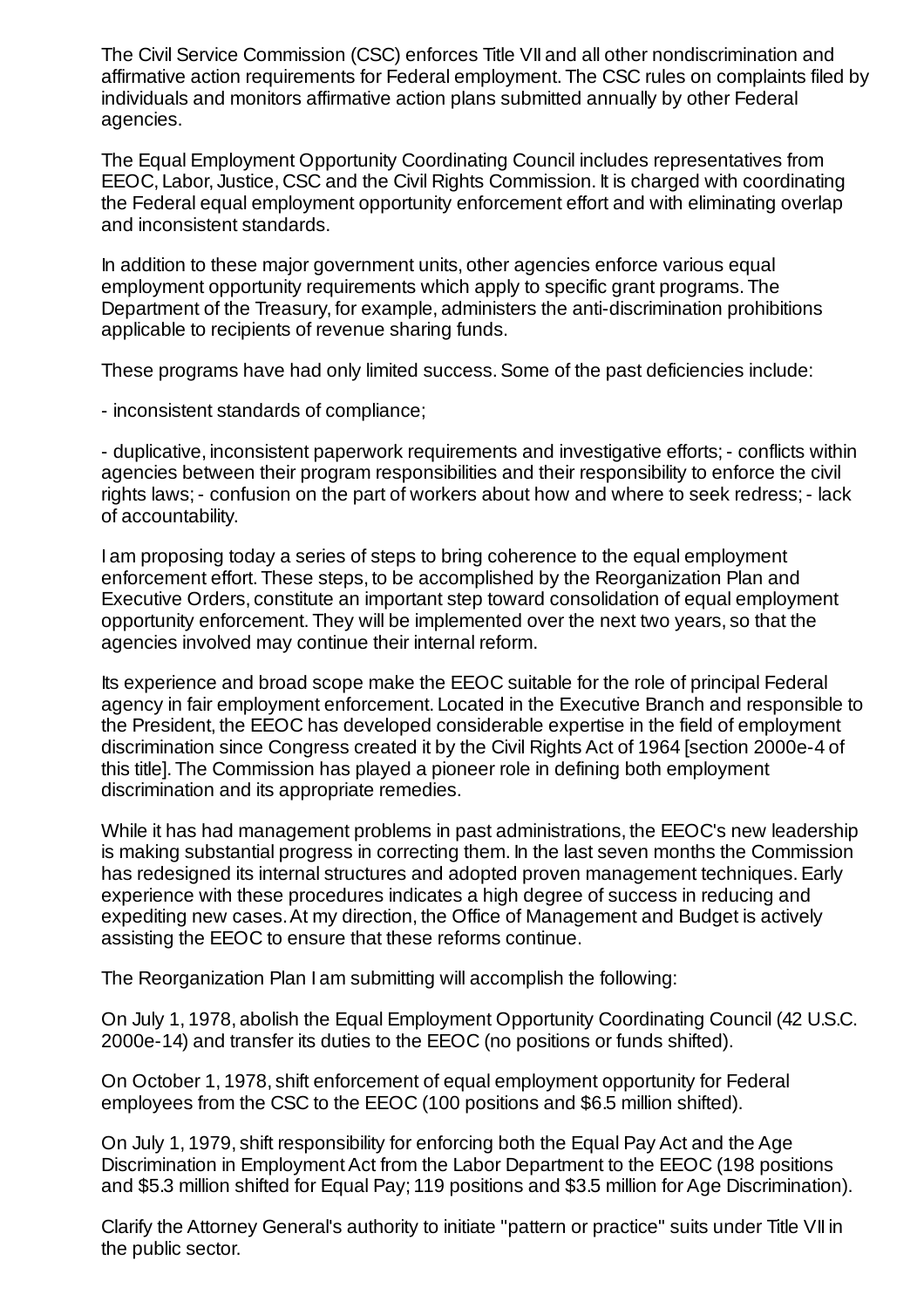The Civil Service Commission (CSC) enforces Title VII and all other nondiscrimination and affirmative action requirements for Federal employment. The CSC rules on complaints filed by individuals and monitors affirmative action plans submitted annually by other Federal agencies.

The Equal Employment Opportunity Coordinating Council includes representatives from EEOC, Labor, Justice, CSC and the Civil Rights Commission. It is charged with coordinating the Federal equal employment opportunity enforcement effort and with eliminating overlap and inconsistent standards.

In addition to these major government units, other agencies enforce various equal employment opportunity requirements which apply to specific grant programs. The Department of the Treasury, for example, administers the anti-discrimination prohibitions applicable to recipients of revenue sharing funds.

These programs have had only limited success. Some of the past deficiencies include:

- inconsistent standards of compliance;

- duplicative, inconsistent paperwork requirements and investigative efforts; - conflicts within agencies between their program responsibilities and their responsibility to enforce the civil rights laws; - confusion on the part of workers about how and where to seek redress; - lack of accountability.

I am proposing today a series of steps to bring coherence to the equal employment enforcement effort. These steps, to be accomplished by the Reorganization Plan and Executive Orders, constitute an important step toward consolidation of equal employment opportunity enforcement. They will be implemented over the next two years, so that the agencies involved may continue their internal reform.

Its experience and broad scope make the EEOC suitable for the role of principal Federal agency in fair employment enforcement. Located in the Executive Branch and responsible to the President, the EEOC has developed considerable expertise in the field of employment discrimination since Congress created it by the Civil Rights Act of 1964 [section 2000e-4 of this title]. The Commission has played a pioneer role in defining both employment discrimination and its appropriate remedies.

While it has had management problems in past administrations, the EEOC's new leadership is making substantial progress in correcting them. In the last seven months the Commission has redesigned its internal structures and adopted proven management techniques. Early experience with these procedures indicates a high degree of success in reducing and expediting new cases. At my direction, the Office of Management and Budget is actively assisting the EEOC to ensure that these reforms continue.

The Reorganization Plan I am submitting will accomplish the following:

On July 1, 1978, abolish the Equal Employment Opportunity Coordinating Council (42 U.S.C. 2000e-14) and transfer its duties to the EEOC (no positions or funds shifted).

On October 1, 1978, shift enforcement of equal employment opportunity for Federal employees from the CSC to the EEOC (100 positions and $6.5 million shifted).

On July 1, 1979, shift responsibility for enforcing both the Equal Pay Act and the Age Discrimination in Employment Act from the Labor Department to the EEOC (198 positions and $5.3 million shifted for Equal Pay; 119 positions and $3.5 million for Age Discrimination).

Clarify the Attorney General's authority to initiate "pattern or practice" suits under Title VII in the public sector.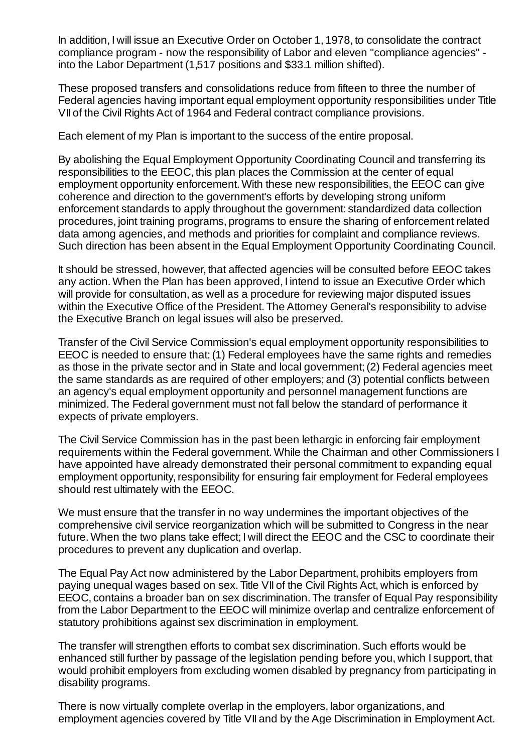In addition, I will issue an Executive Order on October 1, 1978, to consolidate the contract compliance program - now the responsibility of Labor and eleven "compliance agencies" - into the Labor Department (1,517 positions and $33.1 million shifted).

These proposed transfers and consolidations reduce from fifteen to three the number of Federal agencies having important equal employment opportunity responsibilities under Title VII of the Civil Rights Act of 1964 and Federal contract compliance provisions.

Each element of my Plan is important to the success of the entire proposal.

By abolishing the Equal Employment Opportunity Coordinating Council and transferring its responsibilities to the EEOC, this plan places the Commission at the center of equal employment opportunity enforcement. With these new responsibilities, the EEOC can give coherence and direction to the government's efforts by developing strong uniform enforcement standards to apply throughout the government: standardized data collection procedures, joint training programs, programs to ensure the sharing of enforcement related data among agencies, and methods and priorities for complaint and compliance reviews. Such direction has been absent in the Equal Employment Opportunity Coordinating Council.

It should be stressed, however, that affected agencies will be consulted before EEOC takes any action. When the Plan has been approved, I intend to issue an Executive Order which will provide for consultation, as well as a procedure for reviewing major disputed issues within the Executive Office of the President. The Attorney General's responsibility to advise the Executive Branch on legal issues will also be preserved.

Transfer of the Civil Service Commission's equal employment opportunity responsibilities to EEOC is needed to ensure that: (1) Federal employees have the same rights and remedies as those in the private sector and in State and local government; (2) Federal agencies meet the same standards as are required of other employers; and (3) potential conflicts between an agency's equal employment opportunity and personnel management functions are minimized. The Federal government must not fall below the standard of performance it expects of private employers.

The Civil Service Commission has in the past been lethargic in enforcing fair employment requirements within the Federal government. While the Chairman and other Commissioners I have appointed have already demonstrated their personal commitment to expanding equal employment opportunity, responsibility for ensuring fair employment for Federal employees should rest ultimately with the EEOC.

We must ensure that the transfer in no way undermines the important objectives of the comprehensive civil service reorganization which will be submitted to Congress in the near future. When the two plans take effect; I will direct the EEOC and the CSC to coordinate their procedures to prevent any duplication and overlap.

The Equal Pay Act now administered by the Labor Department, prohibits employers from paying unequal wages based on sex. Title VII of the Civil Rights Act, which is enforced by EEOC, contains a broader ban on sex discrimination. The transfer of Equal Pay responsibility from the Labor Department to the EEOC will minimize overlap and centralize enforcement of statutory prohibitions against sex discrimination in employment.

The transfer will strengthen efforts to combat sex discrimination. Such efforts would be enhanced still further by passage of the legislation pending before you, which I support, that would prohibit employers from excluding women disabled by pregnancy from participating in disability programs.

There is now virtually complete overlap in the employers, labor organizations, and employment agencies covered by Title VII and by the Age Discrimination in Employment Act.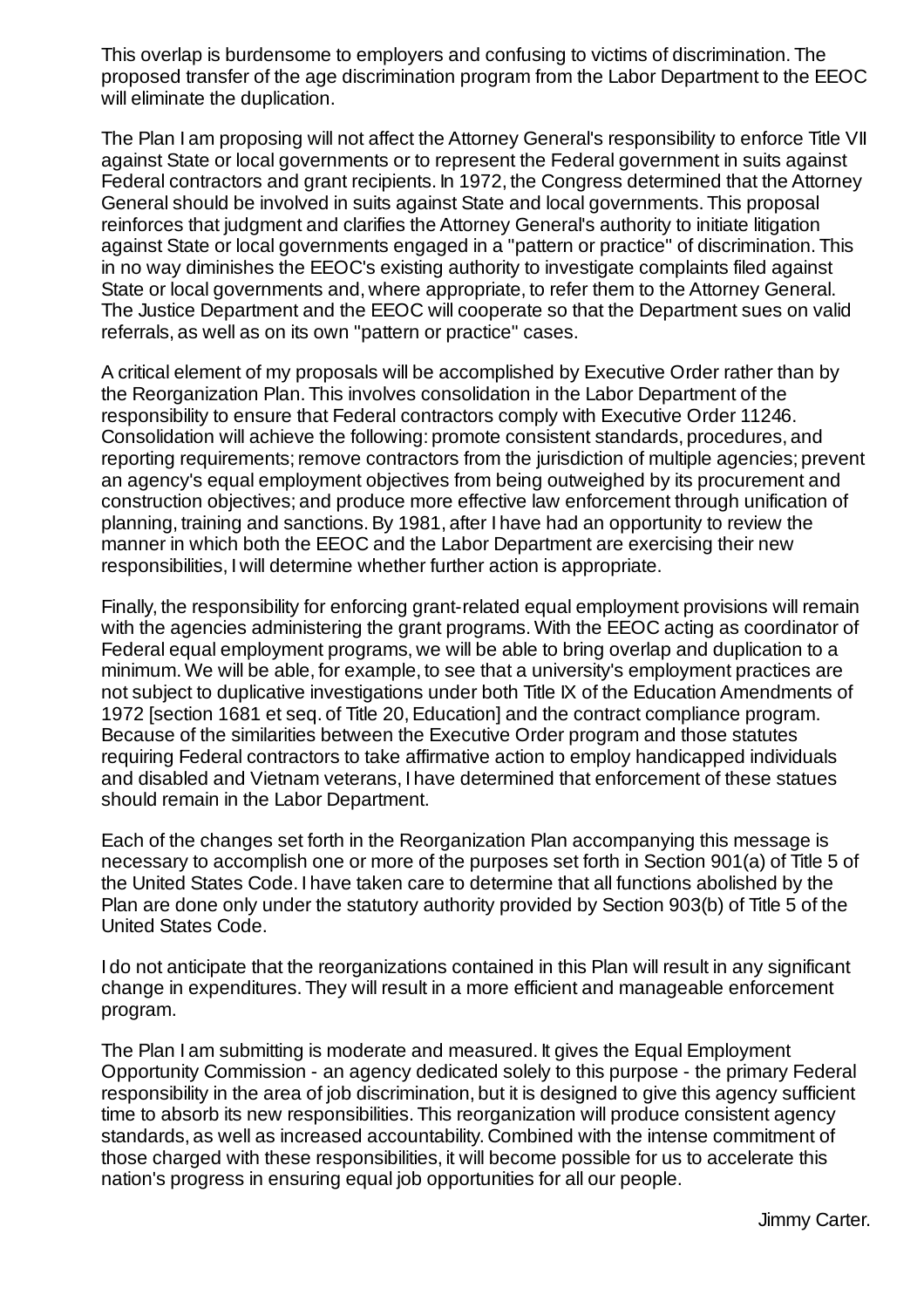This overlap is burdensome to employers and confusing to victims of discrimination. The proposed transfer of the age discrimination program from the Labor Department to the EEOC will eliminate the duplication.

The Plan I am proposing will not affect the Attorney General's responsibility to enforce Title VII against State or local governments or to represent the Federal government in suits against Federal contractors and grant recipients. In 1972, the Congress determined that the Attorney General should be involved in suits against State and local governments. This proposal reinforces that judgment and clarifies the Attorney General's authority to initiate litigation against State or local governments engaged in a "pattern or practice" of discrimination. This in no way diminishes the EEOC's existing authority to investigate complaints filed against State or local governments and, where appropriate, to refer them to the Attorney General. The Justice Department and the EEOC will cooperate so that the Department sues on valid referrals, as well as on its own "pattern or practice" cases.

A critical element of my proposals will be accomplished by Executive Order rather than by the Reorganization Plan. This involves consolidation in the Labor Department of the responsibility to ensure that Federal contractors comply with Executive Order 11246. Consolidation will achieve the following: promote consistent standards, procedures, and reporting requirements; remove contractors from the jurisdiction of multiple agencies; prevent an agency's equal employment objectives from being outweighed by its procurement and construction objectives; and produce more effective law enforcement through unification of planning, training and sanctions. By 1981, after I have had an opportunity to review the manner in which both the EEOC and the Labor Department are exercising their new responsibilities, I will determine whether further action is appropriate.

Finally, the responsibility for enforcing grant-related equal employment provisions will remain with the agencies administering the grant programs. With the EEOC acting as coordinator of Federal equal employment programs, we will be able to bring overlap and duplication to a minimum. We will be able, for example, to see that a university's employment practices are not subject to duplicative investigations under both Title IX of the Education Amendments of 1972 [section 1681 et seq. of Title 20, Education] and the contract compliance program. Because of the similarities between the Executive Order program and those statutes requiring Federal contractors to take affirmative action to employ handicapped individuals and disabled and Vietnam veterans, I have determined that enforcement of these statues should remain in the Labor Department.

Each of the changes set forth in the Reorganization Plan accompanying this message is necessary to accomplish one or more of the purposes set forth in Section 901(a) of Title 5 of the United States Code. I have taken care to determine that all functions abolished by the Plan are done only under the statutory authority provided by Section 903(b) of Title 5 of the United States Code.

I do not anticipate that the reorganizations contained in this Plan will result in any significant change in expenditures. They will result in a more efficient and manageable enforcement program.

The Plan I am submitting is moderate and measured. It gives the Equal Employment Opportunity Commission - an agency dedicated solely to this purpose - the primary Federal responsibility in the area of job discrimination, but it is designed to give this agency sufficient time to absorb its new responsibilities. This reorganization will produce consistent agency standards, as well as increased accountability. Combined with the intense commitment of those charged with these responsibilities, it will become possible for us to accelerate this nation's progress in ensuring equal job opportunities for all our people.

Jimmy Carter.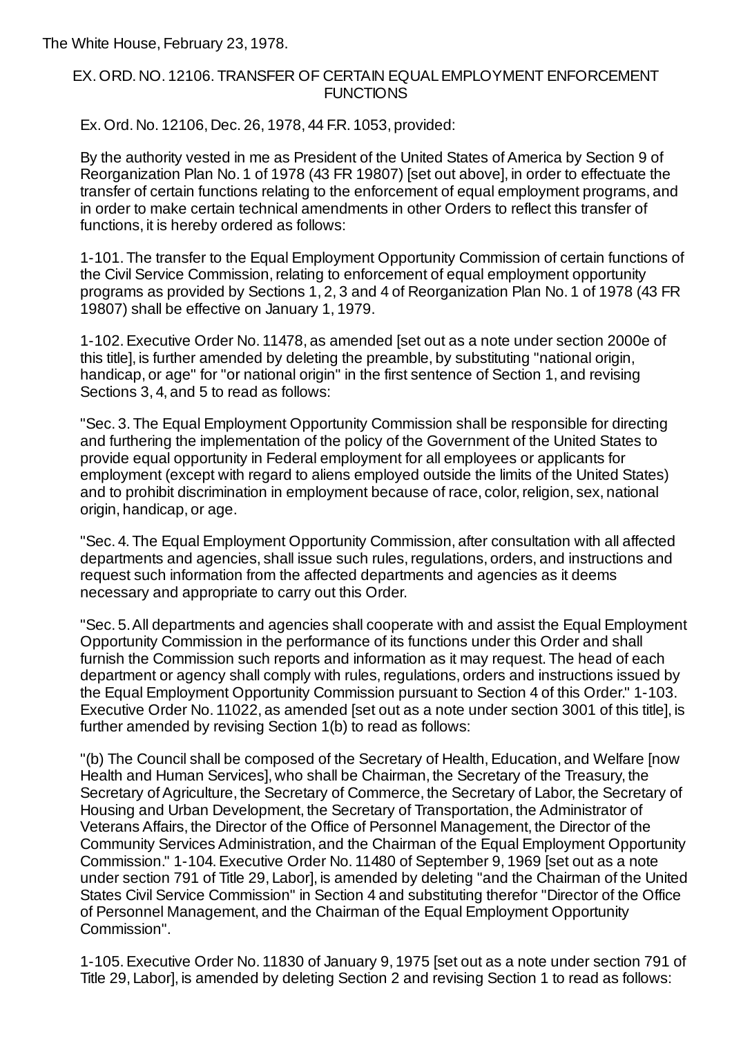The White House, February 23, 1978.

## EX. ORD. NO. 12106. TRANSFER OF CERTAIN EQUAL EMPLOYMENT ENFORCEMENT FUNCTIONS

Ex. Ord. No. 12106, Dec. 26, 1978, 44 F.R. 1053, provided:

By the authority vested in me as President of the United States of America by Section 9 of Reorganization Plan No. 1 of 1978 (43 FR 19807) [set out above], in order to effectuate the transfer of certain functions relating to the enforcement of equal employment programs, and in order to make certain technical amendments in other Orders to reflect this transfer of functions, it is hereby ordered as follows:

1-101. The transfer to the Equal Employment Opportunity Commission of certain functions of the Civil Service Commission, relating to enforcement of equal employment opportunity programs as provided by Sections 1, 2, 3 and 4 of Reorganization Plan No. 1 of 1978 (43 FR 19807) shall be effective on January 1, 1979.

1-102. Executive Order No. 11478, as amended [set out as a note under section 2000e of this title], is further amended by deleting the preamble, by substituting "national origin, handicap, or age" for "or national origin" in the first sentence of Section 1, and revising Sections 3, 4, and 5 to read as follows:

"Sec. 3. The Equal Employment Opportunity Commission shall be responsible for directing and furthering the implementation of the policy of the Government of the United States to provide equal opportunity in Federal employment for all employees or applicants for employment (except with regard to aliens employed outside the limits of the United States) and to prohibit discrimination in employment because of race, color, religion, sex, national origin, handicap, or age.

"Sec. 4. The Equal Employment Opportunity Commission, after consultation with all affected departments and agencies, shall issue such rules, regulations, orders, and instructions and request such information from the affected departments and agencies as it deems necessary and appropriate to carry out this Order.

"Sec. 5. All departments and agencies shall cooperate with and assist the Equal Employment Opportunity Commission in the performance of its functions under this Order and shall furnish the Commission such reports and information as it may request. The head of each department or agency shall comply with rules, regulations, orders and instructions issued by the Equal Employment Opportunity Commission pursuant to Section 4 of this Order." 1-103. Executive Order No. 11022, as amended [set out as a note under section 3001 of this title], is further amended by revising Section 1(b) to read as follows:

"(b) The Council shall be composed of the Secretary of Health, Education, and Welfare [now Health and Human Services], who shall be Chairman, the Secretary of the Treasury, the Secretary of Agriculture, the Secretary of Commerce, the Secretary of Labor, the Secretary of Housing and Urban Development, the Secretary of Transportation, the Administrator of Veterans Affairs, the Director of the Office of Personnel Management, the Director of the Community Services Administration, and the Chairman of the Equal Employment Opportunity Commission." 1-104. Executive Order No. 11480 of September 9, 1969 [set out as a note under section 791 of Title 29, Labor], is amended by deleting "and the Chairman of the United States Civil Service Commission" in Section 4 and substituting therefor "Director of the Office of Personnel Management, and the Chairman of the Equal Employment Opportunity Commission".

1-105. Executive Order No. 11830 of January 9, 1975 [set out as a note under section 791 of Title 29, Labor], is amended by deleting Section 2 and revising Section 1 to read as follows: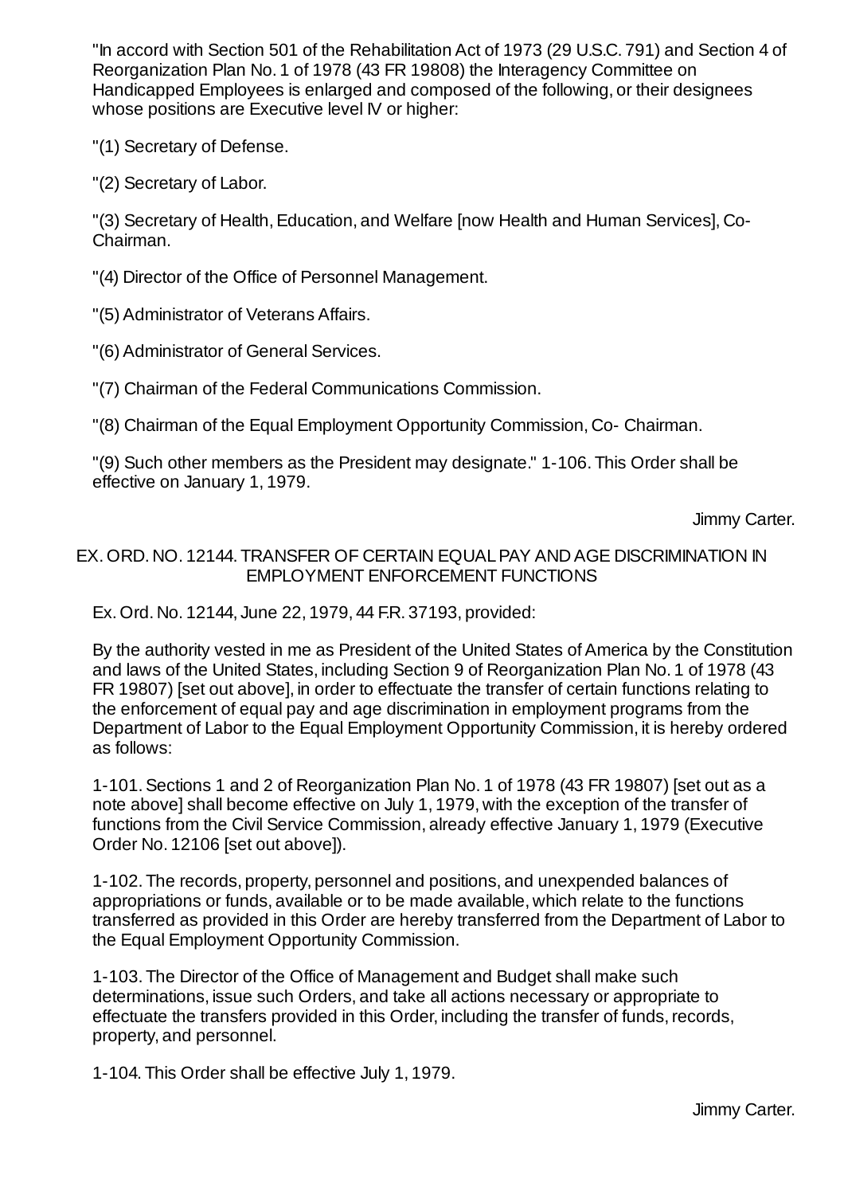"In accord with Section 501 of the Rehabilitation Act of 1973 (29 U.S.C. 791) and Section 4 of Reorganization Plan No. 1 of 1978 (43 FR 19808) the Interagency Committee on Handicapped Employees is enlarged and composed of the following, or their designees whose positions are Executive level IV or higher:

"(1) Secretary of Defense.

"(2) Secretary of Labor.

"(3) Secretary of Health, Education, and Welfare [now Health and Human Services], Co-Chairman.

"(4) Director of the Office of Personnel Management.

"(5) Administrator of Veterans Affairs.

"(6) Administrator of General Services.

"(7) Chairman of the Federal Communications Commission.

"(8) Chairman of the Equal Employment Opportunity Commission, Co- Chairman.

"(9) Such other members as the President may designate." 1-106. This Order shall be effective on January 1, 1979.

Jimmy Carter.

## EX. ORD. NO. 12144. TRANSFER OF CERTAIN EQUAL PAY AND AGE DISCRIMINATION IN EMPLOYMENT ENFORCEMENT FUNCTIONS

Ex. Ord. No. 12144, June 22, 1979, 44 F.R. 37193, provided:

By the authority vested in me as President of the United States of America by the Constitution and laws of the United States, including Section 9 of Reorganization Plan No. 1 of 1978 (43 FR 19807) [set out above], in order to effectuate the transfer of certain functions relating to the enforcement of equal pay and age discrimination in employment programs from the Department of Labor to the Equal Employment Opportunity Commission, it is hereby ordered as follows:

1-101. Sections 1 and 2 of Reorganization Plan No. 1 of 1978 (43 FR 19807) [set out as a note above] shall become effective on July 1, 1979, with the exception of the transfer of functions from the Civil Service Commission, already effective January 1, 1979 (Executive Order No. 12106 [set out above]).

1-102. The records, property, personnel and positions, and unexpended balances of appropriations or funds, available or to be made available, which relate to the functions transferred as provided in this Order are hereby transferred from the Department of Labor to the Equal Employment Opportunity Commission.

1-103. The Director of the Office of Management and Budget shall make such determinations, issue such Orders, and take all actions necessary or appropriate to effectuate the transfers provided in this Order, including the transfer of funds, records, property, and personnel.

1-104. This Order shall be effective July 1, 1979.

Jimmy Carter.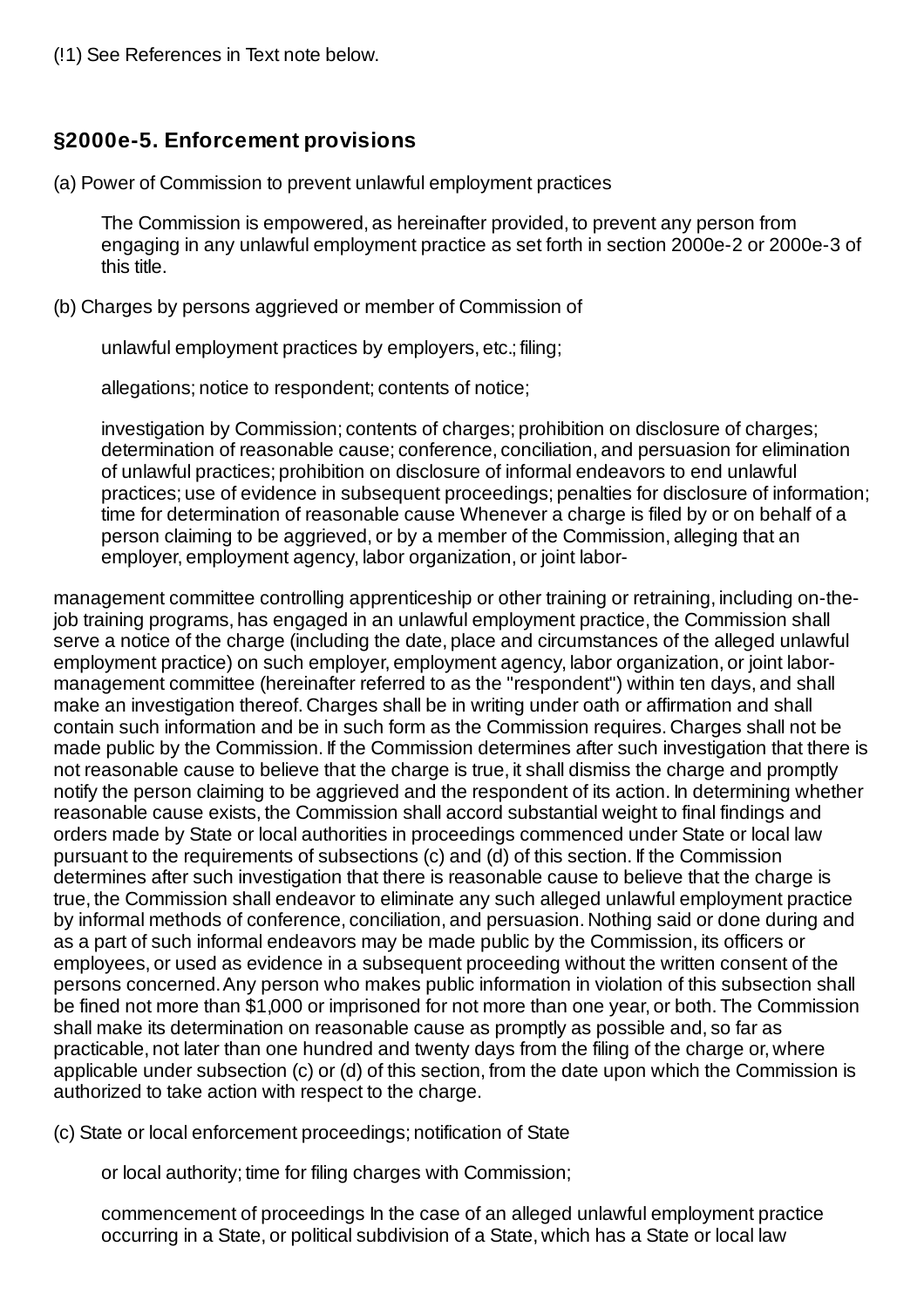(!1) See References in Text note below.

## §2000e-5. Enforcement provisions

(a) Power of Commission to prevent unlawful employment practices

The Commission is empowered, as hereinafter provided, to prevent any person from engaging in any unlawful employment practice as set forth in section 2000e-2 or 2000e-3 of this title.

(b) Charges by persons aggrieved or member of Commission of

unlawful employment practices by employers, etc.; filing;

allegations; notice to respondent; contents of notice;

investigation by Commission; contents of charges; prohibition on disclosure of charges; determination of reasonable cause; conference, conciliation, and persuasion for elimination of unlawful practices; prohibition on disclosure of informal endeavors to end unlawful practices; use of evidence in subsequent proceedings; penalties for disclosure of information; time for determination of reasonable cause Whenever a charge is filed by or on behalf of a person claiming to be aggrieved, or by a member of the Commission, alleging that an employer, employment agency, labor organization, or joint labor-

management committee controlling apprenticeship or other training or retraining, including on-the-job training programs, has engaged in an unlawful employment practice, the Commission shall serve a notice of the charge (including the date, place and circumstances of the alleged unlawful employment practice) on such employer, employment agency, labor organization, or joint labor-management committee (hereinafter referred to as the "respondent") within ten days, and shall make an investigation thereof. Charges shall be in writing under oath or affirmation and shall contain such information and be in such form as the Commission requires. Charges shall not be made public by the Commission. If the Commission determines after such investigation that there is not reasonable cause to believe that the charge is true, it shall dismiss the charge and promptly notify the person claiming to be aggrieved and the respondent of its action. In determining whether reasonable cause exists, the Commission shall accord substantial weight to final findings and orders made by State or local authorities in proceedings commenced under State or local law pursuant to the requirements of subsections (c) and (d) of this section. If the Commission determines after such investigation that there is reasonable cause to believe that the charge is true, the Commission shall endeavor to eliminate any such alleged unlawful employment practice by informal methods of conference, conciliation, and persuasion. Nothing said or done during and as a part of such informal endeavors may be made public by the Commission, its officers or employees, or used as evidence in a subsequent proceeding without the written consent of the persons concerned. Any person who makes public information in violation of this subsection shall be fined not more than $1,000 or imprisoned for not more than one year, or both. The Commission shall make its determination on reasonable cause as promptly as possible and, so far as practicable, not later than one hundred and twenty days from the filing of the charge or, where applicable under subsection (c) or (d) of this section, from the date upon which the Commission is authorized to take action with respect to the charge.

(c) State or local enforcement proceedings; notification of State

or local authority; time for filing charges with Commission;

commencement of proceedings In the case of an alleged unlawful employment practice occurring in a State, or political subdivision of a State, which has a State or local law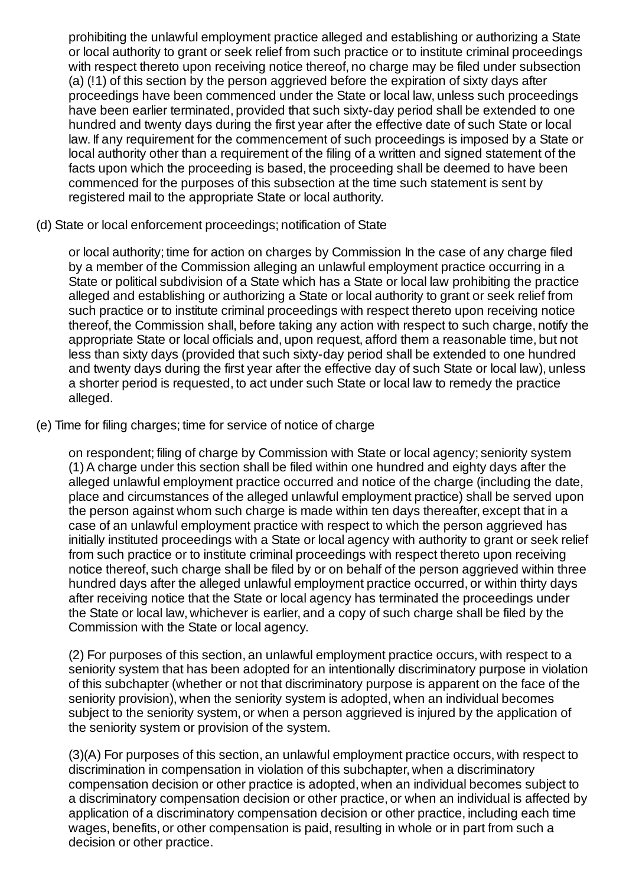prohibiting the unlawful employment practice alleged and establishing or authorizing a State or local authority to grant or seek relief from such practice or to institute criminal proceedings with respect thereto upon receiving notice thereof, no charge may be filed under subsection (a) (!1) of this section by the person aggrieved before the expiration of sixty days after proceedings have been commenced under the State or local law, unless such proceedings have been earlier terminated, provided that such sixty-day period shall be extended to one hundred and twenty days during the first year after the effective date of such State or local law. If any requirement for the commencement of such proceedings is imposed by a State or local authority other than a requirement of the filing of a written and signed statement of the facts upon which the proceeding is based, the proceeding shall be deemed to have been commenced for the purposes of this subsection at the time such statement is sent by registered mail to the appropriate State or local authority.

(d) State or local enforcement proceedings; notification of State

or local authority; time for action on charges by Commission In the case of any charge filed by a member of the Commission alleging an unlawful employment practice occurring in a State or political subdivision of a State which has a State or local law prohibiting the practice alleged and establishing or authorizing a State or local authority to grant or seek relief from such practice or to institute criminal proceedings with respect thereto upon receiving notice thereof, the Commission shall, before taking any action with respect to such charge, notify the appropriate State or local officials and, upon request, afford them a reasonable time, but not less than sixty days (provided that such sixty-day period shall be extended to one hundred and twenty days during the first year after the effective day of such State or local law), unless a shorter period is requested, to act under such State or local law to remedy the practice alleged.

(e) Time for filing charges; time for service of notice of charge

on respondent; filing of charge by Commission with State or local agency; seniority system (1) A charge under this section shall be filed within one hundred and eighty days after the alleged unlawful employment practice occurred and notice of the charge (including the date, place and circumstances of the alleged unlawful employment practice) shall be served upon the person against whom such charge is made within ten days thereafter, except that in a case of an unlawful employment practice with respect to which the person aggrieved has initially instituted proceedings with a State or local agency with authority to grant or seek relief from such practice or to institute criminal proceedings with respect thereto upon receiving notice thereof, such charge shall be filed by or on behalf of the person aggrieved within three hundred days after the alleged unlawful employment practice occurred, or within thirty days after receiving notice that the State or local agency has terminated the proceedings under the State or local law, whichever is earlier, and a copy of such charge shall be filed by the Commission with the State or local agency.

(2) For purposes of this section, an unlawful employment practice occurs, with respect to a seniority system that has been adopted for an intentionally discriminatory purpose in violation of this subchapter (whether or not that discriminatory purpose is apparent on the face of the seniority provision), when the seniority system is adopted, when an individual becomes subject to the seniority system, or when a person aggrieved is injured by the application of the seniority system or provision of the system.

(3)(A) For purposes of this section, an unlawful employment practice occurs, with respect to discrimination in compensation in violation of this subchapter, when a discriminatory compensation decision or other practice is adopted, when an individual becomes subject to a discriminatory compensation decision or other practice, or when an individual is affected by application of a discriminatory compensation decision or other practice, including each time wages, benefits, or other compensation is paid, resulting in whole or in part from such a decision or other practice.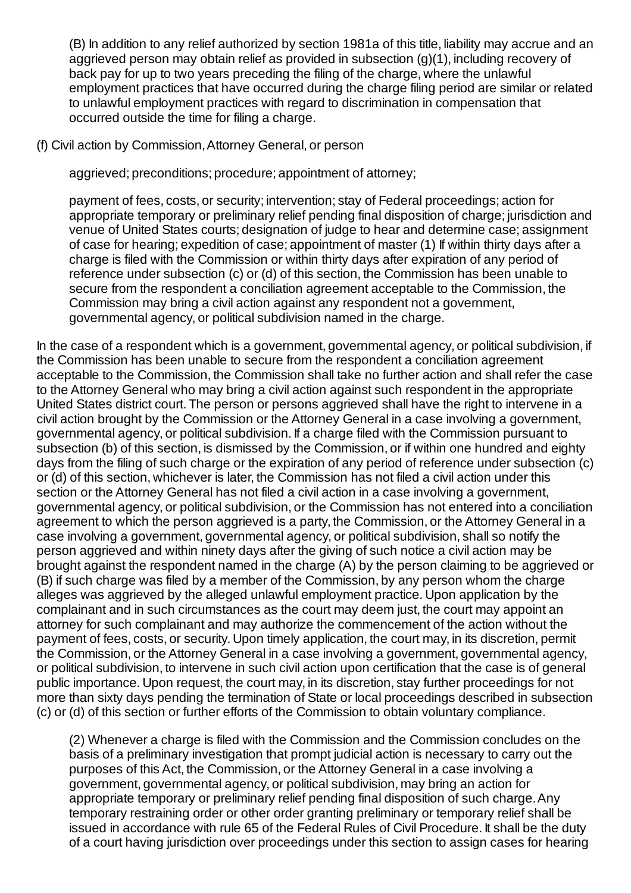(B) In addition to any relief authorized by section 1981a of this title, liability may accrue and an aggrieved person may obtain relief as provided in subsection (g)(1), including recovery of back pay for up to two years preceding the filing of the charge, where the unlawful employment practices that have occurred during the charge filing period are similar or related to unlawful employment practices with regard to discrimination in compensation that occurred outside the time for filing a charge.

(f) Civil action by Commission, Attorney General, or person

aggrieved; preconditions; procedure; appointment of attorney;

payment of fees, costs, or security; intervention; stay of Federal proceedings; action for appropriate temporary or preliminary relief pending final disposition of charge; jurisdiction and venue of United States courts; designation of judge to hear and determine case; assignment of case for hearing; expedition of case; appointment of master (1) If within thirty days after a charge is filed with the Commission or within thirty days after expiration of any period of reference under subsection (c) or (d) of this section, the Commission has been unable to secure from the respondent a conciliation agreement acceptable to the Commission, the Commission may bring a civil action against any respondent not a government, governmental agency, or political subdivision named in the charge.

In the case of a respondent which is a government, governmental agency, or political subdivision, if the Commission has been unable to secure from the respondent a conciliation agreement acceptable to the Commission, the Commission shall take no further action and shall refer the case to the Attorney General who may bring a civil action against such respondent in the appropriate United States district court. The person or persons aggrieved shall have the right to intervene in a civil action brought by the Commission or the Attorney General in a case involving a government, governmental agency, or political subdivision. If a charge filed with the Commission pursuant to subsection (b) of this section, is dismissed by the Commission, or if within one hundred and eighty days from the filing of such charge or the expiration of any period of reference under subsection (c) or (d) of this section, whichever is later, the Commission has not filed a civil action under this section or the Attorney General has not filed a civil action in a case involving a government, governmental agency, or political subdivision, or the Commission has not entered into a conciliation agreement to which the person aggrieved is a party, the Commission, or the Attorney General in a case involving a government, governmental agency, or political subdivision, shall so notify the person aggrieved and within ninety days after the giving of such notice a civil action may be brought against the respondent named in the charge (A) by the person claiming to be aggrieved or (B) if such charge was filed by a member of the Commission, by any person whom the charge alleges was aggrieved by the alleged unlawful employment practice. Upon application by the complainant and in such circumstances as the court may deem just, the court may appoint an attorney for such complainant and may authorize the commencement of the action without the payment of fees, costs, or security. Upon timely application, the court may, in its discretion, permit the Commission, or the Attorney General in a case involving a government, governmental agency, or political subdivision, to intervene in such civil action upon certification that the case is of general public importance. Upon request, the court may, in its discretion, stay further proceedings for not more than sixty days pending the termination of State or local proceedings described in subsection (c) or (d) of this section or further efforts of the Commission to obtain voluntary compliance.

(2) Whenever a charge is filed with the Commission and the Commission concludes on the basis of a preliminary investigation that prompt judicial action is necessary to carry out the purposes of this Act, the Commission, or the Attorney General in a case involving a government, governmental agency, or political subdivision, may bring an action for appropriate temporary or preliminary relief pending final disposition of such charge. Any temporary restraining order or other order granting preliminary or temporary relief shall be issued in accordance with rule 65 of the Federal Rules of Civil Procedure. It shall be the duty of a court having jurisdiction over proceedings under this section to assign cases for hearing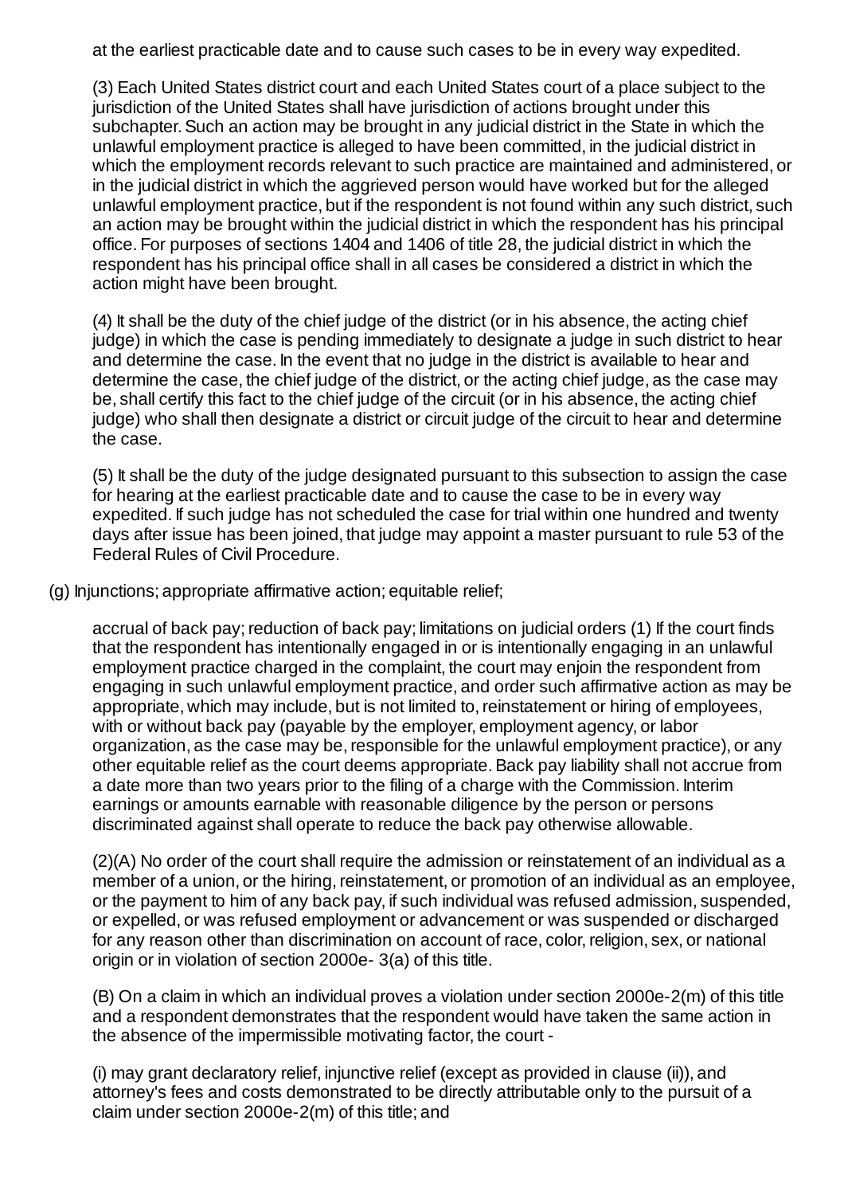at the earliest practicable date and to cause such cases to be in every way expedited.

(3) Each United States district court and each United States court of a place subject to the jurisdiction of the United States shall have jurisdiction of actions brought under this subchapter. Such an action may be brought in any judicial district in the State in which the unlawful employment practice is alleged to have been committed, in the judicial district in which the employment records relevant to such practice are maintained and administered, or in the judicial district in which the aggrieved person would have worked but for the alleged unlawful employment practice, but if the respondent is not found within any such district, such an action may be brought within the judicial district in which the respondent has his principal office. For purposes of sections 1404 and 1406 of title 28, the judicial district in which the respondent has his principal office shall in all cases be considered a district in which the action might have been brought.

(4) It shall be the duty of the chief judge of the district (or in his absence, the acting chief judge) in which the case is pending immediately to designate a judge in such district to hear and determine the case. In the event that no judge in the district is available to hear and determine the case, the chief judge of the district, or the acting chief judge, as the case may be, shall certify this fact to the chief judge of the circuit (or in his absence, the acting chief judge) who shall then designate a district or circuit judge of the circuit to hear and determine the case.

(5) It shall be the duty of the judge designated pursuant to this subsection to assign the case for hearing at the earliest practicable date and to cause the case to be in every way expedited. If such judge has not scheduled the case for trial within one hundred and twenty days after issue has been joined, that judge may appoint a master pursuant to rule 53 of the Federal Rules of Civil Procedure.

(g) Injunctions; appropriate affirmative action; equitable relief;

accrual of back pay; reduction of back pay; limitations on judicial orders (1) If the court finds that the respondent has intentionally engaged in or is intentionally engaging in an unlawful employment practice charged in the complaint, the court may enjoin the respondent from engaging in such unlawful employment practice, and order such affirmative action as may be appropriate, which may include, but is not limited to, reinstatement or hiring of employees, with or without back pay (payable by the employer, employment agency, or labor organization, as the case may be, responsible for the unlawful employment practice), or any other equitable relief as the court deems appropriate. Back pay liability shall not accrue from a date more than two years prior to the filing of a charge with the Commission. Interim earnings or amounts earnable with reasonable diligence by the person or persons discriminated against shall operate to reduce the back pay otherwise allowable.

(2)(A) No order of the court shall require the admission or reinstatement of an individual as a member of a union, or the hiring, reinstatement, or promotion of an individual as an employee, or the payment to him of any back pay, if such individual was refused admission, suspended, or expelled, or was refused employment or advancement or was suspended or discharged for any reason other than discrimination on account of race, color, religion, sex, or national origin or in violation of section 2000e- 3(a) of this title.

(B) On a claim in which an individual proves a violation under section 2000e-2(m) of this title and a respondent demonstrates that the respondent would have taken the same action in the absence of the impermissible motivating factor, the court -

(i) may grant declaratory relief, injunctive relief (except as provided in clause (ii)), and attorney's fees and costs demonstrated to be directly attributable only to the pursuit of a claim under section 2000e-2(m) of this title; and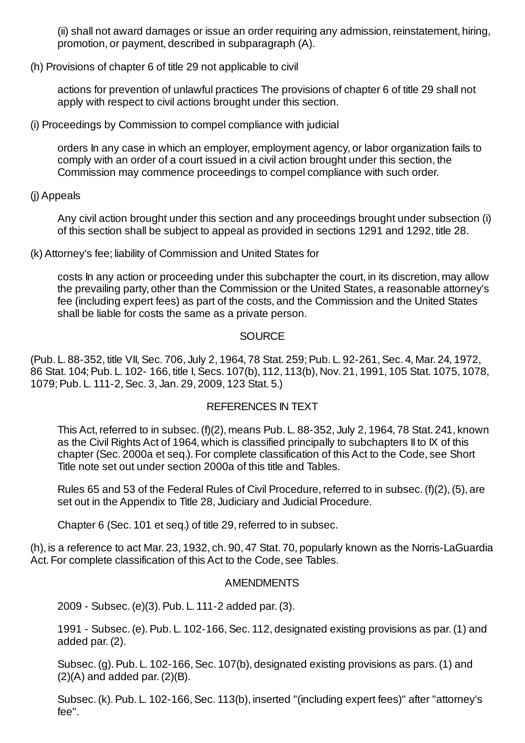(ii) shall not award damages or issue an order requiring any admission, reinstatement, hiring, promotion, or payment, described in subparagraph (A).

(h) Provisions of chapter 6 of title 29 not applicable to civil

actions for prevention of unlawful practices The provisions of chapter 6 of title 29 shall not apply with respect to civil actions brought under this section.

(i) Proceedings by Commission to compel compliance with judicial

orders In any case in which an employer, employment agency, or labor organization fails to comply with an order of a court issued in a civil action brought under this section, the Commission may commence proceedings to compel compliance with such order.

(j) Appeals

Any civil action brought under this section and any proceedings brought under subsection (i) of this section shall be subject to appeal as provided in sections 1291 and 1292, title 28.

(k) Attorney's fee; liability of Commission and United States for

costs In any action or proceeding under this subchapter the court, in its discretion, may allow the prevailing party, other than the Commission or the United States, a reasonable attorney's fee (including expert fees) as part of the costs, and the Commission and the United States shall be liable for costs the same as a private person.

SOURCE

(Pub. L. 88-352, title VII, Sec. 706, July 2, 1964, 78 Stat. 259; Pub. L. 92-261, Sec. 4, Mar. 24, 1972, 86 Stat. 104; Pub. L. 102- 166, title I, Secs. 107(b), 112, 113(b), Nov. 21, 1991, 105 Stat. 1075, 1078, 1079; Pub. L. 111-2, Sec. 3, Jan. 29, 2009, 123 Stat. 5.)

REFERENCES IN TEXT

This Act, referred to in subsec. (f)(2), means Pub. L. 88-352, July 2, 1964, 78 Stat. 241, known as the Civil Rights Act of 1964, which is classified principally to subchapters II to IX of this chapter (Sec. 2000a et seq.). For complete classification of this Act to the Code, see Short Title note set out under section 2000a of this title and Tables.

Rules 65 and 53 of the Federal Rules of Civil Procedure, referred to in subsec. (f)(2), (5), are set out in the Appendix to Title 28, Judiciary and Judicial Procedure.

Chapter 6 (Sec. 101 et seq.) of title 29, referred to in subsec.

(h), is a reference to act Mar. 23, 1932, ch. 90, 47 Stat. 70, popularly known as the Norris-LaGuardia Act. For complete classification of this Act to the Code, see Tables.

AMENDMENTS

2009 - Subsec. (e)(3). Pub. L. 111-2 added par. (3).

1991 - Subsec. (e). Pub. L. 102-166, Sec. 112, designated existing provisions as par. (1) and added par. (2).

Subsec. (g). Pub. L. 102-166, Sec. 107(b), designated existing provisions as pars. (1) and (2)(A) and added par. (2)(B).

Subsec. (k). Pub. L. 102-166, Sec. 113(b), inserted "(including expert fees)" after "attorney's fee".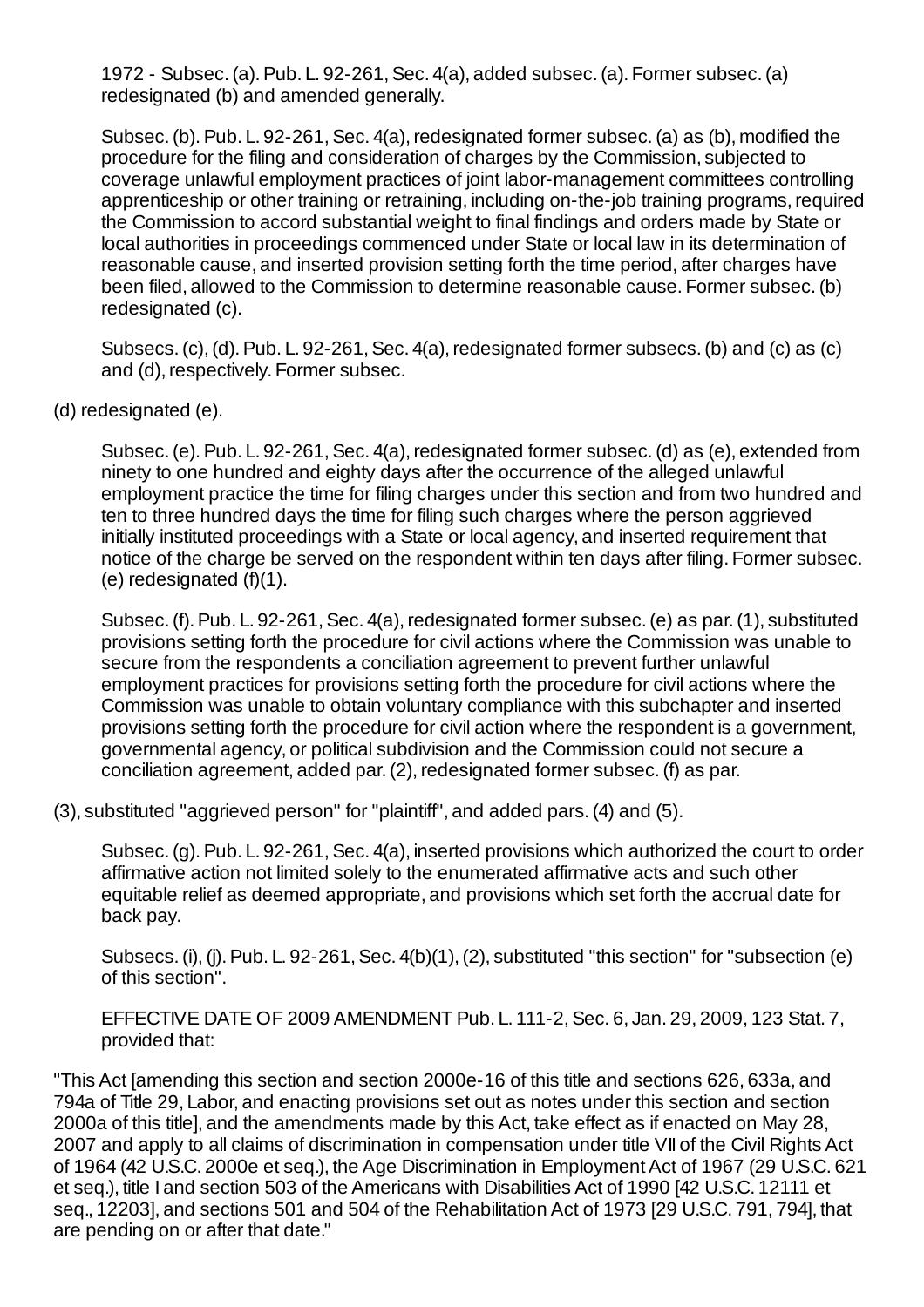1972 - Subsec. (a). Pub. L. 92-261, Sec. 4(a), added subsec. (a). Former subsec. (a) redesignated (b) and amended generally.

Subsec. (b). Pub. L. 92-261, Sec. 4(a), redesignated former subsec. (a) as (b), modified the procedure for the filing and consideration of charges by the Commission, subjected to coverage unlawful employment practices of joint labor-management committees controlling apprenticeship or other training or retraining, including on-the-job training programs, required the Commission to accord substantial weight to final findings and orders made by State or local authorities in proceedings commenced under State or local law in its determination of reasonable cause, and inserted provision setting forth the time period, after charges have been filed, allowed to the Commission to determine reasonable cause. Former subsec. (b) redesignated (c).

Subsecs. (c), (d). Pub. L. 92-261, Sec. 4(a), redesignated former subsecs. (b) and (c) as (c) and (d), respectively. Former subsec.

(d) redesignated (e).

Subsec. (e). Pub. L. 92-261, Sec. 4(a), redesignated former subsec. (d) as (e), extended from ninety to one hundred and eighty days after the occurrence of the alleged unlawful employment practice the time for filing charges under this section and from two hundred and ten to three hundred days the time for filing such charges where the person aggrieved initially instituted proceedings with a State or local agency, and inserted requirement that notice of the charge be served on the respondent within ten days after filing. Former subsec. (e) redesignated (f)(1).

Subsec. (f). Pub. L. 92-261, Sec. 4(a), redesignated former subsec. (e) as par. (1), substituted provisions setting forth the procedure for civil actions where the Commission was unable to secure from the respondents a conciliation agreement to prevent further unlawful employment practices for provisions setting forth the procedure for civil actions where the Commission was unable to obtain voluntary compliance with this subchapter and inserted provisions setting forth the procedure for civil action where the respondent is a government, governmental agency, or political subdivision and the Commission could not secure a conciliation agreement, added par. (2), redesignated former subsec. (f) as par.

(3), substituted "aggrieved person" for "plaintiff", and added pars. (4) and (5).

Subsec. (g). Pub. L. 92-261, Sec. 4(a), inserted provisions which authorized the court to order affirmative action not limited solely to the enumerated affirmative acts and such other equitable relief as deemed appropriate, and provisions which set forth the accrual date for back pay.

Subsecs. (i), (j). Pub. L. 92-261, Sec. 4(b)(1), (2), substituted "this section" for "subsection (e) of this section".

EFFECTIVE DATE OF 2009 AMENDMENT Pub. L. 111-2, Sec. 6, Jan. 29, 2009, 123 Stat. 7, provided that:

"This Act [amending this section and section 2000e-16 of this title and sections 626, 633a, and 794a of Title 29, Labor, and enacting provisions set out as notes under this section and section 2000a of this title], and the amendments made by this Act, take effect as if enacted on May 28, 2007 and apply to all claims of discrimination in compensation under title VII of the Civil Rights Act of 1964 (42 U.S.C. 2000e et seq.), the Age Discrimination in Employment Act of 1967 (29 U.S.C. 621 et seq.), title I and section 503 of the Americans with Disabilities Act of 1990 [42 U.S.C. 12111 et seq., 12203], and sections 501 and 504 of the Rehabilitation Act of 1973 [29 U.S.C. 791, 794], that are pending on or after that date."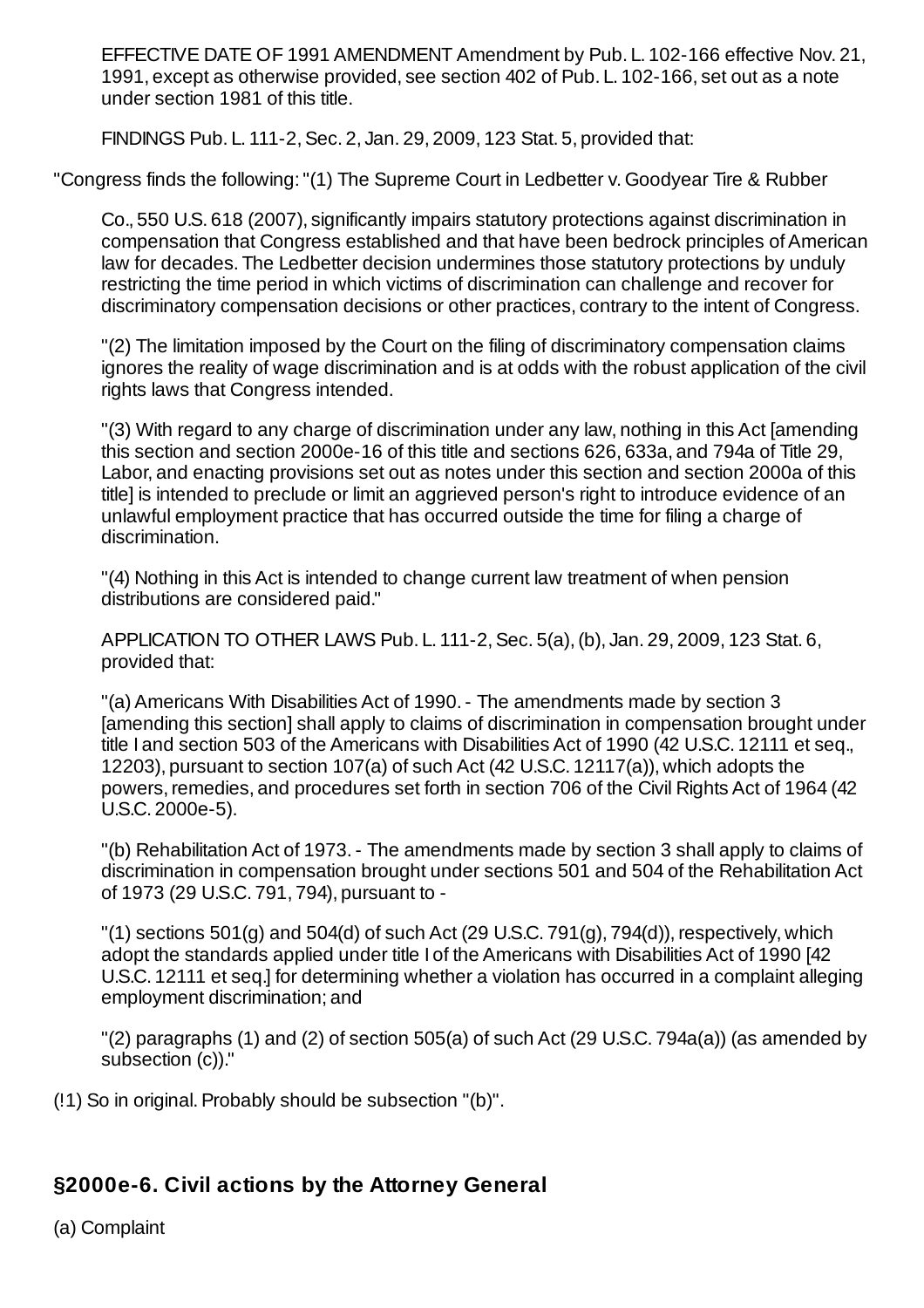EFFECTIVE DATE OF 1991 AMENDMENT Amendment by Pub. L. 102-166 effective Nov. 21, 1991, except as otherwise provided, see section 402 of Pub. L. 102-166, set out as a note under section 1981 of this title.

FINDINGS Pub. L. 111-2, Sec. 2, Jan. 29, 2009, 123 Stat. 5, provided that:

"Congress finds the following: "(1) The Supreme Court in Ledbetter v. Goodyear Tire & Rubber Co., 550 U.S. 618 (2007), significantly impairs statutory protections against discrimination in compensation that Congress established and that have been bedrock principles of American law for decades. The Ledbetter decision undermines those statutory protections by unduly restricting the time period in which victims of discrimination can challenge and recover for discriminatory compensation decisions or other practices, contrary to the intent of Congress.

"(2) The limitation imposed by the Court on the filing of discriminatory compensation claims ignores the reality of wage discrimination and is at odds with the robust application of the civil rights laws that Congress intended.

"(3) With regard to any charge of discrimination under any law, nothing in this Act [amending this section and section 2000e-16 of this title and sections 626, 633a, and 794a of Title 29, Labor, and enacting provisions set out as notes under this section and section 2000a of this title] is intended to preclude or limit an aggrieved person's right to introduce evidence of an unlawful employment practice that has occurred outside the time for filing a charge of discrimination.

"(4) Nothing in this Act is intended to change current law treatment of when pension distributions are considered paid."

APPLICATION TO OTHER LAWS Pub. L. 111-2, Sec. 5(a), (b), Jan. 29, 2009, 123 Stat. 6, provided that:

"(a) Americans With Disabilities Act of 1990. - The amendments made by section 3 [amending this section] shall apply to claims of discrimination in compensation brought under title I and section 503 of the Americans with Disabilities Act of 1990 (42 U.S.C. 12111 et seq., 12203), pursuant to section 107(a) of such Act (42 U.S.C. 12117(a)), which adopts the powers, remedies, and procedures set forth in section 706 of the Civil Rights Act of 1964 (42 U.S.C. 2000e-5).

"(b) Rehabilitation Act of 1973. - The amendments made by section 3 shall apply to claims of discrimination in compensation brought under sections 501 and 504 of the Rehabilitation Act of 1973 (29 U.S.C. 791, 794), pursuant to -

"(1) sections 501(g) and 504(d) of such Act (29 U.S.C. 791(g), 794(d)), respectively, which adopt the standards applied under title I of the Americans with Disabilities Act of 1990 [42 U.S.C. 12111 et seq.] for determining whether a violation has occurred in a complaint alleging employment discrimination; and

"(2) paragraphs (1) and (2) of section 505(a) of such Act (29 U.S.C. 794a(a)) (as amended by subsection (c))."

(!1) So in original. Probably should be subsection "(b)".

## §2000e-6. Civil actions by the Attorney General

(a) Complaint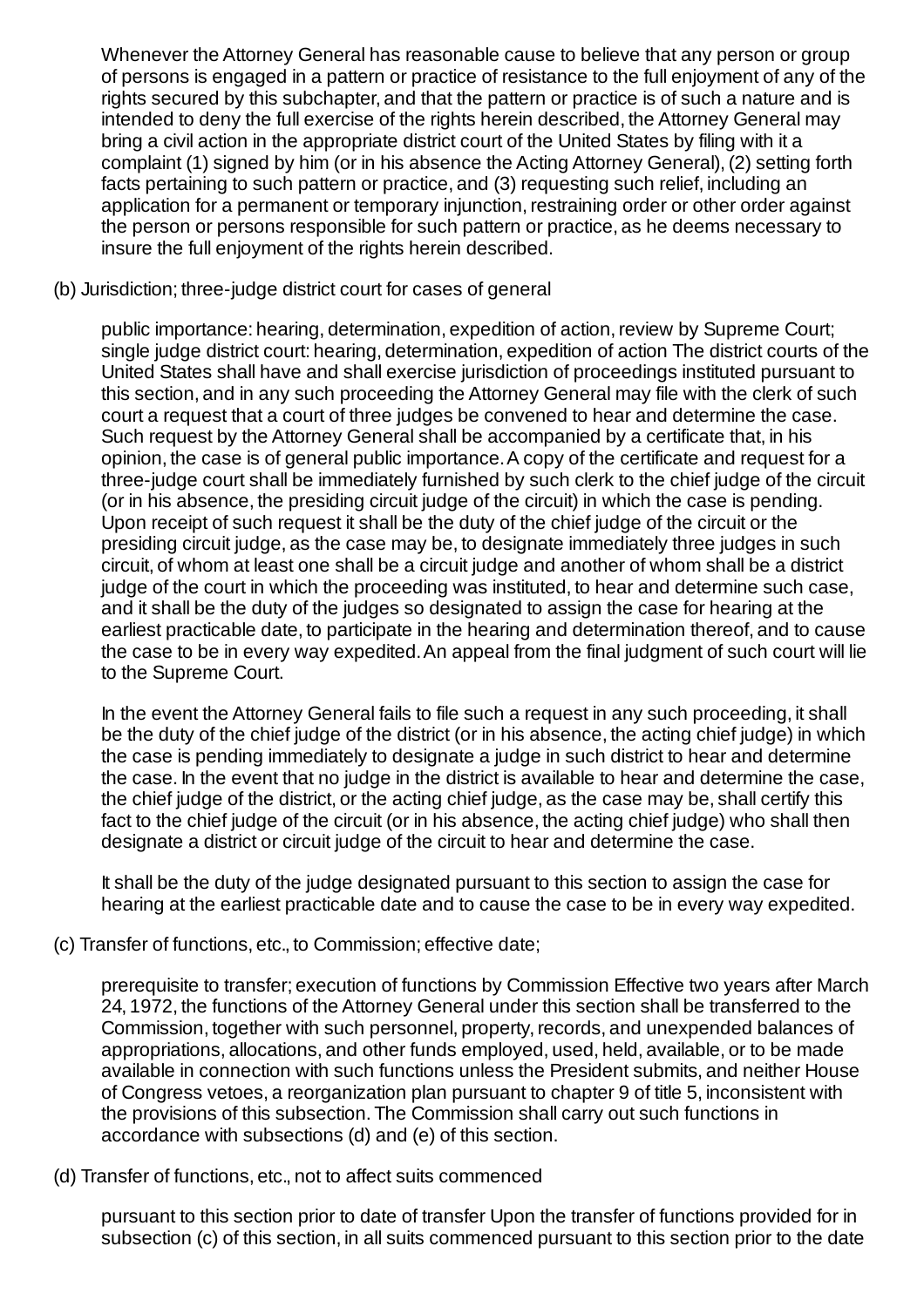Whenever the Attorney General has reasonable cause to believe that any person or group of persons is engaged in a pattern or practice of resistance to the full enjoyment of any of the rights secured by this subchapter, and that the pattern or practice is of such a nature and is intended to deny the full exercise of the rights herein described, the Attorney General may bring a civil action in the appropriate district court of the United States by filing with it a complaint (1) signed by him (or in his absence the Acting Attorney General), (2) setting forth facts pertaining to such pattern or practice, and (3) requesting such relief, including an application for a permanent or temporary injunction, restraining order or other order against the person or persons responsible for such pattern or practice, as he deems necessary to insure the full enjoyment of the rights herein described.

(b) Jurisdiction; three-judge district court for cases of general

public importance: hearing, determination, expedition of action, review by Supreme Court; single judge district court: hearing, determination, expedition of action The district courts of the United States shall have and shall exercise jurisdiction of proceedings instituted pursuant to this section, and in any such proceeding the Attorney General may file with the clerk of such court a request that a court of three judges be convened to hear and determine the case. Such request by the Attorney General shall be accompanied by a certificate that, in his opinion, the case is of general public importance. A copy of the certificate and request for a three-judge court shall be immediately furnished by such clerk to the chief judge of the circuit (or in his absence, the presiding circuit judge of the circuit) in which the case is pending. Upon receipt of such request it shall be the duty of the chief judge of the circuit or the presiding circuit judge, as the case may be, to designate immediately three judges in such circuit, of whom at least one shall be a circuit judge and another of whom shall be a district judge of the court in which the proceeding was instituted, to hear and determine such case, and it shall be the duty of the judges so designated to assign the case for hearing at the earliest practicable date, to participate in the hearing and determination thereof, and to cause the case to be in every way expedited. An appeal from the final judgment of such court will lie to the Supreme Court.

In the event the Attorney General fails to file such a request in any such proceeding, it shall be the duty of the chief judge of the district (or in his absence, the acting chief judge) in which the case is pending immediately to designate a judge in such district to hear and determine the case. In the event that no judge in the district is available to hear and determine the case, the chief judge of the district, or the acting chief judge, as the case may be, shall certify this fact to the chief judge of the circuit (or in his absence, the acting chief judge) who shall then designate a district or circuit judge of the circuit to hear and determine the case.

It shall be the duty of the judge designated pursuant to this section to assign the case for hearing at the earliest practicable date and to cause the case to be in every way expedited.

(c) Transfer of functions, etc., to Commission; effective date;

prerequisite to transfer; execution of functions by Commission Effective two years after March 24, 1972, the functions of the Attorney General under this section shall be transferred to the Commission, together with such personnel, property, records, and unexpended balances of appropriations, allocations, and other funds employed, used, held, available, or to be made available in connection with such functions unless the President submits, and neither House of Congress vetoes, a reorganization plan pursuant to chapter 9 of title 5, inconsistent with the provisions of this subsection. The Commission shall carry out such functions in accordance with subsections (d) and (e) of this section.

(d) Transfer of functions, etc., not to affect suits commenced

pursuant to this section prior to date of transfer Upon the transfer of functions provided for in subsection (c) of this section, in all suits commenced pursuant to this section prior to the date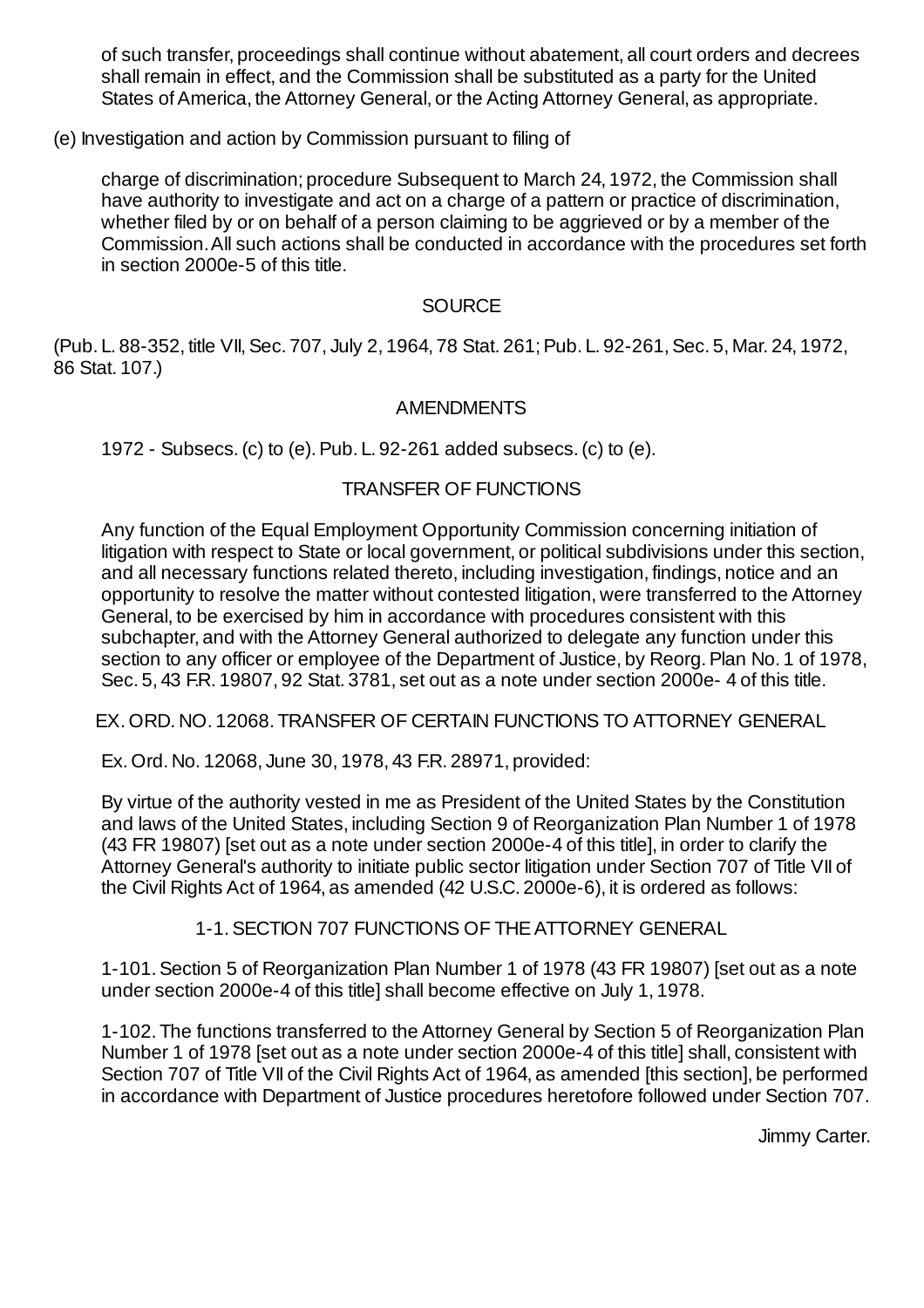of such transfer, proceedings shall continue without abatement, all court orders and decrees shall remain in effect, and the Commission shall be substituted as a party for the United States of America, the Attorney General, or the Acting Attorney General, as appropriate.

(e) Investigation and action by Commission pursuant to filing of

charge of discrimination; procedure Subsequent to March 24, 1972, the Commission shall have authority to investigate and act on a charge of a pattern or practice of discrimination, whether filed by or on behalf of a person claiming to be aggrieved or by a member of the Commission. All such actions shall be conducted in accordance with the procedures set forth in section 2000e-5 of this title.

SOURCE

(Pub. L. 88-352, title VII, Sec. 707, July 2, 1964, 78 Stat. 261; Pub. L. 92-261, Sec. 5, Mar. 24, 1972, 86 Stat. 107.)

AMENDMENTS

1972 - Subsecs. (c) to (e). Pub. L. 92-261 added subsecs. (c) to (e).

TRANSFER OF FUNCTIONS

Any function of the Equal Employment Opportunity Commission concerning initiation of litigation with respect to State or local government, or political subdivisions under this section, and all necessary functions related thereto, including investigation, findings, notice and an opportunity to resolve the matter without contested litigation, were transferred to the Attorney General, to be exercised by him in accordance with procedures consistent with this subchapter, and with the Attorney General authorized to delegate any function under this section to any officer or employee of the Department of Justice, by Reorg. Plan No. 1 of 1978, Sec. 5, 43 F.R. 19807, 92 Stat. 3781, set out as a note under section 2000e- 4 of this title.

EX. ORD. NO. 12068. TRANSFER OF CERTAIN FUNCTIONS TO ATTORNEY GENERAL

Ex. Ord. No. 12068, June 30, 1978, 43 F.R. 28971, provided:

By virtue of the authority vested in me as President of the United States by the Constitution and laws of the United States, including Section 9 of Reorganization Plan Number 1 of 1978 (43 FR 19807) [set out as a note under section 2000e-4 of this title], in order to clarify the Attorney General's authority to initiate public sector litigation under Section 707 of Title VII of the Civil Rights Act of 1964, as amended (42 U.S.C. 2000e-6), it is ordered as follows:

1-1. SECTION 707 FUNCTIONS OF THE ATTORNEY GENERAL

1-101. Section 5 of Reorganization Plan Number 1 of 1978 (43 FR 19807) [set out as a note under section 2000e-4 of this title] shall become effective on July 1, 1978.

1-102. The functions transferred to the Attorney General by Section 5 of Reorganization Plan Number 1 of 1978 [set out as a note under section 2000e-4 of this title] shall, consistent with Section 707 of Title VII of the Civil Rights Act of 1964, as amended [this section], be performed in accordance with Department of Justice procedures heretofore followed under Section 707.

Jimmy Carter.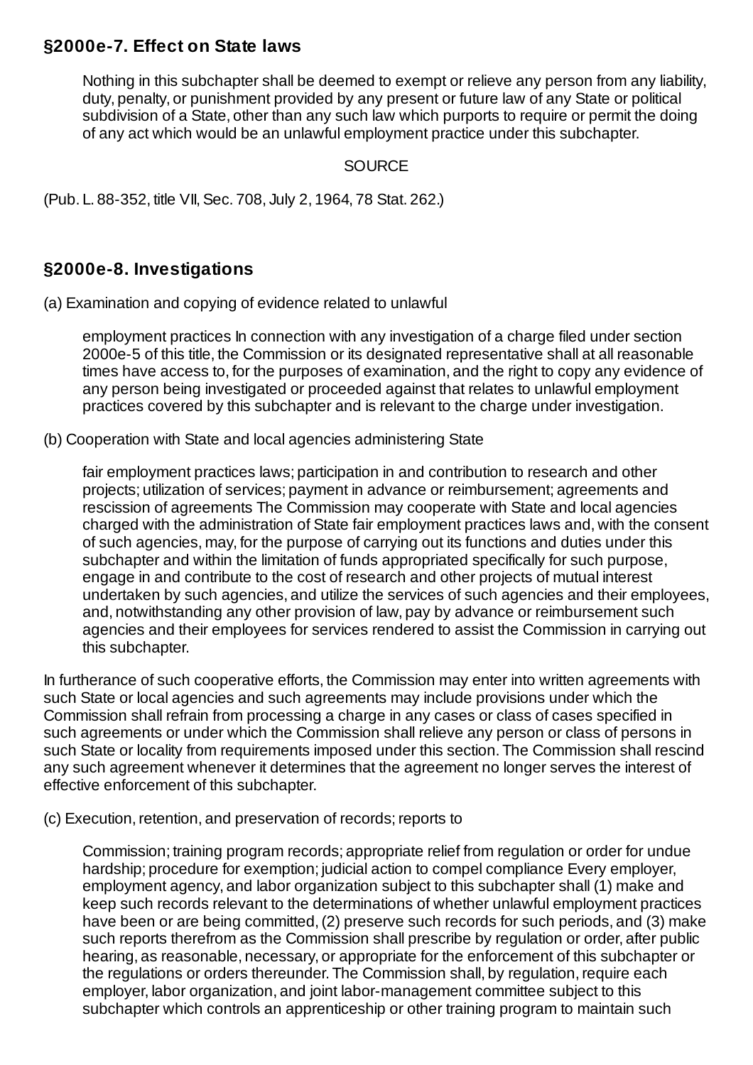### §2000e-7. Effect on State laws

Nothing in this subchapter shall be deemed to exempt or relieve any person from any liability, duty, penalty, or punishment provided by any present or future law of any State or political subdivision of a State, other than any such law which purports to require or permit the doing of any act which would be an unlawful employment practice under this subchapter.

SOURCE

(Pub. L. 88-352, title VII, Sec. 708, July 2, 1964, 78 Stat. 262.)

### §2000e-8. Investigations

(a) Examination and copying of evidence related to unlawful

employment practices In connection with any investigation of a charge filed under section 2000e-5 of this title, the Commission or its designated representative shall at all reasonable times have access to, for the purposes of examination, and the right to copy any evidence of any person being investigated or proceeded against that relates to unlawful employment practices covered by this subchapter and is relevant to the charge under investigation.

(b) Cooperation with State and local agencies administering State

fair employment practices laws; participation in and contribution to research and other projects; utilization of services; payment in advance or reimbursement; agreements and rescission of agreements The Commission may cooperate with State and local agencies charged with the administration of State fair employment practices laws and, with the consent of such agencies, may, for the purpose of carrying out its functions and duties under this subchapter and within the limitation of funds appropriated specifically for such purpose, engage in and contribute to the cost of research and other projects of mutual interest undertaken by such agencies, and utilize the services of such agencies and their employees, and, notwithstanding any other provision of law, pay by advance or reimbursement such agencies and their employees for services rendered to assist the Commission in carrying out this subchapter.

In furtherance of such cooperative efforts, the Commission may enter into written agreements with such State or local agencies and such agreements may include provisions under which the Commission shall refrain from processing a charge in any cases or class of cases specified in such agreements or under which the Commission shall relieve any person or class of persons in such State or locality from requirements imposed under this section. The Commission shall rescind any such agreement whenever it determines that the agreement no longer serves the interest of effective enforcement of this subchapter.

(c) Execution, retention, and preservation of records; reports to

Commission; training program records; appropriate relief from regulation or order for undue hardship; procedure for exemption; judicial action to compel compliance Every employer, employment agency, and labor organization subject to this subchapter shall (1) make and keep such records relevant to the determinations of whether unlawful employment practices have been or are being committed, (2) preserve such records for such periods, and (3) make such reports therefrom as the Commission shall prescribe by regulation or order, after public hearing, as reasonable, necessary, or appropriate for the enforcement of this subchapter or the regulations or orders thereunder. The Commission shall, by regulation, require each employer, labor organization, and joint labor-management committee subject to this subchapter which controls an apprenticeship or other training program to maintain such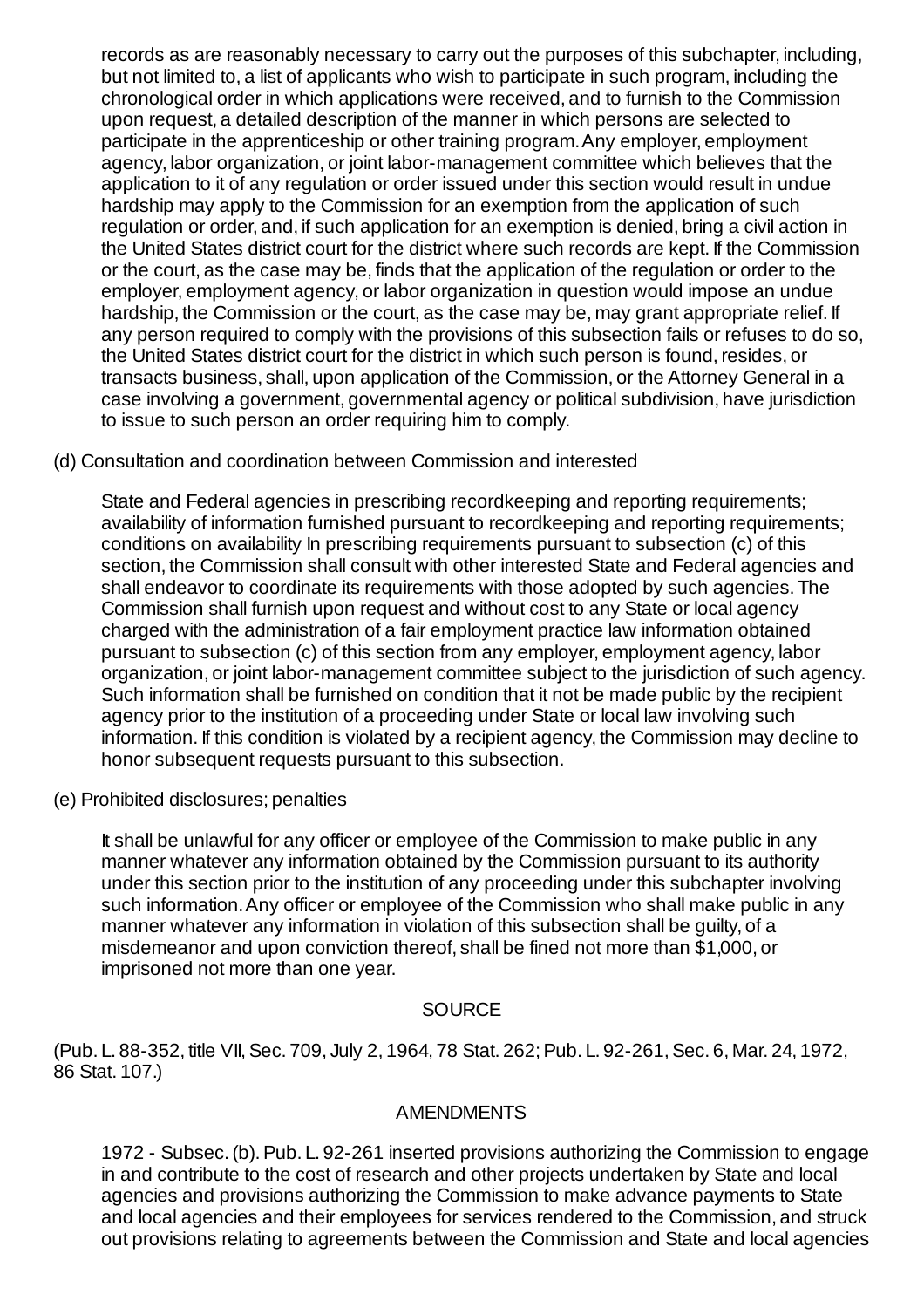records as are reasonably necessary to carry out the purposes of this subchapter, including, but not limited to, a list of applicants who wish to participate in such program, including the chronological order in which applications were received, and to furnish to the Commission upon request, a detailed description of the manner in which persons are selected to participate in the apprenticeship or other training program. Any employer, employment agency, labor organization, or joint labor-management committee which believes that the application to it of any regulation or order issued under this section would result in undue hardship may apply to the Commission for an exemption from the application of such regulation or order, and, if such application for an exemption is denied, bring a civil action in the United States district court for the district where such records are kept. If the Commission or the court, as the case may be, finds that the application of the regulation or order to the employer, employment agency, or labor organization in question would impose an undue hardship, the Commission or the court, as the case may be, may grant appropriate relief. If any person required to comply with the provisions of this subsection fails or refuses to do so, the United States district court for the district in which such person is found, resides, or transacts business, shall, upon application of the Commission, or the Attorney General in a case involving a government, governmental agency or political subdivision, have jurisdiction to issue to such person an order requiring him to comply.

(d) Consultation and coordination between Commission and interested

State and Federal agencies in prescribing recordkeeping and reporting requirements; availability of information furnished pursuant to recordkeeping and reporting requirements; conditions on availability In prescribing requirements pursuant to subsection (c) of this section, the Commission shall consult with other interested State and Federal agencies and shall endeavor to coordinate its requirements with those adopted by such agencies. The Commission shall furnish upon request and without cost to any State or local agency charged with the administration of a fair employment practice law information obtained pursuant to subsection (c) of this section from any employer, employment agency, labor organization, or joint labor-management committee subject to the jurisdiction of such agency. Such information shall be furnished on condition that it not be made public by the recipient agency prior to the institution of a proceeding under State or local law involving such information. If this condition is violated by a recipient agency, the Commission may decline to honor subsequent requests pursuant to this subsection.

(e) Prohibited disclosures; penalties

It shall be unlawful for any officer or employee of the Commission to make public in any manner whatever any information obtained by the Commission pursuant to its authority under this section prior to the institution of any proceeding under this subchapter involving such information. Any officer or employee of the Commission who shall make public in any manner whatever any information in violation of this subsection shall be guilty, of a misdemeanor and upon conviction thereof, shall be fined not more than $1,000, or imprisoned not more than one year.

SOURCE

(Pub. L. 88-352, title VII, Sec. 709, July 2, 1964, 78 Stat. 262; Pub. L. 92-261, Sec. 6, Mar. 24, 1972, 86 Stat. 107.)

AMENDMENTS

1972 - Subsec. (b). Pub. L. 92-261 inserted provisions authorizing the Commission to engage in and contribute to the cost of research and other projects undertaken by State and local agencies and provisions authorizing the Commission to make advance payments to State and local agencies and their employees for services rendered to the Commission, and struck out provisions relating to agreements between the Commission and State and local agencies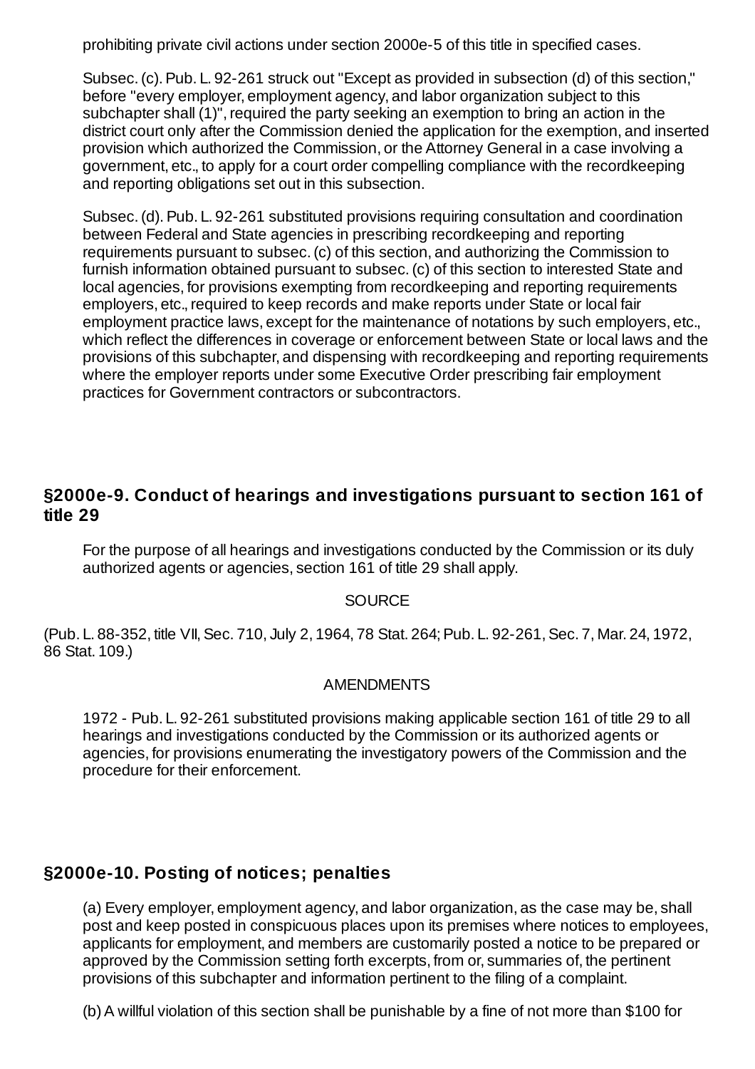prohibiting private civil actions under section 2000e-5 of this title in specified cases.

Subsec. (c). Pub. L. 92-261 struck out "Except as provided in subsection (d) of this section," before "every employer, employment agency, and labor organization subject to this subchapter shall (1)", required the party seeking an exemption to bring an action in the district court only after the Commission denied the application for the exemption, and inserted provision which authorized the Commission, or the Attorney General in a case involving a government, etc., to apply for a court order compelling compliance with the recordkeeping and reporting obligations set out in this subsection.

Subsec. (d). Pub. L. 92-261 substituted provisions requiring consultation and coordination between Federal and State agencies in prescribing recordkeeping and reporting requirements pursuant to subsec. (c) of this section, and authorizing the Commission to furnish information obtained pursuant to subsec. (c) of this section to interested State and local agencies, for provisions exempting from recordkeeping and reporting requirements employers, etc., required to keep records and make reports under State or local fair employment practice laws, except for the maintenance of notations by such employers, etc., which reflect the differences in coverage or enforcement between State or local laws and the provisions of this subchapter, and dispensing with recordkeeping and reporting requirements where the employer reports under some Executive Order prescribing fair employment practices for Government contractors or subcontractors.

## §2000e-9. Conduct of hearings and investigations pursuant to section 161 of title 29

For the purpose of all hearings and investigations conducted by the Commission or its duly authorized agents or agencies, section 161 of title 29 shall apply.

SOURCE

(Pub. L. 88-352, title VII, Sec. 710, July 2, 1964, 78 Stat. 264; Pub. L. 92-261, Sec. 7, Mar. 24, 1972, 86 Stat. 109.)

AMENDMENTS

1972 - Pub. L. 92-261 substituted provisions making applicable section 161 of title 29 to all hearings and investigations conducted by the Commission or its authorized agents or agencies, for provisions enumerating the investigatory powers of the Commission and the procedure for their enforcement.

## §2000e-10. Posting of notices; penalties

(a) Every employer, employment agency, and labor organization, as the case may be, shall post and keep posted in conspicuous places upon its premises where notices to employees, applicants for employment, and members are customarily posted a notice to be prepared or approved by the Commission setting forth excerpts, from or, summaries of, the pertinent provisions of this subchapter and information pertinent to the filing of a complaint.

(b) A willful violation of this section shall be punishable by a fine of not more than $100 for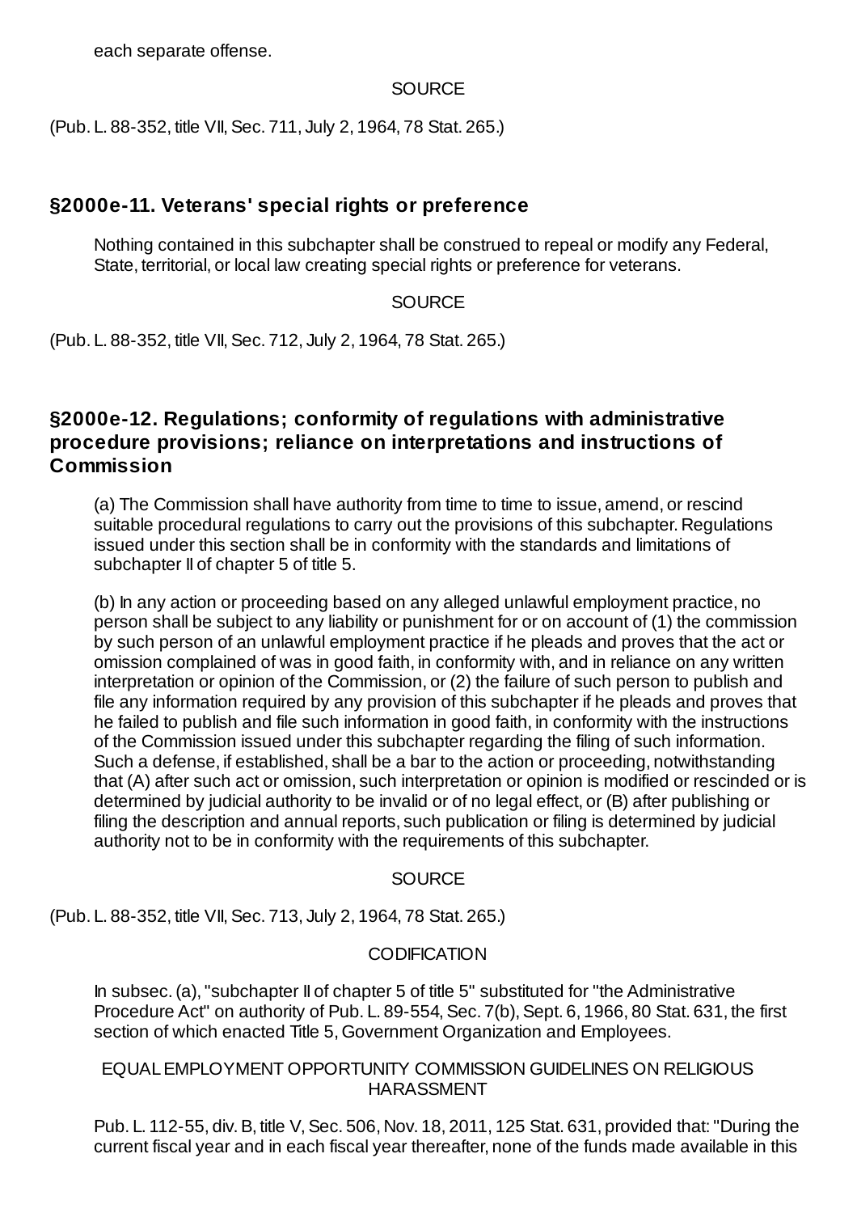each separate offense.

SOURCE

(Pub. L. 88-352, title VII, Sec. 711, July 2, 1964, 78 Stat. 265.)

## §2000e-11. Veterans' special rights or preference

Nothing contained in this subchapter shall be construed to repeal or modify any Federal, State, territorial, or local law creating special rights or preference for veterans.

SOURCE

(Pub. L. 88-352, title VII, Sec. 712, July 2, 1964, 78 Stat. 265.)

## §2000e-12. Regulations; conformity of regulations with administrative procedure provisions; reliance on interpretations and instructions of Commission

(a) The Commission shall have authority from time to time to issue, amend, or rescind suitable procedural regulations to carry out the provisions of this subchapter. Regulations issued under this section shall be in conformity with the standards and limitations of subchapter II of chapter 5 of title 5.

(b) In any action or proceeding based on any alleged unlawful employment practice, no person shall be subject to any liability or punishment for or on account of (1) the commission by such person of an unlawful employment practice if he pleads and proves that the act or omission complained of was in good faith, in conformity with, and in reliance on any written interpretation or opinion of the Commission, or (2) the failure of such person to publish and file any information required by any provision of this subchapter if he pleads and proves that he failed to publish and file such information in good faith, in conformity with the instructions of the Commission issued under this subchapter regarding the filing of such information. Such a defense, if established, shall be a bar to the action or proceeding, notwithstanding that (A) after such act or omission, such interpretation or opinion is modified or rescinded or is determined by judicial authority to be invalid or of no legal effect, or (B) after publishing or filing the description and annual reports, such publication or filing is determined by judicial authority not to be in conformity with the requirements of this subchapter.

SOURCE

(Pub. L. 88-352, title VII, Sec. 713, July 2, 1964, 78 Stat. 265.)

CODIFICATION

In subsec. (a), "subchapter II of chapter 5 of title 5" substituted for "the Administrative Procedure Act" on authority of Pub. L. 89-554, Sec. 7(b), Sept. 6, 1966, 80 Stat. 631, the first section of which enacted Title 5, Government Organization and Employees.

EQUAL EMPLOYMENT OPPORTUNITY COMMISSION GUIDELINES ON RELIGIOUS HARASSMENT

Pub. L. 112-55, div. B, title V, Sec. 506, Nov. 18, 2011, 125 Stat. 631, provided that: "During the current fiscal year and in each fiscal year thereafter, none of the funds made available in this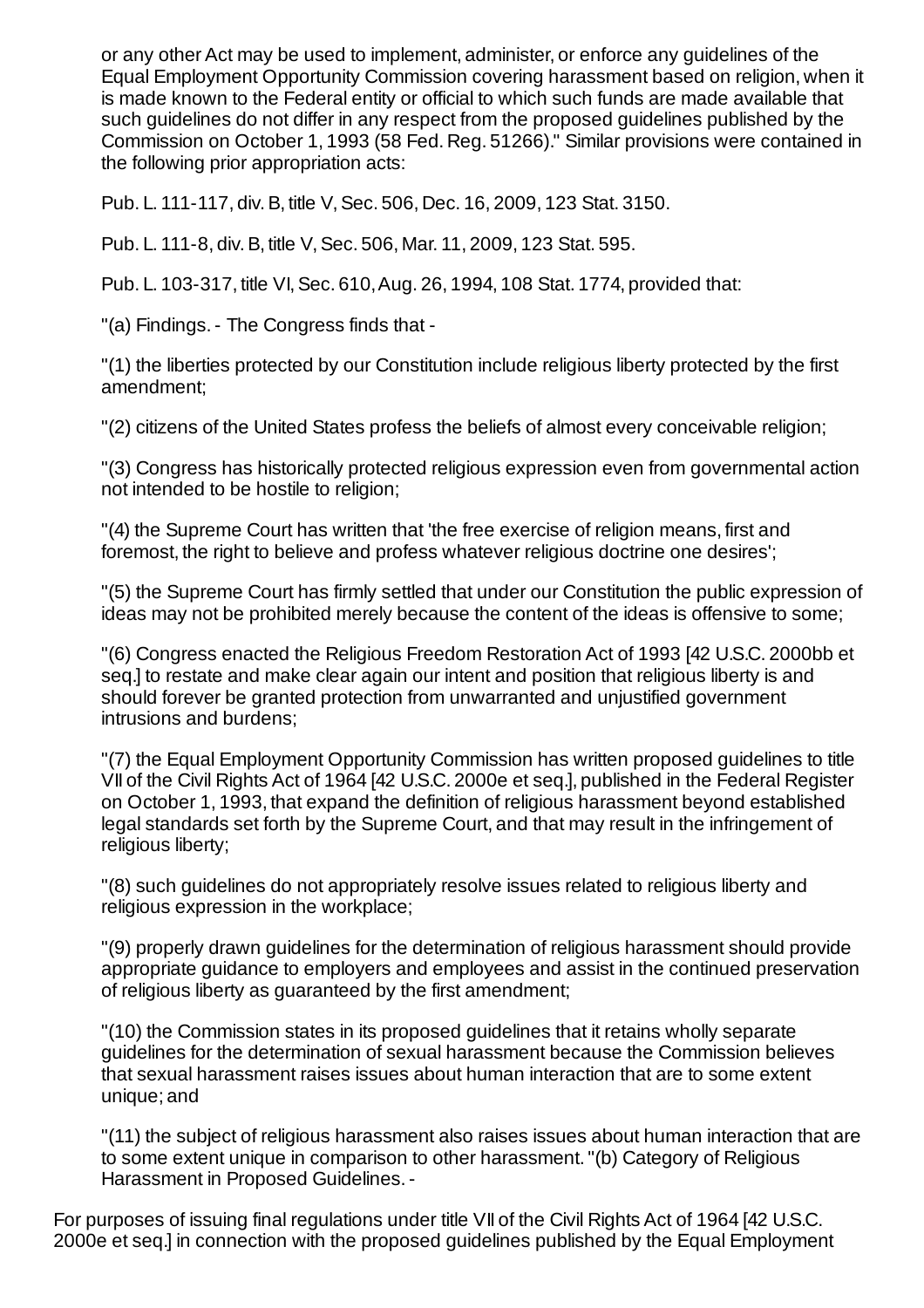or any other Act may be used to implement, administer, or enforce any guidelines of the Equal Employment Opportunity Commission covering harassment based on religion, when it is made known to the Federal entity or official to which such funds are made available that such guidelines do not differ in any respect from the proposed guidelines published by the Commission on October 1, 1993 (58 Fed. Reg. 51266)." Similar provisions were contained in the following prior appropriation acts:

Pub. L. 111-117, div. B, title V, Sec. 506, Dec. 16, 2009, 123 Stat. 3150.

Pub. L. 111-8, div. B, title V, Sec. 506, Mar. 11, 2009, 123 Stat. 595.

Pub. L. 103-317, title VI, Sec. 610, Aug. 26, 1994, 108 Stat. 1774, provided that:

"(a) Findings. - The Congress finds that -

"(1) the liberties protected by our Constitution include religious liberty protected by the first amendment;

"(2) citizens of the United States profess the beliefs of almost every conceivable religion;

"(3) Congress has historically protected religious expression even from governmental action not intended to be hostile to religion;

"(4) the Supreme Court has written that 'the free exercise of religion means, first and foremost, the right to believe and profess whatever religious doctrine one desires';

"(5) the Supreme Court has firmly settled that under our Constitution the public expression of ideas may not be prohibited merely because the content of the ideas is offensive to some;

"(6) Congress enacted the Religious Freedom Restoration Act of 1993 [42 U.S.C. 2000bb et seq.] to restate and make clear again our intent and position that religious liberty is and should forever be granted protection from unwarranted and unjustified government intrusions and burdens;

"(7) the Equal Employment Opportunity Commission has written proposed guidelines to title VII of the Civil Rights Act of 1964 [42 U.S.C. 2000e et seq.], published in the Federal Register on October 1, 1993, that expand the definition of religious harassment beyond established legal standards set forth by the Supreme Court, and that may result in the infringement of religious liberty;

"(8) such guidelines do not appropriately resolve issues related to religious liberty and religious expression in the workplace;

"(9) properly drawn guidelines for the determination of religious harassment should provide appropriate guidance to employers and employees and assist in the continued preservation of religious liberty as guaranteed by the first amendment;

"(10) the Commission states in its proposed guidelines that it retains wholly separate guidelines for the determination of sexual harassment because the Commission believes that sexual harassment raises issues about human interaction that are to some extent unique; and

"(11) the subject of religious harassment also raises issues about human interaction that are to some extent unique in comparison to other harassment. "(b) Category of Religious Harassment in Proposed Guidelines. -

For purposes of issuing final regulations under title VII of the Civil Rights Act of 1964 [42 U.S.C. 2000e et seq.] in connection with the proposed guidelines published by the Equal Employment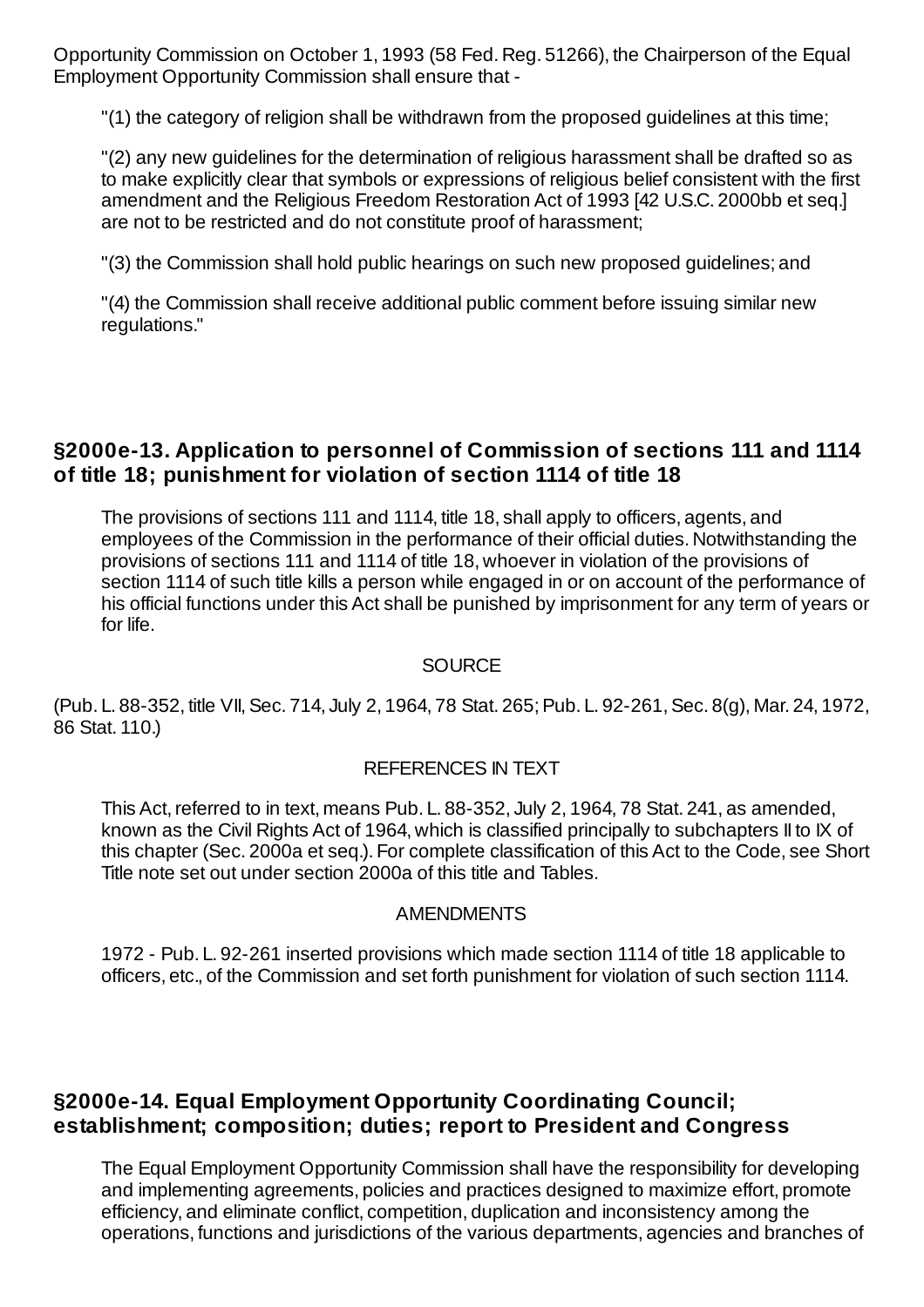Opportunity Commission on October 1, 1993 (58 Fed. Reg. 51266), the Chairperson of the Equal Employment Opportunity Commission shall ensure that -

"(1) the category of religion shall be withdrawn from the proposed guidelines at this time;

"(2) any new guidelines for the determination of religious harassment shall be drafted so as to make explicitly clear that symbols or expressions of religious belief consistent with the first amendment and the Religious Freedom Restoration Act of 1993 [42 U.S.C. 2000bb et seq.] are not to be restricted and do not constitute proof of harassment;

"(3) the Commission shall hold public hearings on such new proposed guidelines; and

"(4) the Commission shall receive additional public comment before issuing similar new regulations."

### §2000e-13. Application to personnel of Commission of sections 111 and 1114 of title 18; punishment for violation of section 1114 of title 18

The provisions of sections 111 and 1114, title 18, shall apply to officers, agents, and employees of the Commission in the performance of their official duties. Notwithstanding the provisions of sections 111 and 1114 of title 18, whoever in violation of the provisions of section 1114 of such title kills a person while engaged in or on account of the performance of his official functions under this Act shall be punished by imprisonment for any term of years or for life.

SOURCE

(Pub. L. 88-352, title VII, Sec. 714, July 2, 1964, 78 Stat. 265; Pub. L. 92-261, Sec. 8(g), Mar. 24, 1972, 86 Stat. 110.)

REFERENCES IN TEXT

This Act, referred to in text, means Pub. L. 88-352, July 2, 1964, 78 Stat. 241, as amended, known as the Civil Rights Act of 1964, which is classified principally to subchapters II to IX of this chapter (Sec. 2000a et seq.). For complete classification of this Act to the Code, see Short Title note set out under section 2000a of this title and Tables.

AMENDMENTS

1972 - Pub. L. 92-261 inserted provisions which made section 1114 of title 18 applicable to officers, etc., of the Commission and set forth punishment for violation of such section 1114.

### §2000e-14. Equal Employment Opportunity Coordinating Council; establishment; composition; duties; report to President and Congress

The Equal Employment Opportunity Commission shall have the responsibility for developing and implementing agreements, policies and practices designed to maximize effort, promote efficiency, and eliminate conflict, competition, duplication and inconsistency among the operations, functions and jurisdictions of the various departments, agencies and branches of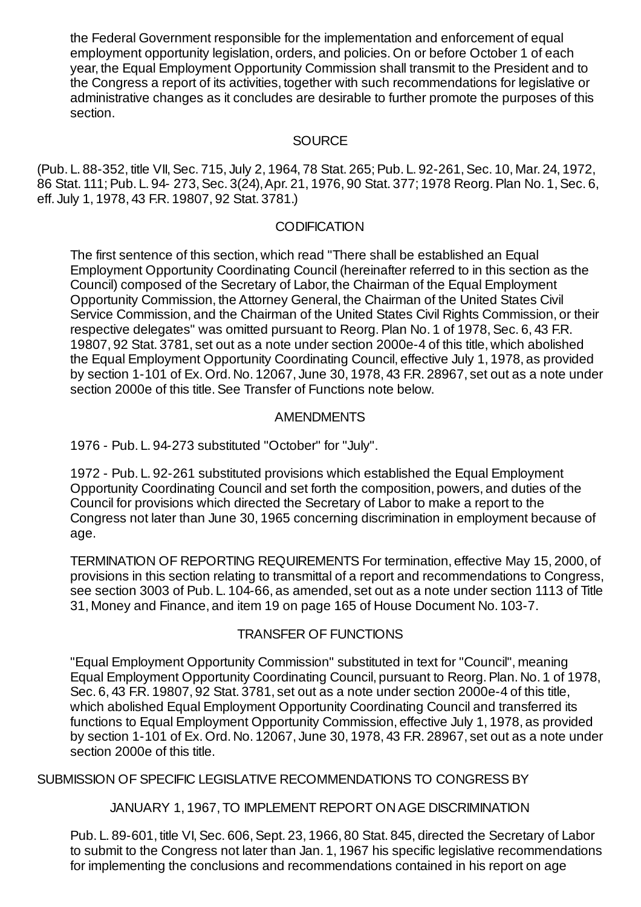the Federal Government responsible for the implementation and enforcement of equal employment opportunity legislation, orders, and policies. On or before October 1 of each year, the Equal Employment Opportunity Commission shall transmit to the President and to the Congress a report of its activities, together with such recommendations for legislative or administrative changes as it concludes are desirable to further promote the purposes of this section.

SOURCE

(Pub. L. 88-352, title VII, Sec. 715, July 2, 1964, 78 Stat. 265; Pub. L. 92-261, Sec. 10, Mar. 24, 1972, 86 Stat. 111; Pub. L. 94- 273, Sec. 3(24), Apr. 21, 1976, 90 Stat. 377; 1978 Reorg. Plan No. 1, Sec. 6, eff. July 1, 1978, 43 F.R. 19807, 92 Stat. 3781.)

CODIFICATION

The first sentence of this section, which read "There shall be established an Equal Employment Opportunity Coordinating Council (hereinafter referred to in this section as the Council) composed of the Secretary of Labor, the Chairman of the Equal Employment Opportunity Commission, the Attorney General, the Chairman of the United States Civil Service Commission, and the Chairman of the United States Civil Rights Commission, or their respective delegates" was omitted pursuant to Reorg. Plan No. 1 of 1978, Sec. 6, 43 F.R. 19807, 92 Stat. 3781, set out as a note under section 2000e-4 of this title, which abolished the Equal Employment Opportunity Coordinating Council, effective July 1, 1978, as provided by section 1-101 of Ex. Ord. No. 12067, June 30, 1978, 43 F.R. 28967, set out as a note under section 2000e of this title. See Transfer of Functions note below.

AMENDMENTS

1976 - Pub. L. 94-273 substituted "October" for "July".

1972 - Pub. L. 92-261 substituted provisions which established the Equal Employment Opportunity Coordinating Council and set forth the composition, powers, and duties of the Council for provisions which directed the Secretary of Labor to make a report to the Congress not later than June 30, 1965 concerning discrimination in employment because of age.

TERMINATION OF REPORTING REQUIREMENTS For termination, effective May 15, 2000, of provisions in this section relating to transmittal of a report and recommendations to Congress, see section 3003 of Pub. L. 104-66, as amended, set out as a note under section 1113 of Title 31, Money and Finance, and item 19 on page 165 of House Document No. 103-7.

TRANSFER OF FUNCTIONS

"Equal Employment Opportunity Commission" substituted in text for "Council", meaning Equal Employment Opportunity Coordinating Council, pursuant to Reorg. Plan. No. 1 of 1978, Sec. 6, 43 F.R. 19807, 92 Stat. 3781, set out as a note under section 2000e-4 of this title, which abolished Equal Employment Opportunity Coordinating Council and transferred its functions to Equal Employment Opportunity Commission, effective July 1, 1978, as provided by section 1-101 of Ex. Ord. No. 12067, June 30, 1978, 43 F.R. 28967, set out as a note under section 2000e of this title.

SUBMISSION OF SPECIFIC LEGISLATIVE RECOMMENDATIONS TO CONGRESS BY

JANUARY 1, 1967, TO IMPLEMENT REPORT ON AGE DISCRIMINATION

Pub. L. 89-601, title VI, Sec. 606, Sept. 23, 1966, 80 Stat. 845, directed the Secretary of Labor to submit to the Congress not later than Jan. 1, 1967 his specific legislative recommendations for implementing the conclusions and recommendations contained in his report on age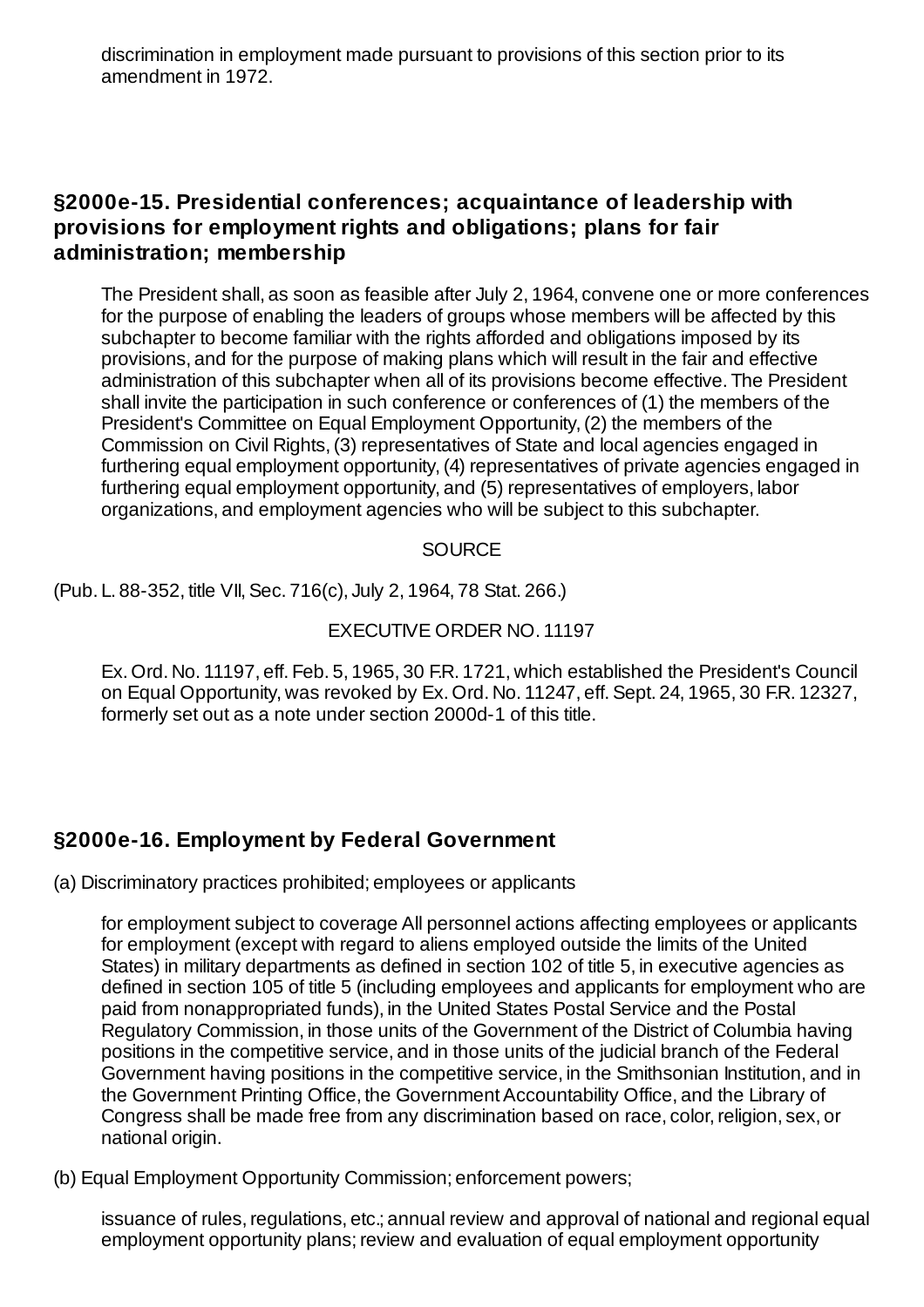discrimination in employment made pursuant to provisions of this section prior to its amendment in 1972.

## §2000e-15. Presidential conferences; acquaintance of leadership with provisions for employment rights and obligations; plans for fair administration; membership

The President shall, as soon as feasible after July 2, 1964, convene one or more conferences for the purpose of enabling the leaders of groups whose members will be affected by this subchapter to become familiar with the rights afforded and obligations imposed by its provisions, and for the purpose of making plans which will result in the fair and effective administration of this subchapter when all of its provisions become effective. The President shall invite the participation in such conference or conferences of (1) the members of the President's Committee on Equal Employment Opportunity, (2) the members of the Commission on Civil Rights, (3) representatives of State and local agencies engaged in furthering equal employment opportunity, (4) representatives of private agencies engaged in furthering equal employment opportunity, and (5) representatives of employers, labor organizations, and employment agencies who will be subject to this subchapter.

SOURCE

(Pub. L. 88-352, title VII, Sec. 716(c), July 2, 1964, 78 Stat. 266.)

EXECUTIVE ORDER NO. 11197

Ex. Ord. No. 11197, eff. Feb. 5, 1965, 30 F.R. 1721, which established the President's Council on Equal Opportunity, was revoked by Ex. Ord. No. 11247, eff. Sept. 24, 1965, 30 F.R. 12327, formerly set out as a note under section 2000d-1 of this title.

## §2000e-16. Employment by Federal Government

(a) Discriminatory practices prohibited; employees or applicants

for employment subject to coverage All personnel actions affecting employees or applicants for employment (except with regard to aliens employed outside the limits of the United States) in military departments as defined in section 102 of title 5, in executive agencies as defined in section 105 of title 5 (including employees and applicants for employment who are paid from nonappropriated funds), in the United States Postal Service and the Postal Regulatory Commission, in those units of the Government of the District of Columbia having positions in the competitive service, and in those units of the judicial branch of the Federal Government having positions in the competitive service, in the Smithsonian Institution, and in the Government Printing Office, the Government Accountability Office, and the Library of Congress shall be made free from any discrimination based on race, color, religion, sex, or national origin.

(b) Equal Employment Opportunity Commission; enforcement powers;

issuance of rules, regulations, etc.; annual review and approval of national and regional equal employment opportunity plans; review and evaluation of equal employment opportunity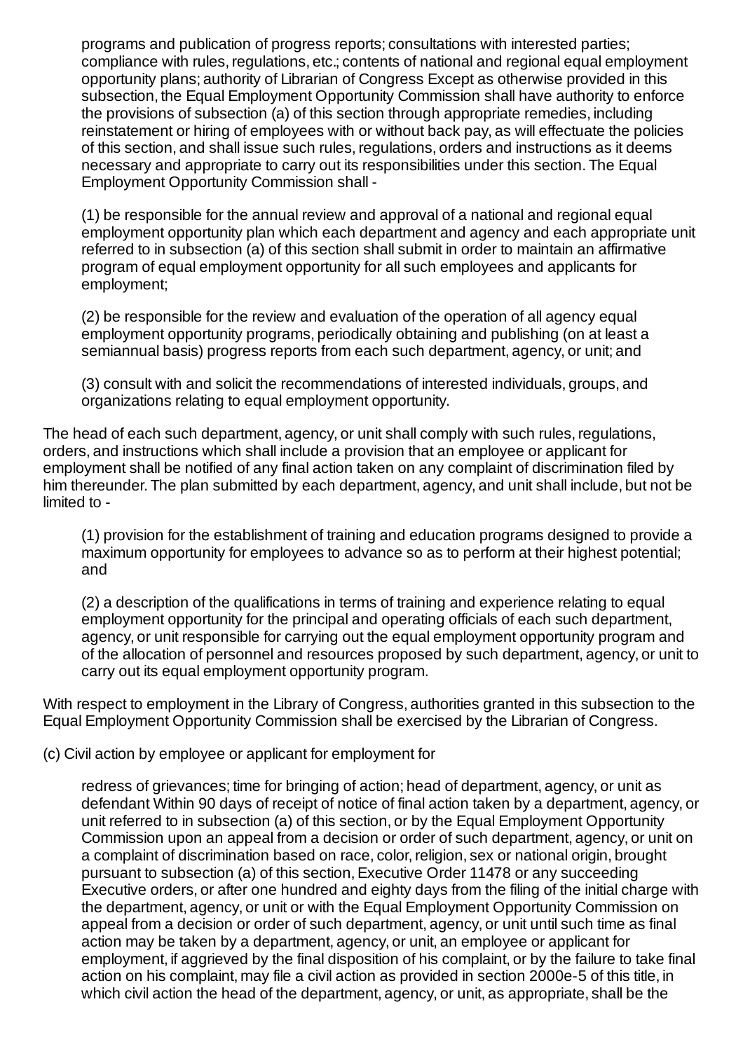programs and publication of progress reports; consultations with interested parties; compliance with rules, regulations, etc.; contents of national and regional equal employment opportunity plans; authority of Librarian of Congress Except as otherwise provided in this subsection, the Equal Employment Opportunity Commission shall have authority to enforce the provisions of subsection (a) of this section through appropriate remedies, including reinstatement or hiring of employees with or without back pay, as will effectuate the policies of this section, and shall issue such rules, regulations, orders and instructions as it deems necessary and appropriate to carry out its responsibilities under this section. The Equal Employment Opportunity Commission shall -

(1) be responsible for the annual review and approval of a national and regional equal employment opportunity plan which each department and agency and each appropriate unit referred to in subsection (a) of this section shall submit in order to maintain an affirmative program of equal employment opportunity for all such employees and applicants for employment;

(2) be responsible for the review and evaluation of the operation of all agency equal employment opportunity programs, periodically obtaining and publishing (on at least a semiannual basis) progress reports from each such department, agency, or unit; and

(3) consult with and solicit the recommendations of interested individuals, groups, and organizations relating to equal employment opportunity.

The head of each such department, agency, or unit shall comply with such rules, regulations, orders, and instructions which shall include a provision that an employee or applicant for employment shall be notified of any final action taken on any complaint of discrimination filed by him thereunder. The plan submitted by each department, agency, and unit shall include, but not be limited to -

(1) provision for the establishment of training and education programs designed to provide a maximum opportunity for employees to advance so as to perform at their highest potential; and

(2) a description of the qualifications in terms of training and experience relating to equal employment opportunity for the principal and operating officials of each such department, agency, or unit responsible for carrying out the equal employment opportunity program and of the allocation of personnel and resources proposed by such department, agency, or unit to carry out its equal employment opportunity program.

With respect to employment in the Library of Congress, authorities granted in this subsection to the Equal Employment Opportunity Commission shall be exercised by the Librarian of Congress.

(c) Civil action by employee or applicant for employment for

redress of grievances; time for bringing of action; head of department, agency, or unit as defendant Within 90 days of receipt of notice of final action taken by a department, agency, or unit referred to in subsection (a) of this section, or by the Equal Employment Opportunity Commission upon an appeal from a decision or order of such department, agency, or unit on a complaint of discrimination based on race, color, religion, sex or national origin, brought pursuant to subsection (a) of this section, Executive Order 11478 or any succeeding Executive orders, or after one hundred and eighty days from the filing of the initial charge with the department, agency, or unit or with the Equal Employment Opportunity Commission on appeal from a decision or order of such department, agency, or unit until such time as final action may be taken by a department, agency, or unit, an employee or applicant for employment, if aggrieved by the final disposition of his complaint, or by the failure to take final action on his complaint, may file a civil action as provided in section 2000e-5 of this title, in which civil action the head of the department, agency, or unit, as appropriate, shall be the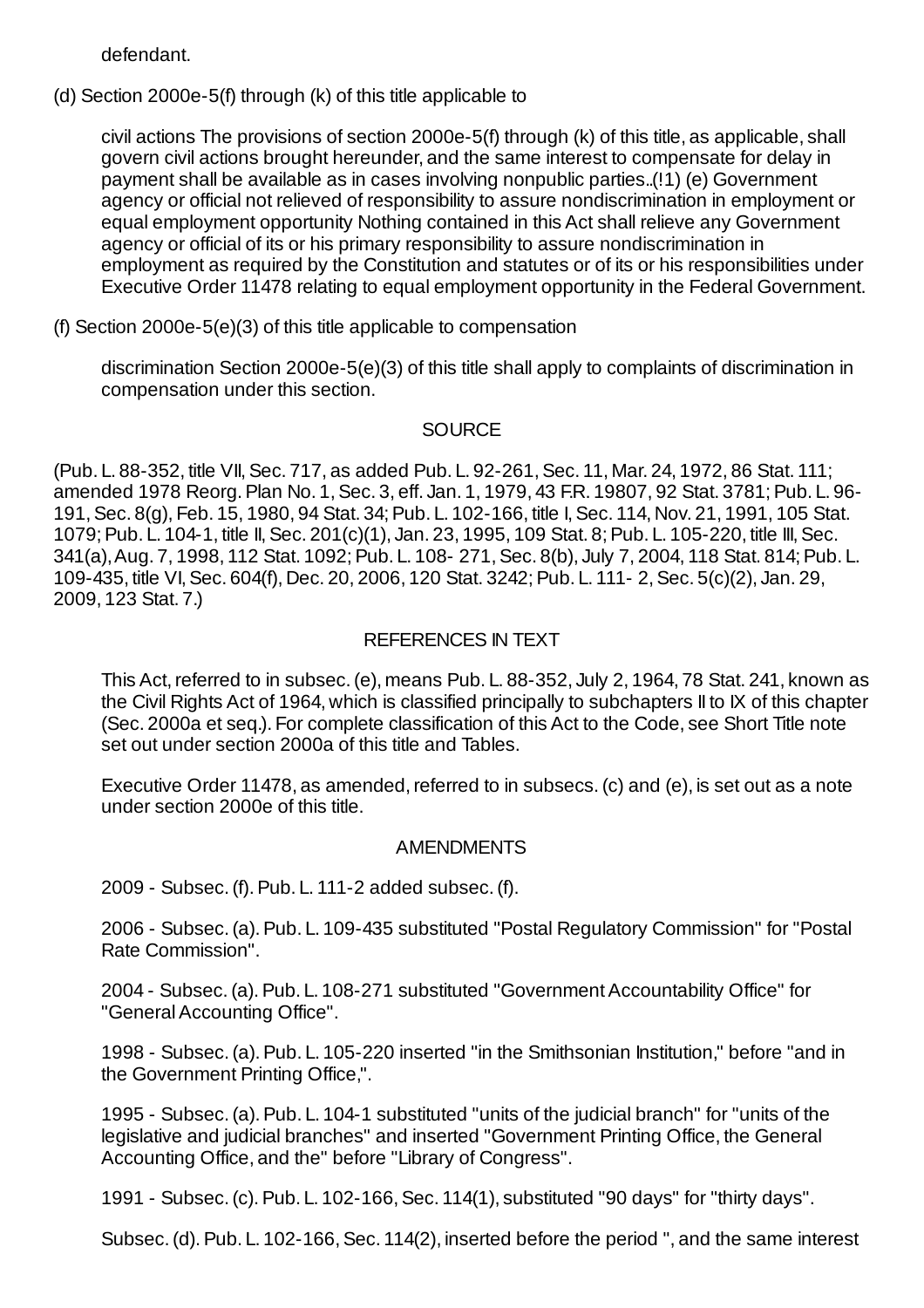defendant.

(d) Section 2000e-5(f) through (k) of this title applicable to

civil actions The provisions of section 2000e-5(f) through (k) of this title, as applicable, shall govern civil actions brought hereunder, and the same interest to compensate for delay in payment shall be available as in cases involving nonpublic parties..(!1) (e) Government agency or official not relieved of responsibility to assure nondiscrimination in employment or equal employment opportunity Nothing contained in this Act shall relieve any Government agency or official of its or his primary responsibility to assure nondiscrimination in employment as required by the Constitution and statutes or of its or his responsibilities under Executive Order 11478 relating to equal employment opportunity in the Federal Government.

(f) Section 2000e-5(e)(3) of this title applicable to compensation

discrimination Section 2000e-5(e)(3) of this title shall apply to complaints of discrimination in compensation under this section.

SOURCE

(Pub. L. 88-352, title VII, Sec. 717, as added Pub. L. 92-261, Sec. 11, Mar. 24, 1972, 86 Stat. 111; amended 1978 Reorg. Plan No. 1, Sec. 3, eff. Jan. 1, 1979, 43 F.R. 19807, 92 Stat. 3781; Pub. L. 96-191, Sec. 8(g), Feb. 15, 1980, 94 Stat. 34; Pub. L. 102-166, title I, Sec. 114, Nov. 21, 1991, 105 Stat. 1079; Pub. L. 104-1, title II, Sec. 201(c)(1), Jan. 23, 1995, 109 Stat. 8; Pub. L. 105-220, title III, Sec. 341(a), Aug. 7, 1998, 112 Stat. 1092; Pub. L. 108- 271, Sec. 8(b), July 7, 2004, 118 Stat. 814; Pub. L. 109-435, title VI, Sec. 604(f), Dec. 20, 2006, 120 Stat. 3242; Pub. L. 111- 2, Sec. 5(c)(2), Jan. 29, 2009, 123 Stat. 7.)

REFERENCES IN TEXT

This Act, referred to in subsec. (e), means Pub. L. 88-352, July 2, 1964, 78 Stat. 241, known as the Civil Rights Act of 1964, which is classified principally to subchapters II to IX of this chapter (Sec. 2000a et seq.). For complete classification of this Act to the Code, see Short Title note set out under section 2000a of this title and Tables.

Executive Order 11478, as amended, referred to in subsecs. (c) and (e), is set out as a note under section 2000e of this title.

AMENDMENTS

2009 - Subsec. (f). Pub. L. 111-2 added subsec. (f).

2006 - Subsec. (a). Pub. L. 109-435 substituted "Postal Regulatory Commission" for "Postal Rate Commission".

2004 - Subsec. (a). Pub. L. 108-271 substituted "Government Accountability Office" for "General Accounting Office".

1998 - Subsec. (a). Pub. L. 105-220 inserted "in the Smithsonian Institution," before "and in the Government Printing Office,".

1995 - Subsec. (a). Pub. L. 104-1 substituted "units of the judicial branch" for "units of the legislative and judicial branches" and inserted "Government Printing Office, the General Accounting Office, and the" before "Library of Congress".

1991 - Subsec. (c). Pub. L. 102-166, Sec. 114(1), substituted "90 days" for "thirty days".

Subsec. (d). Pub. L. 102-166, Sec. 114(2), inserted before the period ", and the same interest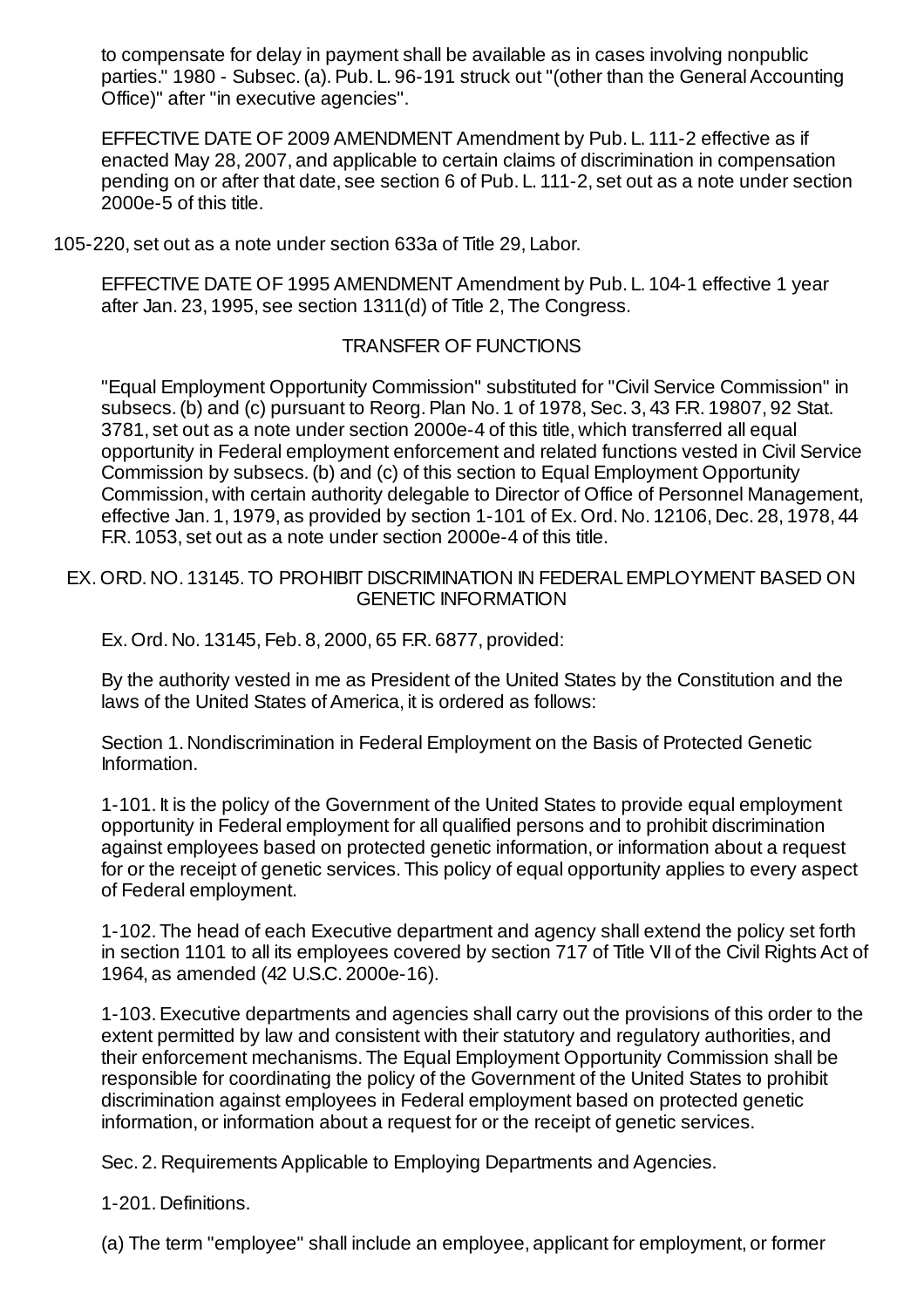to compensate for delay in payment shall be available as in cases involving nonpublic parties." 1980 - Subsec. (a). Pub. L. 96-191 struck out "(other than the General Accounting Office)" after "in executive agencies".

EFFECTIVE DATE OF 2009 AMENDMENT Amendment by Pub. L. 111-2 effective as if enacted May 28, 2007, and applicable to certain claims of discrimination in compensation pending on or after that date, see section 6 of Pub. L. 111-2, set out as a note under section 2000e-5 of this title.

105-220, set out as a note under section 633a of Title 29, Labor.

EFFECTIVE DATE OF 1995 AMENDMENT Amendment by Pub. L. 104-1 effective 1 year after Jan. 23, 1995, see section 1311(d) of Title 2, The Congress.

TRANSFER OF FUNCTIONS

"Equal Employment Opportunity Commission" substituted for "Civil Service Commission" in subsecs. (b) and (c) pursuant to Reorg. Plan No. 1 of 1978, Sec. 3, 43 F.R. 19807, 92 Stat. 3781, set out as a note under section 2000e-4 of this title, which transferred all equal opportunity in Federal employment enforcement and related functions vested in Civil Service Commission by subsecs. (b) and (c) of this section to Equal Employment Opportunity Commission, with certain authority delegable to Director of Office of Personnel Management, effective Jan. 1, 1979, as provided by section 1-101 of Ex. Ord. No. 12106, Dec. 28, 1978, 44 F.R. 1053, set out as a note under section 2000e-4 of this title.

EX. ORD. NO. 13145. TO PROHIBIT DISCRIMINATION IN FEDERAL EMPLOYMENT BASED ON GENETIC INFORMATION

Ex. Ord. No. 13145, Feb. 8, 2000, 65 F.R. 6877, provided:

By the authority vested in me as President of the United States by the Constitution and the laws of the United States of America, it is ordered as follows:

Section 1. Nondiscrimination in Federal Employment on the Basis of Protected Genetic Information.

1-101. It is the policy of the Government of the United States to provide equal employment opportunity in Federal employment for all qualified persons and to prohibit discrimination against employees based on protected genetic information, or information about a request for or the receipt of genetic services. This policy of equal opportunity applies to every aspect of Federal employment.

1-102. The head of each Executive department and agency shall extend the policy set forth in section 1101 to all its employees covered by section 717 of Title VII of the Civil Rights Act of 1964, as amended (42 U.S.C. 2000e-16).

1-103. Executive departments and agencies shall carry out the provisions of this order to the extent permitted by law and consistent with their statutory and regulatory authorities, and their enforcement mechanisms. The Equal Employment Opportunity Commission shall be responsible for coordinating the policy of the Government of the United States to prohibit discrimination against employees in Federal employment based on protected genetic information, or information about a request for or the receipt of genetic services.

Sec. 2. Requirements Applicable to Employing Departments and Agencies.

1-201. Definitions.

(a) The term "employee" shall include an employee, applicant for employment, or former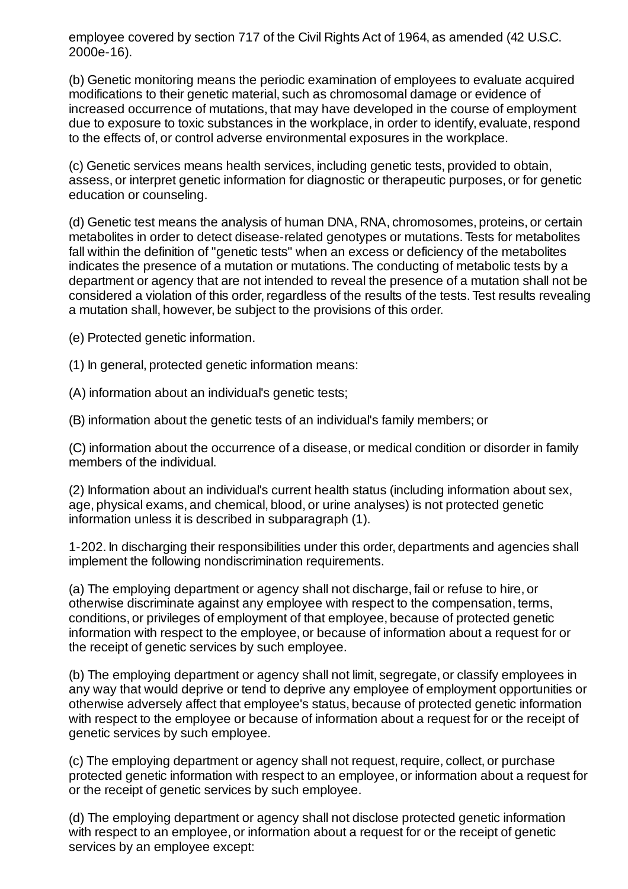employee covered by section 717 of the Civil Rights Act of 1964, as amended (42 U.S.C. 2000e-16).

(b) Genetic monitoring means the periodic examination of employees to evaluate acquired modifications to their genetic material, such as chromosomal damage or evidence of increased occurrence of mutations, that may have developed in the course of employment due to exposure to toxic substances in the workplace, in order to identify, evaluate, respond to the effects of, or control adverse environmental exposures in the workplace.

(c) Genetic services means health services, including genetic tests, provided to obtain, assess, or interpret genetic information for diagnostic or therapeutic purposes, or for genetic education or counseling.

(d) Genetic test means the analysis of human DNA, RNA, chromosomes, proteins, or certain metabolites in order to detect disease-related genotypes or mutations. Tests for metabolites fall within the definition of "genetic tests" when an excess or deficiency of the metabolites indicates the presence of a mutation or mutations. The conducting of metabolic tests by a department or agency that are not intended to reveal the presence of a mutation shall not be considered a violation of this order, regardless of the results of the tests. Test results revealing a mutation shall, however, be subject to the provisions of this order.

(e) Protected genetic information.

(1) In general, protected genetic information means:

(A) information about an individual's genetic tests;

(B) information about the genetic tests of an individual's family members; or

(C) information about the occurrence of a disease, or medical condition or disorder in family members of the individual.

(2) Information about an individual's current health status (including information about sex, age, physical exams, and chemical, blood, or urine analyses) is not protected genetic information unless it is described in subparagraph (1).

1-202. In discharging their responsibilities under this order, departments and agencies shall implement the following nondiscrimination requirements.

(a) The employing department or agency shall not discharge, fail or refuse to hire, or otherwise discriminate against any employee with respect to the compensation, terms, conditions, or privileges of employment of that employee, because of protected genetic information with respect to the employee, or because of information about a request for or the receipt of genetic services by such employee.

(b) The employing department or agency shall not limit, segregate, or classify employees in any way that would deprive or tend to deprive any employee of employment opportunities or otherwise adversely affect that employee's status, because of protected genetic information with respect to the employee or because of information about a request for or the receipt of genetic services by such employee.

(c) The employing department or agency shall not request, require, collect, or purchase protected genetic information with respect to an employee, or information about a request for or the receipt of genetic services by such employee.

(d) The employing department or agency shall not disclose protected genetic information with respect to an employee, or information about a request for or the receipt of genetic services by an employee except: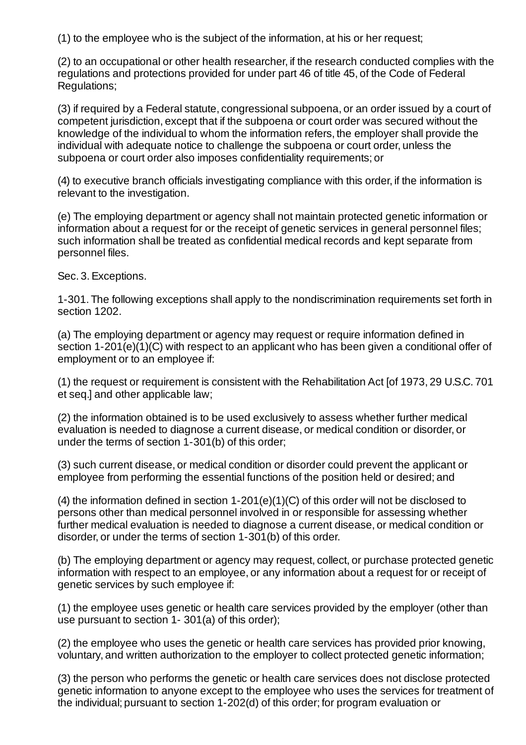(1) to the employee who is the subject of the information, at his or her request;

(2) to an occupational or other health researcher, if the research conducted complies with the regulations and protections provided for under part 46 of title 45, of the Code of Federal Regulations;

(3) if required by a Federal statute, congressional subpoena, or an order issued by a court of competent jurisdiction, except that if the subpoena or court order was secured without the knowledge of the individual to whom the information refers, the employer shall provide the individual with adequate notice to challenge the subpoena or court order, unless the subpoena or court order also imposes confidentiality requirements; or

(4) to executive branch officials investigating compliance with this order, if the information is relevant to the investigation.

(e) The employing department or agency shall not maintain protected genetic information or information about a request for or the receipt of genetic services in general personnel files; such information shall be treated as confidential medical records and kept separate from personnel files.

Sec. 3. Exceptions.

1-301. The following exceptions shall apply to the nondiscrimination requirements set forth in section 1202.

(a) The employing department or agency may request or require information defined in section 1-201(e)(1)(C) with respect to an applicant who has been given a conditional offer of employment or to an employee if:

(1) the request or requirement is consistent with the Rehabilitation Act [of 1973, 29 U.S.C. 701 et seq.] and other applicable law;

(2) the information obtained is to be used exclusively to assess whether further medical evaluation is needed to diagnose a current disease, or medical condition or disorder, or under the terms of section 1-301(b) of this order;

(3) such current disease, or medical condition or disorder could prevent the applicant or employee from performing the essential functions of the position held or desired; and

(4) the information defined in section 1-201(e)(1)(C) of this order will not be disclosed to persons other than medical personnel involved in or responsible for assessing whether further medical evaluation is needed to diagnose a current disease, or medical condition or disorder, or under the terms of section 1-301(b) of this order.

(b) The employing department or agency may request, collect, or purchase protected genetic information with respect to an employee, or any information about a request for or receipt of genetic services by such employee if:

(1) the employee uses genetic or health care services provided by the employer (other than use pursuant to section 1- 301(a) of this order);

(2) the employee who uses the genetic or health care services has provided prior knowing, voluntary, and written authorization to the employer to collect protected genetic information;

(3) the person who performs the genetic or health care services does not disclose protected genetic information to anyone except to the employee who uses the services for treatment of the individual; pursuant to section 1-202(d) of this order; for program evaluation or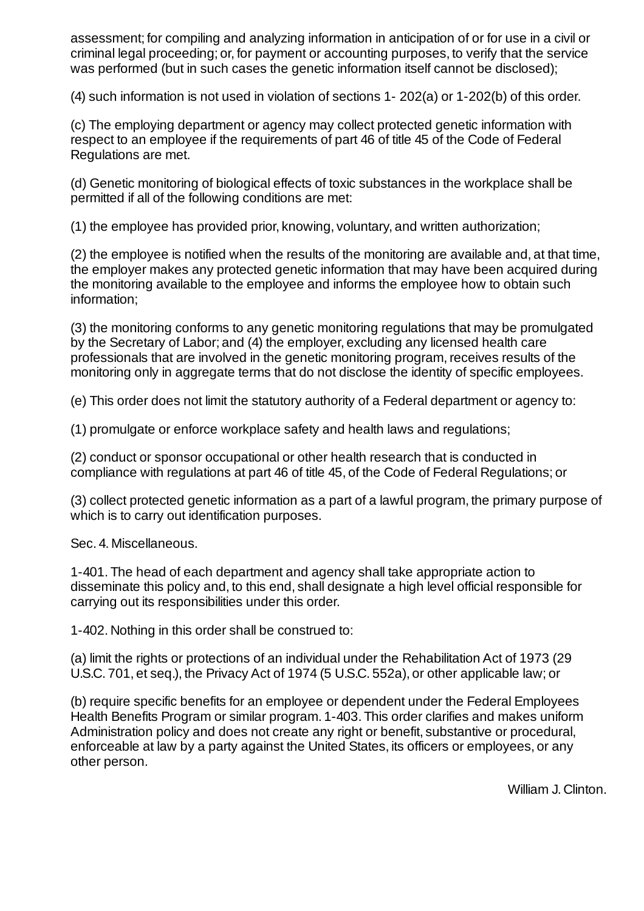assessment; for compiling and analyzing information in anticipation of or for use in a civil or criminal legal proceeding; or, for payment or accounting purposes, to verify that the service was performed (but in such cases the genetic information itself cannot be disclosed);

(4) such information is not used in violation of sections 1- 202(a) or 1-202(b) of this order.

(c) The employing department or agency may collect protected genetic information with respect to an employee if the requirements of part 46 of title 45 of the Code of Federal Regulations are met.

(d) Genetic monitoring of biological effects of toxic substances in the workplace shall be permitted if all of the following conditions are met:

(1) the employee has provided prior, knowing, voluntary, and written authorization;

(2) the employee is notified when the results of the monitoring are available and, at that time, the employer makes any protected genetic information that may have been acquired during the monitoring available to the employee and informs the employee how to obtain such information;

(3) the monitoring conforms to any genetic monitoring regulations that may be promulgated by the Secretary of Labor; and (4) the employer, excluding any licensed health care professionals that are involved in the genetic monitoring program, receives results of the monitoring only in aggregate terms that do not disclose the identity of specific employees.

(e) This order does not limit the statutory authority of a Federal department or agency to:

(1) promulgate or enforce workplace safety and health laws and regulations;

(2) conduct or sponsor occupational or other health research that is conducted in compliance with regulations at part 46 of title 45, of the Code of Federal Regulations; or

(3) collect protected genetic information as a part of a lawful program, the primary purpose of which is to carry out identification purposes.

Sec. 4. Miscellaneous.

1-401. The head of each department and agency shall take appropriate action to disseminate this policy and, to this end, shall designate a high level official responsible for carrying out its responsibilities under this order.

1-402. Nothing in this order shall be construed to:

(a) limit the rights or protections of an individual under the Rehabilitation Act of 1973 (29 U.S.C. 701, et seq.), the Privacy Act of 1974 (5 U.S.C. 552a), or other applicable law; or

(b) require specific benefits for an employee or dependent under the Federal Employees Health Benefits Program or similar program. 1-403. This order clarifies and makes uniform Administration policy and does not create any right or benefit, substantive or procedural, enforceable at law by a party against the United States, its officers or employees, or any other person.

William J. Clinton.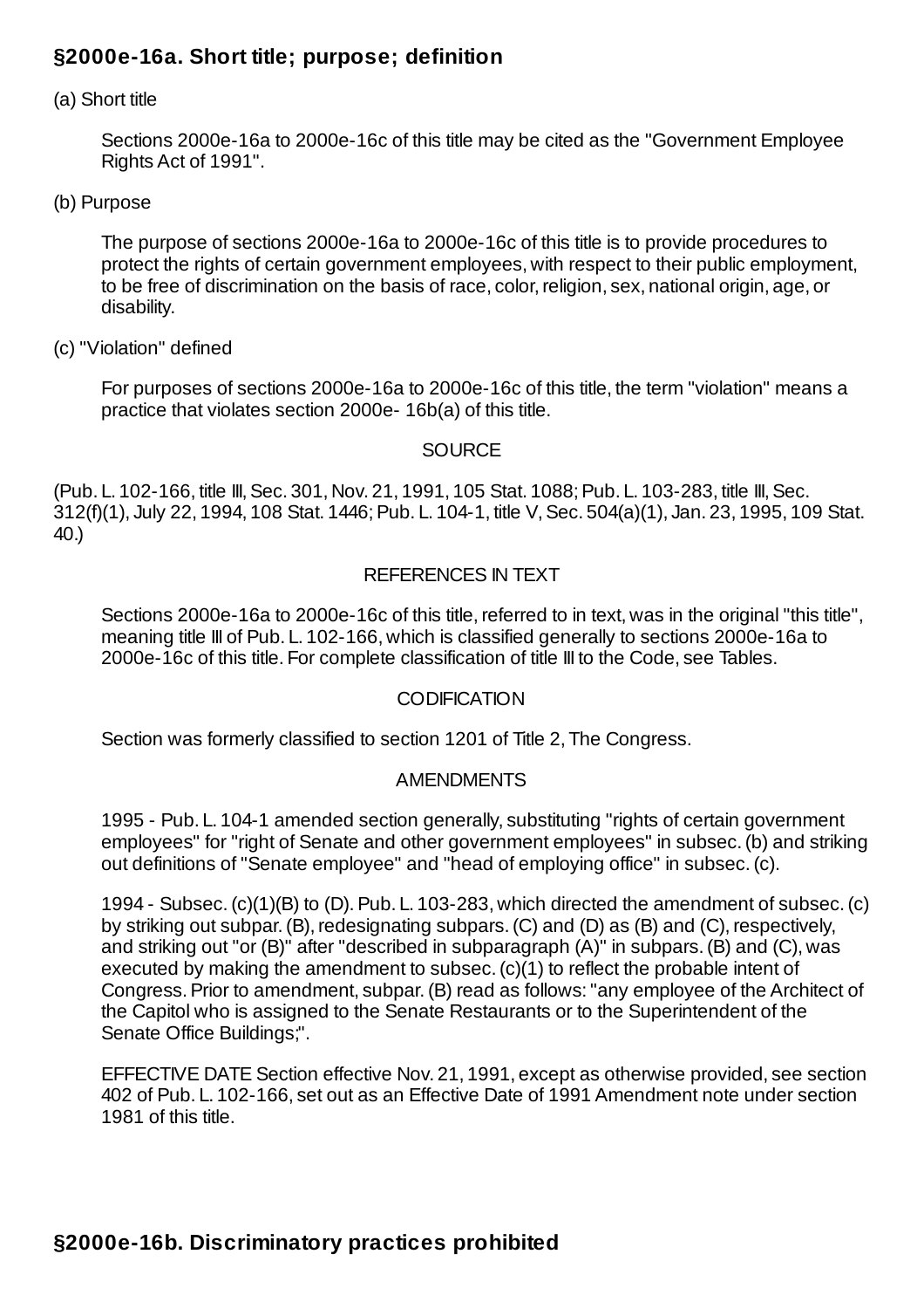## §2000e-16a. Short title; purpose; definition

(a) Short title

> Sections 2000e-16a to 2000e-16c of this title may be cited as the "Government Employee Rights Act of 1991".

(b) Purpose

> The purpose of sections 2000e-16a to 2000e-16c of this title is to provide procedures to protect the rights of certain government employees, with respect to their public employment, to be free of discrimination on the basis of race, color, religion, sex, national origin, age, or disability.

(c) "Violation" defined

> For purposes of sections 2000e-16a to 2000e-16c of this title, the term "violation" means a practice that violates section 2000e- 16b(a) of this title.

SOURCE

(Pub. L. 102-166, title III, Sec. 301, Nov. 21, 1991, 105 Stat. 1088; Pub. L. 103-283, title III, Sec. 312(f)(1), July 22, 1994, 108 Stat. 1446; Pub. L. 104-1, title V, Sec. 504(a)(1), Jan. 23, 1995, 109 Stat. 40.)

REFERENCES IN TEXT

> Sections 2000e-16a to 2000e-16c of this title, referred to in text, was in the original "this title", meaning title III of Pub. L. 102-166, which is classified generally to sections 2000e-16a to 2000e-16c of this title. For complete classification of title III to the Code, see Tables.

CODIFICATION

> Section was formerly classified to section 1201 of Title 2, The Congress.

AMENDMENTS

> 1995 - Pub. L. 104-1 amended section generally, substituting "rights of certain government employees" for "right of Senate and other government employees" in subsec. (b) and striking out definitions of "Senate employee" and "head of employing office" in subsec. (c).
>
> 1994 - Subsec. (c)(1)(B) to (D). Pub. L. 103-283, which directed the amendment of subsec. (c) by striking out subpar. (B), redesignating subpars. (C) and (D) as (B) and (C), respectively, and striking out "or (B)" after "described in subparagraph (A)" in subpars. (B) and (C), was executed by making the amendment to subsec. (c)(1) to reflect the probable intent of Congress. Prior to amendment, subpar. (B) read as follows: "any employee of the Architect of the Capitol who is assigned to the Senate Restaurants or to the Superintendent of the Senate Office Buildings;".
>
> EFFECTIVE DATE Section effective Nov. 21, 1991, except as otherwise provided, see section 402 of Pub. L. 102-166, set out as an Effective Date of 1991 Amendment note under section 1981 of this title.

## §2000e-16b. Discriminatory practices prohibited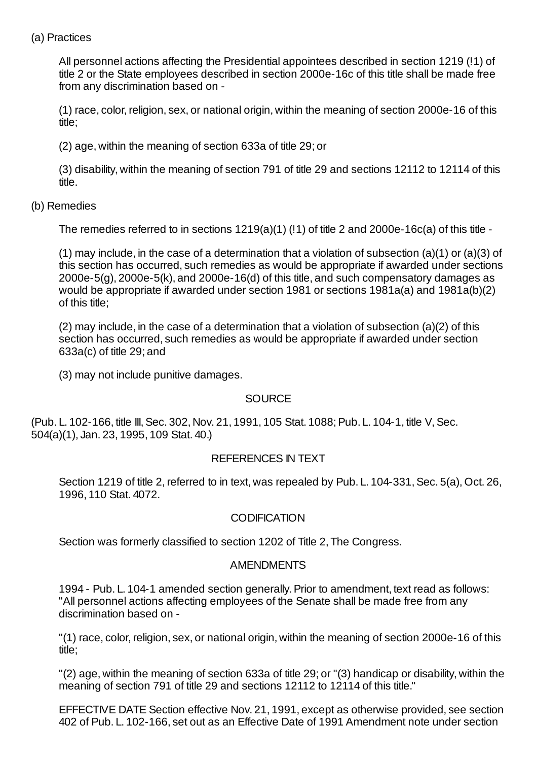(a) Practices

All personnel actions affecting the Presidential appointees described in section 1219 (!1) of title 2 or the State employees described in section 2000e-16c of this title shall be made free from any discrimination based on -

(1) race, color, religion, sex, or national origin, within the meaning of section 2000e-16 of this title;

(2) age, within the meaning of section 633a of title 29; or

(3) disability, within the meaning of section 791 of title 29 and sections 12112 to 12114 of this title.

(b) Remedies

The remedies referred to in sections 1219(a)(1) (!1) of title 2 and 2000e-16c(a) of this title -

(1) may include, in the case of a determination that a violation of subsection (a)(1) or (a)(3) of this section has occurred, such remedies as would be appropriate if awarded under sections 2000e-5(g), 2000e-5(k), and 2000e-16(d) of this title, and such compensatory damages as would be appropriate if awarded under section 1981 or sections 1981a(a) and 1981a(b)(2) of this title;

(2) may include, in the case of a determination that a violation of subsection (a)(2) of this section has occurred, such remedies as would be appropriate if awarded under section 633a(c) of title 29; and

(3) may not include punitive damages.

SOURCE

(Pub. L. 102-166, title III, Sec. 302, Nov. 21, 1991, 105 Stat. 1088; Pub. L. 104-1, title V, Sec. 504(a)(1), Jan. 23, 1995, 109 Stat. 40.)

REFERENCES IN TEXT

Section 1219 of title 2, referred to in text, was repealed by Pub. L. 104-331, Sec. 5(a), Oct. 26, 1996, 110 Stat. 4072.

CODIFICATION

Section was formerly classified to section 1202 of Title 2, The Congress.

AMENDMENTS

1994 - Pub. L. 104-1 amended section generally. Prior to amendment, text read as follows: "All personnel actions affecting employees of the Senate shall be made free from any discrimination based on -

"(1) race, color, religion, sex, or national origin, within the meaning of section 2000e-16 of this title;

"(2) age, within the meaning of section 633a of title 29; or "(3) handicap or disability, within the meaning of section 791 of title 29 and sections 12112 to 12114 of this title."

EFFECTIVE DATE Section effective Nov. 21, 1991, except as otherwise provided, see section 402 of Pub. L. 102-166, set out as an Effective Date of 1991 Amendment note under section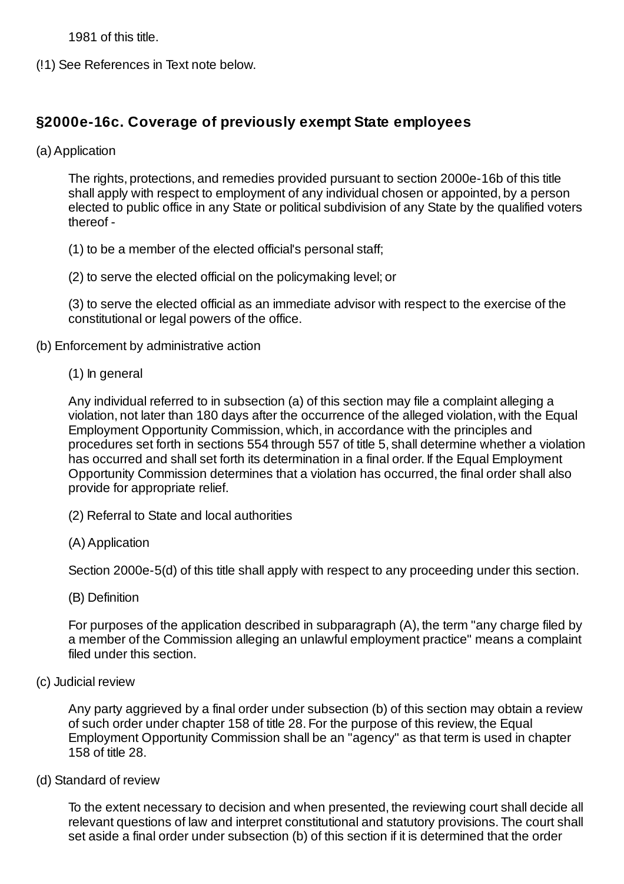1981 of this title.

(!1) See References in Text note below.

## §2000e-16c. Coverage of previously exempt State employees

(a) Application

The rights, protections, and remedies provided pursuant to section 2000e-16b of this title shall apply with respect to employment of any individual chosen or appointed, by a person elected to public office in any State or political subdivision of any State by the qualified voters thereof -

(1) to be a member of the elected official's personal staff;

(2) to serve the elected official on the policymaking level; or

(3) to serve the elected official as an immediate advisor with respect to the exercise of the constitutional or legal powers of the office.

(b) Enforcement by administrative action

(1) In general

Any individual referred to in subsection (a) of this section may file a complaint alleging a violation, not later than 180 days after the occurrence of the alleged violation, with the Equal Employment Opportunity Commission, which, in accordance with the principles and procedures set forth in sections 554 through 557 of title 5, shall determine whether a violation has occurred and shall set forth its determination in a final order. If the Equal Employment Opportunity Commission determines that a violation has occurred, the final order shall also provide for appropriate relief.

(2) Referral to State and local authorities

(A) Application

Section 2000e-5(d) of this title shall apply with respect to any proceeding under this section.

(B) Definition

For purposes of the application described in subparagraph (A), the term "any charge filed by a member of the Commission alleging an unlawful employment practice" means a complaint filed under this section.

(c) Judicial review

Any party aggrieved by a final order under subsection (b) of this section may obtain a review of such order under chapter 158 of title 28. For the purpose of this review, the Equal Employment Opportunity Commission shall be an "agency" as that term is used in chapter 158 of title 28.

(d) Standard of review

To the extent necessary to decision and when presented, the reviewing court shall decide all relevant questions of law and interpret constitutional and statutory provisions. The court shall set aside a final order under subsection (b) of this section if it is determined that the order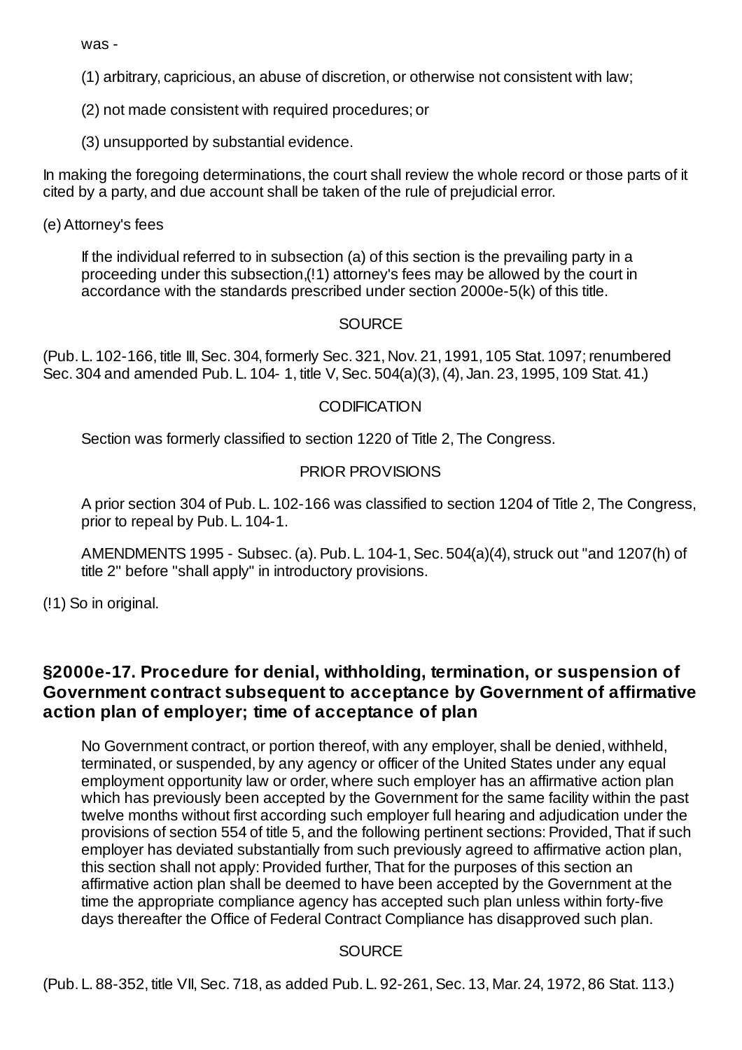was -

(1) arbitrary, capricious, an abuse of discretion, or otherwise not consistent with law;

(2) not made consistent with required procedures; or

(3) unsupported by substantial evidence.

In making the foregoing determinations, the court shall review the whole record or those parts of it cited by a party, and due account shall be taken of the rule of prejudicial error.

(e) Attorney's fees

If the individual referred to in subsection (a) of this section is the prevailing party in a proceeding under this subsection,(!1) attorney's fees may be allowed by the court in accordance with the standards prescribed under section 2000e-5(k) of this title.

SOURCE

(Pub. L. 102-166, title III, Sec. 304, formerly Sec. 321, Nov. 21, 1991, 105 Stat. 1097; renumbered Sec. 304 and amended Pub. L. 104- 1, title V, Sec. 504(a)(3), (4), Jan. 23, 1995, 109 Stat. 41.)

CODIFICATION

Section was formerly classified to section 1220 of Title 2, The Congress.

PRIOR PROVISIONS

A prior section 304 of Pub. L. 102-166 was classified to section 1204 of Title 2, The Congress, prior to repeal by Pub. L. 104-1.

AMENDMENTS 1995 - Subsec. (a). Pub. L. 104-1, Sec. 504(a)(4), struck out "and 1207(h) of title 2" before "shall apply" in introductory provisions.

(!1) So in original.

## §2000e-17. Procedure for denial, withholding, termination, or suspension of Government contract subsequent to acceptance by Government of affirmative action plan of employer; time of acceptance of plan

No Government contract, or portion thereof, with any employer, shall be denied, withheld, terminated, or suspended, by any agency or officer of the United States under any equal employment opportunity law or order, where such employer has an affirmative action plan which has previously been accepted by the Government for the same facility within the past twelve months without first according such employer full hearing and adjudication under the provisions of section 554 of title 5, and the following pertinent sections: Provided, That if such employer has deviated substantially from such previously agreed to affirmative action plan, this section shall not apply: Provided further, That for the purposes of this section an affirmative action plan shall be deemed to have been accepted by the Government at the time the appropriate compliance agency has accepted such plan unless within forty-five days thereafter the Office of Federal Contract Compliance has disapproved such plan.

SOURCE

(Pub. L. 88-352, title VII, Sec. 718, as added Pub. L. 92-261, Sec. 13, Mar. 24, 1972, 86 Stat. 113.)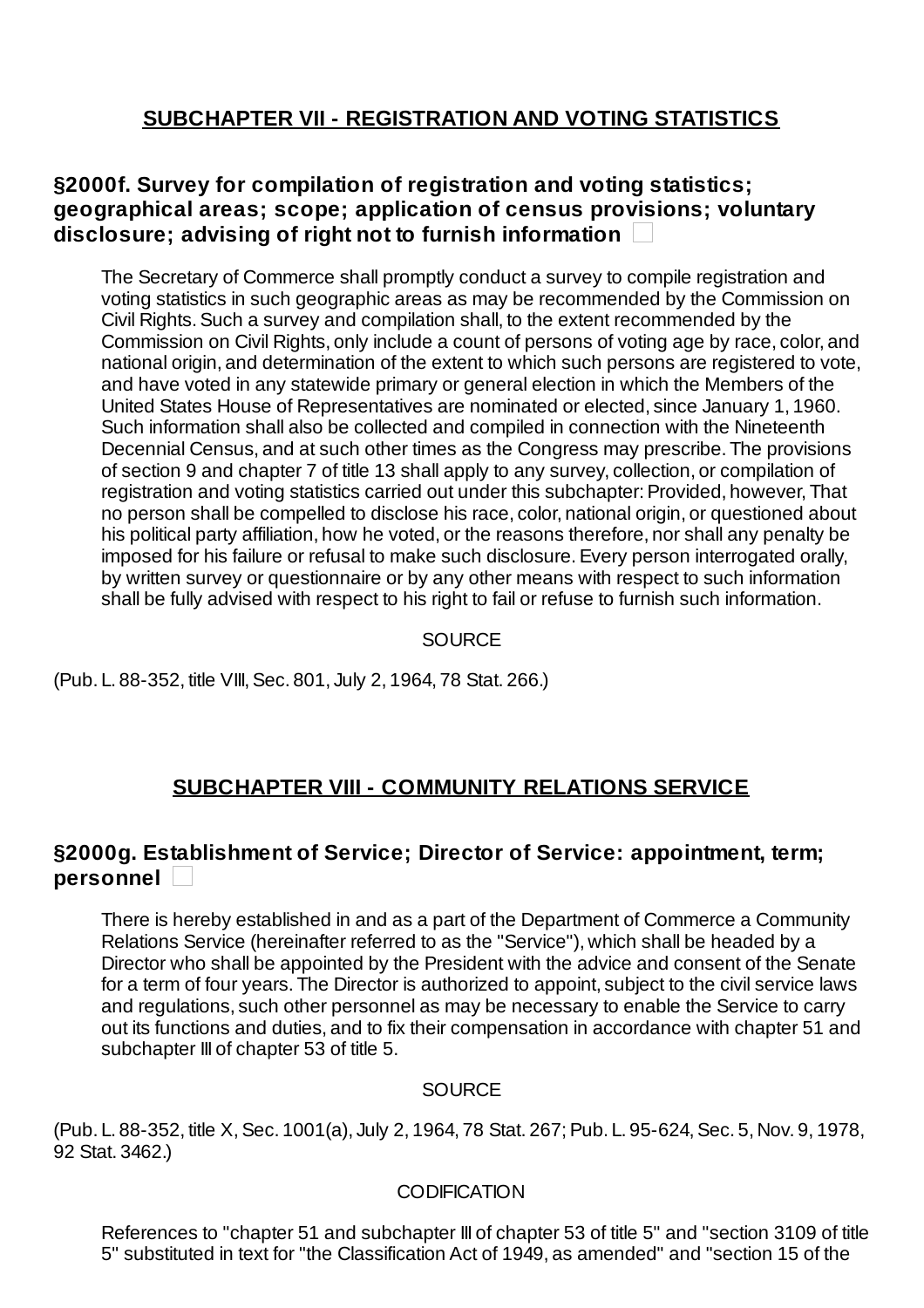## SUBCHAPTER VII - REGISTRATION AND VOTING STATISTICS

### §2000f. Survey for compilation of registration and voting statistics; geographical areas; scope; application of census provisions; voluntary disclosure; advising of right not to furnish information

The Secretary of Commerce shall promptly conduct a survey to compile registration and voting statistics in such geographic areas as may be recommended by the Commission on Civil Rights. Such a survey and compilation shall, to the extent recommended by the Commission on Civil Rights, only include a count of persons of voting age by race, color, and national origin, and determination of the extent to which such persons are registered to vote, and have voted in any statewide primary or general election in which the Members of the United States House of Representatives are nominated or elected, since January 1, 1960. Such information shall also be collected and compiled in connection with the Nineteenth Decennial Census, and at such other times as the Congress may prescribe. The provisions of section 9 and chapter 7 of title 13 shall apply to any survey, collection, or compilation of registration and voting statistics carried out under this subchapter: Provided, however, That no person shall be compelled to disclose his race, color, national origin, or questioned about his political party affiliation, how he voted, or the reasons therefore, nor shall any penalty be imposed for his failure or refusal to make such disclosure. Every person interrogated orally, by written survey or questionnaire or by any other means with respect to such information shall be fully advised with respect to his right to fail or refuse to furnish such information.

SOURCE

(Pub. L. 88-352, title VIII, Sec. 801, July 2, 1964, 78 Stat. 266.)

## SUBCHAPTER VIII - COMMUNITY RELATIONS SERVICE

### §2000g. Establishment of Service; Director of Service: appointment, term; personnel

There is hereby established in and as a part of the Department of Commerce a Community Relations Service (hereinafter referred to as the "Service"), which shall be headed by a Director who shall be appointed by the President with the advice and consent of the Senate for a term of four years. The Director is authorized to appoint, subject to the civil service laws and regulations, such other personnel as may be necessary to enable the Service to carry out its functions and duties, and to fix their compensation in accordance with chapter 51 and subchapter III of chapter 53 of title 5.

SOURCE

(Pub. L. 88-352, title X, Sec. 1001(a), July 2, 1964, 78 Stat. 267; Pub. L. 95-624, Sec. 5, Nov. 9, 1978, 92 Stat. 3462.)

CODIFICATION

References to "chapter 51 and subchapter III of chapter 53 of title 5" and "section 3109 of title 5" substituted in text for "the Classification Act of 1949, as amended" and "section 15 of the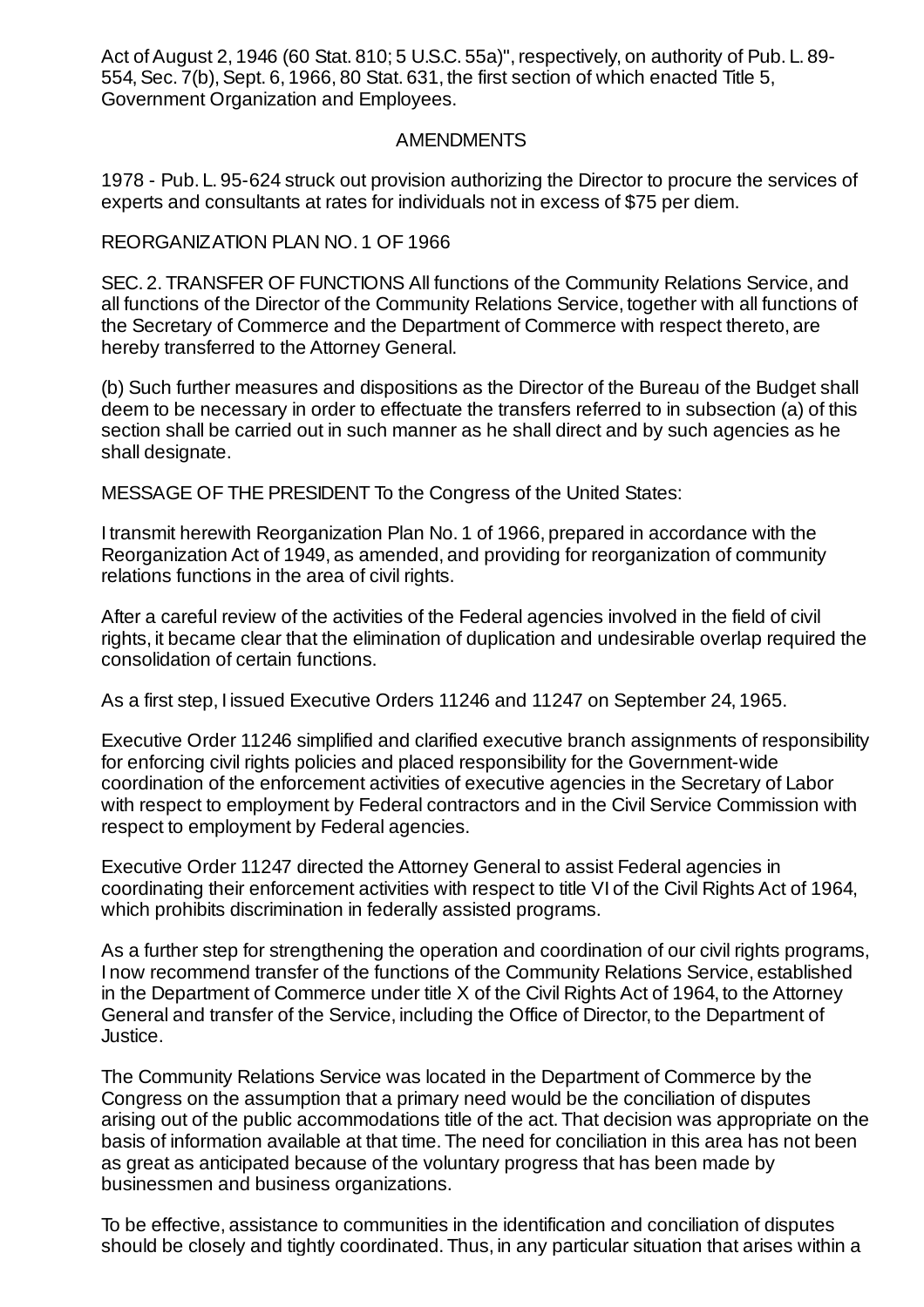Act of August 2, 1946 (60 Stat. 810; 5 U.S.C. 55a)", respectively, on authority of Pub. L. 89-554, Sec. 7(b), Sept. 6, 1966, 80 Stat. 631, the first section of which enacted Title 5, Government Organization and Employees.

AMENDMENTS

1978 - Pub. L. 95-624 struck out provision authorizing the Director to procure the services of experts and consultants at rates for individuals not in excess of $75 per diem.

REORGANIZATION PLAN NO. 1 OF 1966

SEC. 2. TRANSFER OF FUNCTIONS All functions of the Community Relations Service, and all functions of the Director of the Community Relations Service, together with all functions of the Secretary of Commerce and the Department of Commerce with respect thereto, are hereby transferred to the Attorney General.

(b) Such further measures and dispositions as the Director of the Bureau of the Budget shall deem to be necessary in order to effectuate the transfers referred to in subsection (a) of this section shall be carried out in such manner as he shall direct and by such agencies as he shall designate.

MESSAGE OF THE PRESIDENT To the Congress of the United States:

I transmit herewith Reorganization Plan No. 1 of 1966, prepared in accordance with the Reorganization Act of 1949, as amended, and providing for reorganization of community relations functions in the area of civil rights.

After a careful review of the activities of the Federal agencies involved in the field of civil rights, it became clear that the elimination of duplication and undesirable overlap required the consolidation of certain functions.

As a first step, I issued Executive Orders 11246 and 11247 on September 24, 1965.

Executive Order 11246 simplified and clarified executive branch assignments of responsibility for enforcing civil rights policies and placed responsibility for the Government-wide coordination of the enforcement activities of executive agencies in the Secretary of Labor with respect to employment by Federal contractors and in the Civil Service Commission with respect to employment by Federal agencies.

Executive Order 11247 directed the Attorney General to assist Federal agencies in coordinating their enforcement activities with respect to title VI of the Civil Rights Act of 1964, which prohibits discrimination in federally assisted programs.

As a further step for strengthening the operation and coordination of our civil rights programs, I now recommend transfer of the functions of the Community Relations Service, established in the Department of Commerce under title X of the Civil Rights Act of 1964, to the Attorney General and transfer of the Service, including the Office of Director, to the Department of Justice.

The Community Relations Service was located in the Department of Commerce by the Congress on the assumption that a primary need would be the conciliation of disputes arising out of the public accommodations title of the act. That decision was appropriate on the basis of information available at that time. The need for conciliation in this area has not been as great as anticipated because of the voluntary progress that has been made by businessmen and business organizations.

To be effective, assistance to communities in the identification and conciliation of disputes should be closely and tightly coordinated. Thus, in any particular situation that arises within a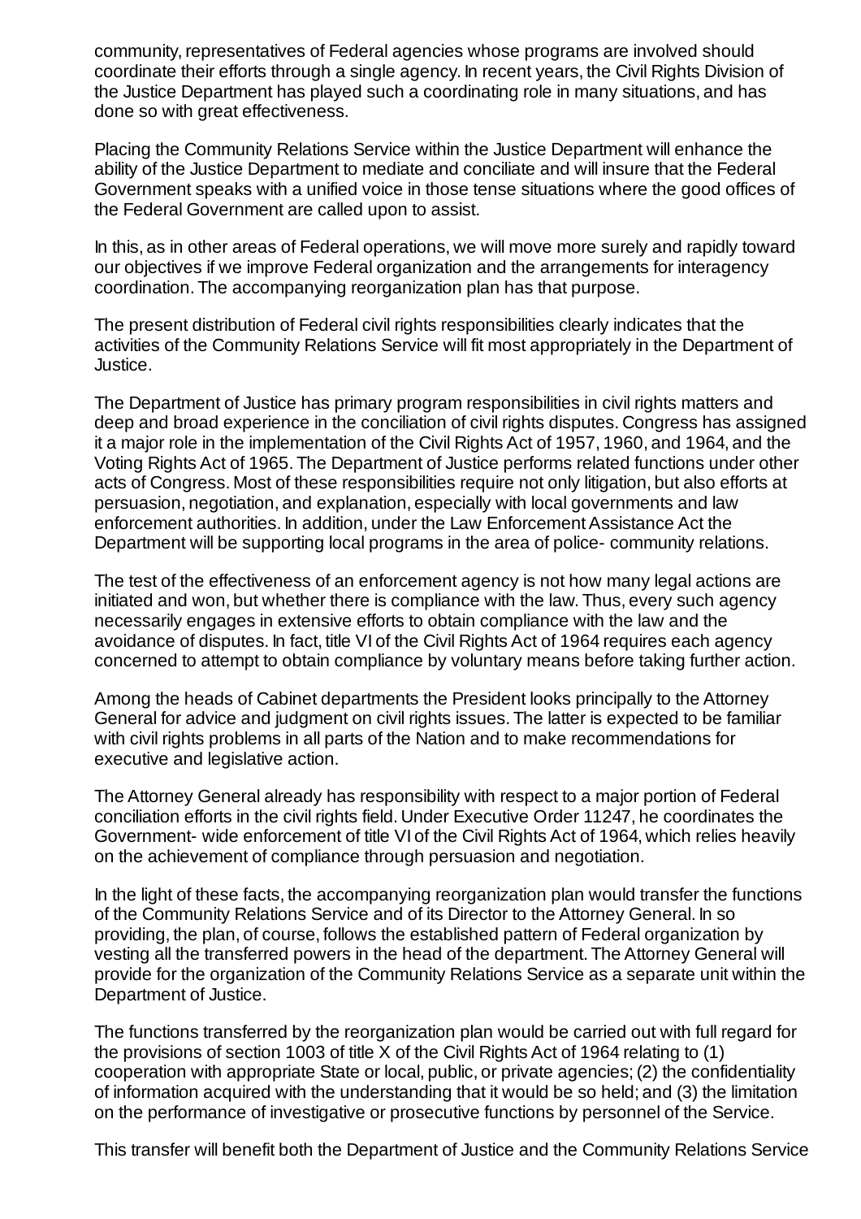community, representatives of Federal agencies whose programs are involved should coordinate their efforts through a single agency. In recent years, the Civil Rights Division of the Justice Department has played such a coordinating role in many situations, and has done so with great effectiveness.

Placing the Community Relations Service within the Justice Department will enhance the ability of the Justice Department to mediate and conciliate and will insure that the Federal Government speaks with a unified voice in those tense situations where the good offices of the Federal Government are called upon to assist.

In this, as in other areas of Federal operations, we will move more surely and rapidly toward our objectives if we improve Federal organization and the arrangements for interagency coordination. The accompanying reorganization plan has that purpose.

The present distribution of Federal civil rights responsibilities clearly indicates that the activities of the Community Relations Service will fit most appropriately in the Department of Justice.

The Department of Justice has primary program responsibilities in civil rights matters and deep and broad experience in the conciliation of civil rights disputes. Congress has assigned it a major role in the implementation of the Civil Rights Act of 1957, 1960, and 1964, and the Voting Rights Act of 1965. The Department of Justice performs related functions under other acts of Congress. Most of these responsibilities require not only litigation, but also efforts at persuasion, negotiation, and explanation, especially with local governments and law enforcement authorities. In addition, under the Law Enforcement Assistance Act the Department will be supporting local programs in the area of police- community relations.

The test of the effectiveness of an enforcement agency is not how many legal actions are initiated and won, but whether there is compliance with the law. Thus, every such agency necessarily engages in extensive efforts to obtain compliance with the law and the avoidance of disputes. In fact, title VI of the Civil Rights Act of 1964 requires each agency concerned to attempt to obtain compliance by voluntary means before taking further action.

Among the heads of Cabinet departments the President looks principally to the Attorney General for advice and judgment on civil rights issues. The latter is expected to be familiar with civil rights problems in all parts of the Nation and to make recommendations for executive and legislative action.

The Attorney General already has responsibility with respect to a major portion of Federal conciliation efforts in the civil rights field. Under Executive Order 11247, he coordinates the Government- wide enforcement of title VI of the Civil Rights Act of 1964, which relies heavily on the achievement of compliance through persuasion and negotiation.

In the light of these facts, the accompanying reorganization plan would transfer the functions of the Community Relations Service and of its Director to the Attorney General. In so providing, the plan, of course, follows the established pattern of Federal organization by vesting all the transferred powers in the head of the department. The Attorney General will provide for the organization of the Community Relations Service as a separate unit within the Department of Justice.

The functions transferred by the reorganization plan would be carried out with full regard for the provisions of section 1003 of title X of the Civil Rights Act of 1964 relating to (1) cooperation with appropriate State or local, public, or private agencies; (2) the confidentiality of information acquired with the understanding that it would be so held; and (3) the limitation on the performance of investigative or prosecutive functions by personnel of the Service.

This transfer will benefit both the Department of Justice and the Community Relations Service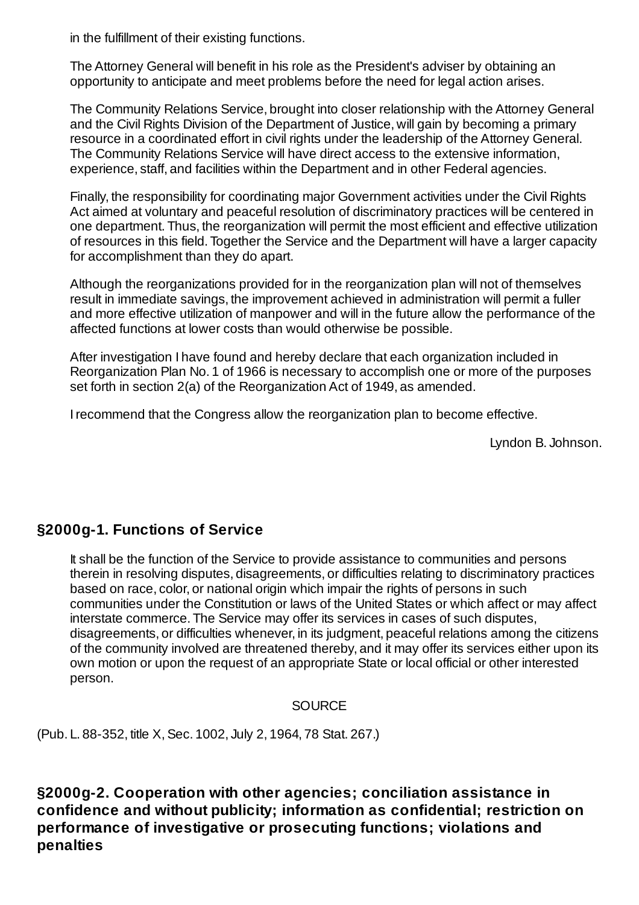in the fulfillment of their existing functions.

The Attorney General will benefit in his role as the President's adviser by obtaining an opportunity to anticipate and meet problems before the need for legal action arises.

The Community Relations Service, brought into closer relationship with the Attorney General and the Civil Rights Division of the Department of Justice, will gain by becoming a primary resource in a coordinated effort in civil rights under the leadership of the Attorney General. The Community Relations Service will have direct access to the extensive information, experience, staff, and facilities within the Department and in other Federal agencies.

Finally, the responsibility for coordinating major Government activities under the Civil Rights Act aimed at voluntary and peaceful resolution of discriminatory practices will be centered in one department. Thus, the reorganization will permit the most efficient and effective utilization of resources in this field. Together the Service and the Department will have a larger capacity for accomplishment than they do apart.

Although the reorganizations provided for in the reorganization plan will not of themselves result in immediate savings, the improvement achieved in administration will permit a fuller and more effective utilization of manpower and will in the future allow the performance of the affected functions at lower costs than would otherwise be possible.

After investigation I have found and hereby declare that each organization included in Reorganization Plan No. 1 of 1966 is necessary to accomplish one or more of the purposes set forth in section 2(a) of the Reorganization Act of 1949, as amended.

I recommend that the Congress allow the reorganization plan to become effective.

Lyndon B. Johnson.

## §2000g-1. Functions of Service

It shall be the function of the Service to provide assistance to communities and persons therein in resolving disputes, disagreements, or difficulties relating to discriminatory practices based on race, color, or national origin which impair the rights of persons in such communities under the Constitution or laws of the United States or which affect or may affect interstate commerce. The Service may offer its services in cases of such disputes, disagreements, or difficulties whenever, in its judgment, peaceful relations among the citizens of the community involved are threatened thereby, and it may offer its services either upon its own motion or upon the request of an appropriate State or local official or other interested person.

SOURCE

(Pub. L. 88-352, title X, Sec. 1002, July 2, 1964, 78 Stat. 267.)

## §2000g-2. Cooperation with other agencies; conciliation assistance in confidence and without publicity; information as confidential; restriction on performance of investigative or prosecuting functions; violations and penalties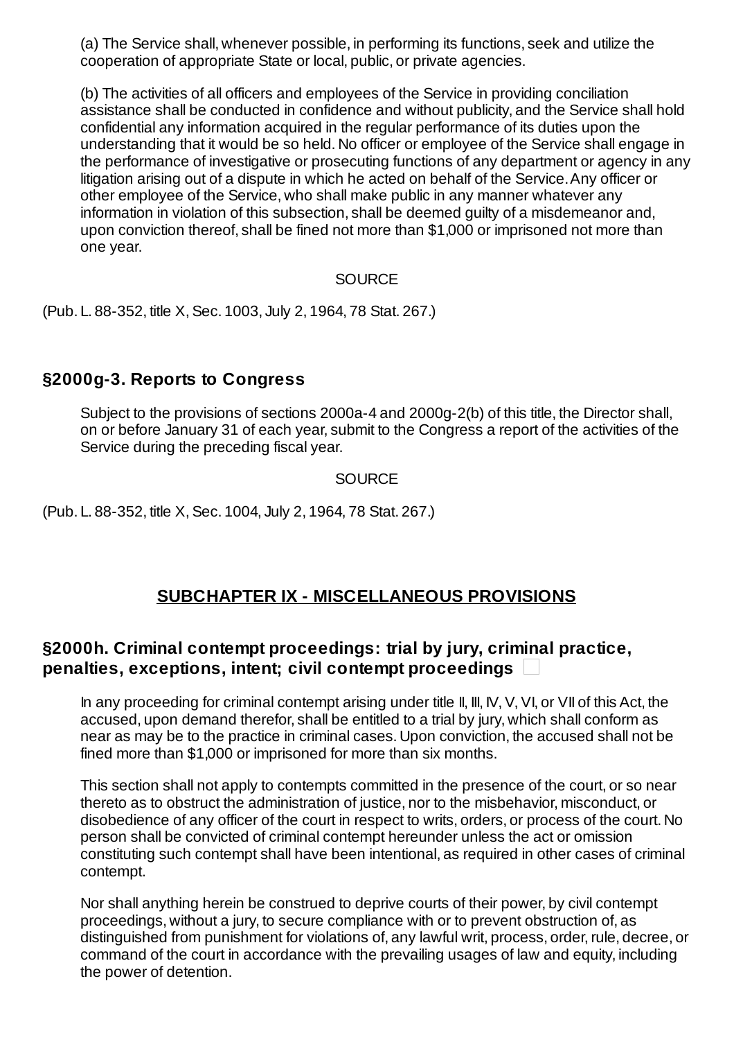(a) The Service shall, whenever possible, in performing its functions, seek and utilize the cooperation of appropriate State or local, public, or private agencies.

(b) The activities of all officers and employees of the Service in providing conciliation assistance shall be conducted in confidence and without publicity, and the Service shall hold confidential any information acquired in the regular performance of its duties upon the understanding that it would be so held. No officer or employee of the Service shall engage in the performance of investigative or prosecuting functions of any department or agency in any litigation arising out of a dispute in which he acted on behalf of the Service. Any officer or other employee of the Service, who shall make public in any manner whatever any information in violation of this subsection, shall be deemed guilty of a misdemeanor and, upon conviction thereof, shall be fined not more than $1,000 or imprisoned not more than one year.

SOURCE

(Pub. L. 88-352, title X, Sec. 1003, July 2, 1964, 78 Stat. 267.)

### §2000g-3. Reports to Congress

Subject to the provisions of sections 2000a-4 and 2000g-2(b) of this title, the Director shall, on or before January 31 of each year, submit to the Congress a report of the activities of the Service during the preceding fiscal year.

SOURCE

(Pub. L. 88-352, title X, Sec. 1004, July 2, 1964, 78 Stat. 267.)

## SUBCHAPTER IX - MISCELLANEOUS PROVISIONS

### §2000h. Criminal contempt proceedings: trial by jury, criminal practice, penalties, exceptions, intent; civil contempt proceedings

In any proceeding for criminal contempt arising under title II, III, IV, V, VI, or VII of this Act, the accused, upon demand therefor, shall be entitled to a trial by jury, which shall conform as near as may be to the practice in criminal cases. Upon conviction, the accused shall not be fined more than $1,000 or imprisoned for more than six months.

This section shall not apply to contempts committed in the presence of the court, or so near thereto as to obstruct the administration of justice, nor to the misbehavior, misconduct, or disobedience of any officer of the court in respect to writs, orders, or process of the court. No person shall be convicted of criminal contempt hereunder unless the act or omission constituting such contempt shall have been intentional, as required in other cases of criminal contempt.

Nor shall anything herein be construed to deprive courts of their power, by civil contempt proceedings, without a jury, to secure compliance with or to prevent obstruction of, as distinguished from punishment for violations of, any lawful writ, process, order, rule, decree, or command of the court in accordance with the prevailing usages of law and equity, including the power of detention.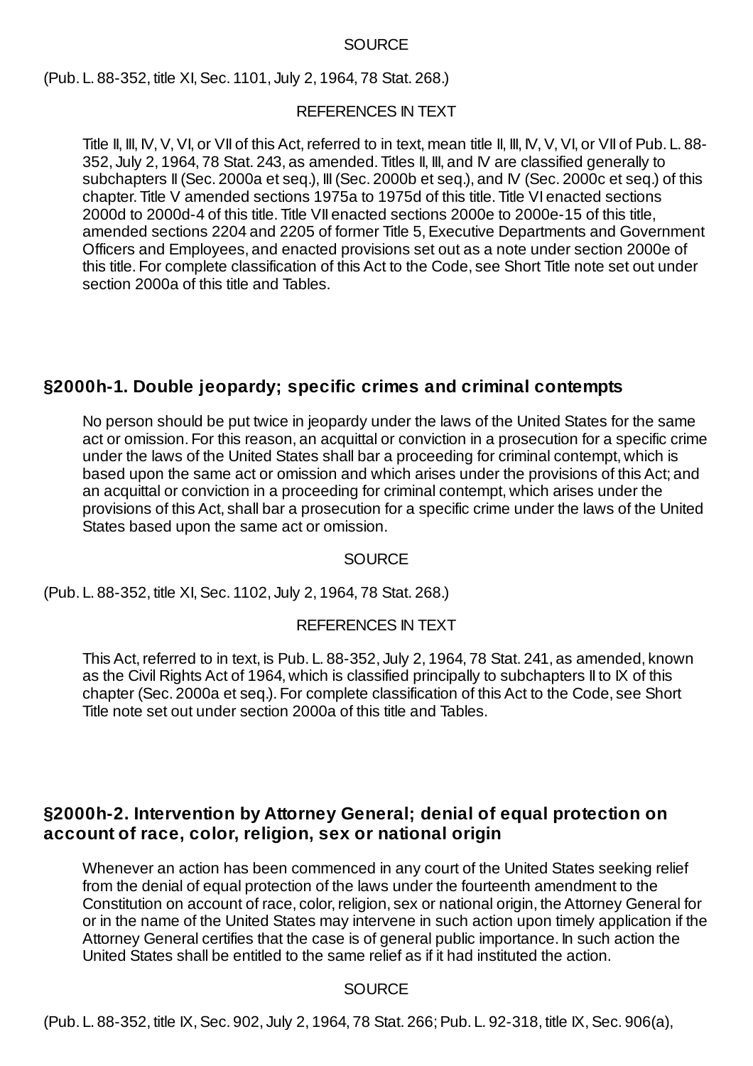SOURCE

(Pub. L. 88-352, title XI, Sec. 1101, July 2, 1964, 78 Stat. 268.)

REFERENCES IN TEXT

Title II, III, IV, V, VI, or VII of this Act, referred to in text, mean title II, III, IV, V, VI, or VII of Pub. L. 88-352, July 2, 1964, 78 Stat. 243, as amended. Titles II, III, and IV are classified generally to subchapters II (Sec. 2000a et seq.), III (Sec. 2000b et seq.), and IV (Sec. 2000c et seq.) of this chapter. Title V amended sections 1975a to 1975d of this title. Title VI enacted sections 2000d to 2000d-4 of this title. Title VII enacted sections 2000e to 2000e-15 of this title, amended sections 2204 and 2205 of former Title 5, Executive Departments and Government Officers and Employees, and enacted provisions set out as a note under section 2000e of this title. For complete classification of this Act to the Code, see Short Title note set out under section 2000a of this title and Tables.

## §2000h-1. Double jeopardy; specific crimes and criminal contempts

No person should be put twice in jeopardy under the laws of the United States for the same act or omission. For this reason, an acquittal or conviction in a prosecution for a specific crime under the laws of the United States shall bar a proceeding for criminal contempt, which is based upon the same act or omission and which arises under the provisions of this Act; and an acquittal or conviction in a proceeding for criminal contempt, which arises under the provisions of this Act, shall bar a prosecution for a specific crime under the laws of the United States based upon the same act or omission.

SOURCE

(Pub. L. 88-352, title XI, Sec. 1102, July 2, 1964, 78 Stat. 268.)

REFERENCES IN TEXT

This Act, referred to in text, is Pub. L. 88-352, July 2, 1964, 78 Stat. 241, as amended, known as the Civil Rights Act of 1964, which is classified principally to subchapters II to IX of this chapter (Sec. 2000a et seq.). For complete classification of this Act to the Code, see Short Title note set out under section 2000a of this title and Tables.

## §2000h-2. Intervention by Attorney General; denial of equal protection on account of race, color, religion, sex or national origin

Whenever an action has been commenced in any court of the United States seeking relief from the denial of equal protection of the laws under the fourteenth amendment to the Constitution on account of race, color, religion, sex or national origin, the Attorney General for or in the name of the United States may intervene in such action upon timely application if the Attorney General certifies that the case is of general public importance. In such action the United States shall be entitled to the same relief as if it had instituted the action.

SOURCE

(Pub. L. 88-352, title IX, Sec. 902, July 2, 1964, 78 Stat. 266; Pub. L. 92-318, title IX, Sec. 906(a),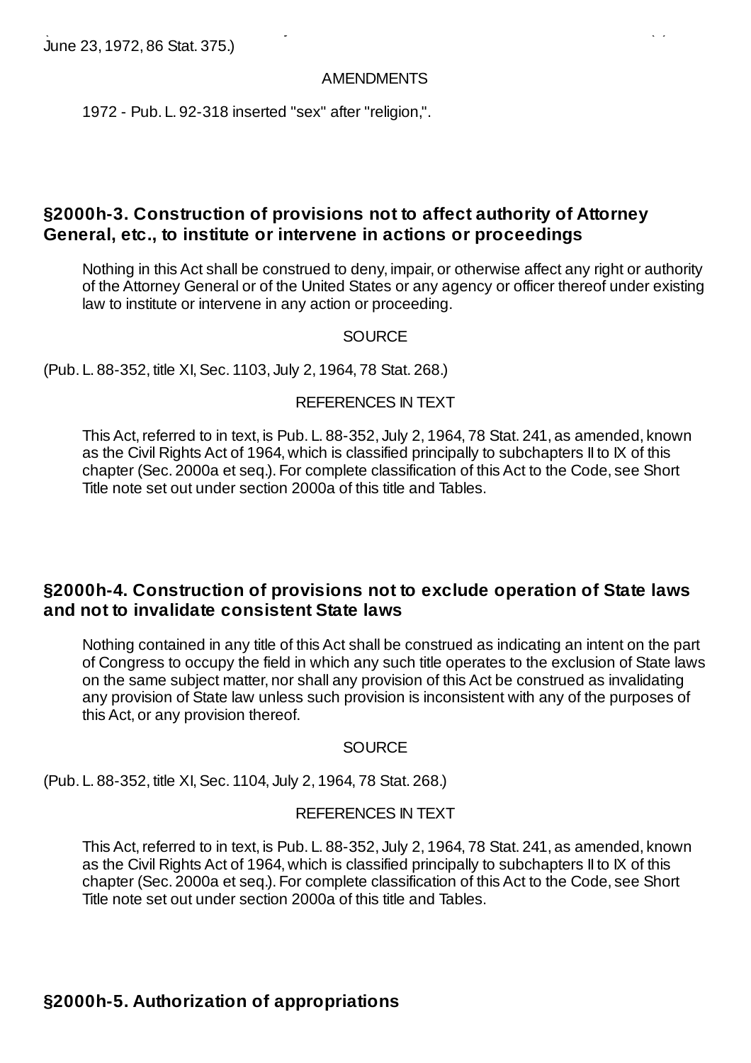June 23, 1972, 86 Stat. 375.)

AMENDMENTS

1972 - Pub. L. 92-318 inserted "sex" after "religion,".

## §2000h-3. Construction of provisions not to affect authority of Attorney General, etc., to institute or intervene in actions or proceedings

Nothing in this Act shall be construed to deny, impair, or otherwise affect any right or authority of the Attorney General or of the United States or any agency or officer thereof under existing law to institute or intervene in any action or proceeding.

SOURCE

(Pub. L. 88-352, title XI, Sec. 1103, July 2, 1964, 78 Stat. 268.)

REFERENCES IN TEXT

This Act, referred to in text, is Pub. L. 88-352, July 2, 1964, 78 Stat. 241, as amended, known as the Civil Rights Act of 1964, which is classified principally to subchapters II to IX of this chapter (Sec. 2000a et seq.). For complete classification of this Act to the Code, see Short Title note set out under section 2000a of this title and Tables.

## §2000h-4. Construction of provisions not to exclude operation of State laws and not to invalidate consistent State laws

Nothing contained in any title of this Act shall be construed as indicating an intent on the part of Congress to occupy the field in which any such title operates to the exclusion of State laws on the same subject matter, nor shall any provision of this Act be construed as invalidating any provision of State law unless such provision is inconsistent with any of the purposes of this Act, or any provision thereof.

SOURCE

(Pub. L. 88-352, title XI, Sec. 1104, July 2, 1964, 78 Stat. 268.)

REFERENCES IN TEXT

This Act, referred to in text, is Pub. L. 88-352, July 2, 1964, 78 Stat. 241, as amended, known as the Civil Rights Act of 1964, which is classified principally to subchapters II to IX of this chapter (Sec. 2000a et seq.). For complete classification of this Act to the Code, see Short Title note set out under section 2000a of this title and Tables.

## §2000h-5. Authorization of appropriations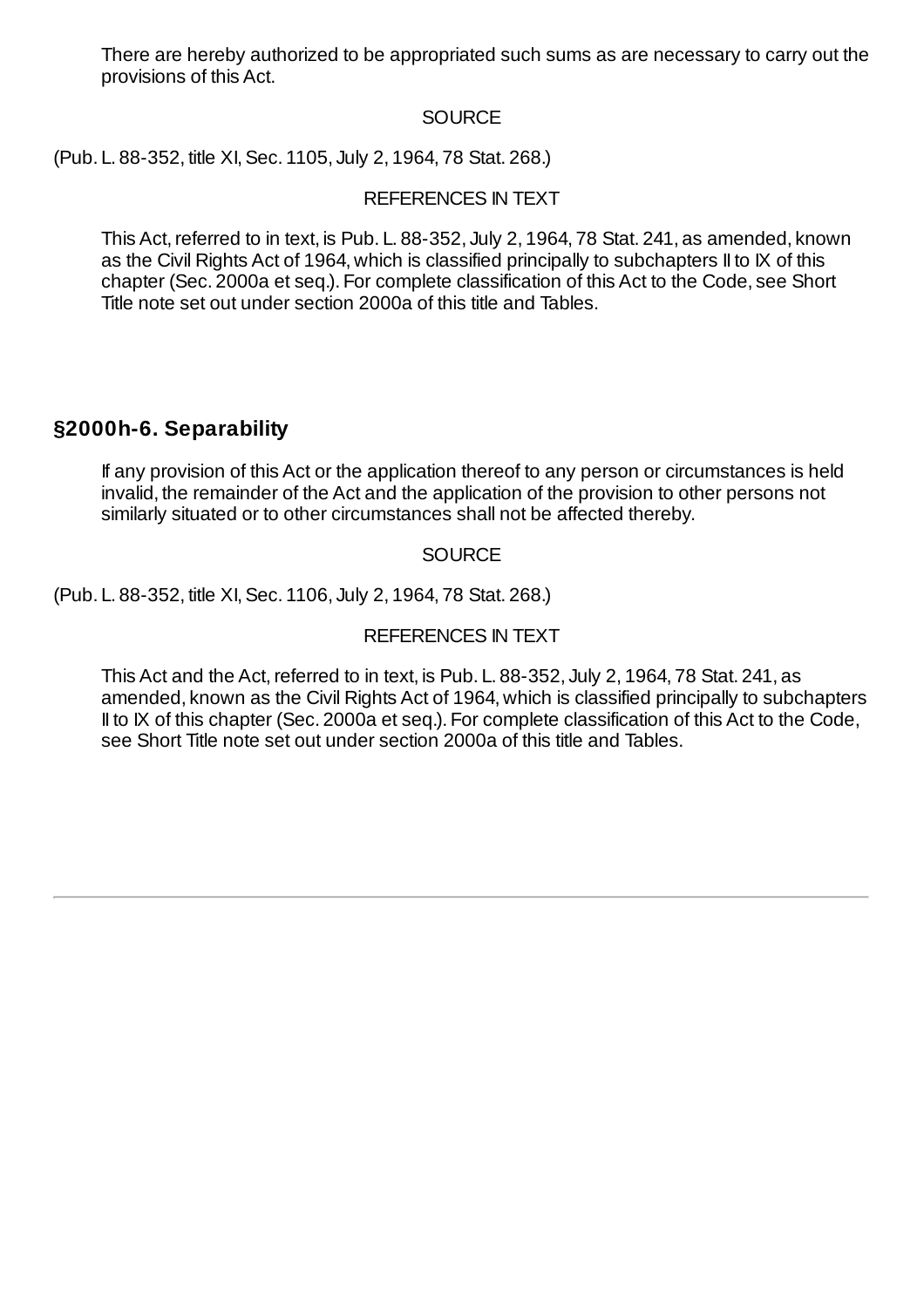There are hereby authorized to be appropriated such sums as are necessary to carry out the provisions of this Act.

SOURCE

(Pub. L. 88-352, title XI, Sec. 1105, July 2, 1964, 78 Stat. 268.)

REFERENCES IN TEXT

This Act, referred to in text, is Pub. L. 88-352, July 2, 1964, 78 Stat. 241, as amended, known as the Civil Rights Act of 1964, which is classified principally to subchapters II to IX of this chapter (Sec. 2000a et seq.). For complete classification of this Act to the Code, see Short Title note set out under section 2000a of this title and Tables.

## §2000h-6. Separability

If any provision of this Act or the application thereof to any person or circumstances is held invalid, the remainder of the Act and the application of the provision to other persons not similarly situated or to other circumstances shall not be affected thereby.

SOURCE

(Pub. L. 88-352, title XI, Sec. 1106, July 2, 1964, 78 Stat. 268.)

REFERENCES IN TEXT

This Act and the Act, referred to in text, is Pub. L. 88-352, July 2, 1964, 78 Stat. 241, as amended, known as the Civil Rights Act of 1964, which is classified principally to subchapters II to IX of this chapter (Sec. 2000a et seq.). For complete classification of this Act to the Code, see Short Title note set out under section 2000a of this title and Tables.